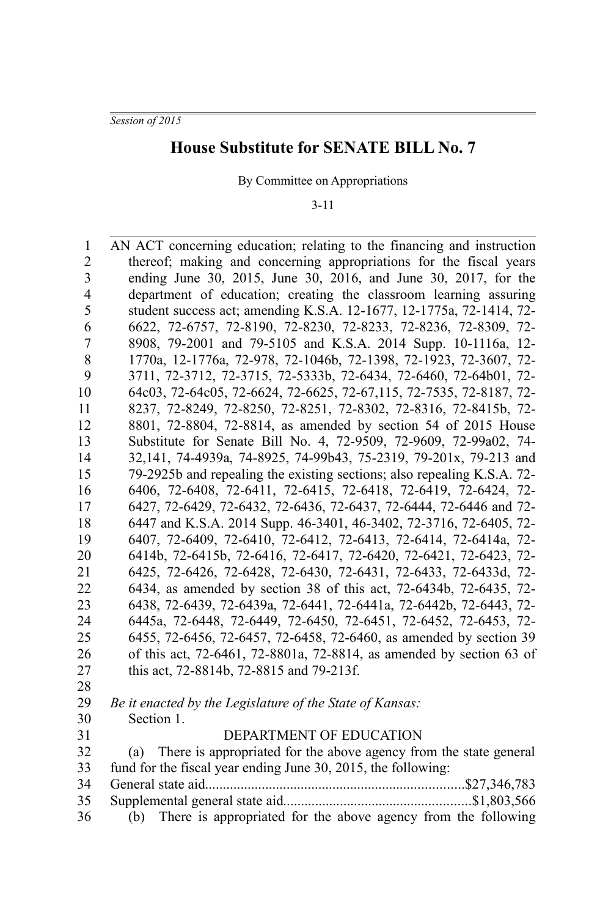*Session of 2015*

# House Substitute for SENATE BILL No. 7

By Committee on Appropriations

3-11

AN ACT concerning education; relating to the financing and instruction thereof; making and concerning appropriations for the fiscal years ending June 30, 2015, June 30, 2016, and June 30, 2017, for the department of education; creating the classroom learning assuring student success act; amending K.S.A. 12-1677, 12-1775a, 72-1414, 72-6622, 72-6757, 72-8190, 72-8230, 72-8233, 72-8236, 72-8309, 72-8908, 79-2001 and 79-5105 and K.S.A. 2014 Supp. 10-1116a, 12-1770a, 12-1776a, 72-978, 72-1046b, 72-1398, 72-1923, 72-3607, 72-3711, 72-3712, 72-3715, 72-5333b, 72-6434, 72-6460, 72-64b01, 72-64c03, 72-64c05, 72-6624, 72-6625, 72-67,115, 72-7535, 72-8187, 72-8237, 72-8249, 72-8250, 72-8251, 72-8302, 72-8316, 72-8415b, 72-8801, 72-8804, 72-8814, as amended by section 54 of 2015 House Substitute for Senate Bill No. 4, 72-9509, 72-9609, 72-99a02, 74-32,141, 74-4939a, 74-8925, 74-99b43, 75-2319, 79-201x, 79-213 and 79-2925b and repealing the existing sections; also repealing K.S.A. 72-6406, 72-6408, 72-6411, 72-6415, 72-6418, 72-6419, 72-6424, 72-6427, 72-6429, 72-6432, 72-6436, 72-6437, 72-6444, 72-6446 and 72-6447 and K.S.A. 2014 Supp. 46-3401, 46-3402, 72-3716, 72-6405, 72-6407, 72-6409, 72-6410, 72-6412, 72-6413, 72-6414, 72-6414a, 72-6414b, 72-6415b, 72-6416, 72-6417, 72-6420, 72-6421, 72-6423, 72-6425, 72-6426, 72-6428, 72-6430, 72-6431, 72-6433, 72-6433d, 72-6434, as amended by section 38 of this act, 72-6434b, 72-6435, 72-6438, 72-6439, 72-6439a, 72-6441, 72-6441a, 72-6442b, 72-6443, 72-6445a, 72-6448, 72-6449, 72-6450, 72-6451, 72-6452, 72-6453, 72-6455, 72-6456, 72-6457, 72-6458, 72-6460, as amended by section 39 of this act, 72-6461, 72-8801a, 72-8814, as amended by section 63 of this act, 72-8814b, 72-8815 and 79-213f.

*Be it enacted by the Legislature of the State of Kansas:*

Section 1.

DEPARTMENT OF EDUCATION

(a) There is appropriated for the above agency from the state general fund for the fiscal year ending June 30, 2015, the following:

General state aid.........................................................................$27,346,783

Supplemental general state aid.....................................................$1,803,566

(b) There is appropriated for the above agency from the following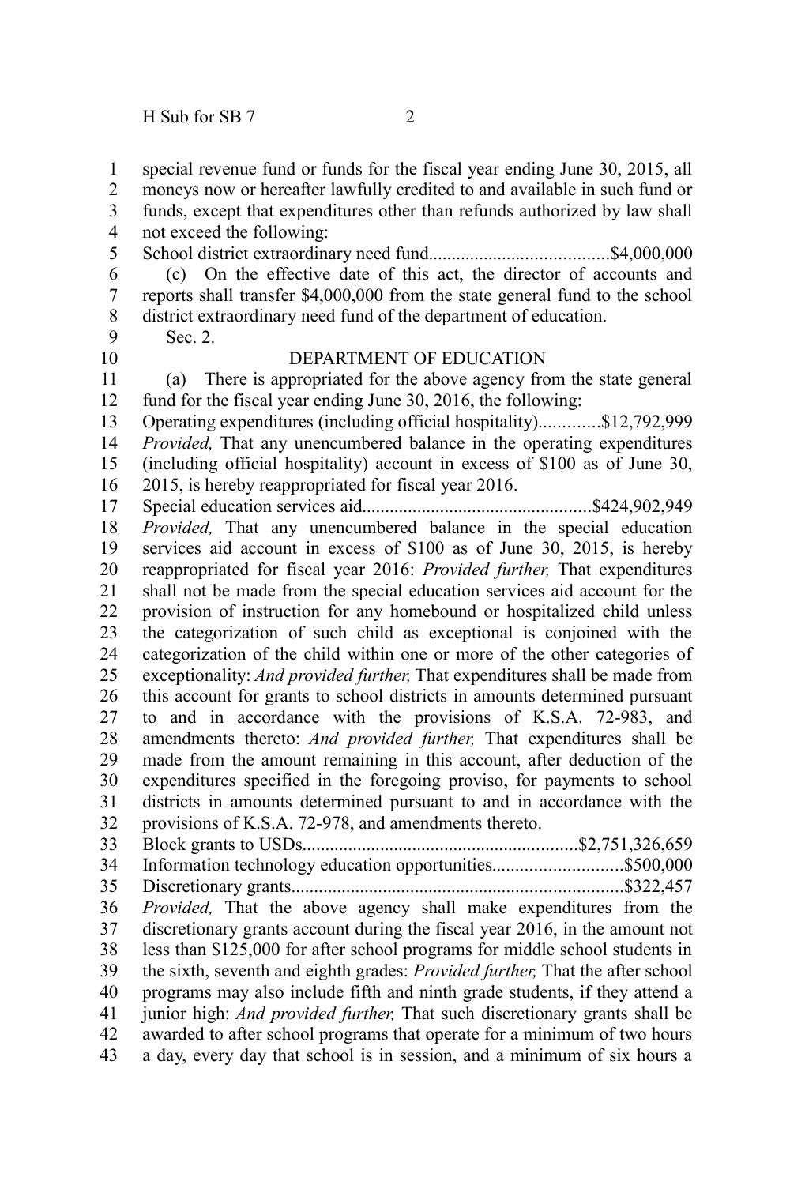special revenue fund or funds for the fiscal year ending June 30, 2015, all moneys now or hereafter lawfully credited to and available in such fund or funds, except that expenditures other than refunds authorized by law shall not exceed the following:

School district extraordinary need fund.......................................$4,000,000

(c) On the effective date of this act, the director of accounts and reports shall transfer $4,000,000 from the state general fund to the school district extraordinary need fund of the department of education.

Sec. 2.

DEPARTMENT OF EDUCATION

(a) There is appropriated for the above agency from the state general fund for the fiscal year ending June 30, 2016, the following:

Operating expenditures (including official hospitality).............$12,792,999

*Provided,* That any unencumbered balance in the operating expenditures (including official hospitality) account in excess of $100 as of June 30, 2015, is hereby reappropriated for fiscal year 2016.

Special education services aid.................................................$424,902,949

*Provided,* That any unencumbered balance in the special education services aid account in excess of $100 as of June 30, 2015, is hereby reappropriated for fiscal year 2016: *Provided further,* That expenditures shall not be made from the special education services aid account for the provision of instruction for any homebound or hospitalized child unless the categorization of such child as exceptional is conjoined with the categorization of the child within one or more of the other categories of exceptionality: *And provided further,* That expenditures shall be made from this account for grants to school districts in amounts determined pursuant to and in accordance with the provisions of K.S.A. 72-983, and amendments thereto: *And provided further,* That expenditures shall be made from the amount remaining in this account, after deduction of the expenditures specified in the foregoing proviso, for payments to school districts in amounts determined pursuant to and in accordance with the provisions of K.S.A. 72-978, and amendments thereto.

Block grants to USDs...........................................................$2,751,326,659

Information technology education opportunities............................$500,000

Discretionary grants.......................................................................$322,457

*Provided,* That the above agency shall make expenditures from the discretionary grants account during the fiscal year 2016, in the amount not less than $125,000 for after school programs for middle school students in the sixth, seventh and eighth grades: *Provided further,* That the after school programs may also include fifth and ninth grade students, if they attend a junior high: *And provided further,* That such discretionary grants shall be awarded to after school programs that operate for a minimum of two hours a day, every day that school is in session, and a minimum of six hours a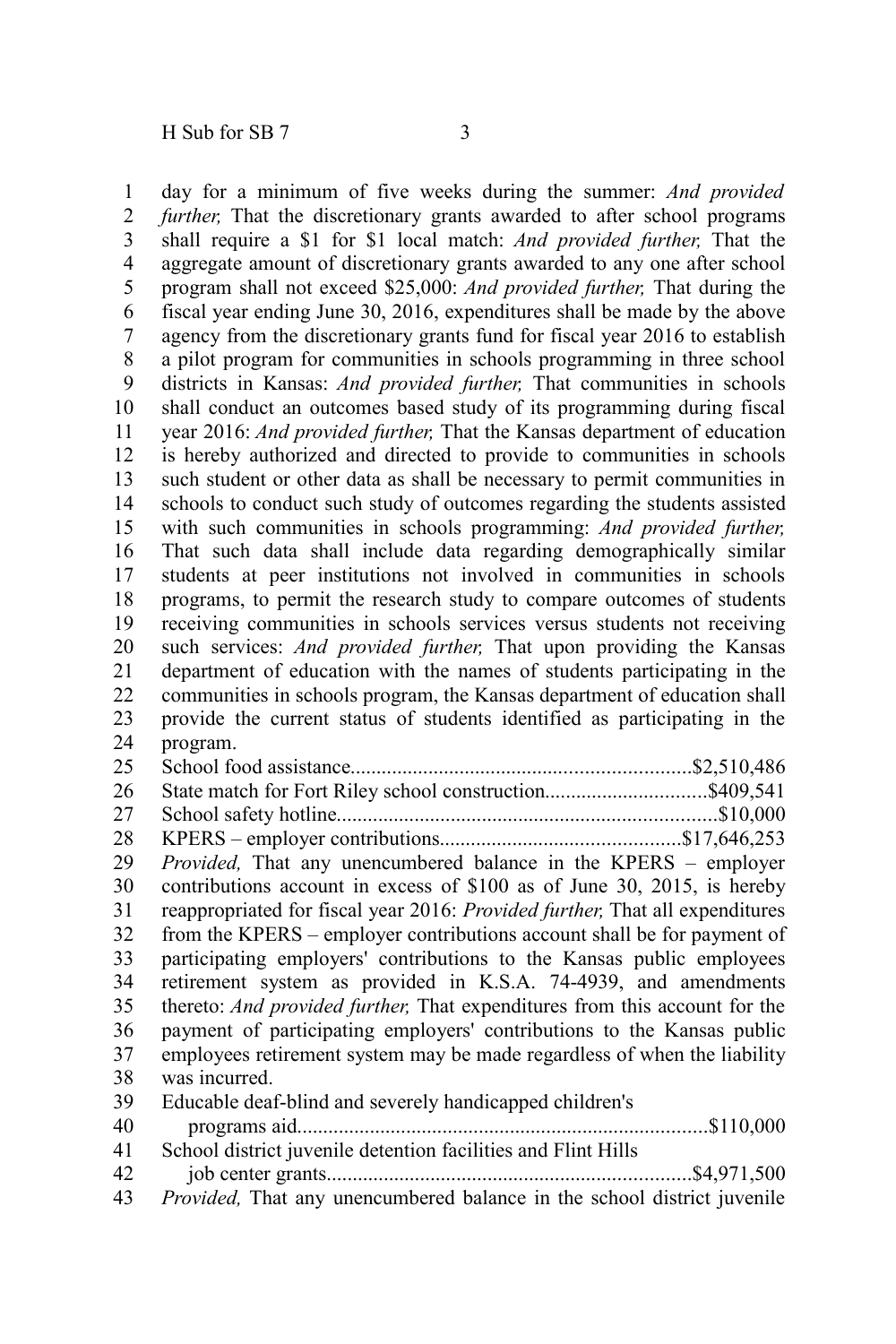day for a minimum of five weeks during the summer: *And provided further,* That the discretionary grants awarded to after school programs shall require a $1 for $1 local match: *And provided further,* That the aggregate amount of discretionary grants awarded to any one after school program shall not exceed $25,000: *And provided further,* That during the fiscal year ending June 30, 2016, expenditures shall be made by the above agency from the discretionary grants fund for fiscal year 2016 to establish a pilot program for communities in schools programming in three school districts in Kansas: *And provided further,* That communities in schools shall conduct an outcomes based study of its programming during fiscal year 2016: *And provided further,* That the Kansas department of education is hereby authorized and directed to provide to communities in schools such student or other data as shall be necessary to permit communities in schools to conduct such study of outcomes regarding the students assisted with such communities in schools programming: *And provided further,* That such data shall include data regarding demographically similar students at peer institutions not involved in communities in schools programs, to permit the research study to compare outcomes of students receiving communities in schools services versus students not receiving such services: *And provided further,* That upon providing the Kansas department of education with the names of students participating in the communities in schools program, the Kansas department of education shall provide the current status of students identified as participating in the program.

School food assistance................................................................$2,510,486

State match for Fort Riley school construction...............................$409,541

School safety hotline.........................................................................$10,000

KPERS – employer contributions..............................................$17,646,253

*Provided,* That any unencumbered balance in the KPERS – employer contributions account in excess of $100 as of June 30, 2015, is hereby reappropriated for fiscal year 2016: *Provided further,* That all expenditures from the KPERS – employer contributions account shall be for payment of participating employers' contributions to the Kansas public employees retirement system as provided in K.S.A. 74-4939, and amendments thereto: *And provided further,* That expenditures from this account for the payment of participating employers' contributions to the Kansas public employees retirement system may be made regardless of when the liability was incurred.

Educable deaf-blind and severely handicapped children's programs aid..............................................................................$110,000

School district juvenile detention facilities and Flint Hills job center grants......................................................................$4,971,500

*Provided,* That any unencumbered balance in the school district juvenile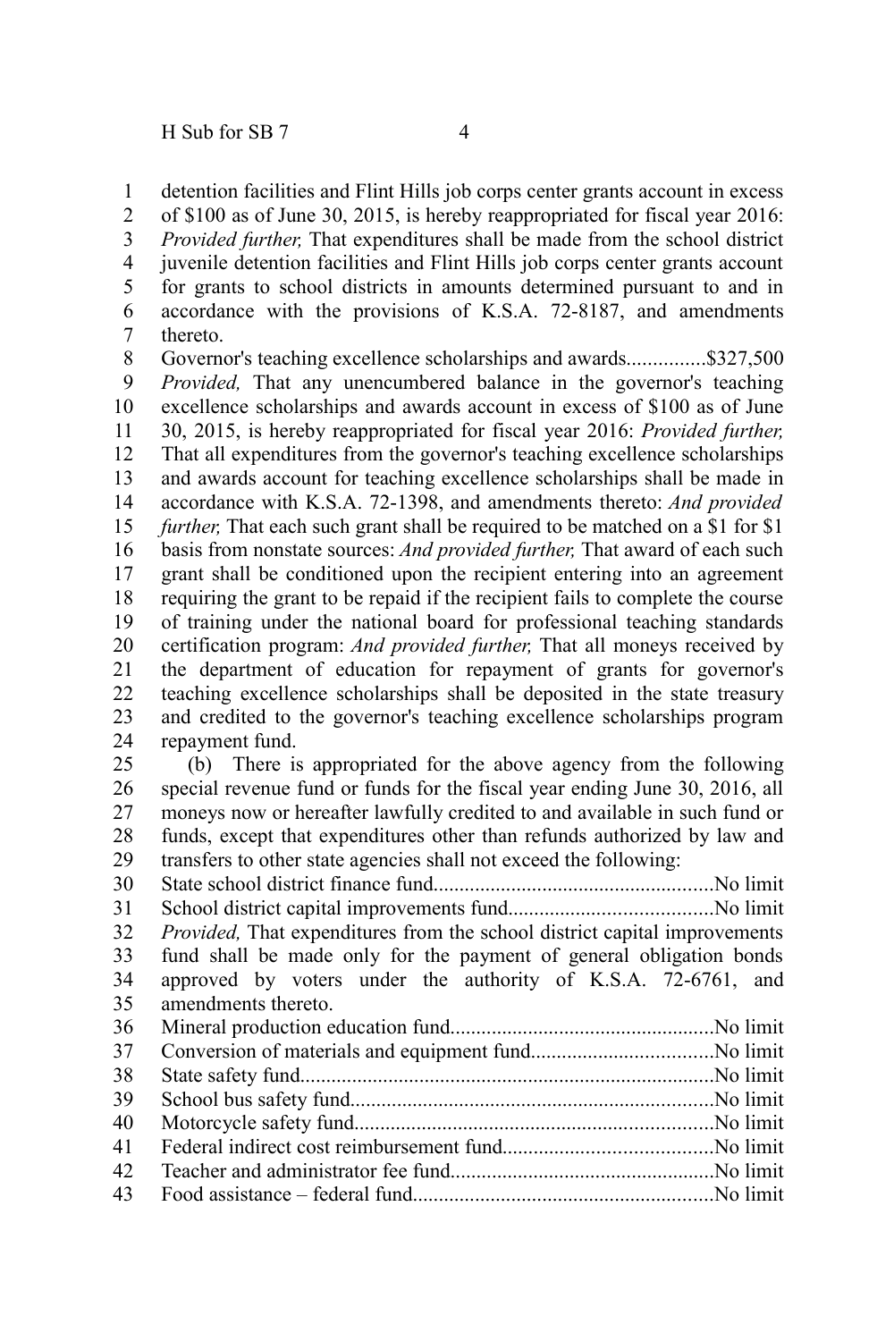detention facilities and Flint Hills job corps center grants account in excess of $100 as of June 30, 2015, is hereby reappropriated for fiscal year 2016: *Provided further,* That expenditures shall be made from the school district juvenile detention facilities and Flint Hills job corps center grants account for grants to school districts in amounts determined pursuant to and in accordance with the provisions of K.S.A. 72-8187, and amendments thereto.

Governor's teaching excellence scholarships and awards...............$327,500

*Provided,* That any unencumbered balance in the governor's teaching excellence scholarships and awards account in excess of $100 as of June 30, 2015, is hereby reappropriated for fiscal year 2016: *Provided further,* That all expenditures from the governor's teaching excellence scholarships and awards account for teaching excellence scholarships shall be made in accordance with K.S.A. 72-1398, and amendments thereto: *And provided further,* That each such grant shall be required to be matched on a $1 for $1 basis from nonstate sources: *And provided further,* That award of each such grant shall be conditioned upon the recipient entering into an agreement requiring the grant to be repaid if the recipient fails to complete the course of training under the national board for professional teaching standards certification program: *And provided further,* That all moneys received by the department of education for repayment of grants for governor's teaching excellence scholarships shall be deposited in the state treasury and credited to the governor's teaching excellence scholarships program repayment fund.

(b) There is appropriated for the above agency from the following special revenue fund or funds for the fiscal year ending June 30, 2016, all moneys now or hereafter lawfully credited to and available in such fund or funds, except that expenditures other than refunds authorized by law and transfers to other state agencies shall not exceed the following:

State school district finance fund......................................................No limit

School district capital improvements fund.......................................No limit

*Provided,* That expenditures from the school district capital improvements fund shall be made only for the payment of general obligation bonds approved by voters under the authority of K.S.A. 72-6761, and amendments thereto.

Mineral production education fund..................................................No limit

Conversion of materials and equipment fund...................................No limit

State safety fund...............................................................................No limit

School bus safety fund......................................................................No limit

Motorcycle safety fund.....................................................................No limit

Federal indirect cost reimbursement fund........................................No limit

Teacher and administrator fee fund..................................................No limit

Food assistance – federal fund.........................................................No limit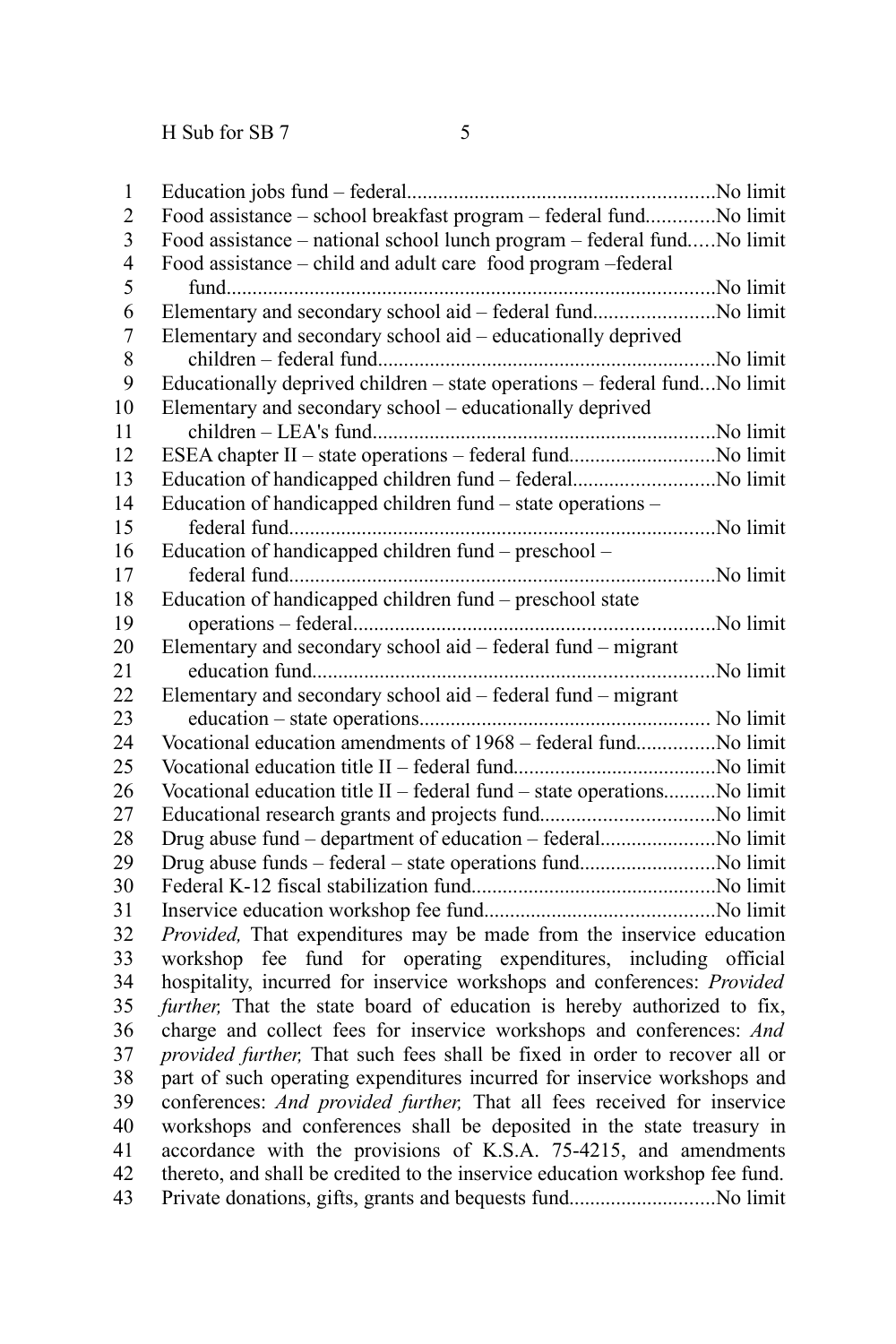Education jobs fund – federal..........................................................No limit
Food assistance – school breakfast program – federal fund.............No limit
Food assistance – national school lunch program – federal fund.....No limit
Food assistance – child and adult care food program –federal fund.............................................................................................No limit
Elementary and secondary school aid – federal fund.......................No limit
Elementary and secondary school aid – educationally deprived children – federal fund................................................................No limit
Educationally deprived children – state operations – federal fund...No limit
Elementary and secondary school – educationally deprived children – LEA's fund..................................................................No limit
ESEA chapter II – state operations – federal fund............................No limit
Education of handicapped children fund – federal...........................No limit
Education of handicapped children fund – state operations – federal fund.................................................................................No limit
Education of handicapped children fund – preschool – federal fund.................................................................................No limit
Education of handicapped children fund – preschool state operations – federal....................................................................No limit
Elementary and secondary school aid – federal fund – migrant education fund............................................................................No limit
Elementary and secondary school aid – federal fund – migrant education – state operations....................................................... No limit
Vocational education amendments of 1968 – federal fund...............No limit
Vocational education title II – federal fund.......................................No limit
Vocational education title II – federal fund – state operations..........No limit
Educational research grants and projects fund.................................No limit
Drug abuse fund – department of education – federal......................No limit
Drug abuse funds – federal – state operations fund..........................No limit
Federal K-12 fiscal stabilization fund..............................................No limit
Inservice education workshop fee fund............................................No limit

*Provided,* That expenditures may be made from the inservice education workshop fee fund for operating expenditures, including official hospitality, incurred for inservice workshops and conferences: *Provided further,* That the state board of education is hereby authorized to fix, charge and collect fees for inservice workshops and conferences: *And provided further,* That such fees shall be fixed in order to recover all or part of such operating expenditures incurred for inservice workshops and conferences: *And provided further,* That all fees received for inservice workshops and conferences shall be deposited in the state treasury in accordance with the provisions of K.S.A. 75-4215, and amendments thereto, and shall be credited to the inservice education workshop fee fund.

Private donations, gifts, grants and bequests fund............................No limit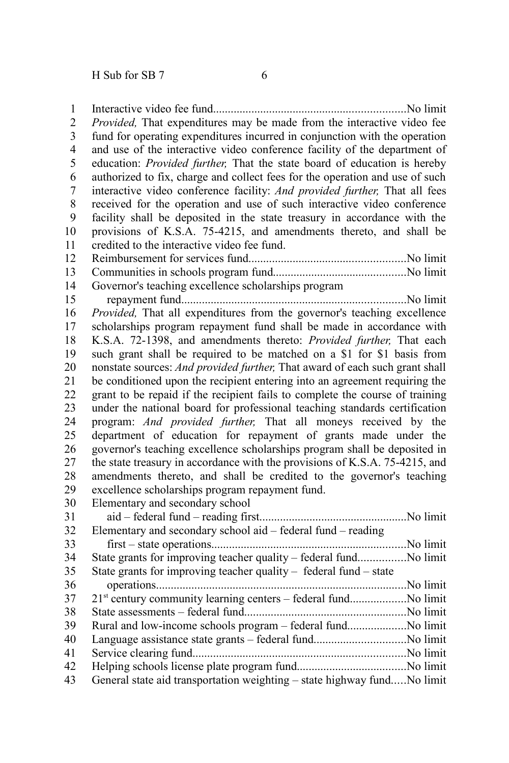Interactive video fee fund..................................................................No limit

*Provided,* That expenditures may be made from the interactive video fee fund for operating expenditures incurred in conjunction with the operation and use of the interactive video conference facility of the department of education: *Provided further,* That the state board of education is hereby authorized to fix, charge and collect fees for the operation and use of such interactive video conference facility: *And provided further,* That all fees received for the operation and use of such interactive video conference facility shall be deposited in the state treasury in accordance with the provisions of K.S.A. 75-4215, and amendments thereto, and shall be credited to the interactive video fee fund.

Reimbursement for services fund......................................................No limit

Communities in schools program fund.............................................No limit

Governor's teaching excellence scholarships program
  repayment fund............................................................................No limit

*Provided,* That all expenditures from the governor's teaching excellence scholarships program repayment fund shall be made in accordance with K.S.A. 72-1398, and amendments thereto: *Provided further,* That each such grant shall be required to be matched on a $1 for $1 basis from nonstate sources: *And provided further,* That award of each such grant shall be conditioned upon the recipient entering into an agreement requiring the grant to be repaid if the recipient fails to complete the course of training under the national board for professional teaching standards certification program: *And provided further,* That all moneys received by the department of education for repayment of grants made under the governor's teaching excellence scholarships program shall be deposited in the state treasury in accordance with the provisions of K.S.A. 75-4215, and amendments thereto, and shall be credited to the governor's teaching excellence scholarships program repayment fund.

Elementary and secondary school
  aid – federal fund – reading first..................................................No limit

Elementary and secondary school aid – federal fund – reading
  first – state operations..................................................................No limit

State grants for improving teacher quality – federal fund................No limit

State grants for improving teacher quality – federal fund – state
  operations.....................................................................................No limit

21st century community learning centers – federal fund...................No limit

State assessments – federal fund.......................................................No limit

Rural and low-income schools program – federal fund....................No limit

Language assistance state grants – federal fund...............................No limit

Service clearing fund........................................................................No limit

Helping schools license plate program fund.....................................No limit

General state aid transportation weighting – state highway fund.....No limit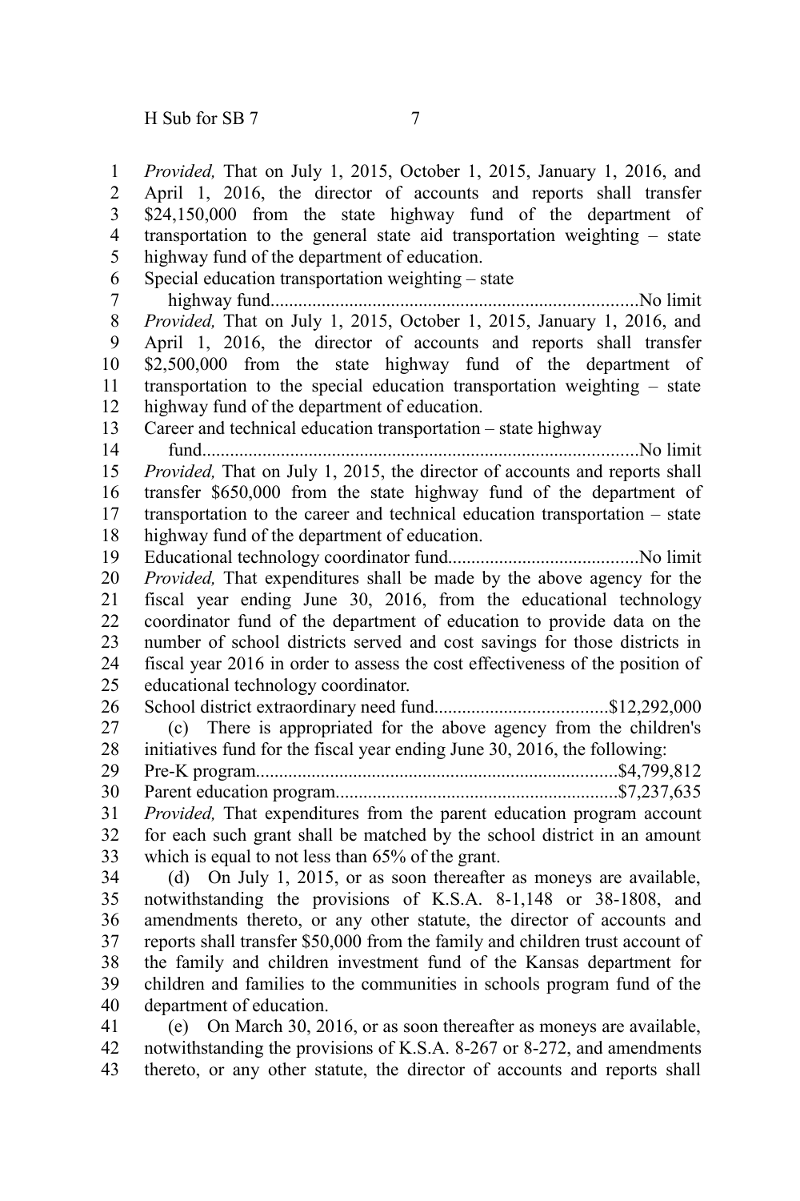*Provided,* That on July 1, 2015, October 1, 2015, January 1, 2016, and April 1, 2016, the director of accounts and reports shall transfer $24,150,000 from the state highway fund of the department of transportation to the general state aid transportation weighting – state highway fund of the department of education.

Special education transportation weighting – state highway fund..............................................................................No limit

*Provided,* That on July 1, 2015, October 1, 2015, January 1, 2016, and April 1, 2016, the director of accounts and reports shall transfer $2,500,000 from the state highway fund of the department of transportation to the special education transportation weighting – state highway fund of the department of education.

Career and technical education transportation – state highway fund.............................................................................................No limit

*Provided,* That on July 1, 2015, the director of accounts and reports shall transfer $650,000 from the state highway fund of the department of transportation to the career and technical education transportation – state highway fund of the department of education.

Educational technology coordinator fund.........................................No limit

*Provided,* That expenditures shall be made by the above agency for the fiscal year ending June 30, 2016, from the educational technology coordinator fund of the department of education to provide data on the number of school districts served and cost savings for those districts in fiscal year 2016 in order to assess the cost effectiveness of the position of educational technology coordinator.

School district extraordinary need fund.....................................$12,292,000

(c) There is appropriated for the above agency from the children's initiatives fund for the fiscal year ending June 30, 2016, the following:

Pre-K program.............................................................................$4,799,812

Parent education program............................................................$7,237,635

*Provided,* That expenditures from the parent education program account for each such grant shall be matched by the school district in an amount which is equal to not less than 65% of the grant.

(d) On July 1, 2015, or as soon thereafter as moneys are available, notwithstanding the provisions of K.S.A. 8-1,148 or 38-1808, and amendments thereto, or any other statute, the director of accounts and reports shall transfer $50,000 from the family and children trust account of the family and children investment fund of the Kansas department for children and families to the communities in schools program fund of the department of education.

(e) On March 30, 2016, or as soon thereafter as moneys are available, notwithstanding the provisions of K.S.A. 8-267 or 8-272, and amendments thereto, or any other statute, the director of accounts and reports shall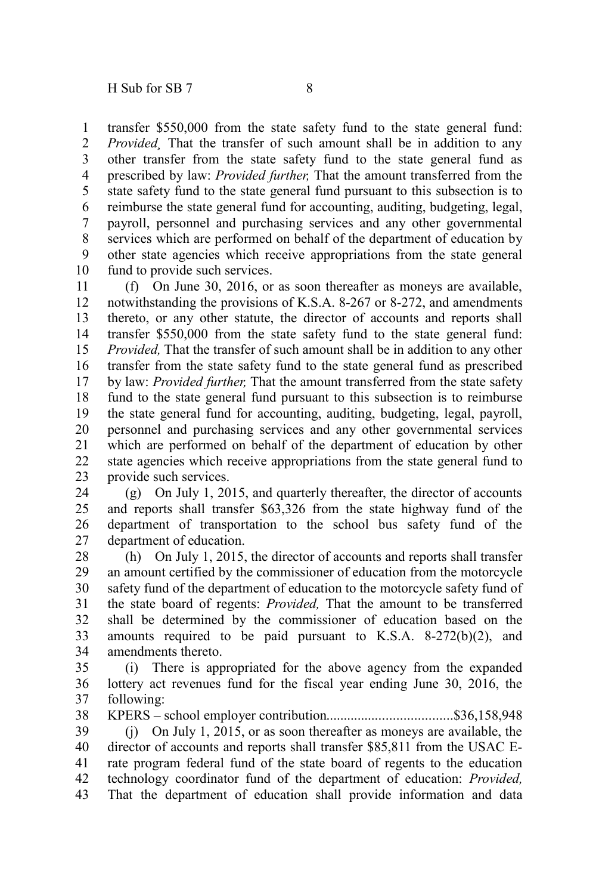transfer $550,000 from the state safety fund to the state general fund: *Provided¸* That the transfer of such amount shall be in addition to any other transfer from the state safety fund to the state general fund as prescribed by law: *Provided further,* That the amount transferred from the state safety fund to the state general fund pursuant to this subsection is to reimburse the state general fund for accounting, auditing, budgeting, legal, payroll, personnel and purchasing services and any other governmental services which are performed on behalf of the department of education by other state agencies which receive appropriations from the state general fund to provide such services.

(f) On June 30, 2016, or as soon thereafter as moneys are available, notwithstanding the provisions of K.S.A. 8-267 or 8-272, and amendments thereto, or any other statute, the director of accounts and reports shall transfer $550,000 from the state safety fund to the state general fund: *Provided,* That the transfer of such amount shall be in addition to any other transfer from the state safety fund to the state general fund as prescribed by law: *Provided further,* That the amount transferred from the state safety fund to the state general fund pursuant to this subsection is to reimburse the state general fund for accounting, auditing, budgeting, legal, payroll, personnel and purchasing services and any other governmental services which are performed on behalf of the department of education by other state agencies which receive appropriations from the state general fund to provide such services.

(g) On July 1, 2015, and quarterly thereafter, the director of accounts and reports shall transfer $63,326 from the state highway fund of the department of transportation to the school bus safety fund of the department of education.

(h) On July 1, 2015, the director of accounts and reports shall transfer an amount certified by the commissioner of education from the motorcycle safety fund of the department of education to the motorcycle safety fund of the state board of regents: *Provided,* That the amount to be transferred shall be determined by the commissioner of education based on the amounts required to be paid pursuant to K.S.A. 8-272(b)(2), and amendments thereto.

(i) There is appropriated for the above agency from the expanded lottery act revenues fund for the fiscal year ending June 30, 2016, the following:

KPERS – school employer contribution....................................$36,158,948

(j) On July 1, 2015, or as soon thereafter as moneys are available, the director of accounts and reports shall transfer $85,811 from the USAC E-rate program federal fund of the state board of regents to the education technology coordinator fund of the department of education: *Provided,* That the department of education shall provide information and data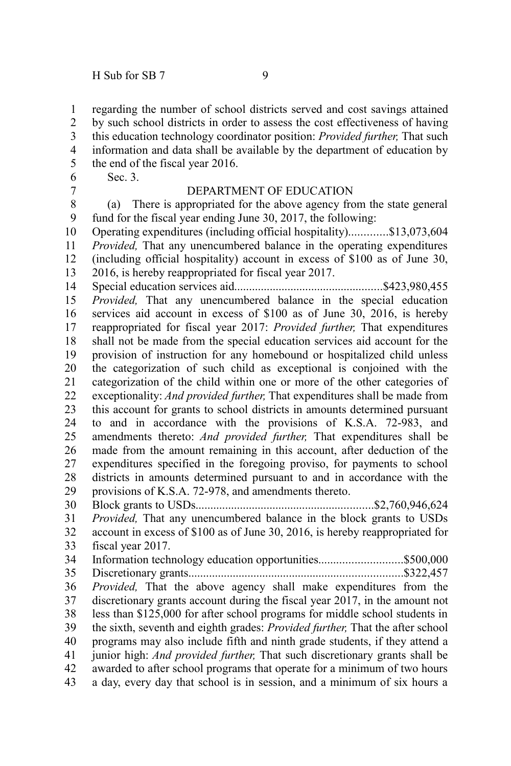regarding the number of school districts served and cost savings attained by such school districts in order to assess the cost effectiveness of having this education technology coordinator position: *Provided further,* That such information and data shall be available by the department of education by the end of the fiscal year 2016.

Sec. 3.

DEPARTMENT OF EDUCATION

(a) There is appropriated for the above agency from the state general fund for the fiscal year ending June 30, 2017, the following:

Operating expenditures (including official hospitality)............$13,073,604

*Provided,* That any unencumbered balance in the operating expenditures (including official hospitality) account in excess of $100 as of June 30, 2016, is hereby reappropriated for fiscal year 2017.

Special education services aid.................................................$423,980,455

*Provided,* That any unencumbered balance in the special education services aid account in excess of $100 as of June 30, 2016, is hereby reappropriated for fiscal year 2017: *Provided further,* That expenditures shall not be made from the special education services aid account for the provision of instruction for any homebound or hospitalized child unless the categorization of such child as exceptional is conjoined with the categorization of the child within one or more of the other categories of exceptionality: *And provided further,* That expenditures shall be made from this account for grants to school districts in amounts determined pursuant to and in accordance with the provisions of K.S.A. 72-983, and amendments thereto: *And provided further,* That expenditures shall be made from the amount remaining in this account, after deduction of the expenditures specified in the foregoing proviso, for payments to school districts in amounts determined pursuant to and in accordance with the provisions of K.S.A. 72-978, and amendments thereto.

Block grants to USDs...........................................................$2,760,946,624

*Provided,* That any unencumbered balance in the block grants to USDs account in excess of $100 as of June 30, 2016, is hereby reappropriated for fiscal year 2017.

Information technology education opportunities............................$500,000

Discretionary grants.......................................................................$322,457

*Provided,* That the above agency shall make expenditures from the discretionary grants account during the fiscal year 2017, in the amount not less than $125,000 for after school programs for middle school students in the sixth, seventh and eighth grades: *Provided further,* That the after school programs may also include fifth and ninth grade students, if they attend a junior high: *And provided further,* That such discretionary grants shall be awarded to after school programs that operate for a minimum of two hours a day, every day that school is in session, and a minimum of six hours a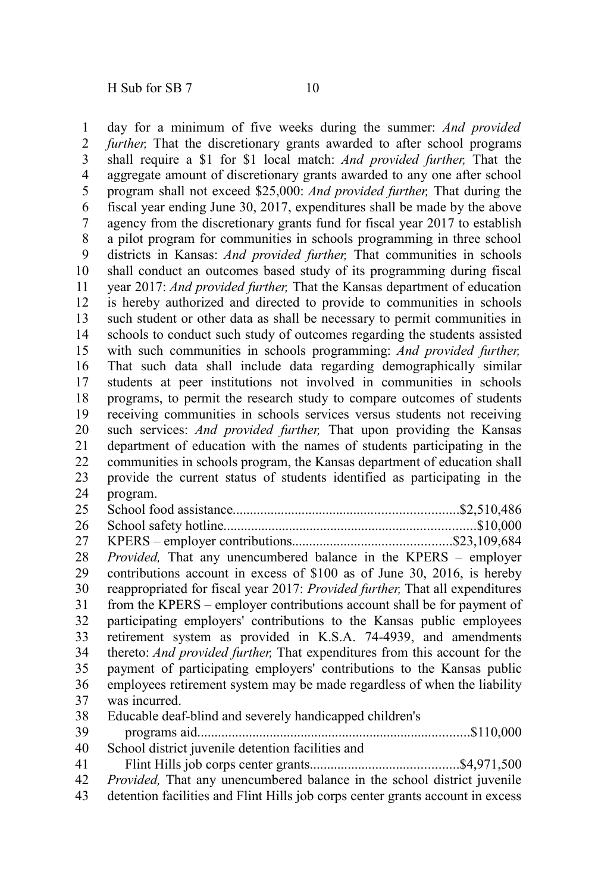day for a minimum of five weeks during the summer: *And provided further,* That the discretionary grants awarded to after school programs shall require a $1 for $1 local match: *And provided further,* That the aggregate amount of discretionary grants awarded to any one after school program shall not exceed $25,000: *And provided further,* That during the fiscal year ending June 30, 2017, expenditures shall be made by the above agency from the discretionary grants fund for fiscal year 2017 to establish a pilot program for communities in schools programming in three school districts in Kansas: *And provided further,* That communities in schools shall conduct an outcomes based study of its programming during fiscal year 2017: *And provided further,* That the Kansas department of education is hereby authorized and directed to provide to communities in schools such student or other data as shall be necessary to permit communities in schools to conduct such study of outcomes regarding the students assisted with such communities in schools programming: *And provided further,* That such data shall include data regarding demographically similar students at peer institutions not involved in communities in schools programs, to permit the research study to compare outcomes of students receiving communities in schools services versus students not receiving such services: *And provided further,* That upon providing the Kansas department of education with the names of students participating in the communities in schools program, the Kansas department of education shall provide the current status of students identified as participating in the program.

School food assistance................................................................$2,510,486

School safety hotline........................................................................$10,000

KPERS – employer contributions.............................................$23,109,684

*Provided,* That any unencumbered balance in the KPERS – employer contributions account in excess of $100 as of June 30, 2016, is hereby reappropriated for fiscal year 2017: *Provided further,* That all expenditures from the KPERS – employer contributions account shall be for payment of participating employers' contributions to the Kansas public employees retirement system as provided in K.S.A. 74-4939, and amendments thereto: *And provided further,* That expenditures from this account for the payment of participating employers' contributions to the Kansas public employees retirement system may be made regardless of when the liability was incurred.

Educable deaf-blind and severely handicapped children's programs aid..............................................................................$110,000

School district juvenile detention facilities and Flint Hills job corps center grants...........................................$4,971,500

*Provided,* That any unencumbered balance in the school district juvenile detention facilities and Flint Hills job corps center grants account in excess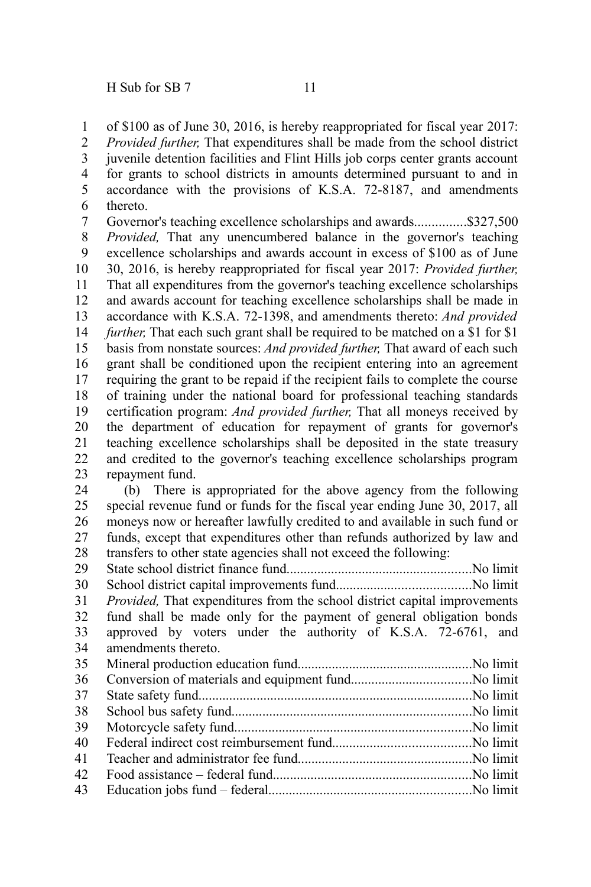of $100 as of June 30, 2016, is hereby reappropriated for fiscal year 2017: *Provided further,* That expenditures shall be made from the school district juvenile detention facilities and Flint Hills job corps center grants account for grants to school districts in amounts determined pursuant to and in accordance with the provisions of K.S.A. 72-8187, and amendments thereto.

Governor's teaching excellence scholarships and awards...............$327,500

*Provided,* That any unencumbered balance in the governor's teaching excellence scholarships and awards account in excess of $100 as of June 30, 2016, is hereby reappropriated for fiscal year 2017: *Provided further,* That all expenditures from the governor's teaching excellence scholarships and awards account for teaching excellence scholarships shall be made in accordance with K.S.A. 72-1398, and amendments thereto: *And provided further,* That each such grant shall be required to be matched on a $1 for $1 basis from nonstate sources: *And provided further,* That award of each such grant shall be conditioned upon the recipient entering into an agreement requiring the grant to be repaid if the recipient fails to complete the course of training under the national board for professional teaching standards certification program: *And provided further,* That all moneys received by the department of education for repayment of grants for governor's teaching excellence scholarships shall be deposited in the state treasury and credited to the governor's teaching excellence scholarships program repayment fund.

(b) There is appropriated for the above agency from the following special revenue fund or funds for the fiscal year ending June 30, 2017, all moneys now or hereafter lawfully credited to and available in such fund or funds, except that expenditures other than refunds authorized by law and transfers to other state agencies shall not exceed the following:

State school district finance fund......................................................No limit

School district capital improvements fund.......................................No limit

*Provided,* That expenditures from the school district capital improvements fund shall be made only for the payment of general obligation bonds approved by voters under the authority of K.S.A. 72-6761, and amendments thereto.

Mineral production education fund...................................................No limit

Conversion of materials and equipment fund...................................No limit

State safety fund................................................................................No limit

School bus safety fund......................................................................No limit

Motorcycle safety fund.....................................................................No limit

Federal indirect cost reimbursement fund........................................No limit

Teacher and administrator fee fund..................................................No limit

Food assistance – federal fund..........................................................No limit

Education jobs fund – federal...........................................................No limit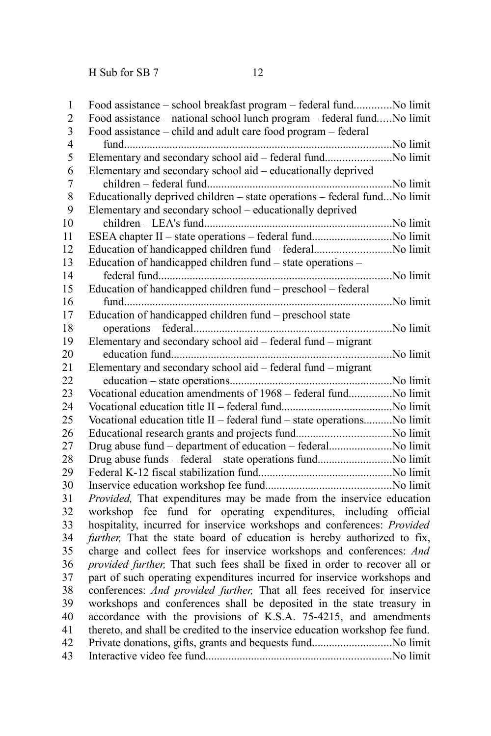Food assistance – school breakfast program – federal fund.............No limit
Food assistance – national school lunch program – federal fund.....No limit
Food assistance – child and adult care food program – federal fund..............................................................................................No limit
Elementary and secondary school aid – federal fund.......................No limit
Elementary and secondary school aid – educationally deprived children – federal fund................................................................No limit
Educationally deprived children – state operations – federal fund...No limit
Elementary and secondary school – educationally deprived children – LEA's fund..................................................................No limit
ESEA chapter II – state operations – federal fund............................No limit
Education of handicapped children fund – federal...........................No limit
Education of handicapped children fund – state operations – federal fund...................................................................................No limit
Education of handicapped children fund – preschool – federal fund..............................................................................................No limit
Education of handicapped children fund – preschool state operations – federal.....................................................................No limit
Elementary and secondary school aid – federal fund – migrant education fund.............................................................................No limit
Elementary and secondary school aid – federal fund – migrant education – state operations.........................................................No limit
Vocational education amendments of 1968 – federal fund...............No limit
Vocational education title II – federal fund.......................................No limit
Vocational education title II – federal fund – state operations..........No limit
Educational research grants and projects fund.................................No limit
Drug abuse fund – department of education – federal......................No limit
Drug abuse funds – federal – state operations fund..........................No limit
Federal K-12 fiscal stabilization fund...............................................No limit
Inservice education workshop fee fund............................................No limit

*Provided,* That expenditures may be made from the inservice education workshop fee fund for operating expenditures, including official hospitality, incurred for inservice workshops and conferences: *Provided further,* That the state board of education is hereby authorized to fix, charge and collect fees for inservice workshops and conferences: *And provided further,* That such fees shall be fixed in order to recover all or part of such operating expenditures incurred for inservice workshops and conferences: *And provided further,* That all fees received for inservice workshops and conferences shall be deposited in the state treasury in accordance with the provisions of K.S.A. 75-4215, and amendments thereto, and shall be credited to the inservice education workshop fee fund.

Private donations, gifts, grants and bequests fund............................No limit
Interactive video fee fund.................................................................No limit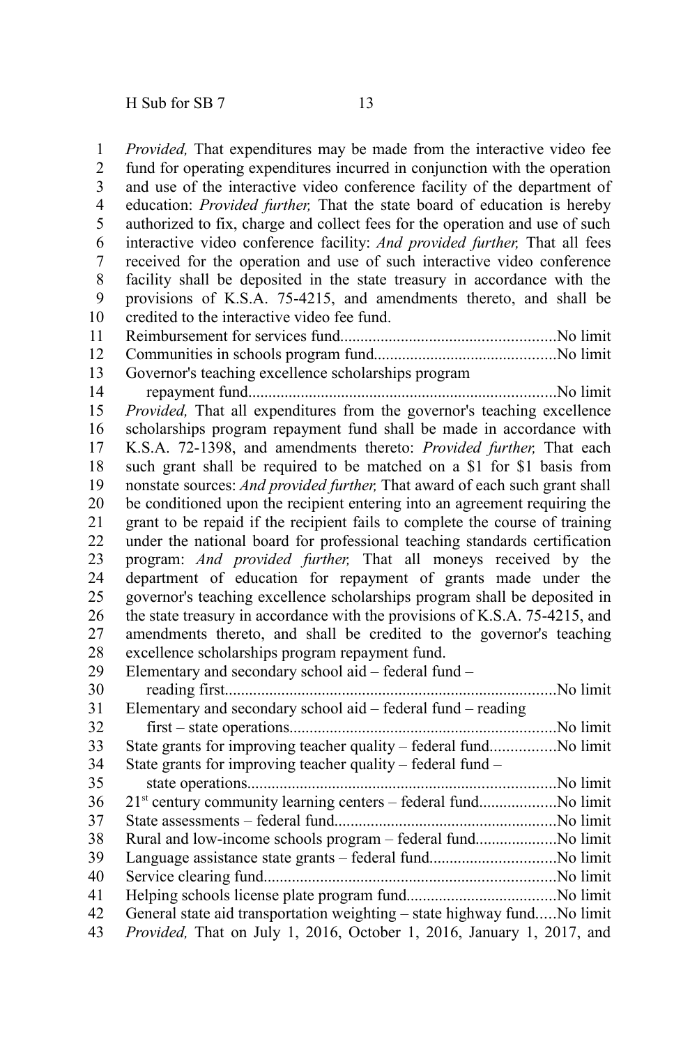*Provided,* That expenditures may be made from the interactive video fee fund for operating expenditures incurred in conjunction with the operation and use of the interactive video conference facility of the department of education: *Provided further,* That the state board of education is hereby authorized to fix, charge and collect fees for the operation and use of such interactive video conference facility: *And provided further,* That all fees received for the operation and use of such interactive video conference facility shall be deposited in the state treasury in accordance with the provisions of K.S.A. 75-4215, and amendments thereto, and shall be credited to the interactive video fee fund.

Reimbursement for services fund......................................................No limit

Communities in schools program fund.............................................No limit

Governor's teaching excellence scholarships program repayment fund............................................................................No limit

*Provided,* That all expenditures from the governor's teaching excellence scholarships program repayment fund shall be made in accordance with K.S.A. 72-1398, and amendments thereto: *Provided further,* That each such grant shall be required to be matched on a $1 for $1 basis from nonstate sources: *And provided further,* That award of each such grant shall be conditioned upon the recipient entering into an agreement requiring the grant to be repaid if the recipient fails to complete the course of training under the national board for professional teaching standards certification program: *And provided further,* That all moneys received by the department of education for repayment of grants made under the governor's teaching excellence scholarships program shall be deposited in the state treasury in accordance with the provisions of K.S.A. 75-4215, and amendments thereto, and shall be credited to the governor's teaching excellence scholarships program repayment fund.

Elementary and secondary school aid – federal fund – reading first..................................................................................No limit

Elementary and secondary school aid – federal fund – reading first – state operations..................................................................No limit

State grants for improving teacher quality – federal fund................No limit

State grants for improving teacher quality – federal fund – state operations............................................................................No limit

21st century community learning centers – federal fund...................No limit

State assessments – federal fund.......................................................No limit

Rural and low-income schools program – federal fund....................No limit

Language assistance state grants – federal fund...............................No limit

Service clearing fund........................................................................No limit

Helping schools license plate program fund.....................................No limit

General state aid transportation weighting – state highway fund.....No limit

*Provided,* That on July 1, 2016, October 1, 2016, January 1, 2017, and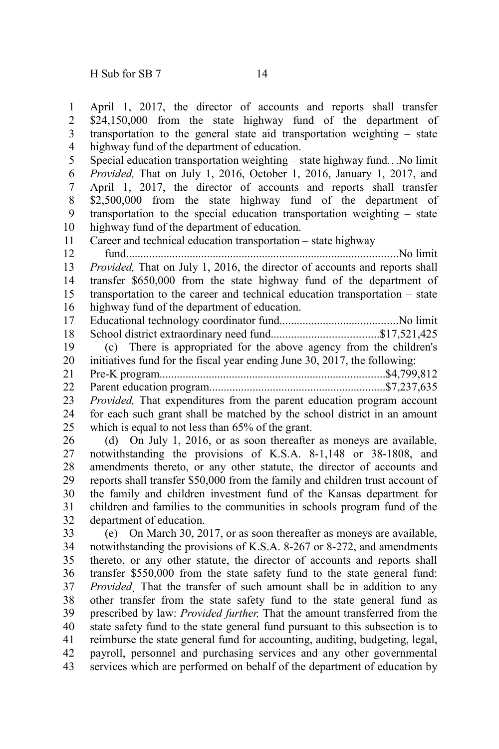April 1, 2017, the director of accounts and reports shall transfer $24,150,000 from the state highway fund of the department of transportation to the general state aid transportation weighting – state highway fund of the department of education.

Special education transportation weighting – state highway fund. . .No limit

*Provided,* That on July 1, 2016, October 1, 2016, January 1, 2017, and April 1, 2017, the director of accounts and reports shall transfer $2,500,000 from the state highway fund of the department of transportation to the special education transportation weighting – state highway fund of the department of education.

Career and technical education transportation – state highway fund...............................................................................................No limit

*Provided,* That on July 1, 2016, the director of accounts and reports shall transfer $650,000 from the state highway fund of the department of transportation to the career and technical education transportation – state highway fund of the department of education.

Educational technology coordinator fund.........................................No limit

School district extraordinary need fund.....................................$17,521,425

(c) There is appropriated for the above agency from the children's initiatives fund for the fiscal year ending June 30, 2017, the following:

Pre-K program.............................................................................$4,799,812

Parent education program............................................................$7,237,635

*Provided,* That expenditures from the parent education program account for each such grant shall be matched by the school district in an amount which is equal to not less than 65% of the grant.

(d) On July 1, 2016, or as soon thereafter as moneys are available, notwithstanding the provisions of K.S.A. 8-1,148 or 38-1808, and amendments thereto, or any other statute, the director of accounts and reports shall transfer $50,000 from the family and children trust account of the family and children investment fund of the Kansas department for children and families to the communities in schools program fund of the department of education.

(e) On March 30, 2017, or as soon thereafter as moneys are available, notwithstanding the provisions of K.S.A. 8-267 or 8-272, and amendments thereto, or any other statute, the director of accounts and reports shall transfer $550,000 from the state safety fund to the state general fund: *Provided¸* That the transfer of such amount shall be in addition to any other transfer from the state safety fund to the state general fund as prescribed by law: *Provided further,* That the amount transferred from the state safety fund to the state general fund pursuant to this subsection is to reimburse the state general fund for accounting, auditing, budgeting, legal, payroll, personnel and purchasing services and any other governmental services which are performed on behalf of the department of education by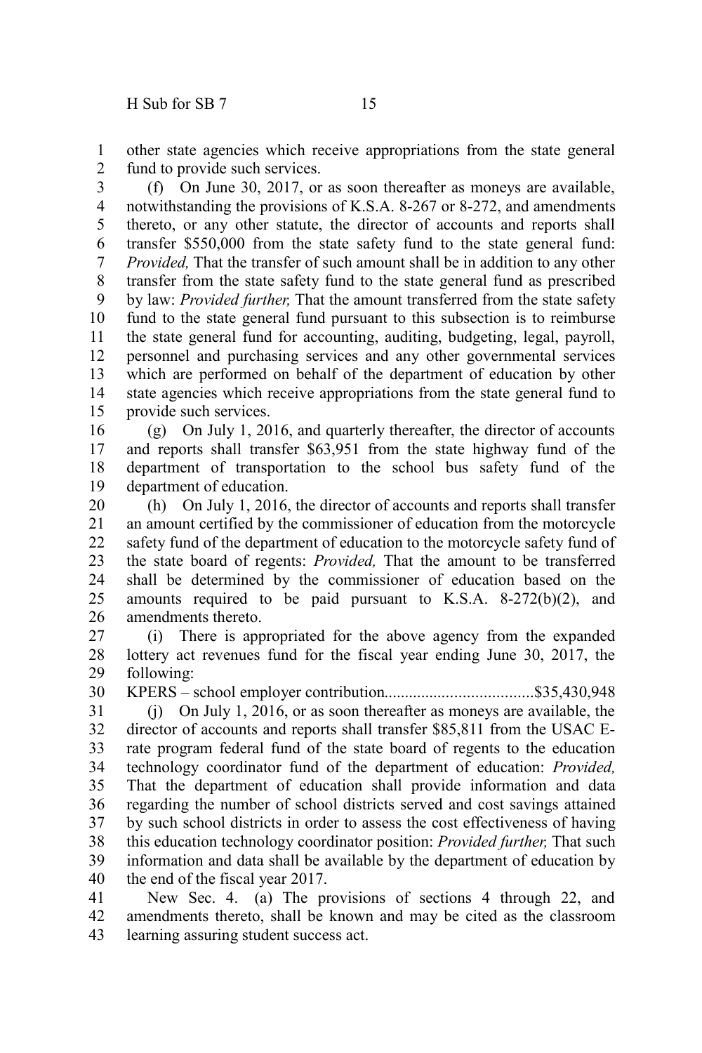other state agencies which receive appropriations from the state general fund to provide such services.

(f) On June 30, 2017, or as soon thereafter as moneys are available, notwithstanding the provisions of K.S.A. 8-267 or 8-272, and amendments thereto, or any other statute, the director of accounts and reports shall transfer $550,000 from the state safety fund to the state general fund: *Provided,* That the transfer of such amount shall be in addition to any other transfer from the state safety fund to the state general fund as prescribed by law: *Provided further,* That the amount transferred from the state safety fund to the state general fund pursuant to this subsection is to reimburse the state general fund for accounting, auditing, budgeting, legal, payroll, personnel and purchasing services and any other governmental services which are performed on behalf of the department of education by other state agencies which receive appropriations from the state general fund to provide such services.

(g) On July 1, 2016, and quarterly thereafter, the director of accounts and reports shall transfer $63,951 from the state highway fund of the department of transportation to the school bus safety fund of the department of education.

(h) On July 1, 2016, the director of accounts and reports shall transfer an amount certified by the commissioner of education from the motorcycle safety fund of the department of education to the motorcycle safety fund of the state board of regents: *Provided,* That the amount to be transferred shall be determined by the commissioner of education based on the amounts required to be paid pursuant to K.S.A. 8-272(b)(2), and amendments thereto.

(i) There is appropriated for the above agency from the expanded lottery act revenues fund for the fiscal year ending June 30, 2017, the following:

KPERS – school employer contribution....................................$35,430,948

(j) On July 1, 2016, or as soon thereafter as moneys are available, the director of accounts and reports shall transfer $85,811 from the USAC E-rate program federal fund of the state board of regents to the education technology coordinator fund of the department of education: *Provided,* That the department of education shall provide information and data regarding the number of school districts served and cost savings attained by such school districts in order to assess the cost effectiveness of having this education technology coordinator position: *Provided further,* That such information and data shall be available by the department of education by the end of the fiscal year 2017.

New Sec. 4. (a) The provisions of sections 4 through 22, and amendments thereto, shall be known and may be cited as the classroom learning assuring student success act.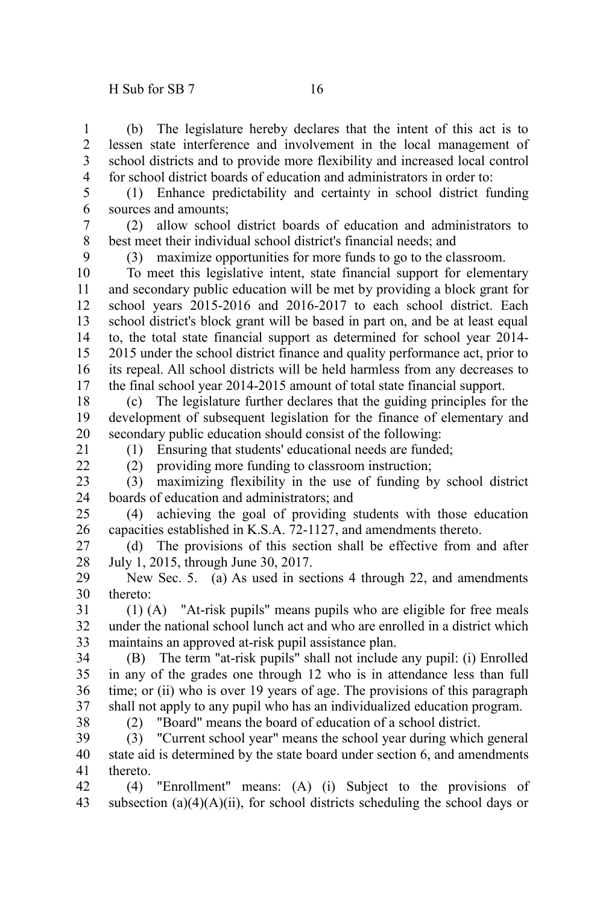(b) The legislature hereby declares that the intent of this act is to lessen state interference and involvement in the local management of school districts and to provide more flexibility and increased local control for school district boards of education and administrators in order to:

(1) Enhance predictability and certainty in school district funding sources and amounts;

(2) allow school district boards of education and administrators to best meet their individual school district's financial needs; and

(3) maximize opportunities for more funds to go to the classroom.

To meet this legislative intent, state financial support for elementary and secondary public education will be met by providing a block grant for school years 2015-2016 and 2016-2017 to each school district. Each school district's block grant will be based in part on, and be at least equal to, the total state financial support as determined for school year 2014-2015 under the school district finance and quality performance act, prior to its repeal. All school districts will be held harmless from any decreases to the final school year 2014-2015 amount of total state financial support.

(c) The legislature further declares that the guiding principles for the development of subsequent legislation for the finance of elementary and secondary public education should consist of the following:

(1) Ensuring that students' educational needs are funded;

(2) providing more funding to classroom instruction;

(3) maximizing flexibility in the use of funding by school district boards of education and administrators; and

(4) achieving the goal of providing students with those education capacities established in K.S.A. 72-1127, and amendments thereto.

(d) The provisions of this section shall be effective from and after July 1, 2015, through June 30, 2017.

New Sec. 5. (a) As used in sections 4 through 22, and amendments thereto:

(1) (A) "At-risk pupils" means pupils who are eligible for free meals under the national school lunch act and who are enrolled in a district which maintains an approved at-risk pupil assistance plan.

(B) The term "at-risk pupils" shall not include any pupil: (i) Enrolled in any of the grades one through 12 who is in attendance less than full time; or (ii) who is over 19 years of age. The provisions of this paragraph shall not apply to any pupil who has an individualized education program.

(2) "Board" means the board of education of a school district.

(3) "Current school year" means the school year during which general state aid is determined by the state board under section 6, and amendments thereto.

(4) "Enrollment" means: (A) (i) Subject to the provisions of subsection (a)(4)(A)(ii), for school districts scheduling the school days or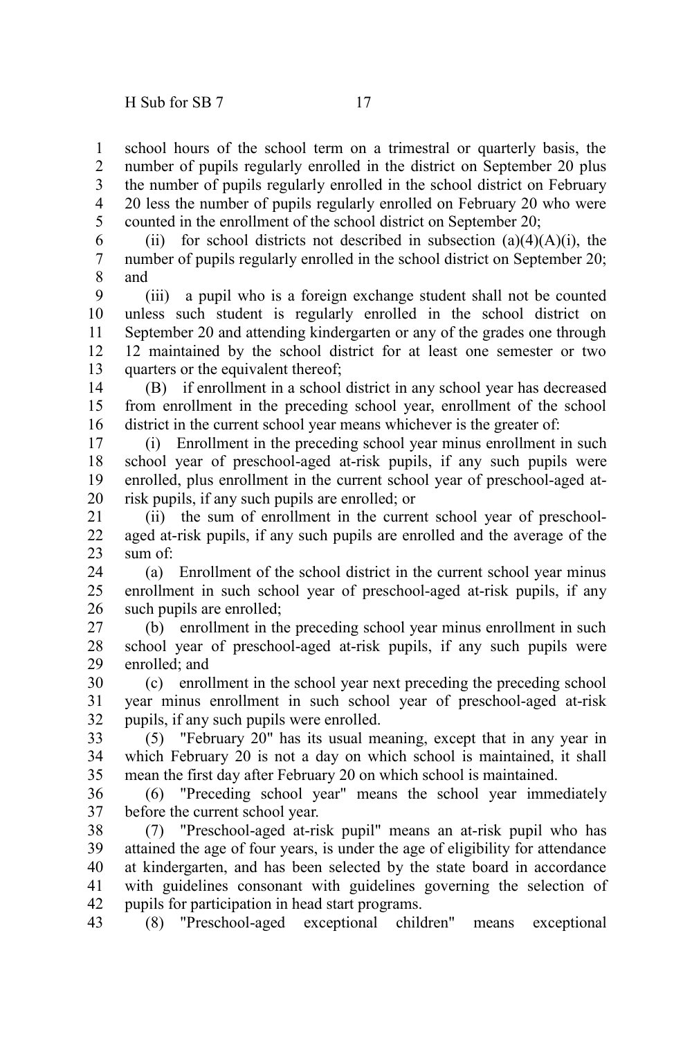school hours of the school term on a trimestral or quarterly basis, the number of pupils regularly enrolled in the district on September 20 plus the number of pupils regularly enrolled in the school district on February 20 less the number of pupils regularly enrolled on February 20 who were counted in the enrollment of the school district on September 20;

(ii) for school districts not described in subsection (a)(4)(A)(i), the number of pupils regularly enrolled in the school district on September 20; and

(iii) a pupil who is a foreign exchange student shall not be counted unless such student is regularly enrolled in the school district on September 20 and attending kindergarten or any of the grades one through 12 maintained by the school district for at least one semester or two quarters or the equivalent thereof;

(B) if enrollment in a school district in any school year has decreased from enrollment in the preceding school year, enrollment of the school district in the current school year means whichever is the greater of:

(i) Enrollment in the preceding school year minus enrollment in such school year of preschool-aged at-risk pupils, if any such pupils were enrolled, plus enrollment in the current school year of preschool-aged at-risk pupils, if any such pupils are enrolled; or

(ii) the sum of enrollment in the current school year of preschool-aged at-risk pupils, if any such pupils are enrolled and the average of the sum of:

(a) Enrollment of the school district in the current school year minus enrollment in such school year of preschool-aged at-risk pupils, if any such pupils are enrolled;

(b) enrollment in the preceding school year minus enrollment in such school year of preschool-aged at-risk pupils, if any such pupils were enrolled; and

(c) enrollment in the school year next preceding the preceding school year minus enrollment in such school year of preschool-aged at-risk pupils, if any such pupils were enrolled.

(5) "February 20" has its usual meaning, except that in any year in which February 20 is not a day on which school is maintained, it shall mean the first day after February 20 on which school is maintained.

(6) "Preceding school year" means the school year immediately before the current school year.

(7) "Preschool-aged at-risk pupil" means an at-risk pupil who has attained the age of four years, is under the age of eligibility for attendance at kindergarten, and has been selected by the state board in accordance with guidelines consonant with guidelines governing the selection of pupils for participation in head start programs.

(8) "Preschool-aged exceptional children" means exceptional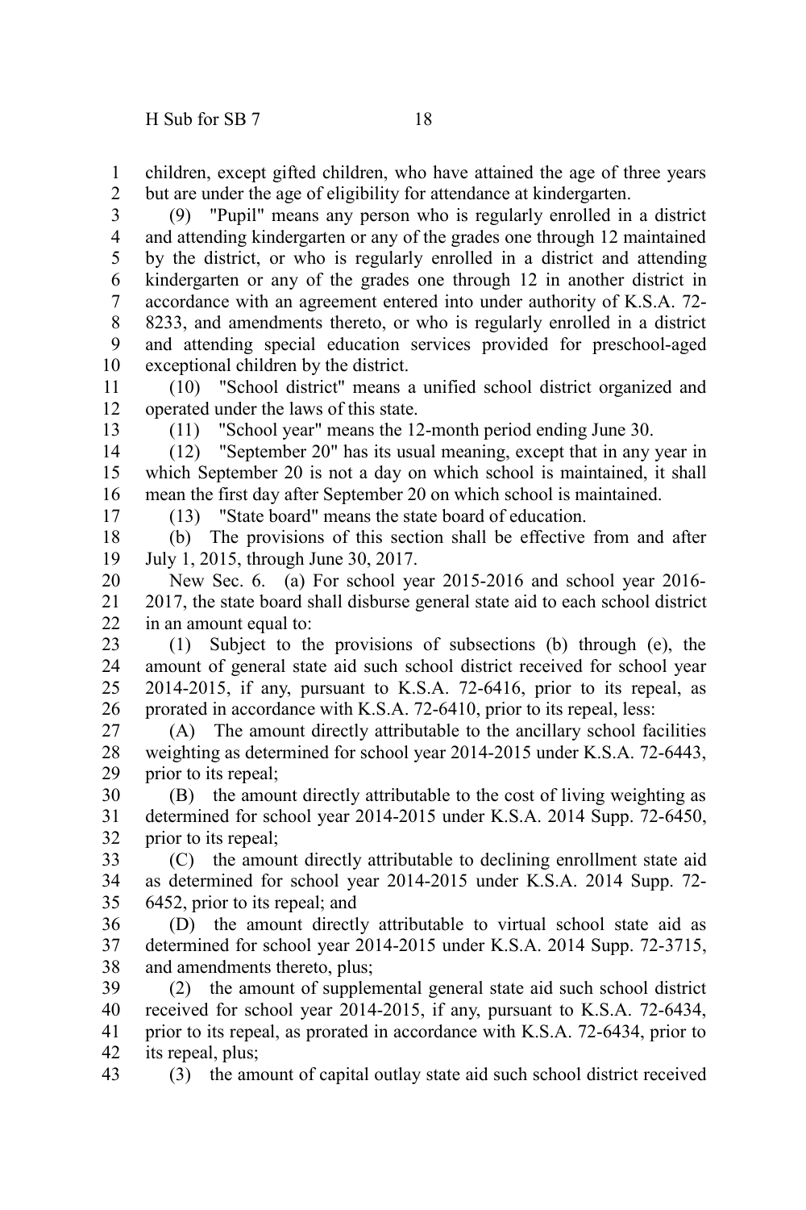children, except gifted children, who have attained the age of three years but are under the age of eligibility for attendance at kindergarten.

(9) "Pupil" means any person who is regularly enrolled in a district and attending kindergarten or any of the grades one through 12 maintained by the district, or who is regularly enrolled in a district and attending kindergarten or any of the grades one through 12 in another district in accordance with an agreement entered into under authority of K.S.A. 72-8233, and amendments thereto, or who is regularly enrolled in a district and attending special education services provided for preschool-aged exceptional children by the district.

(10) "School district" means a unified school district organized and operated under the laws of this state.

(11) "School year" means the 12-month period ending June 30.

(12) "September 20" has its usual meaning, except that in any year in which September 20 is not a day on which school is maintained, it shall mean the first day after September 20 on which school is maintained.

(13) "State board" means the state board of education.

(b) The provisions of this section shall be effective from and after July 1, 2015, through June 30, 2017.

New Sec. 6. (a) For school year 2015-2016 and school year 2016-2017, the state board shall disburse general state aid to each school district in an amount equal to:

(1) Subject to the provisions of subsections (b) through (e), the amount of general state aid such school district received for school year 2014-2015, if any, pursuant to K.S.A. 72-6416, prior to its repeal, as prorated in accordance with K.S.A. 72-6410, prior to its repeal, less:

(A) The amount directly attributable to the ancillary school facilities weighting as determined for school year 2014-2015 under K.S.A. 72-6443, prior to its repeal;

(B) the amount directly attributable to the cost of living weighting as determined for school year 2014-2015 under K.S.A. 2014 Supp. 72-6450, prior to its repeal;

(C) the amount directly attributable to declining enrollment state aid as determined for school year 2014-2015 under K.S.A. 2014 Supp. 72-6452, prior to its repeal; and

(D) the amount directly attributable to virtual school state aid as determined for school year 2014-2015 under K.S.A. 2014 Supp. 72-3715, and amendments thereto, plus;

(2) the amount of supplemental general state aid such school district received for school year 2014-2015, if any, pursuant to K.S.A. 72-6434, prior to its repeal, as prorated in accordance with K.S.A. 72-6434, prior to its repeal, plus;

(3) the amount of capital outlay state aid such school district received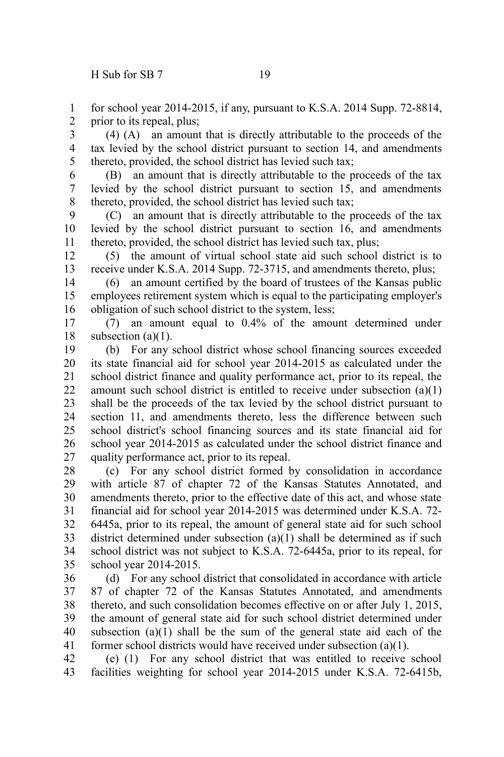for school year 2014-2015, if any, pursuant to K.S.A. 2014 Supp. 72-8814, prior to its repeal, plus;

(4) (A) an amount that is directly attributable to the proceeds of the tax levied by the school district pursuant to section 14, and amendments thereto, provided, the school district has levied such tax;

(B) an amount that is directly attributable to the proceeds of the tax levied by the school district pursuant to section 15, and amendments thereto, provided, the school district has levied such tax;

(C) an amount that is directly attributable to the proceeds of the tax levied by the school district pursuant to section 16, and amendments thereto, provided, the school district has levied such tax, plus;

(5) the amount of virtual school state aid such school district is to receive under K.S.A. 2014 Supp. 72-3715, and amendments thereto, plus;

(6) an amount certified by the board of trustees of the Kansas public employees retirement system which is equal to the participating employer's obligation of such school district to the system, less;

(7) an amount equal to 0.4% of the amount determined under subsection (a)(1).

(b) For any school district whose school financing sources exceeded its state financial aid for school year 2014-2015 as calculated under the school district finance and quality performance act, prior to its repeal, the amount such school district is entitled to receive under subsection (a)(1) shall be the proceeds of the tax levied by the school district pursuant to section 11, and amendments thereto, less the difference between such school district's school financing sources and its state financial aid for school year 2014-2015 as calculated under the school district finance and quality performance act, prior to its repeal.

(c) For any school district formed by consolidation in accordance with article 87 of chapter 72 of the Kansas Statutes Annotated, and amendments thereto, prior to the effective date of this act, and whose state financial aid for school year 2014-2015 was determined under K.S.A. 72-6445a, prior to its repeal, the amount of general state aid for such school district determined under subsection (a)(1) shall be determined as if such school district was not subject to K.S.A. 72-6445a, prior to its repeal, for school year 2014-2015.

(d) For any school district that consolidated in accordance with article 87 of chapter 72 of the Kansas Statutes Annotated, and amendments thereto, and such consolidation becomes effective on or after July 1, 2015, the amount of general state aid for such school district determined under subsection (a)(1) shall be the sum of the general state aid each of the former school districts would have received under subsection (a)(1).

(e) (1) For any school district that was entitled to receive school facilities weighting for school year 2014-2015 under K.S.A. 72-6415b,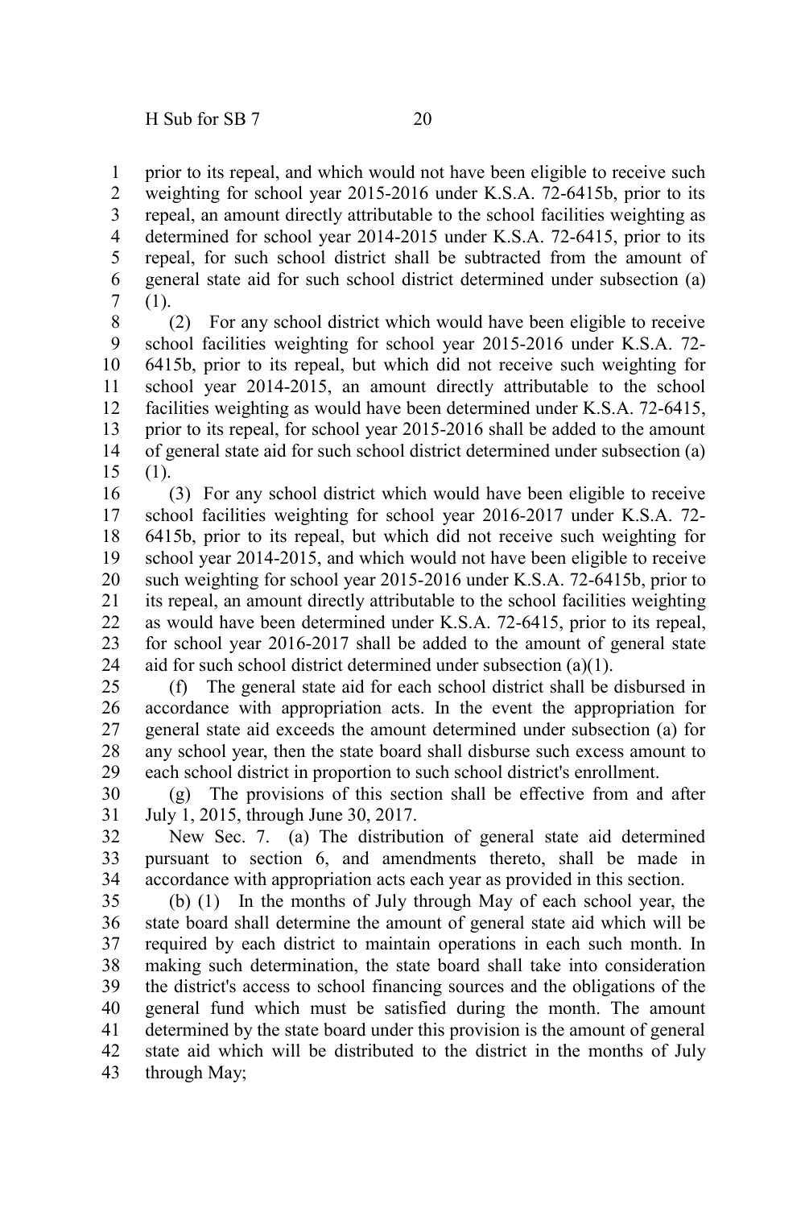prior to its repeal, and which would not have been eligible to receive such weighting for school year 2015-2016 under K.S.A. 72-6415b, prior to its repeal, an amount directly attributable to the school facilities weighting as determined for school year 2014-2015 under K.S.A. 72-6415, prior to its repeal, for such school district shall be subtracted from the amount of general state aid for such school district determined under subsection (a) (1).

(2) For any school district which would have been eligible to receive school facilities weighting for school year 2015-2016 under K.S.A. 72-6415b, prior to its repeal, but which did not receive such weighting for school year 2014-2015, an amount directly attributable to the school facilities weighting as would have been determined under K.S.A. 72-6415, prior to its repeal, for school year 2015-2016 shall be added to the amount of general state aid for such school district determined under subsection (a) (1).

(3) For any school district which would have been eligible to receive school facilities weighting for school year 2016-2017 under K.S.A. 72-6415b, prior to its repeal, but which did not receive such weighting for school year 2014-2015, and which would not have been eligible to receive such weighting for school year 2015-2016 under K.S.A. 72-6415b, prior to its repeal, an amount directly attributable to the school facilities weighting as would have been determined under K.S.A. 72-6415, prior to its repeal, for school year 2016-2017 shall be added to the amount of general state aid for such school district determined under subsection (a)(1).

(f) The general state aid for each school district shall be disbursed in accordance with appropriation acts. In the event the appropriation for general state aid exceeds the amount determined under subsection (a) for any school year, then the state board shall disburse such excess amount to each school district in proportion to such school district's enrollment.

(g) The provisions of this section shall be effective from and after July 1, 2015, through June 30, 2017.

New Sec. 7. (a) The distribution of general state aid determined pursuant to section 6, and amendments thereto, shall be made in accordance with appropriation acts each year as provided in this section.

(b) (1) In the months of July through May of each school year, the state board shall determine the amount of general state aid which will be required by each district to maintain operations in each such month. In making such determination, the state board shall take into consideration the district's access to school financing sources and the obligations of the general fund which must be satisfied during the month. The amount determined by the state board under this provision is the amount of general state aid which will be distributed to the district in the months of July through May;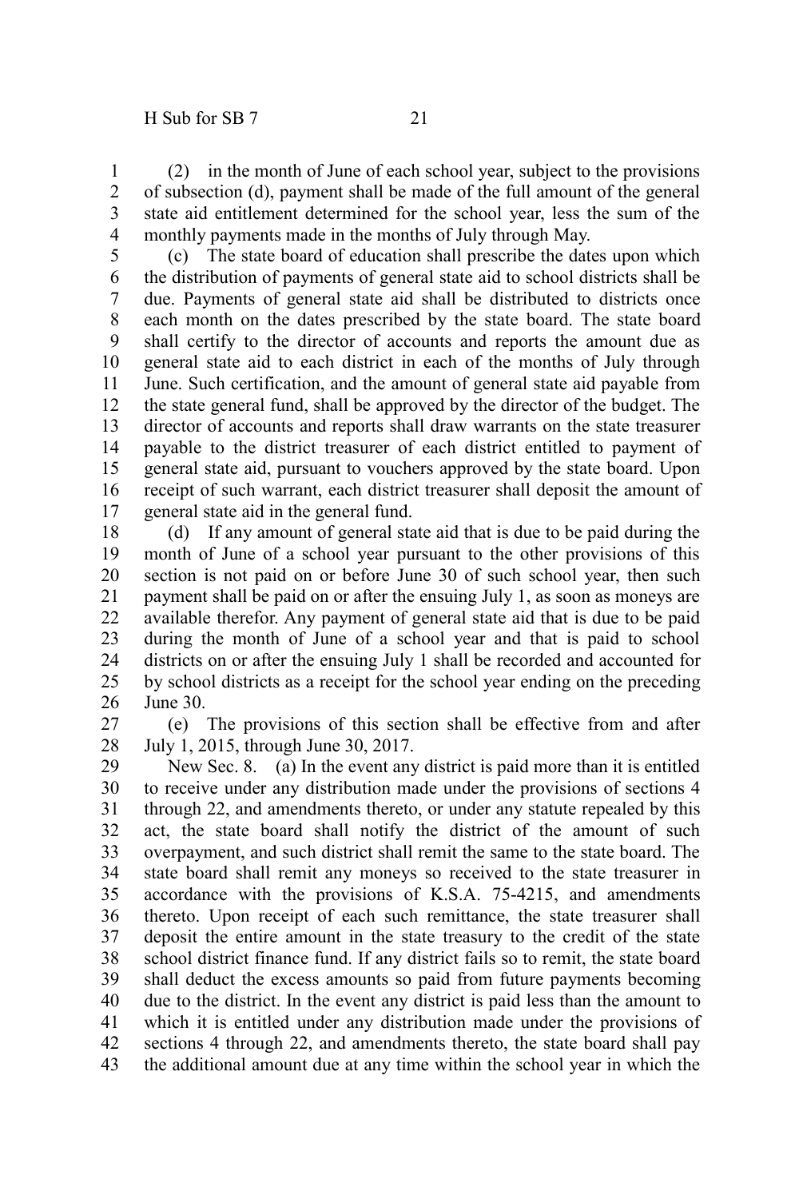(2) in the month of June of each school year, subject to the provisions of subsection (d), payment shall be made of the full amount of the general state aid entitlement determined for the school year, less the sum of the monthly payments made in the months of July through May.

(c) The state board of education shall prescribe the dates upon which the distribution of payments of general state aid to school districts shall be due. Payments of general state aid shall be distributed to districts once each month on the dates prescribed by the state board. The state board shall certify to the director of accounts and reports the amount due as general state aid to each district in each of the months of July through June. Such certification, and the amount of general state aid payable from the state general fund, shall be approved by the director of the budget. The director of accounts and reports shall draw warrants on the state treasurer payable to the district treasurer of each district entitled to payment of general state aid, pursuant to vouchers approved by the state board. Upon receipt of such warrant, each district treasurer shall deposit the amount of general state aid in the general fund.

(d) If any amount of general state aid that is due to be paid during the month of June of a school year pursuant to the other provisions of this section is not paid on or before June 30 of such school year, then such payment shall be paid on or after the ensuing July 1, as soon as moneys are available therefor. Any payment of general state aid that is due to be paid during the month of June of a school year and that is paid to school districts on or after the ensuing July 1 shall be recorded and accounted for by school districts as a receipt for the school year ending on the preceding June 30.

(e) The provisions of this section shall be effective from and after July 1, 2015, through June 30, 2017.

New Sec. 8. (a) In the event any district is paid more than it is entitled to receive under any distribution made under the provisions of sections 4 through 22, and amendments thereto, or under any statute repealed by this act, the state board shall notify the district of the amount of such overpayment, and such district shall remit the same to the state board. The state board shall remit any moneys so received to the state treasurer in accordance with the provisions of K.S.A. 75-4215, and amendments thereto. Upon receipt of each such remittance, the state treasurer shall deposit the entire amount in the state treasury to the credit of the state school district finance fund. If any district fails so to remit, the state board shall deduct the excess amounts so paid from future payments becoming due to the district. In the event any district is paid less than the amount to which it is entitled under any distribution made under the provisions of sections 4 through 22, and amendments thereto, the state board shall pay the additional amount due at any time within the school year in which the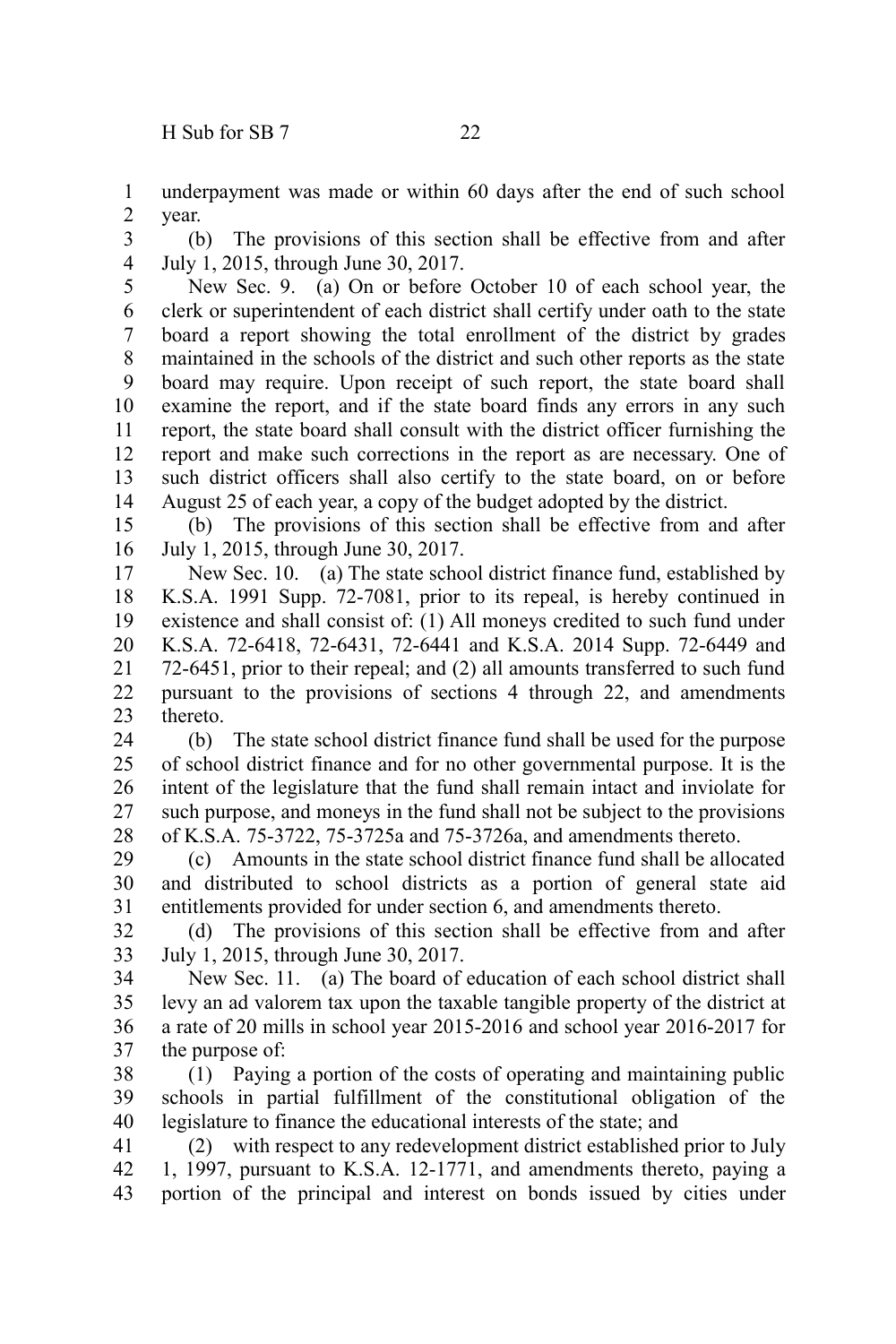underpayment was made or within 60 days after the end of such school year.

(b) The provisions of this section shall be effective from and after July 1, 2015, through June 30, 2017.

New Sec. 9. (a) On or before October 10 of each school year, the clerk or superintendent of each district shall certify under oath to the state board a report showing the total enrollment of the district by grades maintained in the schools of the district and such other reports as the state board may require. Upon receipt of such report, the state board shall examine the report, and if the state board finds any errors in any such report, the state board shall consult with the district officer furnishing the report and make such corrections in the report as are necessary. One of such district officers shall also certify to the state board, on or before August 25 of each year, a copy of the budget adopted by the district.

(b) The provisions of this section shall be effective from and after July 1, 2015, through June 30, 2017.

New Sec. 10. (a) The state school district finance fund, established by K.S.A. 1991 Supp. 72-7081, prior to its repeal, is hereby continued in existence and shall consist of: (1) All moneys credited to such fund under K.S.A. 72-6418, 72-6431, 72-6441 and K.S.A. 2014 Supp. 72-6449 and 72-6451, prior to their repeal; and (2) all amounts transferred to such fund pursuant to the provisions of sections 4 through 22, and amendments thereto.

(b) The state school district finance fund shall be used for the purpose of school district finance and for no other governmental purpose. It is the intent of the legislature that the fund shall remain intact and inviolate for such purpose, and moneys in the fund shall not be subject to the provisions of K.S.A. 75-3722, 75-3725a and 75-3726a, and amendments thereto.

(c) Amounts in the state school district finance fund shall be allocated and distributed to school districts as a portion of general state aid entitlements provided for under section 6, and amendments thereto.

(d) The provisions of this section shall be effective from and after July 1, 2015, through June 30, 2017.

New Sec. 11. (a) The board of education of each school district shall levy an ad valorem tax upon the taxable tangible property of the district at a rate of 20 mills in school year 2015-2016 and school year 2016-2017 for the purpose of:

(1) Paying a portion of the costs of operating and maintaining public schools in partial fulfillment of the constitutional obligation of the legislature to finance the educational interests of the state; and

(2) with respect to any redevelopment district established prior to July 1, 1997, pursuant to K.S.A. 12-1771, and amendments thereto, paying a portion of the principal and interest on bonds issued by cities under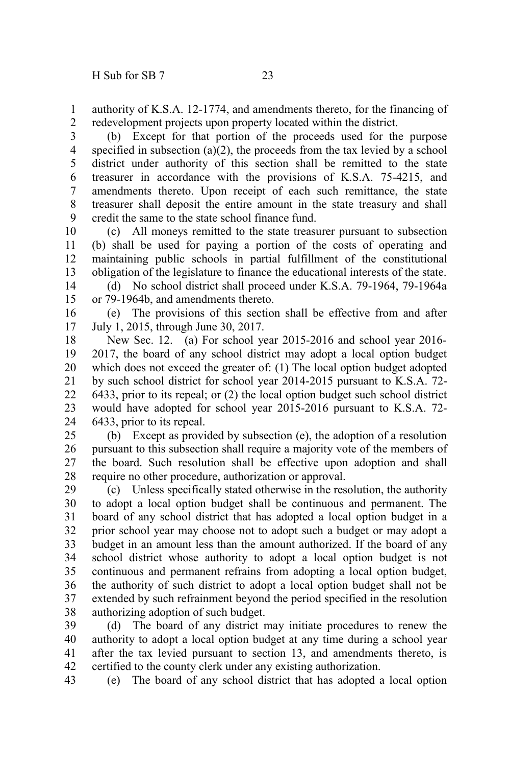authority of K.S.A. 12-1774, and amendments thereto, for the financing of redevelopment projects upon property located within the district.

(b) Except for that portion of the proceeds used for the purpose specified in subsection (a)(2), the proceeds from the tax levied by a school district under authority of this section shall be remitted to the state treasurer in accordance with the provisions of K.S.A. 75-4215, and amendments thereto. Upon receipt of each such remittance, the state treasurer shall deposit the entire amount in the state treasury and shall credit the same to the state school finance fund.

(c) All moneys remitted to the state treasurer pursuant to subsection (b) shall be used for paying a portion of the costs of operating and maintaining public schools in partial fulfillment of the constitutional obligation of the legislature to finance the educational interests of the state.

(d) No school district shall proceed under K.S.A. 79-1964, 79-1964a or 79-1964b, and amendments thereto.

(e) The provisions of this section shall be effective from and after July 1, 2015, through June 30, 2017.

New Sec. 12. (a) For school year 2015-2016 and school year 2016-2017, the board of any school district may adopt a local option budget which does not exceed the greater of: (1) The local option budget adopted by such school district for school year 2014-2015 pursuant to K.S.A. 72-6433, prior to its repeal; or (2) the local option budget such school district would have adopted for school year 2015-2016 pursuant to K.S.A. 72-6433, prior to its repeal.

(b) Except as provided by subsection (e), the adoption of a resolution pursuant to this subsection shall require a majority vote of the members of the board. Such resolution shall be effective upon adoption and shall require no other procedure, authorization or approval.

(c) Unless specifically stated otherwise in the resolution, the authority to adopt a local option budget shall be continuous and permanent. The board of any school district that has adopted a local option budget in a prior school year may choose not to adopt such a budget or may adopt a budget in an amount less than the amount authorized. If the board of any school district whose authority to adopt a local option budget is not continuous and permanent refrains from adopting a local option budget, the authority of such district to adopt a local option budget shall not be extended by such refrainment beyond the period specified in the resolution authorizing adoption of such budget.

(d) The board of any district may initiate procedures to renew the authority to adopt a local option budget at any time during a school year after the tax levied pursuant to section 13, and amendments thereto, is certified to the county clerk under any existing authorization.

(e) The board of any school district that has adopted a local option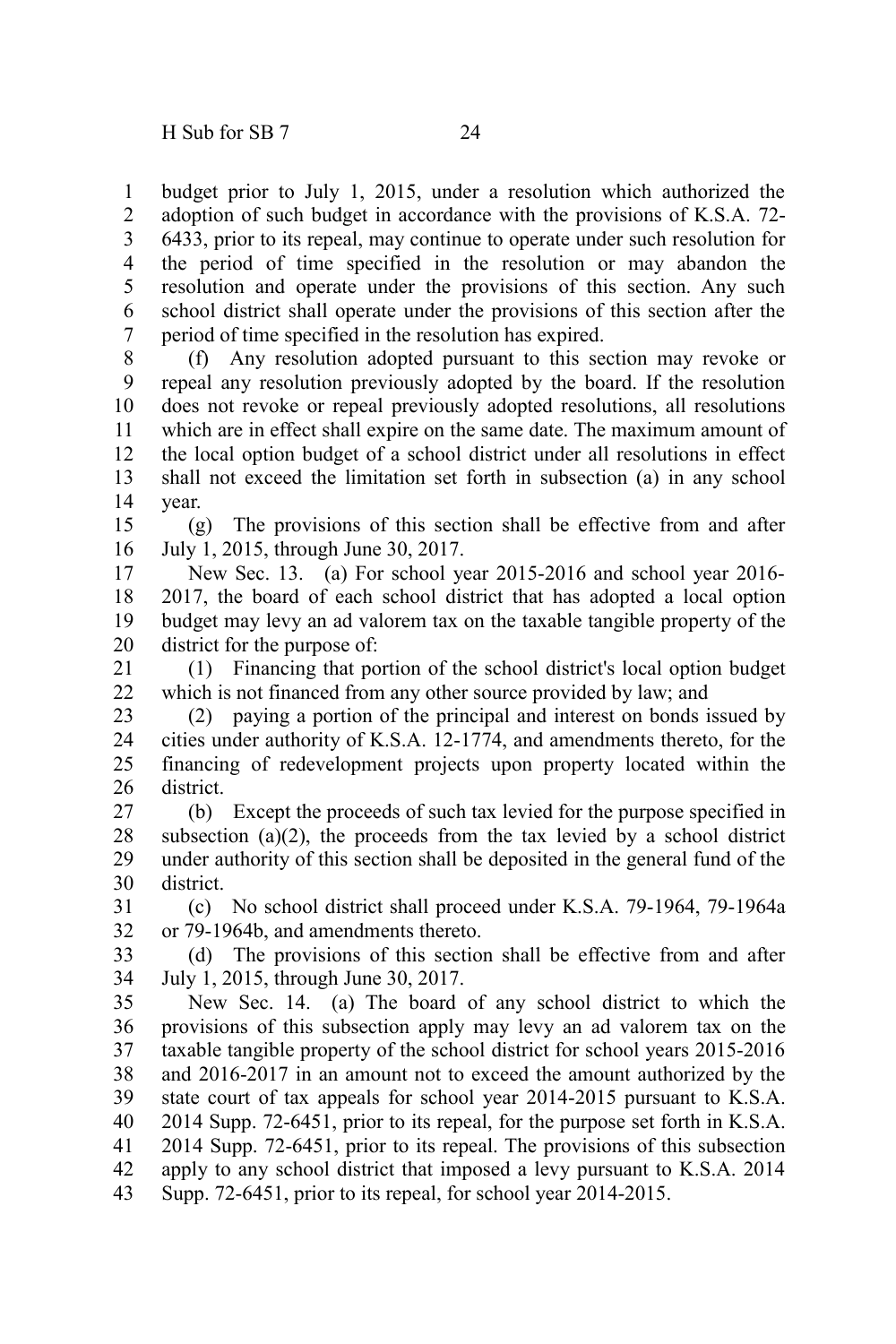budget prior to July 1, 2015, under a resolution which authorized the adoption of such budget in accordance with the provisions of K.S.A. 72-6433, prior to its repeal, may continue to operate under such resolution for the period of time specified in the resolution or may abandon the resolution and operate under the provisions of this section. Any such school district shall operate under the provisions of this section after the period of time specified in the resolution has expired.

(f) Any resolution adopted pursuant to this section may revoke or repeal any resolution previously adopted by the board. If the resolution does not revoke or repeal previously adopted resolutions, all resolutions which are in effect shall expire on the same date. The maximum amount of the local option budget of a school district under all resolutions in effect shall not exceed the limitation set forth in subsection (a) in any school year.

(g) The provisions of this section shall be effective from and after July 1, 2015, through June 30, 2017.

New Sec. 13. (a) For school year 2015-2016 and school year 2016-2017, the board of each school district that has adopted a local option budget may levy an ad valorem tax on the taxable tangible property of the district for the purpose of:

(1) Financing that portion of the school district's local option budget which is not financed from any other source provided by law; and

(2) paying a portion of the principal and interest on bonds issued by cities under authority of K.S.A. 12-1774, and amendments thereto, for the financing of redevelopment projects upon property located within the district.

(b) Except the proceeds of such tax levied for the purpose specified in subsection (a)(2), the proceeds from the tax levied by a school district under authority of this section shall be deposited in the general fund of the district.

(c) No school district shall proceed under K.S.A. 79-1964, 79-1964a or 79-1964b, and amendments thereto.

(d) The provisions of this section shall be effective from and after July 1, 2015, through June 30, 2017.

New Sec. 14. (a) The board of any school district to which the provisions of this subsection apply may levy an ad valorem tax on the taxable tangible property of the school district for school years 2015-2016 and 2016-2017 in an amount not to exceed the amount authorized by the state court of tax appeals for school year 2014-2015 pursuant to K.S.A. 2014 Supp. 72-6451, prior to its repeal, for the purpose set forth in K.S.A. 2014 Supp. 72-6451, prior to its repeal. The provisions of this subsection apply to any school district that imposed a levy pursuant to K.S.A. 2014 Supp. 72-6451, prior to its repeal, for school year 2014-2015.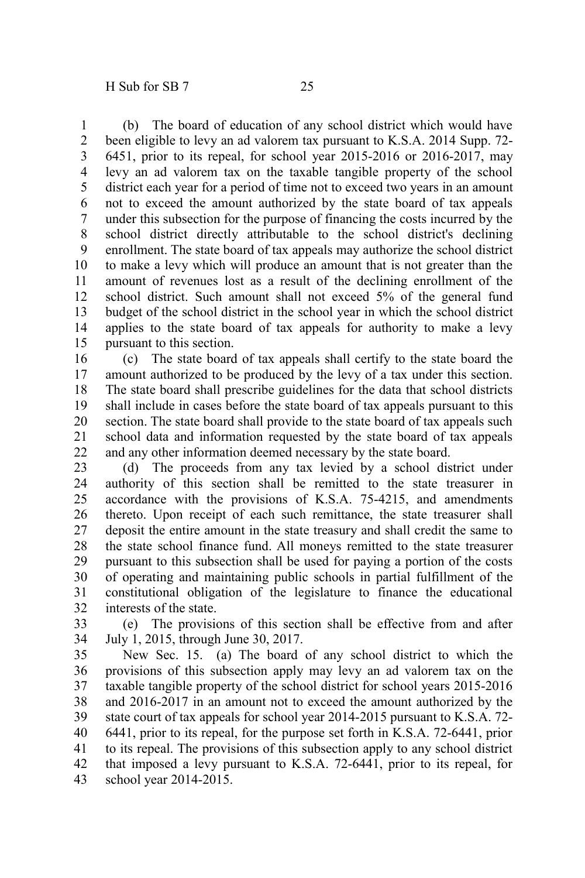(b) The board of education of any school district which would have been eligible to levy an ad valorem tax pursuant to K.S.A. 2014 Supp. 72-6451, prior to its repeal, for school year 2015-2016 or 2016-2017, may levy an ad valorem tax on the taxable tangible property of the school district each year for a period of time not to exceed two years in an amount not to exceed the amount authorized by the state board of tax appeals under this subsection for the purpose of financing the costs incurred by the school district directly attributable to the school district's declining enrollment. The state board of tax appeals may authorize the school district to make a levy which will produce an amount that is not greater than the amount of revenues lost as a result of the declining enrollment of the school district. Such amount shall not exceed 5% of the general fund budget of the school district in the school year in which the school district applies to the state board of tax appeals for authority to make a levy pursuant to this section.

(c) The state board of tax appeals shall certify to the state board the amount authorized to be produced by the levy of a tax under this section. The state board shall prescribe guidelines for the data that school districts shall include in cases before the state board of tax appeals pursuant to this section. The state board shall provide to the state board of tax appeals such school data and information requested by the state board of tax appeals and any other information deemed necessary by the state board.

(d) The proceeds from any tax levied by a school district under authority of this section shall be remitted to the state treasurer in accordance with the provisions of K.S.A. 75-4215, and amendments thereto. Upon receipt of each such remittance, the state treasurer shall deposit the entire amount in the state treasury and shall credit the same to the state school finance fund. All moneys remitted to the state treasurer pursuant to this subsection shall be used for paying a portion of the costs of operating and maintaining public schools in partial fulfillment of the constitutional obligation of the legislature to finance the educational interests of the state.

(e) The provisions of this section shall be effective from and after July 1, 2015, through June 30, 2017.

New Sec. 15. (a) The board of any school district to which the provisions of this subsection apply may levy an ad valorem tax on the taxable tangible property of the school district for school years 2015-2016 and 2016-2017 in an amount not to exceed the amount authorized by the state court of tax appeals for school year 2014-2015 pursuant to K.S.A. 72-6441, prior to its repeal, for the purpose set forth in K.S.A. 72-6441, prior to its repeal. The provisions of this subsection apply to any school district that imposed a levy pursuant to K.S.A. 72-6441, prior to its repeal, for school year 2014-2015.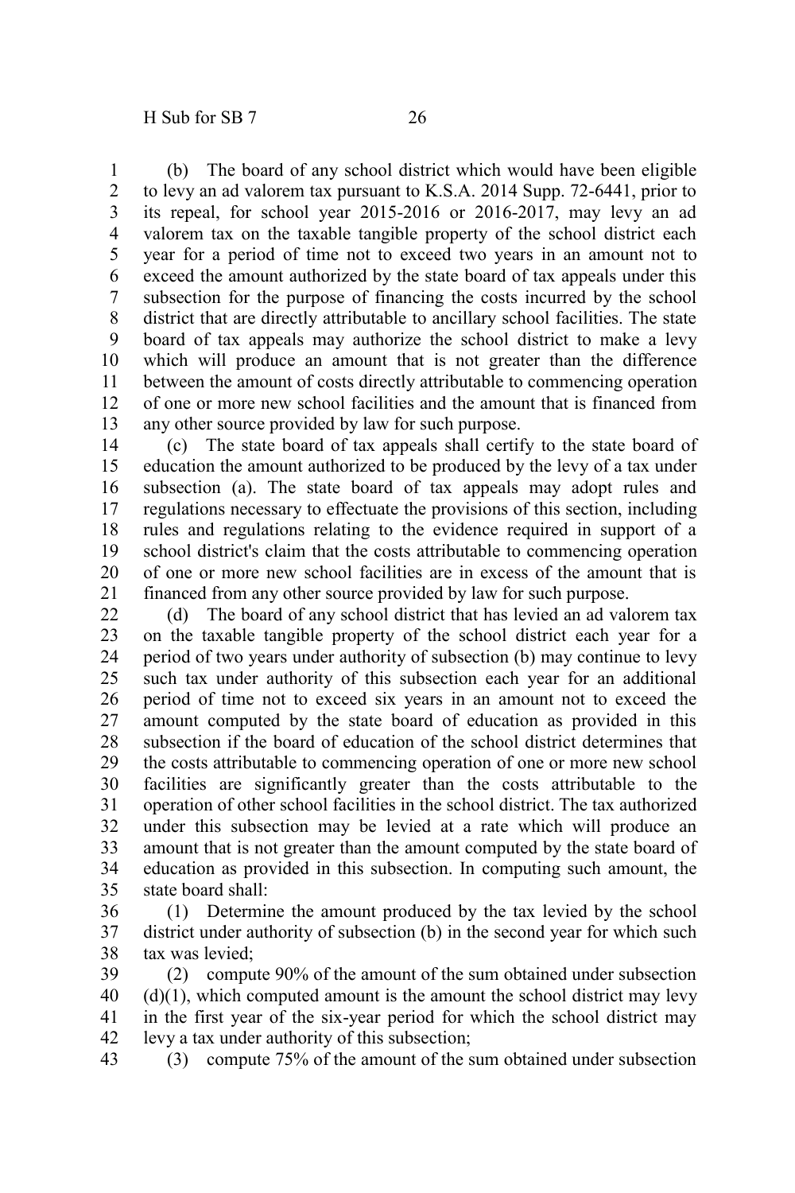(b) The board of any school district which would have been eligible to levy an ad valorem tax pursuant to K.S.A. 2014 Supp. 72-6441, prior to its repeal, for school year 2015-2016 or 2016-2017, may levy an ad valorem tax on the taxable tangible property of the school district each year for a period of time not to exceed two years in an amount not to exceed the amount authorized by the state board of tax appeals under this subsection for the purpose of financing the costs incurred by the school district that are directly attributable to ancillary school facilities. The state board of tax appeals may authorize the school district to make a levy which will produce an amount that is not greater than the difference between the amount of costs directly attributable to commencing operation of one or more new school facilities and the amount that is financed from any other source provided by law for such purpose.

(c) The state board of tax appeals shall certify to the state board of education the amount authorized to be produced by the levy of a tax under subsection (a). The state board of tax appeals may adopt rules and regulations necessary to effectuate the provisions of this section, including rules and regulations relating to the evidence required in support of a school district's claim that the costs attributable to commencing operation of one or more new school facilities are in excess of the amount that is financed from any other source provided by law for such purpose.

(d) The board of any school district that has levied an ad valorem tax on the taxable tangible property of the school district each year for a period of two years under authority of subsection (b) may continue to levy such tax under authority of this subsection each year for an additional period of time not to exceed six years in an amount not to exceed the amount computed by the state board of education as provided in this subsection if the board of education of the school district determines that the costs attributable to commencing operation of one or more new school facilities are significantly greater than the costs attributable to the operation of other school facilities in the school district. The tax authorized under this subsection may be levied at a rate which will produce an amount that is not greater than the amount computed by the state board of education as provided in this subsection. In computing such amount, the state board shall:

(1) Determine the amount produced by the tax levied by the school district under authority of subsection (b) in the second year for which such tax was levied;

(2) compute 90% of the amount of the sum obtained under subsection (d)(1), which computed amount is the amount the school district may levy in the first year of the six-year period for which the school district may levy a tax under authority of this subsection;

(3) compute 75% of the amount of the sum obtained under subsection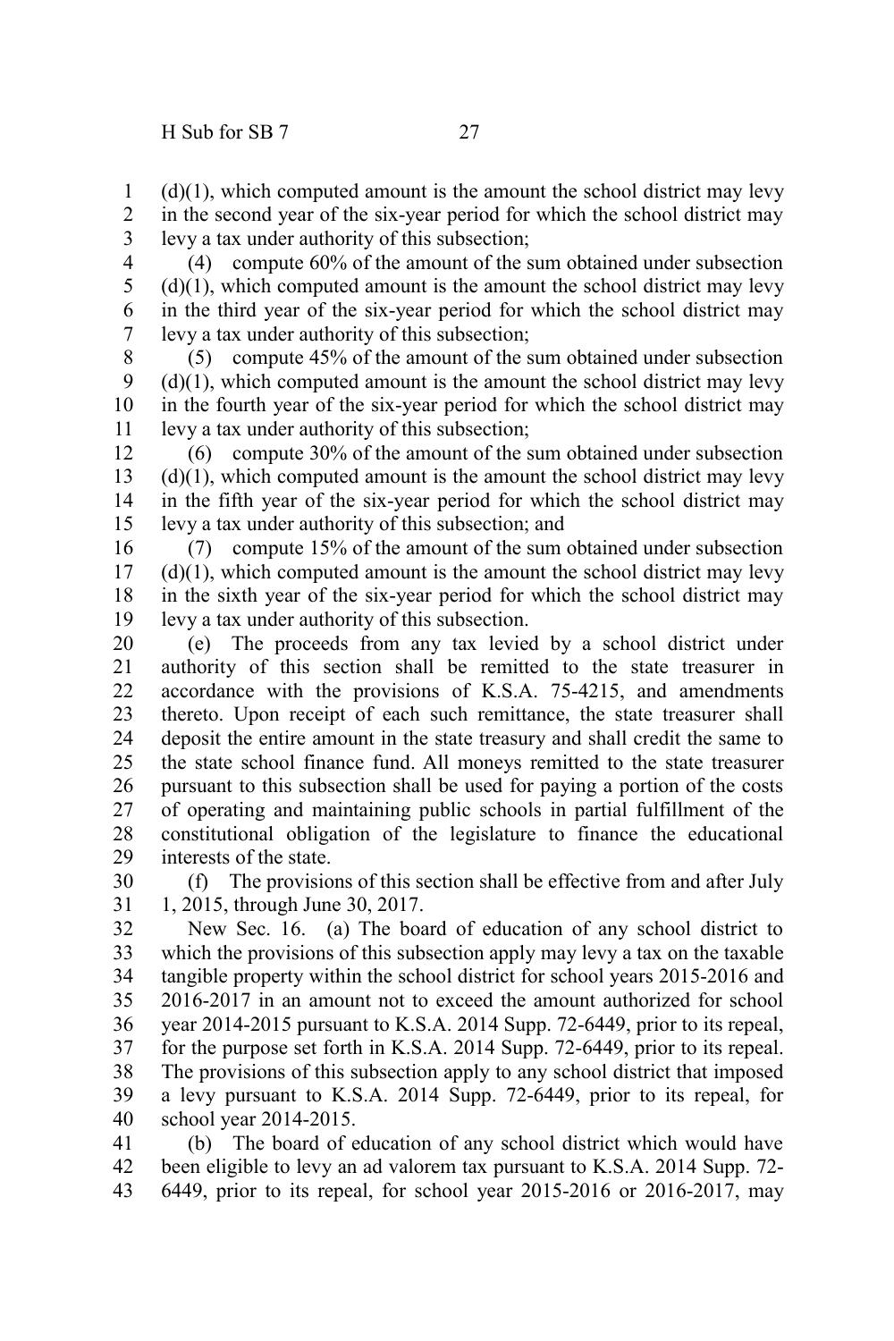(d)(1), which computed amount is the amount the school district may levy in the second year of the six-year period for which the school district may levy a tax under authority of this subsection;

(4) compute 60% of the amount of the sum obtained under subsection (d)(1), which computed amount is the amount the school district may levy in the third year of the six-year period for which the school district may levy a tax under authority of this subsection;

(5) compute 45% of the amount of the sum obtained under subsection (d)(1), which computed amount is the amount the school district may levy in the fourth year of the six-year period for which the school district may levy a tax under authority of this subsection;

(6) compute 30% of the amount of the sum obtained under subsection (d)(1), which computed amount is the amount the school district may levy in the fifth year of the six-year period for which the school district may levy a tax under authority of this subsection; and

(7) compute 15% of the amount of the sum obtained under subsection (d)(1), which computed amount is the amount the school district may levy in the sixth year of the six-year period for which the school district may levy a tax under authority of this subsection.

(e) The proceeds from any tax levied by a school district under authority of this section shall be remitted to the state treasurer in accordance with the provisions of K.S.A. 75-4215, and amendments thereto. Upon receipt of each such remittance, the state treasurer shall deposit the entire amount in the state treasury and shall credit the same to the state school finance fund. All moneys remitted to the state treasurer pursuant to this subsection shall be used for paying a portion of the costs of operating and maintaining public schools in partial fulfillment of the constitutional obligation of the legislature to finance the educational interests of the state.

(f) The provisions of this section shall be effective from and after July 1, 2015, through June 30, 2017.

New Sec. 16. (a) The board of education of any school district to which the provisions of this subsection apply may levy a tax on the taxable tangible property within the school district for school years 2015-2016 and 2016-2017 in an amount not to exceed the amount authorized for school year 2014-2015 pursuant to K.S.A. 2014 Supp. 72-6449, prior to its repeal, for the purpose set forth in K.S.A. 2014 Supp. 72-6449, prior to its repeal. The provisions of this subsection apply to any school district that imposed a levy pursuant to K.S.A. 2014 Supp. 72-6449, prior to its repeal, for school year 2014-2015.

(b) The board of education of any school district which would have been eligible to levy an ad valorem tax pursuant to K.S.A. 2014 Supp. 72-6449, prior to its repeal, for school year 2015-2016 or 2016-2017, may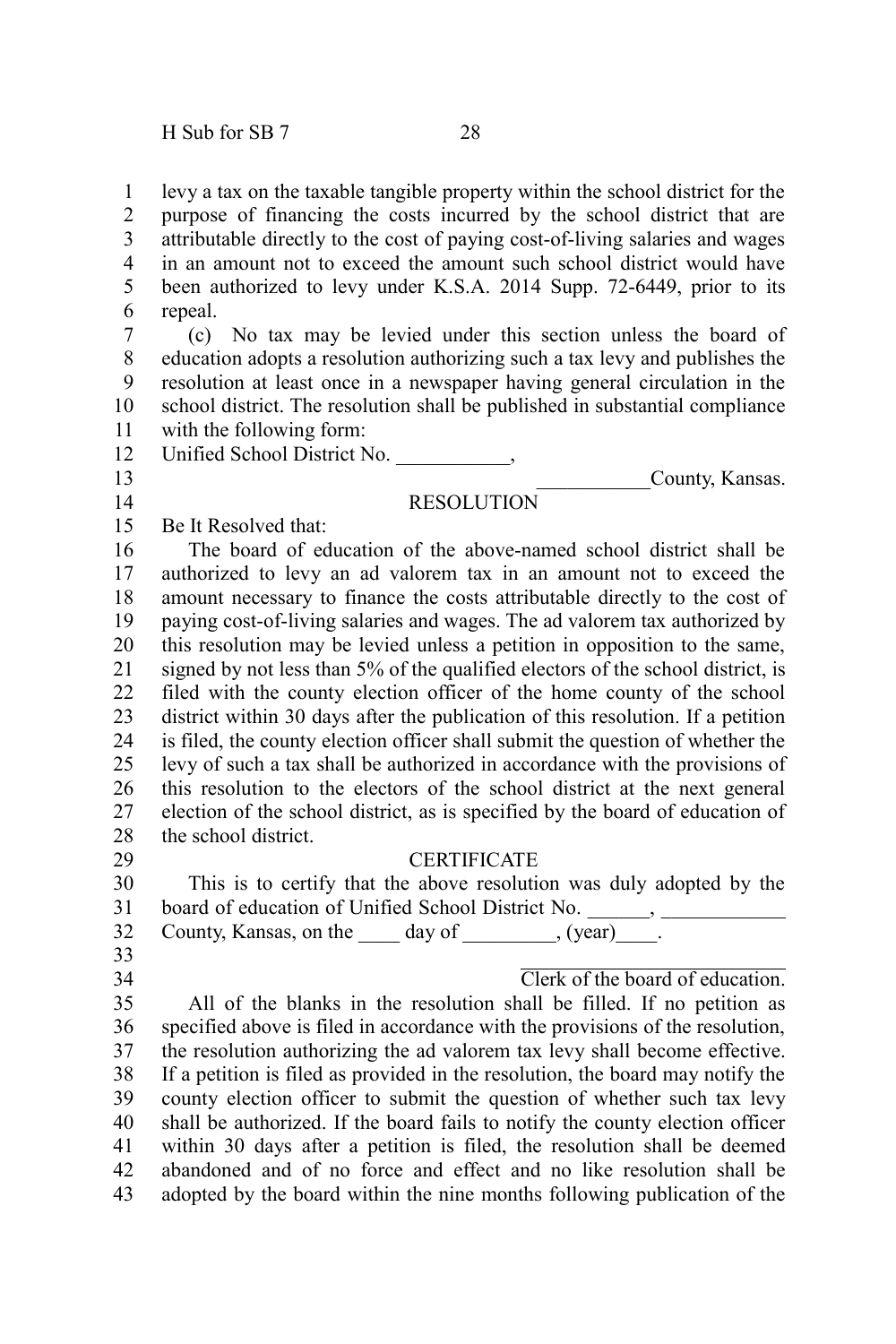levy a tax on the taxable tangible property within the school district for the purpose of financing the costs incurred by the school district that are attributable directly to the cost of paying cost-of-living salaries and wages in an amount not to exceed the amount such school district would have been authorized to levy under K.S.A. 2014 Supp. 72-6449, prior to its repeal.

(c) No tax may be levied under this section unless the board of education adopts a resolution authorizing such a tax levy and publishes the resolution at least once in a newspaper having general circulation in the school district. The resolution shall be published in substantial compliance with the following form:

Unified School District No. ___________,

___________County, Kansas.

RESOLUTION

Be It Resolved that:

The board of education of the above-named school district shall be authorized to levy an ad valorem tax in an amount not to exceed the amount necessary to finance the costs attributable directly to the cost of paying cost-of-living salaries and wages. The ad valorem tax authorized by this resolution may be levied unless a petition in opposition to the same, signed by not less than 5% of the qualified electors of the school district, is filed with the county election officer of the home county of the school district within 30 days after the publication of this resolution. If a petition is filed, the county election officer shall submit the question of whether the levy of such a tax shall be authorized in accordance with the provisions of this resolution to the electors of the school district at the next general election of the school district, as is specified by the board of education of the school district.

CERTIFICATE

This is to certify that the above resolution was duly adopted by the board of education of Unified School District No. ______, ____________ County, Kansas, on the ____ day of _________, (year)____.

___________________________
Clerk of the board of education.

All of the blanks in the resolution shall be filled. If no petition as specified above is filed in accordance with the provisions of the resolution, the resolution authorizing the ad valorem tax levy shall become effective. If a petition is filed as provided in the resolution, the board may notify the county election officer to submit the question of whether such tax levy shall be authorized. If the board fails to notify the county election officer within 30 days after a petition is filed, the resolution shall be deemed abandoned and of no force and effect and no like resolution shall be adopted by the board within the nine months following publication of the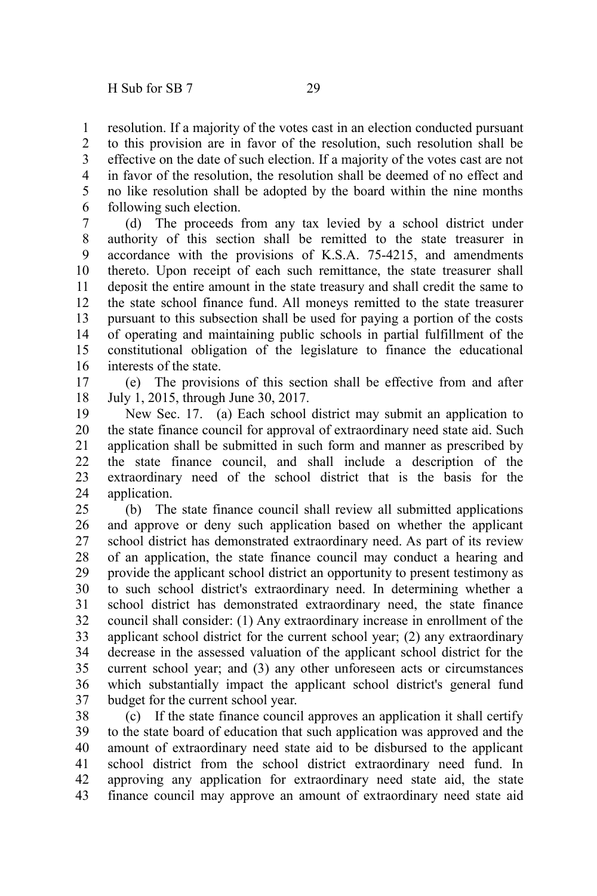resolution. If a majority of the votes cast in an election conducted pursuant to this provision are in favor of the resolution, such resolution shall be effective on the date of such election. If a majority of the votes cast are not in favor of the resolution, the resolution shall be deemed of no effect and no like resolution shall be adopted by the board within the nine months following such election.

(d) The proceeds from any tax levied by a school district under authority of this section shall be remitted to the state treasurer in accordance with the provisions of K.S.A. 75-4215, and amendments thereto. Upon receipt of each such remittance, the state treasurer shall deposit the entire amount in the state treasury and shall credit the same to the state school finance fund. All moneys remitted to the state treasurer pursuant to this subsection shall be used for paying a portion of the costs of operating and maintaining public schools in partial fulfillment of the constitutional obligation of the legislature to finance the educational interests of the state.

(e) The provisions of this section shall be effective from and after July 1, 2015, through June 30, 2017.

New Sec. 17. (a) Each school district may submit an application to the state finance council for approval of extraordinary need state aid. Such application shall be submitted in such form and manner as prescribed by the state finance council, and shall include a description of the extraordinary need of the school district that is the basis for the application.

(b) The state finance council shall review all submitted applications and approve or deny such application based on whether the applicant school district has demonstrated extraordinary need. As part of its review of an application, the state finance council may conduct a hearing and provide the applicant school district an opportunity to present testimony as to such school district's extraordinary need. In determining whether a school district has demonstrated extraordinary need, the state finance council shall consider: (1) Any extraordinary increase in enrollment of the applicant school district for the current school year; (2) any extraordinary decrease in the assessed valuation of the applicant school district for the current school year; and (3) any other unforeseen acts or circumstances which substantially impact the applicant school district's general fund budget for the current school year.

(c) If the state finance council approves an application it shall certify to the state board of education that such application was approved and the amount of extraordinary need state aid to be disbursed to the applicant school district from the school district extraordinary need fund. In approving any application for extraordinary need state aid, the state finance council may approve an amount of extraordinary need state aid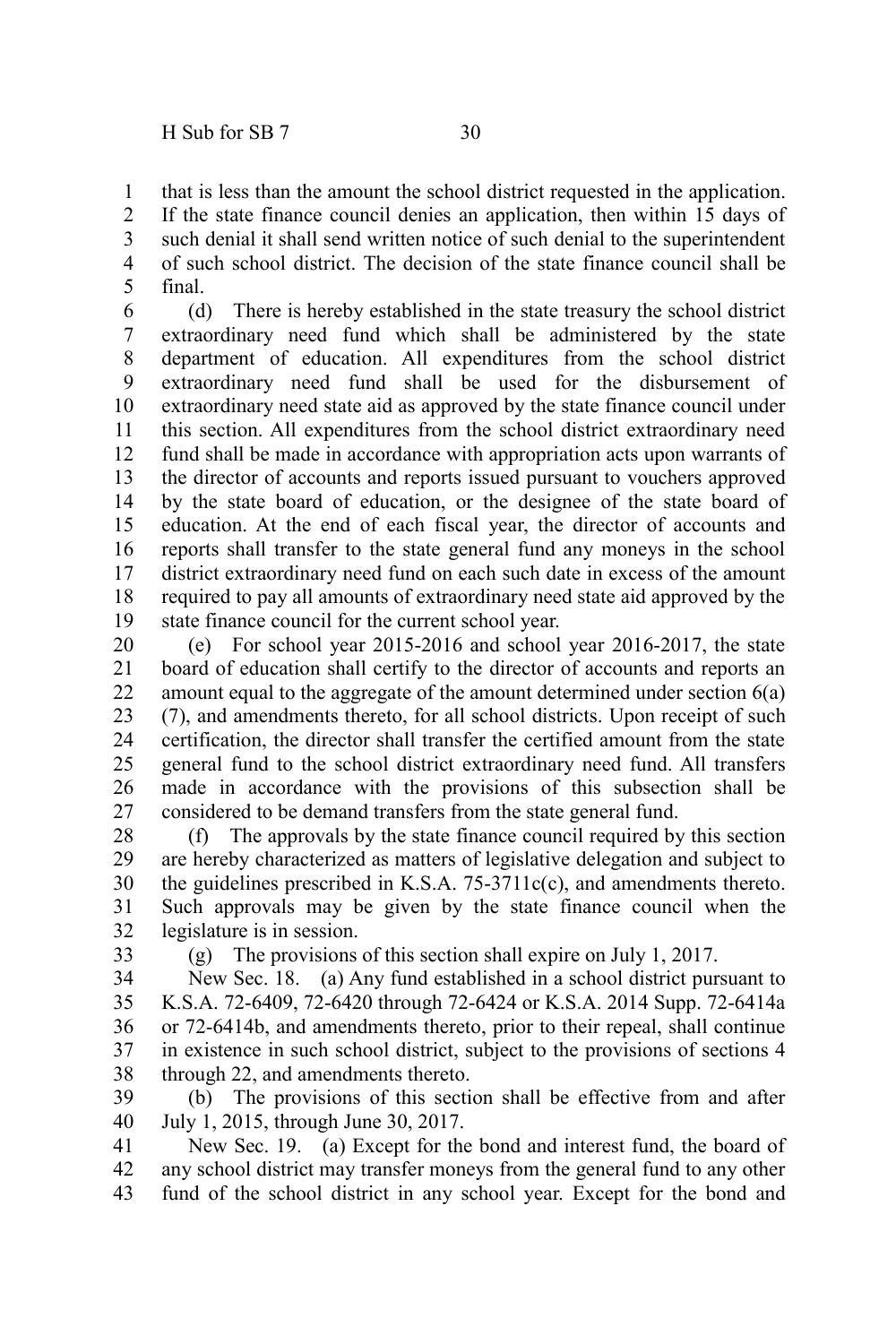that is less than the amount the school district requested in the application. If the state finance council denies an application, then within 15 days of such denial it shall send written notice of such denial to the superintendent of such school district. The decision of the state finance council shall be final.

(d) There is hereby established in the state treasury the school district extraordinary need fund which shall be administered by the state department of education. All expenditures from the school district extraordinary need fund shall be used for the disbursement of extraordinary need state aid as approved by the state finance council under this section. All expenditures from the school district extraordinary need fund shall be made in accordance with appropriation acts upon warrants of the director of accounts and reports issued pursuant to vouchers approved by the state board of education, or the designee of the state board of education. At the end of each fiscal year, the director of accounts and reports shall transfer to the state general fund any moneys in the school district extraordinary need fund on each such date in excess of the amount required to pay all amounts of extraordinary need state aid approved by the state finance council for the current school year.

(e) For school year 2015-2016 and school year 2016-2017, the state board of education shall certify to the director of accounts and reports an amount equal to the aggregate of the amount determined under section 6(a)(7), and amendments thereto, for all school districts. Upon receipt of such certification, the director shall transfer the certified amount from the state general fund to the school district extraordinary need fund. All transfers made in accordance with the provisions of this subsection shall be considered to be demand transfers from the state general fund.

(f) The approvals by the state finance council required by this section are hereby characterized as matters of legislative delegation and subject to the guidelines prescribed in K.S.A. 75-3711c(c), and amendments thereto. Such approvals may be given by the state finance council when the legislature is in session.

(g) The provisions of this section shall expire on July 1, 2017.

New Sec. 18. (a) Any fund established in a school district pursuant to K.S.A. 72-6409, 72-6420 through 72-6424 or K.S.A. 2014 Supp. 72-6414a or 72-6414b, and amendments thereto, prior to their repeal, shall continue in existence in such school district, subject to the provisions of sections 4 through 22, and amendments thereto.

(b) The provisions of this section shall be effective from and after July 1, 2015, through June 30, 2017.

New Sec. 19. (a) Except for the bond and interest fund, the board of any school district may transfer moneys from the general fund to any other fund of the school district in any school year. Except for the bond and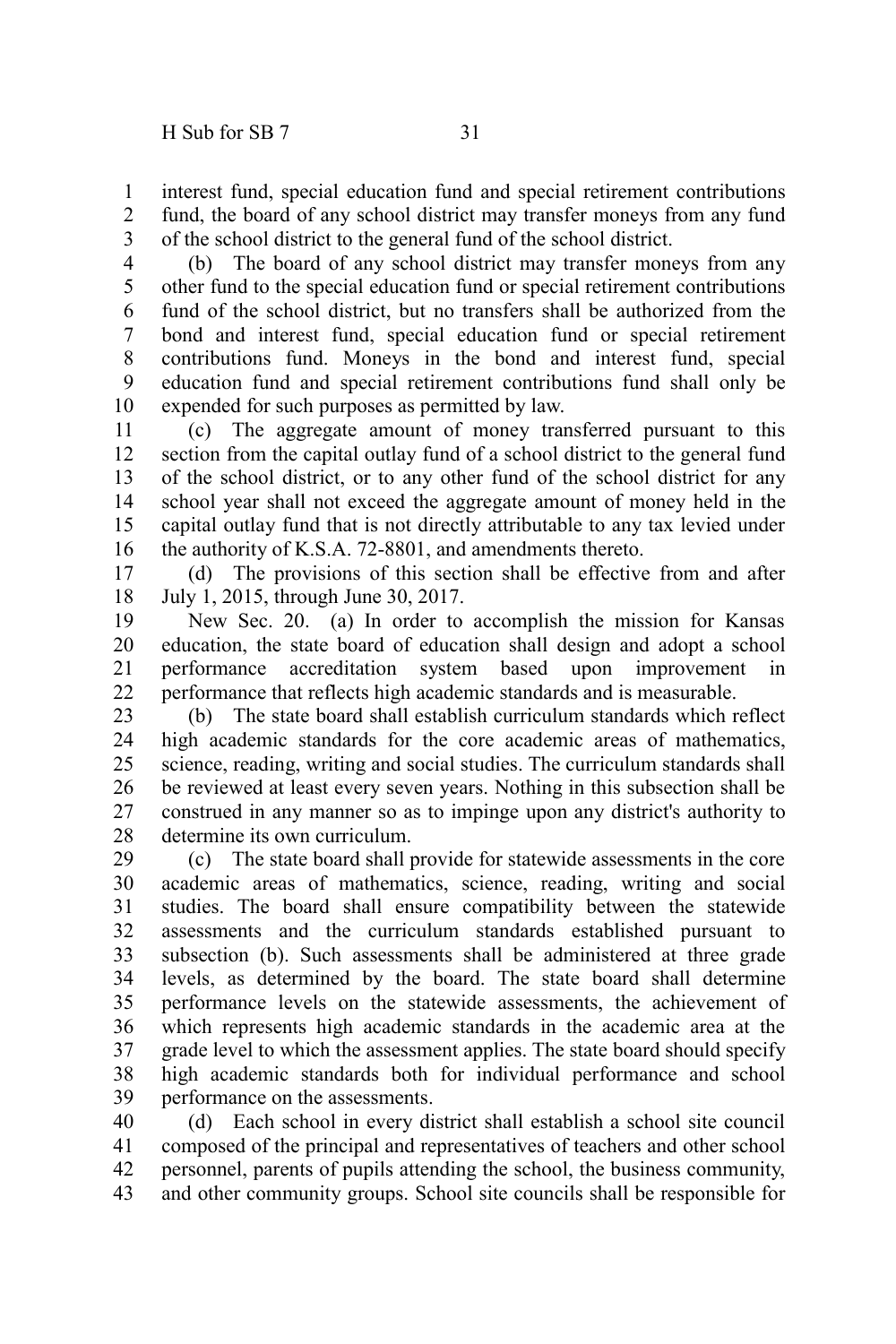interest fund, special education fund and special retirement contributions fund, the board of any school district may transfer moneys from any fund of the school district to the general fund of the school district.

(b) The board of any school district may transfer moneys from any other fund to the special education fund or special retirement contributions fund of the school district, but no transfers shall be authorized from the bond and interest fund, special education fund or special retirement contributions fund. Moneys in the bond and interest fund, special education fund and special retirement contributions fund shall only be expended for such purposes as permitted by law.

(c) The aggregate amount of money transferred pursuant to this section from the capital outlay fund of a school district to the general fund of the school district, or to any other fund of the school district for any school year shall not exceed the aggregate amount of money held in the capital outlay fund that is not directly attributable to any tax levied under the authority of K.S.A. 72-8801, and amendments thereto.

(d) The provisions of this section shall be effective from and after July 1, 2015, through June 30, 2017.

New Sec. 20. (a) In order to accomplish the mission for Kansas education, the state board of education shall design and adopt a school performance accreditation system based upon improvement in performance that reflects high academic standards and is measurable.

(b) The state board shall establish curriculum standards which reflect high academic standards for the core academic areas of mathematics, science, reading, writing and social studies. The curriculum standards shall be reviewed at least every seven years. Nothing in this subsection shall be construed in any manner so as to impinge upon any district's authority to determine its own curriculum.

(c) The state board shall provide for statewide assessments in the core academic areas of mathematics, science, reading, writing and social studies. The board shall ensure compatibility between the statewide assessments and the curriculum standards established pursuant to subsection (b). Such assessments shall be administered at three grade levels, as determined by the board. The state board shall determine performance levels on the statewide assessments, the achievement of which represents high academic standards in the academic area at the grade level to which the assessment applies. The state board should specify high academic standards both for individual performance and school performance on the assessments.

(d) Each school in every district shall establish a school site council composed of the principal and representatives of teachers and other school personnel, parents of pupils attending the school, the business community, and other community groups. School site councils shall be responsible for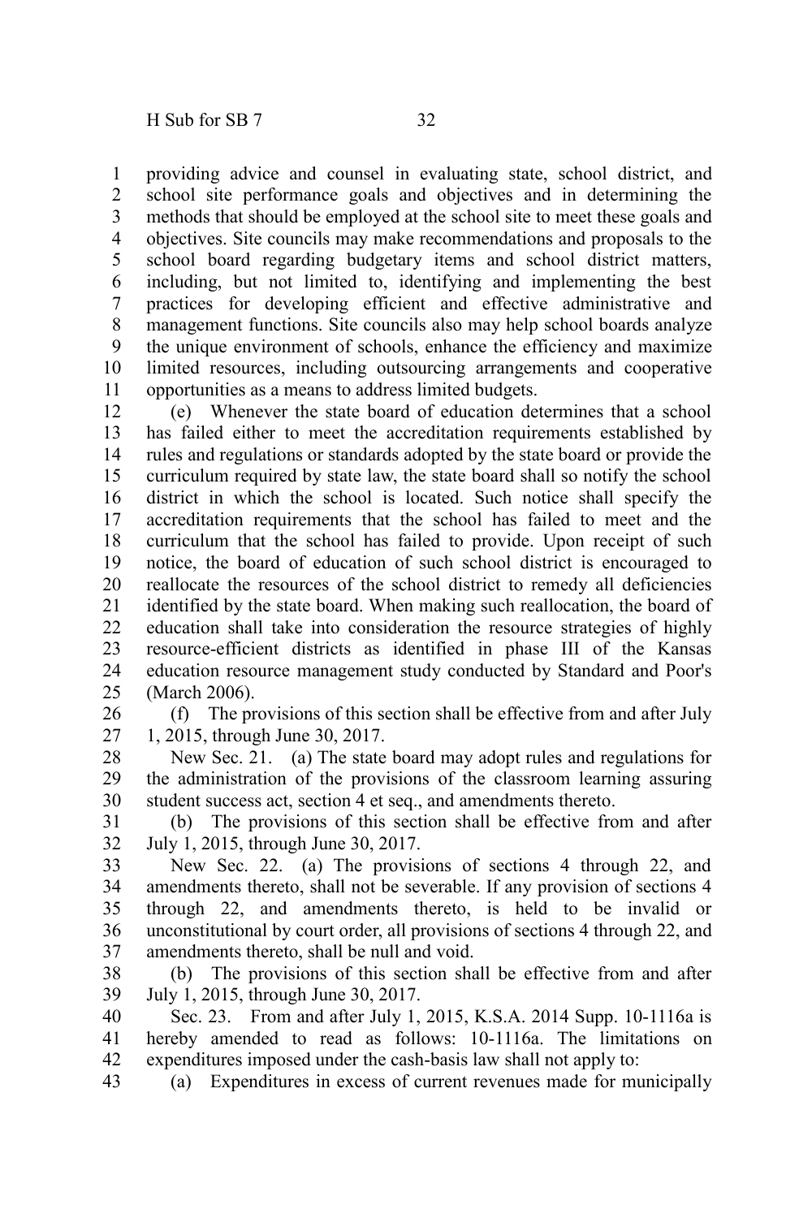providing advice and counsel in evaluating state, school district, and school site performance goals and objectives and in determining the methods that should be employed at the school site to meet these goals and objectives. Site councils may make recommendations and proposals to the school board regarding budgetary items and school district matters, including, but not limited to, identifying and implementing the best practices for developing efficient and effective administrative and management functions. Site councils also may help school boards analyze the unique environment of schools, enhance the efficiency and maximize limited resources, including outsourcing arrangements and cooperative opportunities as a means to address limited budgets.

(e) Whenever the state board of education determines that a school has failed either to meet the accreditation requirements established by rules and regulations or standards adopted by the state board or provide the curriculum required by state law, the state board shall so notify the school district in which the school is located. Such notice shall specify the accreditation requirements that the school has failed to meet and the curriculum that the school has failed to provide. Upon receipt of such notice, the board of education of such school district is encouraged to reallocate the resources of the school district to remedy all deficiencies identified by the state board. When making such reallocation, the board of education shall take into consideration the resource strategies of highly resource-efficient districts as identified in phase III of the Kansas education resource management study conducted by Standard and Poor's (March 2006).

(f) The provisions of this section shall be effective from and after July 1, 2015, through June 30, 2017.

New Sec. 21. (a) The state board may adopt rules and regulations for the administration of the provisions of the classroom learning assuring student success act, section 4 et seq., and amendments thereto.

(b) The provisions of this section shall be effective from and after July 1, 2015, through June 30, 2017.

New Sec. 22. (a) The provisions of sections 4 through 22, and amendments thereto, shall not be severable. If any provision of sections 4 through 22, and amendments thereto, is held to be invalid or unconstitutional by court order, all provisions of sections 4 through 22, and amendments thereto, shall be null and void.

(b) The provisions of this section shall be effective from and after July 1, 2015, through June 30, 2017.

Sec. 23. From and after July 1, 2015, K.S.A. 2014 Supp. 10-1116a is hereby amended to read as follows: 10-1116a. The limitations on expenditures imposed under the cash-basis law shall not apply to:

(a) Expenditures in excess of current revenues made for municipally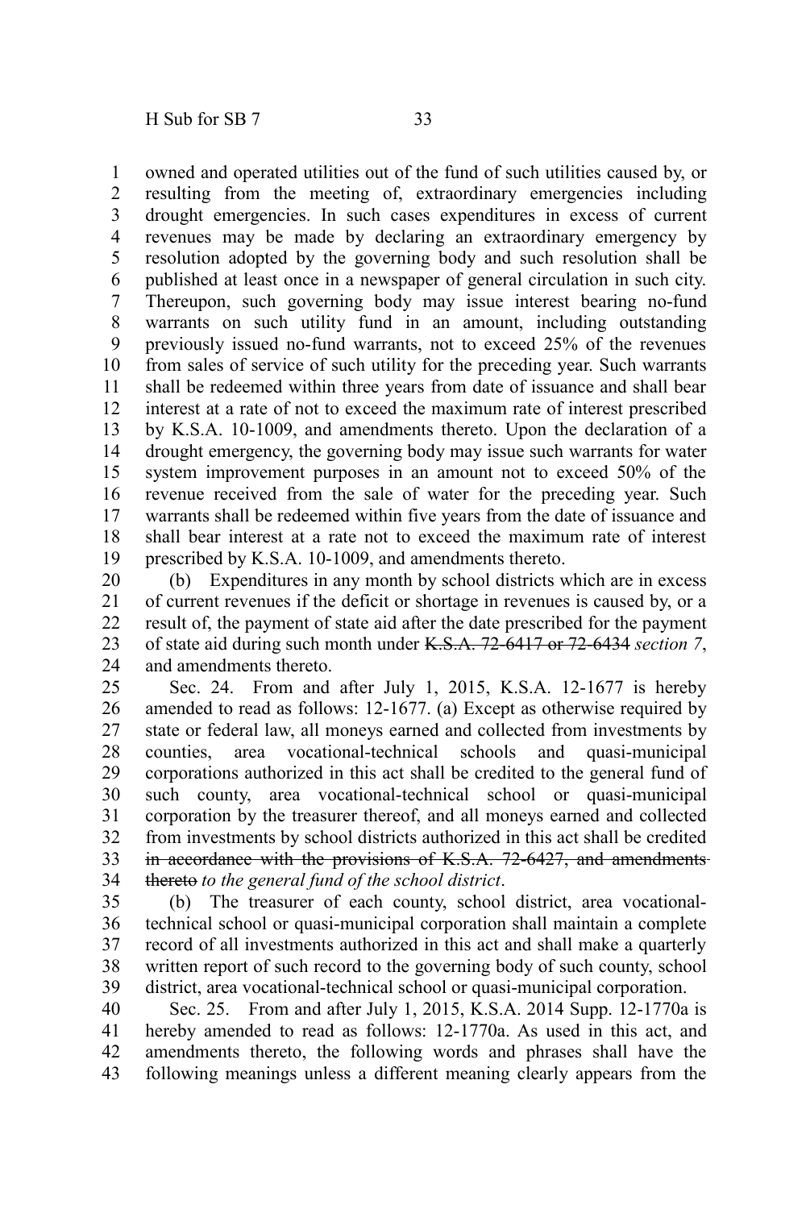owned and operated utilities out of the fund of such utilities caused by, or resulting from the meeting of, extraordinary emergencies including drought emergencies. In such cases expenditures in excess of current revenues may be made by declaring an extraordinary emergency by resolution adopted by the governing body and such resolution shall be published at least once in a newspaper of general circulation in such city. Thereupon, such governing body may issue interest bearing no-fund warrants on such utility fund in an amount, including outstanding previously issued no-fund warrants, not to exceed 25% of the revenues from sales of service of such utility for the preceding year. Such warrants shall be redeemed within three years from date of issuance and shall bear interest at a rate of not to exceed the maximum rate of interest prescribed by K.S.A. 10-1009, and amendments thereto. Upon the declaration of a drought emergency, the governing body may issue such warrants for water system improvement purposes in an amount not to exceed 50% of the revenue received from the sale of water for the preceding year. Such warrants shall be redeemed within five years from the date of issuance and shall bear interest at a rate not to exceed the maximum rate of interest prescribed by K.S.A. 10-1009, and amendments thereto.

(b) Expenditures in any month by school districts which are in excess of current revenues if the deficit or shortage in revenues is caused by, or a result of, the payment of state aid after the date prescribed for the payment of state aid during such month under ~~K.S.A. 72-6417 or 72-6434~~ *section 7*, and amendments thereto.

Sec. 24. From and after July 1, 2015, K.S.A. 12-1677 is hereby amended to read as follows: 12-1677. (a) Except as otherwise required by state or federal law, all moneys earned and collected from investments by counties, area vocational-technical schools and quasi-municipal corporations authorized in this act shall be credited to the general fund of such county, area vocational-technical school or quasi-municipal corporation by the treasurer thereof, and all moneys earned and collected from investments by school districts authorized in this act shall be credited ~~in accordance with the provisions of K.S.A. 72-6427, and amendments thereto~~ *to the general fund of the school district*.

(b) The treasurer of each county, school district, area vocational-technical school or quasi-municipal corporation shall maintain a complete record of all investments authorized in this act and shall make a quarterly written report of such record to the governing body of such county, school district, area vocational-technical school or quasi-municipal corporation.

Sec. 25. From and after July 1, 2015, K.S.A. 2014 Supp. 12-1770a is hereby amended to read as follows: 12-1770a. As used in this act, and amendments thereto, the following words and phrases shall have the following meanings unless a different meaning clearly appears from the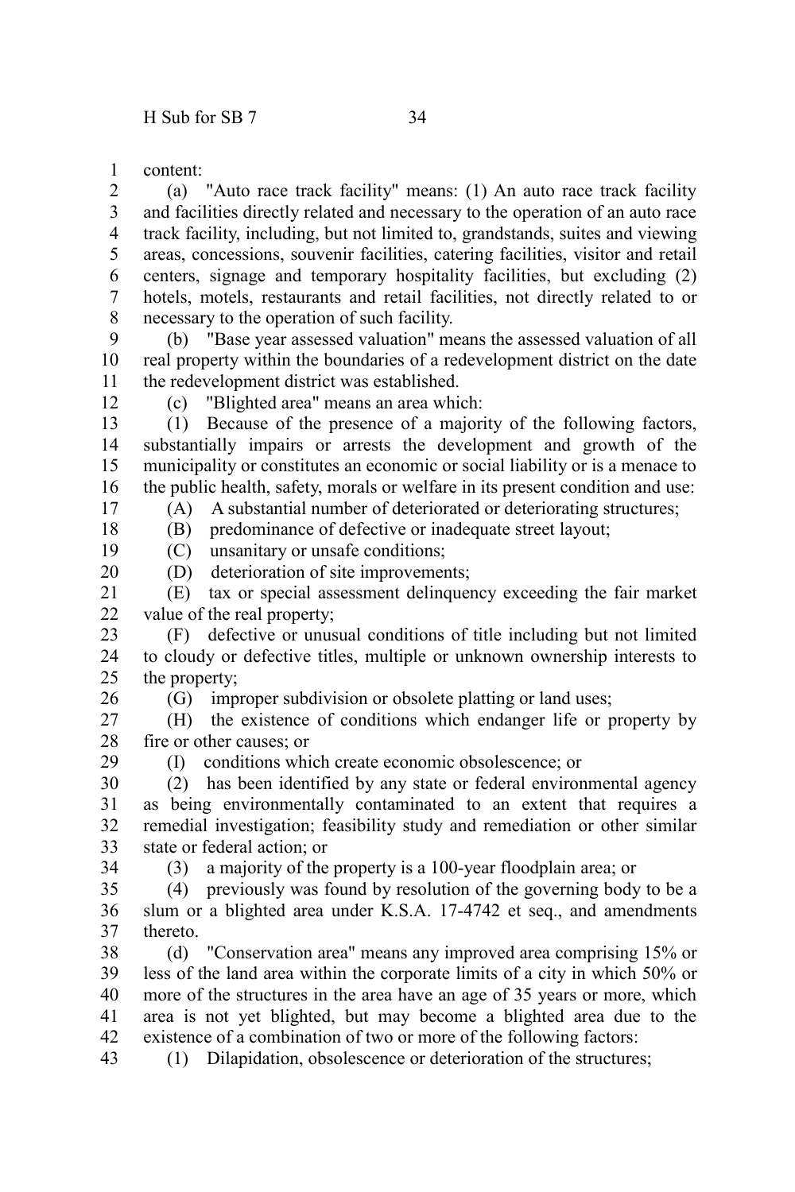content:

(a) "Auto race track facility" means: (1) An auto race track facility and facilities directly related and necessary to the operation of an auto race track facility, including, but not limited to, grandstands, suites and viewing areas, concessions, souvenir facilities, catering facilities, visitor and retail centers, signage and temporary hospitality facilities, but excluding (2) hotels, motels, restaurants and retail facilities, not directly related to or necessary to the operation of such facility.

(b) "Base year assessed valuation" means the assessed valuation of all real property within the boundaries of a redevelopment district on the date the redevelopment district was established.

(c) "Blighted area" means an area which:

(1) Because of the presence of a majority of the following factors, substantially impairs or arrests the development and growth of the municipality or constitutes an economic or social liability or is a menace to the public health, safety, morals or welfare in its present condition and use:

(A) A substantial number of deteriorated or deteriorating structures;

(B) predominance of defective or inadequate street layout;

(C) unsanitary or unsafe conditions;

(D) deterioration of site improvements;

(E) tax or special assessment delinquency exceeding the fair market value of the real property;

(F) defective or unusual conditions of title including but not limited to cloudy or defective titles, multiple or unknown ownership interests to the property;

(G) improper subdivision or obsolete platting or land uses;

(H) the existence of conditions which endanger life or property by fire or other causes; or

(I) conditions which create economic obsolescence; or

(2) has been identified by any state or federal environmental agency as being environmentally contaminated to an extent that requires a remedial investigation; feasibility study and remediation or other similar state or federal action; or

(3) a majority of the property is a 100-year floodplain area; or

(4) previously was found by resolution of the governing body to be a slum or a blighted area under K.S.A. 17-4742 et seq., and amendments thereto.

(d) "Conservation area" means any improved area comprising 15% or less of the land area within the corporate limits of a city in which 50% or more of the structures in the area have an age of 35 years or more, which area is not yet blighted, but may become a blighted area due to the existence of a combination of two or more of the following factors:

(1) Dilapidation, obsolescence or deterioration of the structures;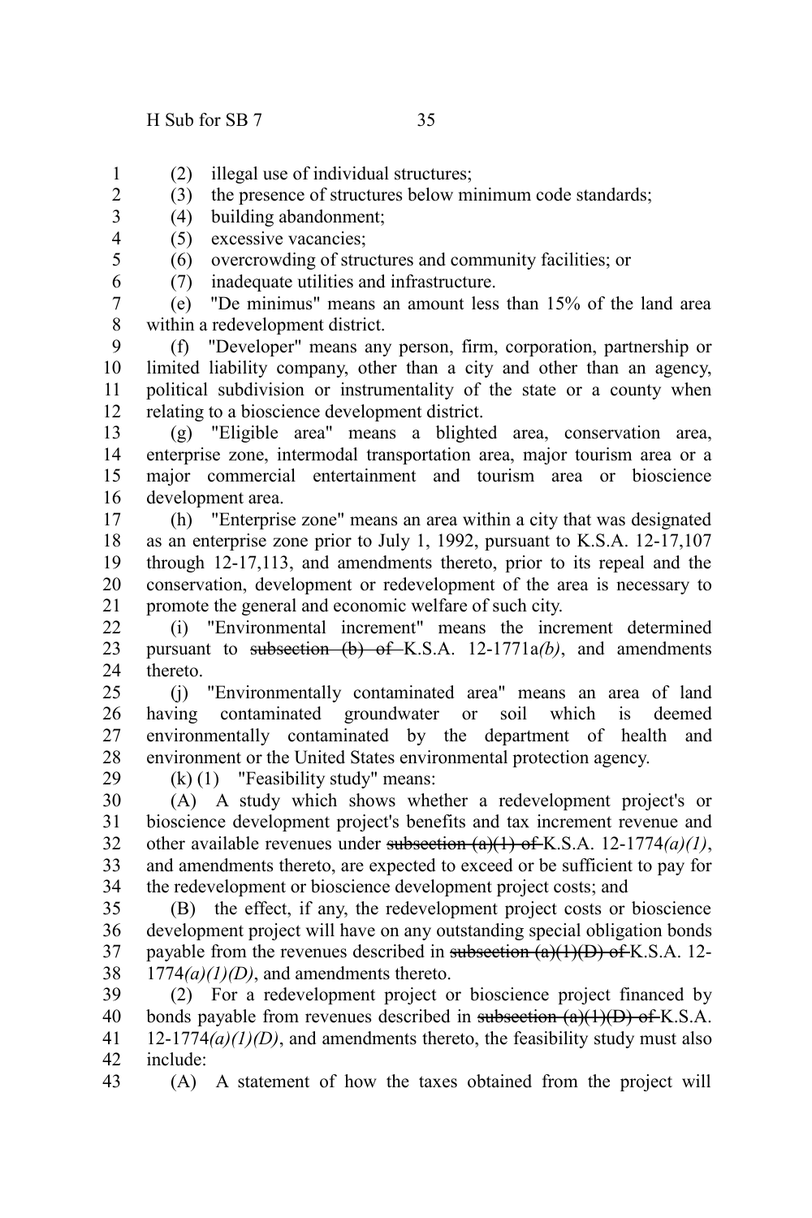(2) illegal use of individual structures;

(3) the presence of structures below minimum code standards;

(4) building abandonment;

(5) excessive vacancies;

(6) overcrowding of structures and community facilities; or

(7) inadequate utilities and infrastructure.

(e) "De minimus" means an amount less than 15% of the land area within a redevelopment district.

(f) "Developer" means any person, firm, corporation, partnership or limited liability company, other than a city and other than an agency, political subdivision or instrumentality of the state or a county when relating to a bioscience development district.

(g) "Eligible area" means a blighted area, conservation area, enterprise zone, intermodal transportation area, major tourism area or a major commercial entertainment and tourism area or bioscience development area.

(h) "Enterprise zone" means an area within a city that was designated as an enterprise zone prior to July 1, 1992, pursuant to K.S.A. 12-17,107 through 12-17,113, and amendments thereto, prior to its repeal and the conservation, development or redevelopment of the area is necessary to promote the general and economic welfare of such city.

(i) "Environmental increment" means the increment determined pursuant to ~~subsection (b) of~~ K.S.A. 12-1771a*(b)*, and amendments thereto.

(j) "Environmentally contaminated area" means an area of land having contaminated groundwater or soil which is deemed environmentally contaminated by the department of health and environment or the United States environmental protection agency.

(k) (1) "Feasibility study" means:

(A) A study which shows whether a redevelopment project's or bioscience development project's benefits and tax increment revenue and other available revenues under ~~subsection (a)(1) of~~ K.S.A. 12-1774*(a)(1)*, and amendments thereto, are expected to exceed or be sufficient to pay for the redevelopment or bioscience development project costs; and

(B) the effect, if any, the redevelopment project costs or bioscience development project will have on any outstanding special obligation bonds payable from the revenues described in ~~subsection (a)(1)(D) of~~ K.S.A. 12-1774*(a)(1)(D)*, and amendments thereto.

(2) For a redevelopment project or bioscience project financed by bonds payable from revenues described in ~~subsection (a)(1)(D) of~~ K.S.A. 12-1774*(a)(1)(D)*, and amendments thereto, the feasibility study must also include:

(A) A statement of how the taxes obtained from the project will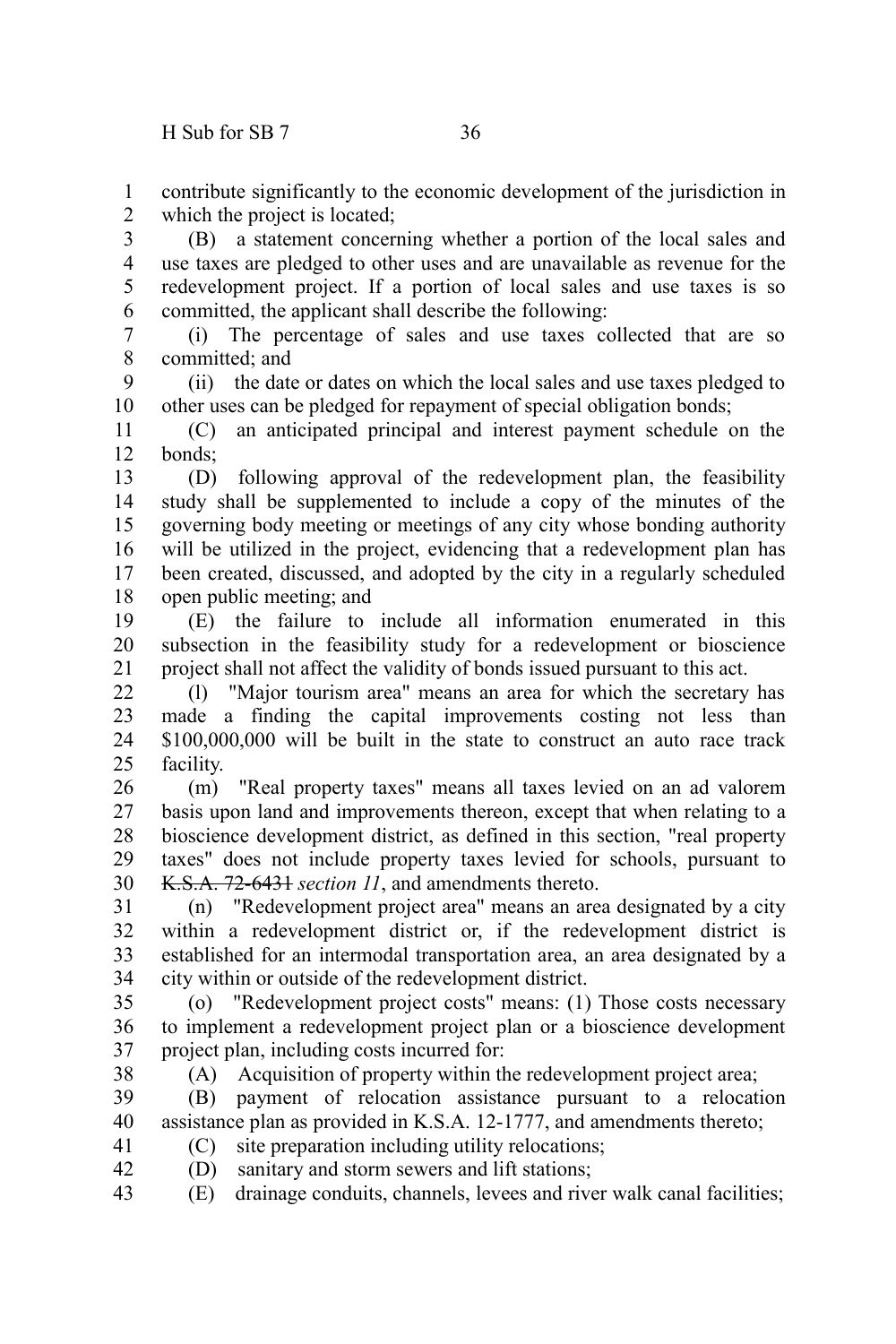contribute significantly to the economic development of the jurisdiction in which the project is located;

(B) a statement concerning whether a portion of the local sales and use taxes are pledged to other uses and are unavailable as revenue for the redevelopment project. If a portion of local sales and use taxes is so committed, the applicant shall describe the following:

(i) The percentage of sales and use taxes collected that are so committed; and

(ii) the date or dates on which the local sales and use taxes pledged to other uses can be pledged for repayment of special obligation bonds;

(C) an anticipated principal and interest payment schedule on the bonds;

(D) following approval of the redevelopment plan, the feasibility study shall be supplemented to include a copy of the minutes of the governing body meeting or meetings of any city whose bonding authority will be utilized in the project, evidencing that a redevelopment plan has been created, discussed, and adopted by the city in a regularly scheduled open public meeting; and

(E) the failure to include all information enumerated in this subsection in the feasibility study for a redevelopment or bioscience project shall not affect the validity of bonds issued pursuant to this act.

(l) "Major tourism area" means an area for which the secretary has made a finding the capital improvements costing not less than $100,000,000 will be built in the state to construct an auto race track facility.

(m) "Real property taxes" means all taxes levied on an ad valorem basis upon land and improvements thereon, except that when relating to a bioscience development district, as defined in this section, "real property taxes" does not include property taxes levied for schools, pursuant to ~~K.S.A. 72-6431~~ *section 11*, and amendments thereto.

(n) "Redevelopment project area" means an area designated by a city within a redevelopment district or, if the redevelopment district is established for an intermodal transportation area, an area designated by a city within or outside of the redevelopment district.

(o) "Redevelopment project costs" means: (1) Those costs necessary to implement a redevelopment project plan or a bioscience development project plan, including costs incurred for:

(A) Acquisition of property within the redevelopment project area;

(B) payment of relocation assistance pursuant to a relocation assistance plan as provided in K.S.A. 12-1777, and amendments thereto;

(C) site preparation including utility relocations;

(D) sanitary and storm sewers and lift stations;

(E) drainage conduits, channels, levees and river walk canal facilities;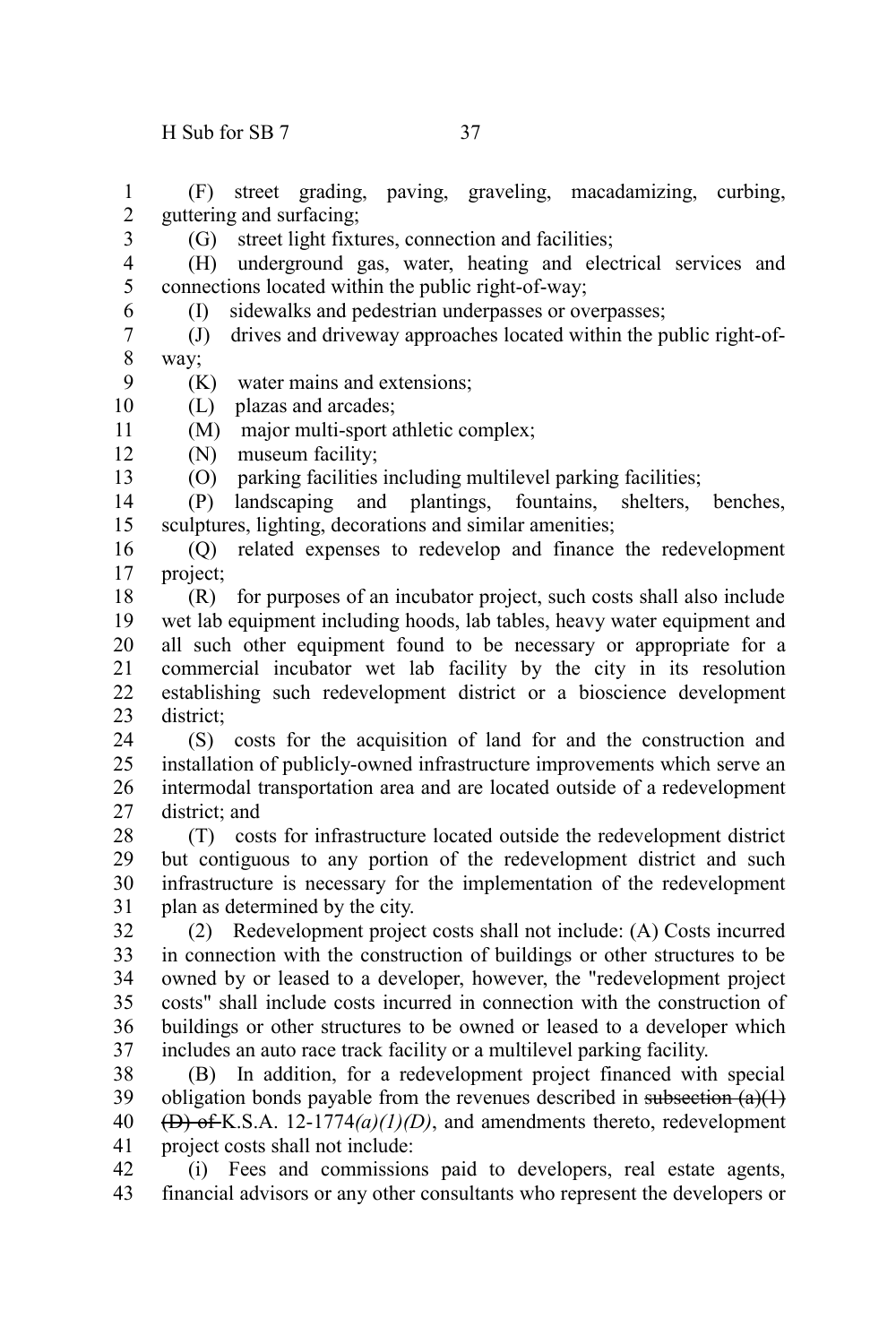(F) street grading, paving, graveling, macadamizing, curbing, guttering and surfacing;

(G) street light fixtures, connection and facilities;

(H) underground gas, water, heating and electrical services and connections located within the public right-of-way;

(I) sidewalks and pedestrian underpasses or overpasses;

(J) drives and driveway approaches located within the public right-of-way;

(K) water mains and extensions;

(L) plazas and arcades;

(M) major multi-sport athletic complex;

(N) museum facility;

(O) parking facilities including multilevel parking facilities;

(P) landscaping and plantings, fountains, shelters, benches, sculptures, lighting, decorations and similar amenities;

(Q) related expenses to redevelop and finance the redevelopment project;

(R) for purposes of an incubator project, such costs shall also include wet lab equipment including hoods, lab tables, heavy water equipment and all such other equipment found to be necessary or appropriate for a commercial incubator wet lab facility by the city in its resolution establishing such redevelopment district or a bioscience development district;

(S) costs for the acquisition of land for and the construction and installation of publicly-owned infrastructure improvements which serve an intermodal transportation area and are located outside of a redevelopment district; and

(T) costs for infrastructure located outside the redevelopment district but contiguous to any portion of the redevelopment district and such infrastructure is necessary for the implementation of the redevelopment plan as determined by the city.

(2) Redevelopment project costs shall not include: (A) Costs incurred in connection with the construction of buildings or other structures to be owned by or leased to a developer, however, the "redevelopment project costs" shall include costs incurred in connection with the construction of buildings or other structures to be owned or leased to a developer which includes an auto race track facility or a multilevel parking facility.

(B) In addition, for a redevelopment project financed with special obligation bonds payable from the revenues described in ~~subsection (a)(1) (D) of~~ K.S.A. 12-1774*(a)(1)(D)*, and amendments thereto, redevelopment project costs shall not include:

(i) Fees and commissions paid to developers, real estate agents, financial advisors or any other consultants who represent the developers or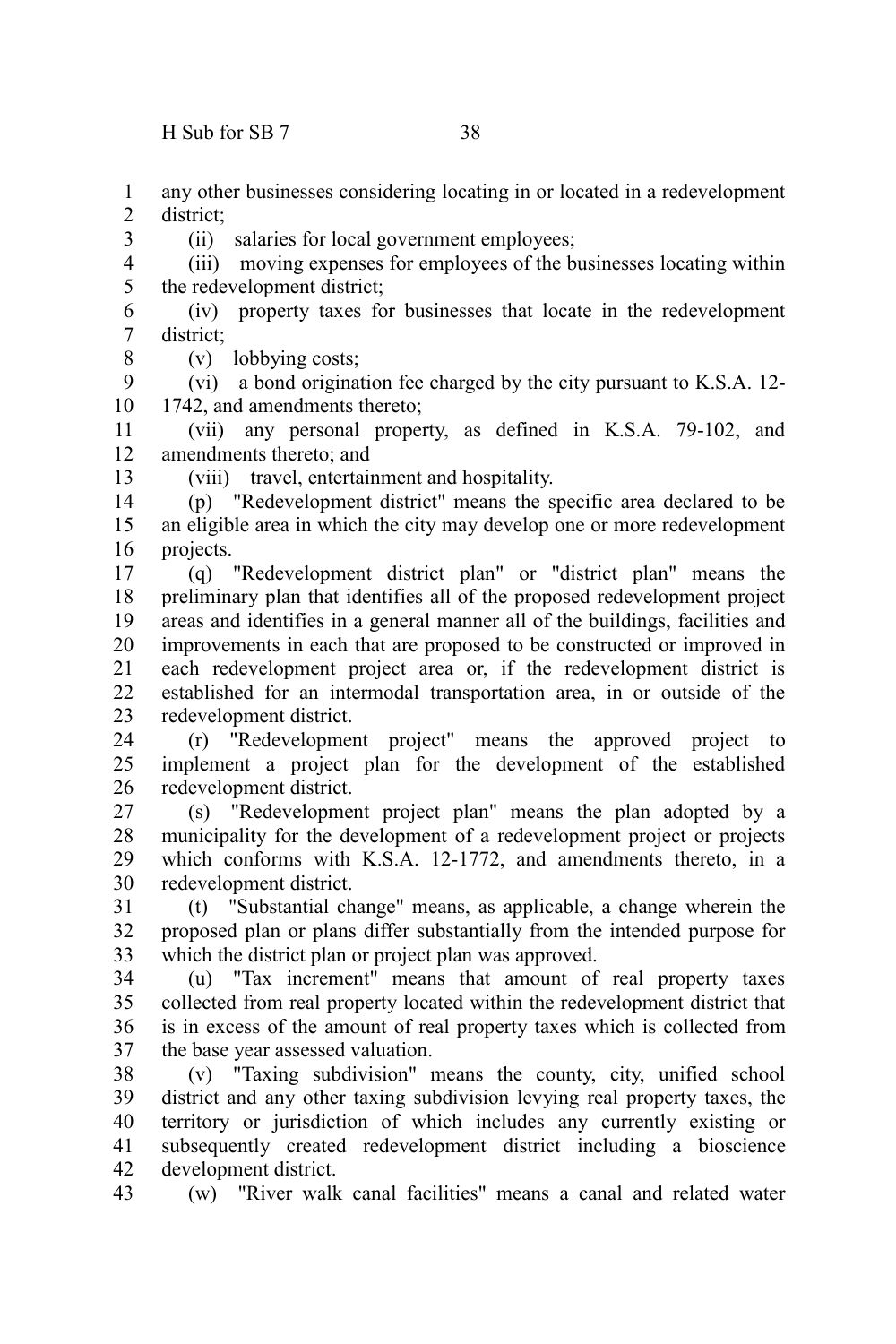any other businesses considering locating in or located in a redevelopment district;

(ii) salaries for local government employees;

(iii) moving expenses for employees of the businesses locating within the redevelopment district;

(iv) property taxes for businesses that locate in the redevelopment district;

(v) lobbying costs;

(vi) a bond origination fee charged by the city pursuant to K.S.A. 12-1742, and amendments thereto;

(vii) any personal property, as defined in K.S.A. 79-102, and amendments thereto; and

(viii) travel, entertainment and hospitality.

(p) "Redevelopment district" means the specific area declared to be an eligible area in which the city may develop one or more redevelopment projects.

(q) "Redevelopment district plan" or "district plan" means the preliminary plan that identifies all of the proposed redevelopment project areas and identifies in a general manner all of the buildings, facilities and improvements in each that are proposed to be constructed or improved in each redevelopment project area or, if the redevelopment district is established for an intermodal transportation area, in or outside of the redevelopment district.

(r) "Redevelopment project" means the approved project to implement a project plan for the development of the established redevelopment district.

(s) "Redevelopment project plan" means the plan adopted by a municipality for the development of a redevelopment project or projects which conforms with K.S.A. 12-1772, and amendments thereto, in a redevelopment district.

(t) "Substantial change" means, as applicable, a change wherein the proposed plan or plans differ substantially from the intended purpose for which the district plan or project plan was approved.

(u) "Tax increment" means that amount of real property taxes collected from real property located within the redevelopment district that is in excess of the amount of real property taxes which is collected from the base year assessed valuation.

(v) "Taxing subdivision" means the county, city, unified school district and any other taxing subdivision levying real property taxes, the territory or jurisdiction of which includes any currently existing or subsequently created redevelopment district including a bioscience development district.

(w) "River walk canal facilities" means a canal and related water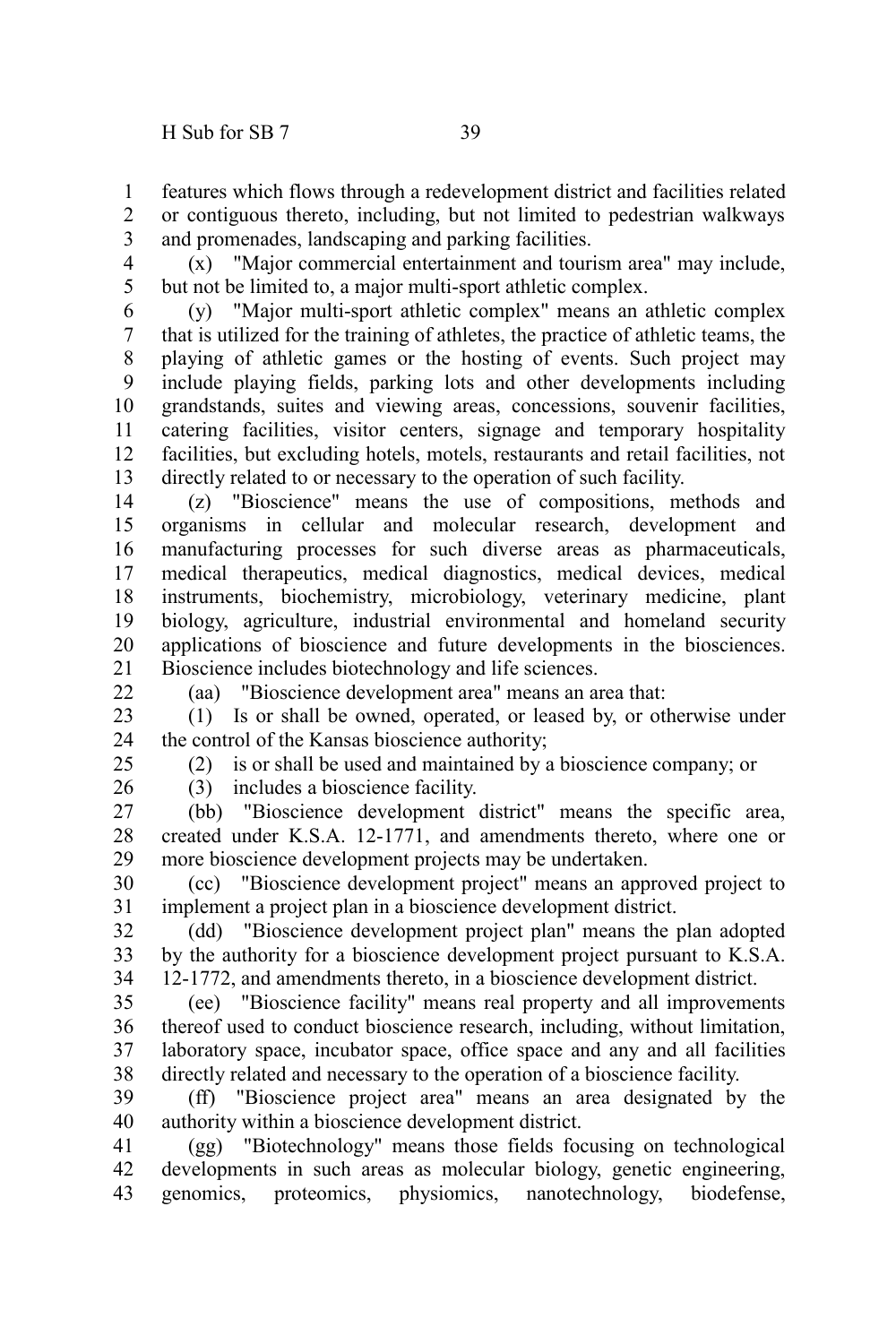features which flows through a redevelopment district and facilities related or contiguous thereto, including, but not limited to pedestrian walkways and promenades, landscaping and parking facilities.

(x) "Major commercial entertainment and tourism area" may include, but not be limited to, a major multi-sport athletic complex.

(y) "Major multi-sport athletic complex" means an athletic complex that is utilized for the training of athletes, the practice of athletic teams, the playing of athletic games or the hosting of events. Such project may include playing fields, parking lots and other developments including grandstands, suites and viewing areas, concessions, souvenir facilities, catering facilities, visitor centers, signage and temporary hospitality facilities, but excluding hotels, motels, restaurants and retail facilities, not directly related to or necessary to the operation of such facility.

(z) "Bioscience" means the use of compositions, methods and organisms in cellular and molecular research, development and manufacturing processes for such diverse areas as pharmaceuticals, medical therapeutics, medical diagnostics, medical devices, medical instruments, biochemistry, microbiology, veterinary medicine, plant biology, agriculture, industrial environmental and homeland security applications of bioscience and future developments in the biosciences. Bioscience includes biotechnology and life sciences.

(aa) "Bioscience development area" means an area that:

(1) Is or shall be owned, operated, or leased by, or otherwise under the control of the Kansas bioscience authority;

(2) is or shall be used and maintained by a bioscience company; or

(3) includes a bioscience facility.

(bb) "Bioscience development district" means the specific area, created under K.S.A. 12-1771, and amendments thereto, where one or more bioscience development projects may be undertaken.

(cc) "Bioscience development project" means an approved project to implement a project plan in a bioscience development district.

(dd) "Bioscience development project plan" means the plan adopted by the authority for a bioscience development project pursuant to K.S.A. 12-1772, and amendments thereto, in a bioscience development district.

(ee) "Bioscience facility" means real property and all improvements thereof used to conduct bioscience research, including, without limitation, laboratory space, incubator space, office space and any and all facilities directly related and necessary to the operation of a bioscience facility.

(ff) "Bioscience project area" means an area designated by the authority within a bioscience development district.

(gg) "Biotechnology" means those fields focusing on technological developments in such areas as molecular biology, genetic engineering, genomics, proteomics, physiomics, nanotechnology, biodefense,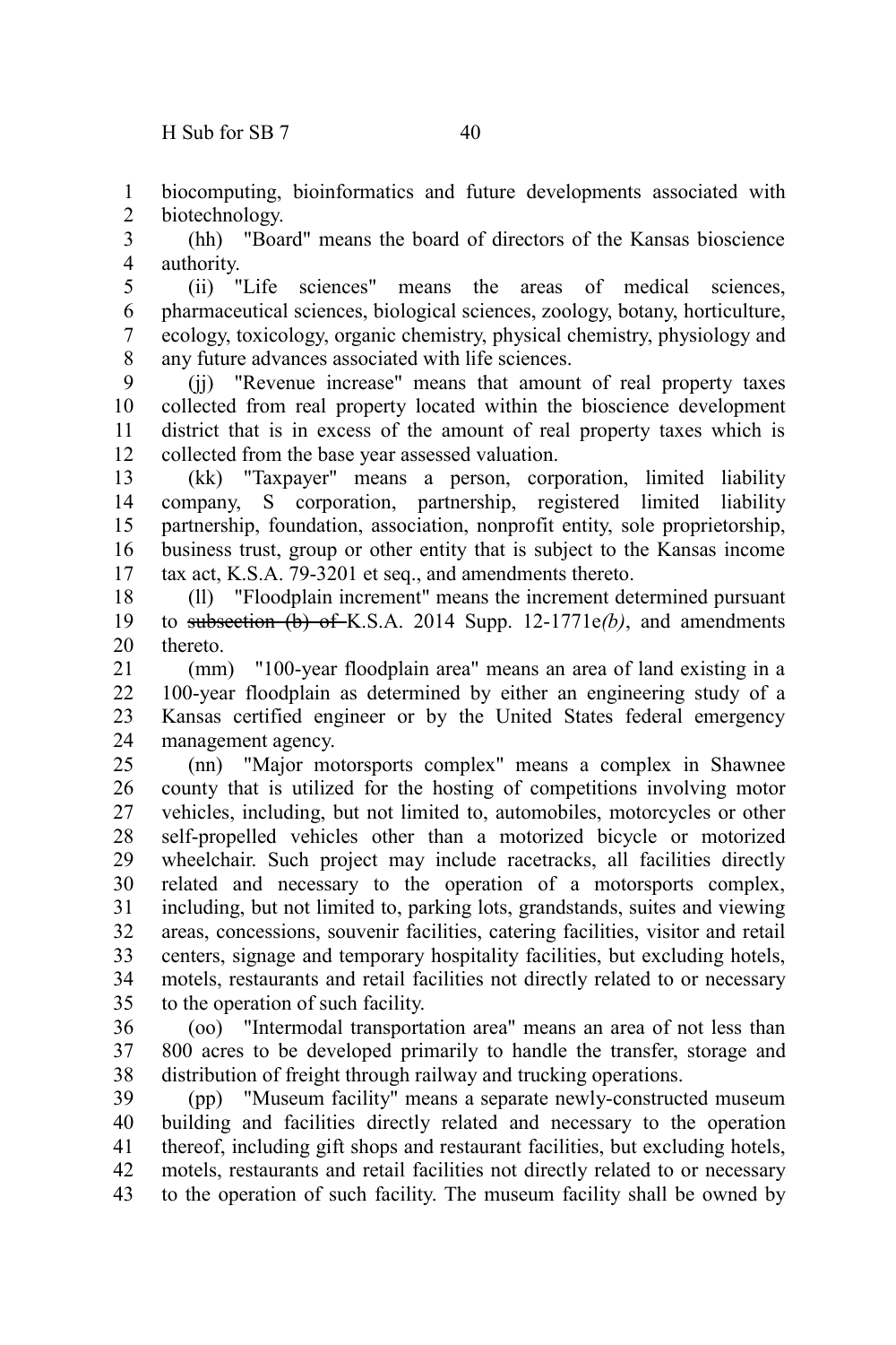biocomputing, bioinformatics and future developments associated with biotechnology.

(hh) "Board" means the board of directors of the Kansas bioscience authority.

(ii) "Life sciences" means the areas of medical sciences, pharmaceutical sciences, biological sciences, zoology, botany, horticulture, ecology, toxicology, organic chemistry, physical chemistry, physiology and any future advances associated with life sciences.

(jj) "Revenue increase" means that amount of real property taxes collected from real property located within the bioscience development district that is in excess of the amount of real property taxes which is collected from the base year assessed valuation.

(kk) "Taxpayer" means a person, corporation, limited liability company, S corporation, partnership, registered limited liability partnership, foundation, association, nonprofit entity, sole proprietorship, business trust, group or other entity that is subject to the Kansas income tax act, K.S.A. 79-3201 et seq., and amendments thereto.

(ll) "Floodplain increment" means the increment determined pursuant to ~~subsection (b) of~~ K.S.A. 2014 Supp. 12-1771e*(b)*, and amendments thereto.

(mm) "100-year floodplain area" means an area of land existing in a 100-year floodplain as determined by either an engineering study of a Kansas certified engineer or by the United States federal emergency management agency.

(nn) "Major motorsports complex" means a complex in Shawnee county that is utilized for the hosting of competitions involving motor vehicles, including, but not limited to, automobiles, motorcycles or other self-propelled vehicles other than a motorized bicycle or motorized wheelchair. Such project may include racetracks, all facilities directly related and necessary to the operation of a motorsports complex, including, but not limited to, parking lots, grandstands, suites and viewing areas, concessions, souvenir facilities, catering facilities, visitor and retail centers, signage and temporary hospitality facilities, but excluding hotels, motels, restaurants and retail facilities not directly related to or necessary to the operation of such facility.

(oo) "Intermodal transportation area" means an area of not less than 800 acres to be developed primarily to handle the transfer, storage and distribution of freight through railway and trucking operations.

(pp) "Museum facility" means a separate newly-constructed museum building and facilities directly related and necessary to the operation thereof, including gift shops and restaurant facilities, but excluding hotels, motels, restaurants and retail facilities not directly related to or necessary to the operation of such facility. The museum facility shall be owned by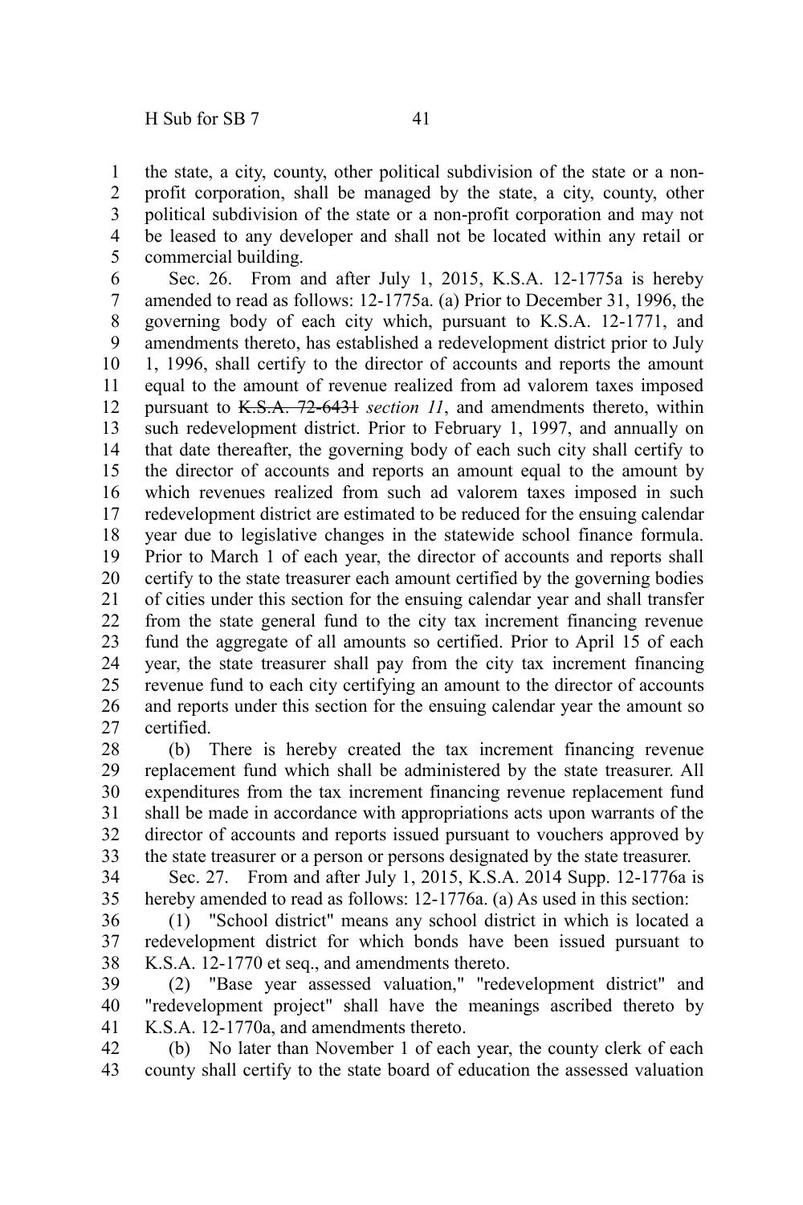the state, a city, county, other political subdivision of the state or a non-profit corporation, shall be managed by the state, a city, county, other political subdivision of the state or a non-profit corporation and may not be leased to any developer and shall not be located within any retail or commercial building.

Sec. 26. From and after July 1, 2015, K.S.A. 12-1775a is hereby amended to read as follows: 12-1775a. (a) Prior to December 31, 1996, the governing body of each city which, pursuant to K.S.A. 12-1771, and amendments thereto, has established a redevelopment district prior to July 1, 1996, shall certify to the director of accounts and reports the amount equal to the amount of revenue realized from ad valorem taxes imposed pursuant to ~~K.S.A. 72-6431~~ *section 11*, and amendments thereto, within such redevelopment district. Prior to February 1, 1997, and annually on that date thereafter, the governing body of each such city shall certify to the director of accounts and reports an amount equal to the amount by which revenues realized from such ad valorem taxes imposed in such redevelopment district are estimated to be reduced for the ensuing calendar year due to legislative changes in the statewide school finance formula. Prior to March 1 of each year, the director of accounts and reports shall certify to the state treasurer each amount certified by the governing bodies of cities under this section for the ensuing calendar year and shall transfer from the state general fund to the city tax increment financing revenue fund the aggregate of all amounts so certified. Prior to April 15 of each year, the state treasurer shall pay from the city tax increment financing revenue fund to each city certifying an amount to the director of accounts and reports under this section for the ensuing calendar year the amount so certified.

(b) There is hereby created the tax increment financing revenue replacement fund which shall be administered by the state treasurer. All expenditures from the tax increment financing revenue replacement fund shall be made in accordance with appropriations acts upon warrants of the director of accounts and reports issued pursuant to vouchers approved by the state treasurer or a person or persons designated by the state treasurer.

Sec. 27. From and after July 1, 2015, K.S.A. 2014 Supp. 12-1776a is hereby amended to read as follows: 12-1776a. (a) As used in this section:

(1) "School district" means any school district in which is located a redevelopment district for which bonds have been issued pursuant to K.S.A. 12-1770 et seq., and amendments thereto.

(2) "Base year assessed valuation," "redevelopment district" and "redevelopment project" shall have the meanings ascribed thereto by K.S.A. 12-1770a, and amendments thereto.

(b) No later than November 1 of each year, the county clerk of each county shall certify to the state board of education the assessed valuation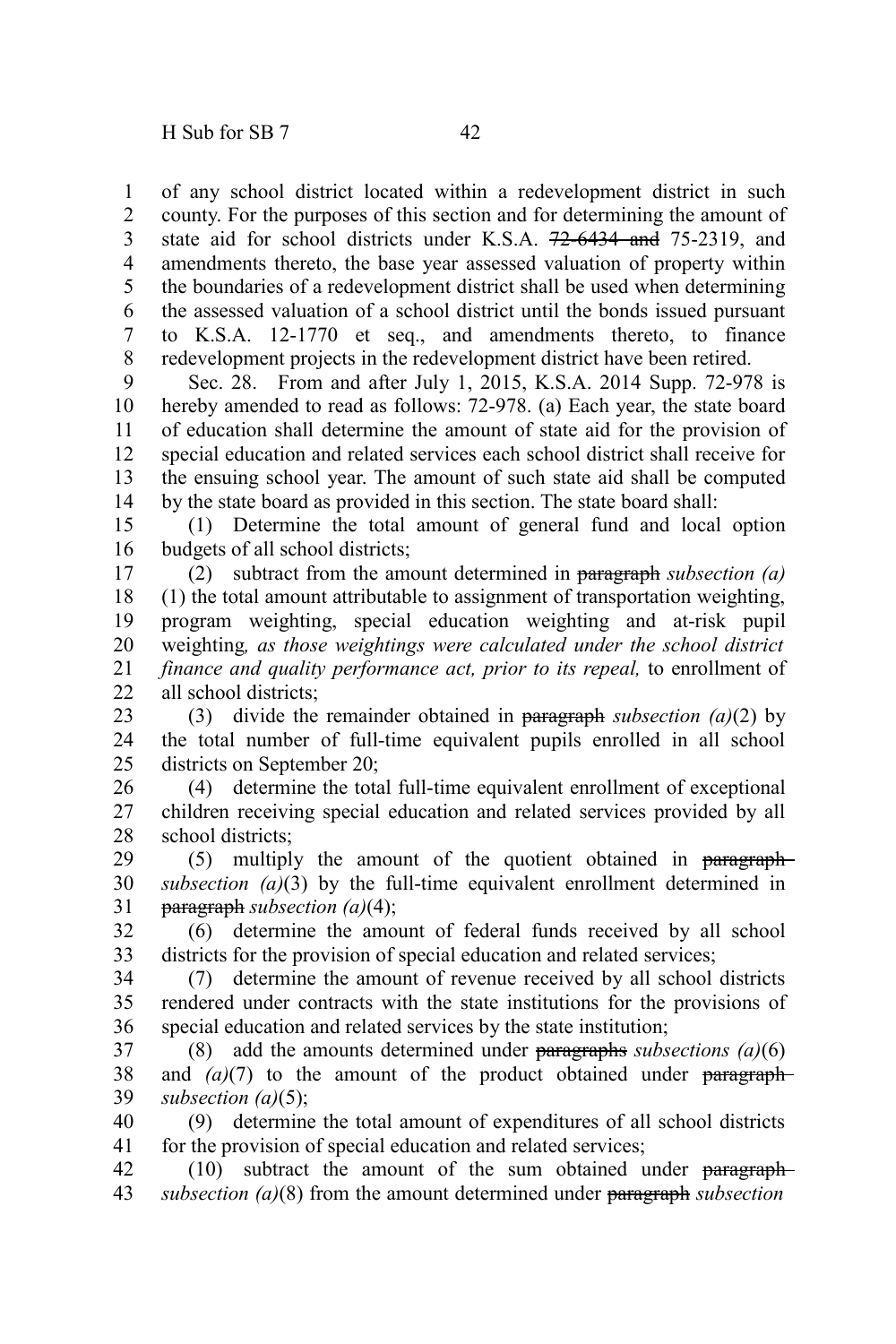of any school district located within a redevelopment district in such county. For the purposes of this section and for determining the amount of state aid for school districts under K.S.A. ~~72-6434 and~~ 75-2319, and amendments thereto, the base year assessed valuation of property within the boundaries of a redevelopment district shall be used when determining the assessed valuation of a school district until the bonds issued pursuant to K.S.A. 12-1770 et seq., and amendments thereto, to finance redevelopment projects in the redevelopment district have been retired.

Sec. 28. From and after July 1, 2015, K.S.A. 2014 Supp. 72-978 is hereby amended to read as follows: 72-978. (a) Each year, the state board of education shall determine the amount of state aid for the provision of special education and related services each school district shall receive for the ensuing school year. The amount of such state aid shall be computed by the state board as provided in this section. The state board shall:

(1) Determine the total amount of general fund and local option budgets of all school districts;

(2) subtract from the amount determined in ~~paragraph~~ *subsection (a)*(1) the total amount attributable to assignment of transportation weighting, program weighting, special education weighting and at-risk pupil weighting*, as those weightings were calculated under the school district finance and quality performance act, prior to its repeal,* to enrollment of all school districts;

(3) divide the remainder obtained in ~~paragraph~~ *subsection (a)*(2) by the total number of full-time equivalent pupils enrolled in all school districts on September 20;

(4) determine the total full-time equivalent enrollment of exceptional children receiving special education and related services provided by all school districts;

(5) multiply the amount of the quotient obtained in ~~paragraph~~ *subsection (a)*(3) by the full-time equivalent enrollment determined in ~~paragraph~~ *subsection (a)*(4);

(6) determine the amount of federal funds received by all school districts for the provision of special education and related services;

(7) determine the amount of revenue received by all school districts rendered under contracts with the state institutions for the provisions of special education and related services by the state institution;

(8) add the amounts determined under ~~paragraphs~~ *subsections (a)*(6) and *(a)*(7) to the amount of the product obtained under ~~paragraph~~ *subsection (a)*(5);

(9) determine the total amount of expenditures of all school districts for the provision of special education and related services;

(10) subtract the amount of the sum obtained under ~~paragraph~~ *subsection (a)*(8) from the amount determined under ~~paragraph~~ *subsection*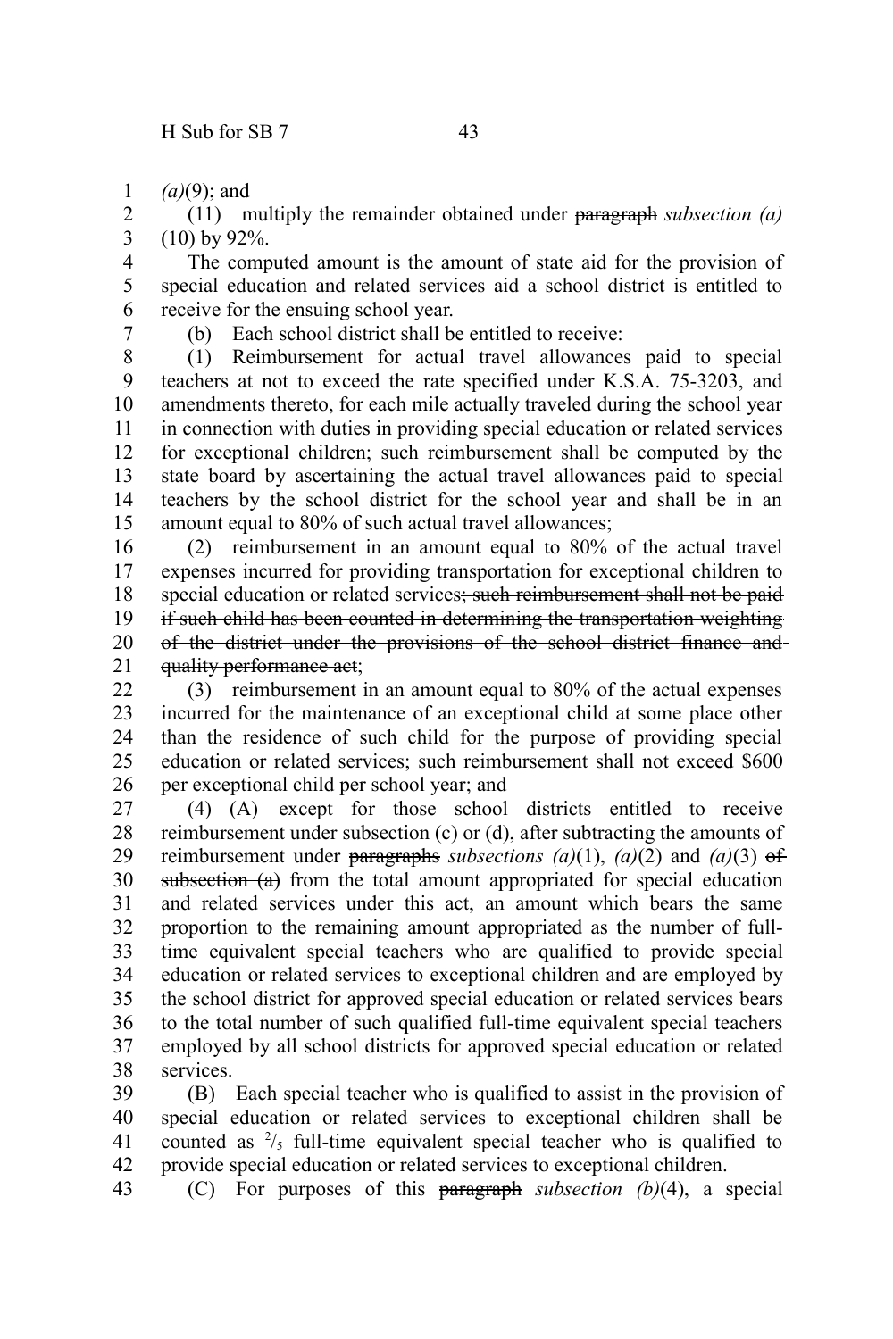*(a)*(9); and

(11) multiply the remainder obtained under ~~paragraph~~ *subsection (a)* (10) by 92%.

The computed amount is the amount of state aid for the provision of special education and related services aid a school district is entitled to receive for the ensuing school year.

(b) Each school district shall be entitled to receive:

(1) Reimbursement for actual travel allowances paid to special teachers at not to exceed the rate specified under K.S.A. 75-3203, and amendments thereto, for each mile actually traveled during the school year in connection with duties in providing special education or related services for exceptional children; such reimbursement shall be computed by the state board by ascertaining the actual travel allowances paid to special teachers by the school district for the school year and shall be in an amount equal to 80% of such actual travel allowances;

(2) reimbursement in an amount equal to 80% of the actual travel expenses incurred for providing transportation for exceptional children to special education or related services~~; such reimbursement shall not be paid if such child has been counted in determining the transportation weighting of the district under the provisions of the school district finance and quality performance act~~;

(3) reimbursement in an amount equal to 80% of the actual expenses incurred for the maintenance of an exceptional child at some place other than the residence of such child for the purpose of providing special education or related services; such reimbursement shall not exceed $600 per exceptional child per school year; and

(4) (A) except for those school districts entitled to receive reimbursement under subsection (c) or (d), after subtracting the amounts of reimbursement under ~~paragraphs~~ *subsections (a)*(1), *(a)*(2) and *(a)*(3) ~~of subsection (a)~~ from the total amount appropriated for special education and related services under this act, an amount which bears the same proportion to the remaining amount appropriated as the number of full-time equivalent special teachers who are qualified to provide special education or related services to exceptional children and are employed by the school district for approved special education or related services bears to the total number of such qualified full-time equivalent special teachers employed by all school districts for approved special education or related services.

(B) Each special teacher who is qualified to assist in the provision of special education or related services to exceptional children shall be counted as $^{2}/_{5}$ full-time equivalent special teacher who is qualified to provide special education or related services to exceptional children.

(C) For purposes of this ~~paragraph~~ *subsection (b)*(4), a special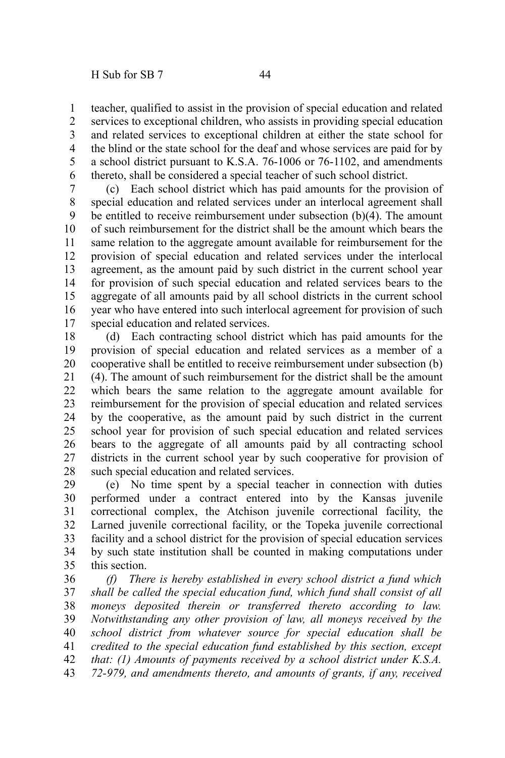teacher, qualified to assist in the provision of special education and related services to exceptional children, who assists in providing special education and related services to exceptional children at either the state school for the blind or the state school for the deaf and whose services are paid for by a school district pursuant to K.S.A. 76-1006 or 76-1102, and amendments thereto, shall be considered a special teacher of such school district.

(c) Each school district which has paid amounts for the provision of special education and related services under an interlocal agreement shall be entitled to receive reimbursement under subsection (b)(4). The amount of such reimbursement for the district shall be the amount which bears the same relation to the aggregate amount available for reimbursement for the provision of special education and related services under the interlocal agreement, as the amount paid by such district in the current school year for provision of such special education and related services bears to the aggregate of all amounts paid by all school districts in the current school year who have entered into such interlocal agreement for provision of such special education and related services.

(d) Each contracting school district which has paid amounts for the provision of special education and related services as a member of a cooperative shall be entitled to receive reimbursement under subsection (b)(4). The amount of such reimbursement for the district shall be the amount which bears the same relation to the aggregate amount available for reimbursement for the provision of special education and related services by the cooperative, as the amount paid by such district in the current school year for provision of such special education and related services bears to the aggregate of all amounts paid by all contracting school districts in the current school year by such cooperative for provision of such special education and related services.

(e) No time spent by a special teacher in connection with duties performed under a contract entered into by the Kansas juvenile correctional complex, the Atchison juvenile correctional facility, the Larned juvenile correctional facility, or the Topeka juvenile correctional facility and a school district for the provision of special education services by such state institution shall be counted in making computations under this section.

*(f) There is hereby established in every school district a fund which shall be called the special education fund, which fund shall consist of all moneys deposited therein or transferred thereto according to law. Notwithstanding any other provision of law, all moneys received by the school district from whatever source for special education shall be credited to the special education fund established by this section, except that: (1) Amounts of payments received by a school district under K.S.A. 72-979, and amendments thereto, and amounts of grants, if any, received*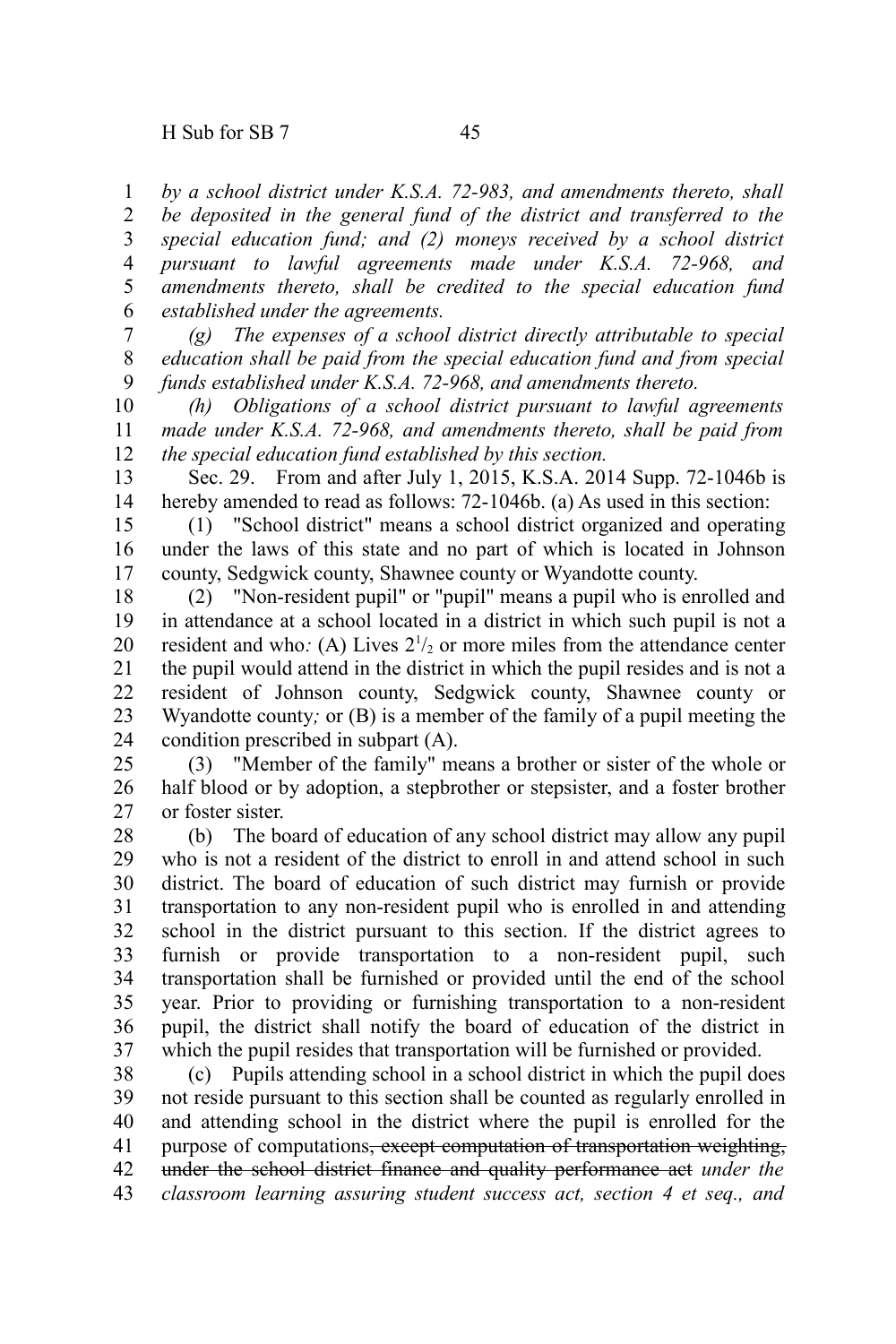*by a school district under K.S.A. 72-983, and amendments thereto, shall be deposited in the general fund of the district and transferred to the special education fund; and (2) moneys received by a school district pursuant to lawful agreements made under K.S.A. 72-968, and amendments thereto, shall be credited to the special education fund established under the agreements.*

*(g) The expenses of a school district directly attributable to special education shall be paid from the special education fund and from special funds established under K.S.A. 72-968, and amendments thereto.*

*(h) Obligations of a school district pursuant to lawful agreements made under K.S.A. 72-968, and amendments thereto, shall be paid from the special education fund established by this section.*

Sec. 29. From and after July 1, 2015, K.S.A. 2014 Supp. 72-1046b is hereby amended to read as follows: 72-1046b. (a) As used in this section:

(1) "School district" means a school district organized and operating under the laws of this state and no part of which is located in Johnson county, Sedgwick county, Shawnee county or Wyandotte county.

(2) "Non-resident pupil" or "pupil" means a pupil who is enrolled and in attendance at a school located in a district in which such pupil is not a resident and who*:* (A) Lives $2^1/_2$ or more miles from the attendance center the pupil would attend in the district in which the pupil resides and is not a resident of Johnson county, Sedgwick county, Shawnee county or Wyandotte county*;* or (B) is a member of the family of a pupil meeting the condition prescribed in subpart (A).

(3) "Member of the family" means a brother or sister of the whole or half blood or by adoption, a stepbrother or stepsister, and a foster brother or foster sister.

(b) The board of education of any school district may allow any pupil who is not a resident of the district to enroll in and attend school in such district. The board of education of such district may furnish or provide transportation to any non-resident pupil who is enrolled in and attending school in the district pursuant to this section. If the district agrees to furnish or provide transportation to a non-resident pupil, such transportation shall be furnished or provided until the end of the school year. Prior to providing or furnishing transportation to a non-resident pupil, the district shall notify the board of education of the district in which the pupil resides that transportation will be furnished or provided.

(c) Pupils attending school in a school district in which the pupil does not reside pursuant to this section shall be counted as regularly enrolled in and attending school in the district where the pupil is enrolled for the purpose of computations~~, except computation of transportation weighting, under the school district finance and quality performance act~~ *under the classroom learning assuring student success act, section 4 et seq., and*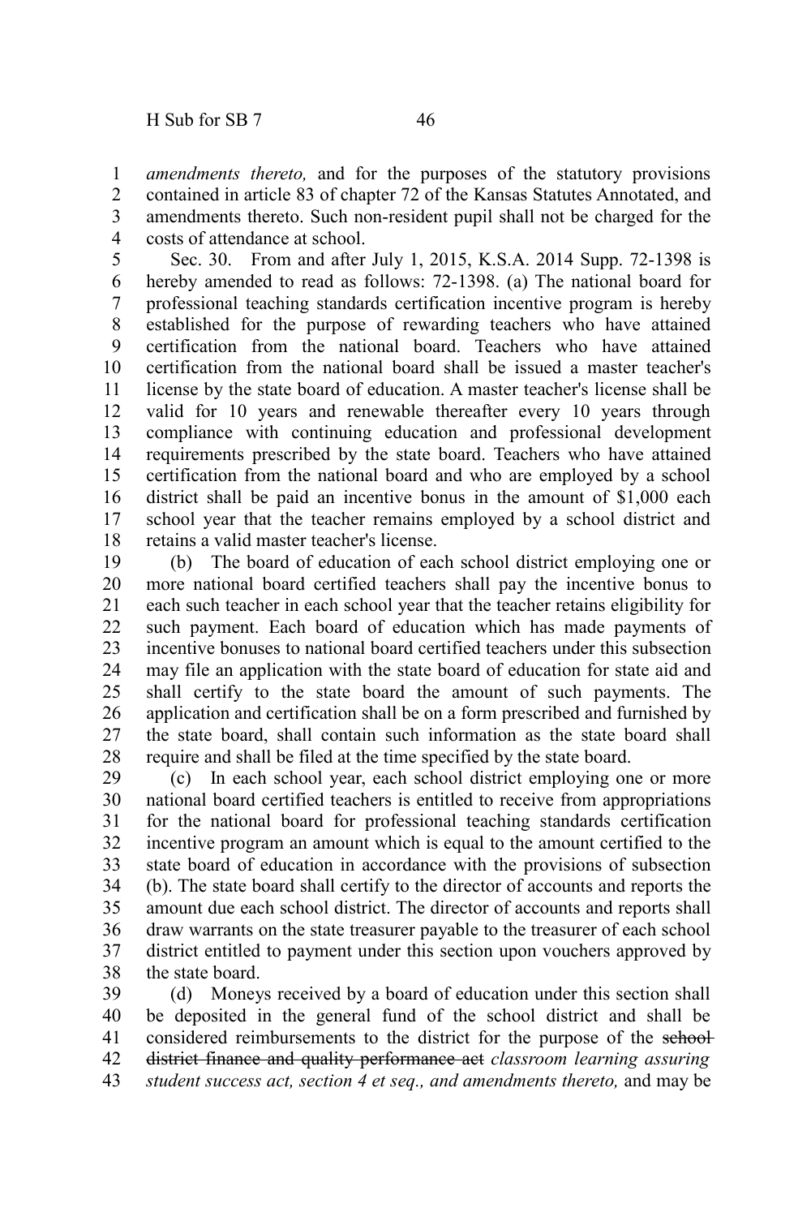*amendments thereto,* and for the purposes of the statutory provisions contained in article 83 of chapter 72 of the Kansas Statutes Annotated, and amendments thereto. Such non-resident pupil shall not be charged for the costs of attendance at school.

Sec. 30. From and after July 1, 2015, K.S.A. 2014 Supp. 72-1398 is hereby amended to read as follows: 72-1398. (a) The national board for professional teaching standards certification incentive program is hereby established for the purpose of rewarding teachers who have attained certification from the national board. Teachers who have attained certification from the national board shall be issued a master teacher's license by the state board of education. A master teacher's license shall be valid for 10 years and renewable thereafter every 10 years through compliance with continuing education and professional development requirements prescribed by the state board. Teachers who have attained certification from the national board and who are employed by a school district shall be paid an incentive bonus in the amount of $1,000 each school year that the teacher remains employed by a school district and retains a valid master teacher's license.

(b) The board of education of each school district employing one or more national board certified teachers shall pay the incentive bonus to each such teacher in each school year that the teacher retains eligibility for such payment. Each board of education which has made payments of incentive bonuses to national board certified teachers under this subsection may file an application with the state board of education for state aid and shall certify to the state board the amount of such payments. The application and certification shall be on a form prescribed and furnished by the state board, shall contain such information as the state board shall require and shall be filed at the time specified by the state board.

(c) In each school year, each school district employing one or more national board certified teachers is entitled to receive from appropriations for the national board for professional teaching standards certification incentive program an amount which is equal to the amount certified to the state board of education in accordance with the provisions of subsection (b). The state board shall certify to the director of accounts and reports the amount due each school district. The director of accounts and reports shall draw warrants on the state treasurer payable to the treasurer of each school district entitled to payment under this section upon vouchers approved by the state board.

(d) Moneys received by a board of education under this section shall be deposited in the general fund of the school district and shall be considered reimbursements to the district for the purpose of the ~~school district finance and quality performance act~~ *classroom learning assuring student success act, section 4 et seq., and amendments thereto,* and may be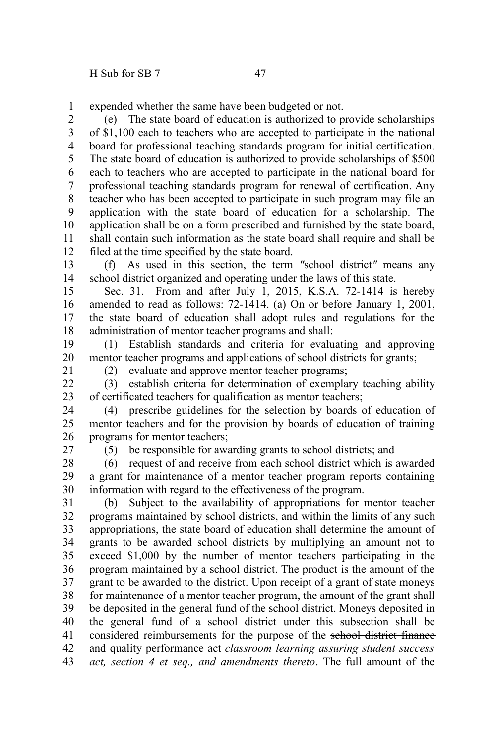expended whether the same have been budgeted or not.

(e) The state board of education is authorized to provide scholarships of $1,100 each to teachers who are accepted to participate in the national board for professional teaching standards program for initial certification. The state board of education is authorized to provide scholarships of $500 each to teachers who are accepted to participate in the national board for professional teaching standards program for renewal of certification. Any teacher who has been accepted to participate in such program may file an application with the state board of education for a scholarship. The application shall be on a form prescribed and furnished by the state board, shall contain such information as the state board shall require and shall be filed at the time specified by the state board.

(f) As used in this section, the term "school district" means any school district organized and operating under the laws of this state.

Sec. 31. From and after July 1, 2015, K.S.A. 72-1414 is hereby amended to read as follows: 72-1414. (a) On or before January 1, 2001, the state board of education shall adopt rules and regulations for the administration of mentor teacher programs and shall:

(1) Establish standards and criteria for evaluating and approving mentor teacher programs and applications of school districts for grants;

(2) evaluate and approve mentor teacher programs;

(3) establish criteria for determination of exemplary teaching ability of certificated teachers for qualification as mentor teachers;

(4) prescribe guidelines for the selection by boards of education of mentor teachers and for the provision by boards of education of training programs for mentor teachers;

(5) be responsible for awarding grants to school districts; and

(6) request of and receive from each school district which is awarded a grant for maintenance of a mentor teacher program reports containing information with regard to the effectiveness of the program.

(b) Subject to the availability of appropriations for mentor teacher programs maintained by school districts, and within the limits of any such appropriations, the state board of education shall determine the amount of grants to be awarded school districts by multiplying an amount not to exceed $1,000 by the number of mentor teachers participating in the program maintained by a school district. The product is the amount of the grant to be awarded to the district. Upon receipt of a grant of state moneys for maintenance of a mentor teacher program, the amount of the grant shall be deposited in the general fund of the school district. Moneys deposited in the general fund of a school district under this subsection shall be considered reimbursements for the purpose of the ~~school district finance and quality performance act~~ *classroom learning assuring student success act, section 4 et seq., and amendments thereto*. The full amount of the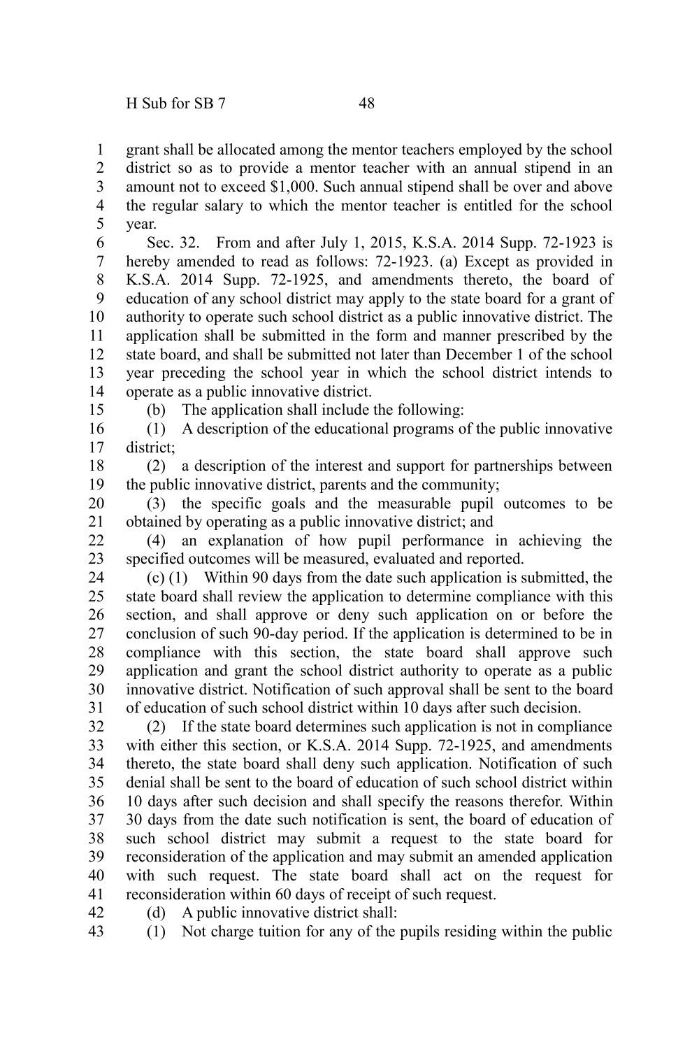grant shall be allocated among the mentor teachers employed by the school district so as to provide a mentor teacher with an annual stipend in an amount not to exceed $1,000. Such annual stipend shall be over and above the regular salary to which the mentor teacher is entitled for the school year.

Sec. 32. From and after July 1, 2015, K.S.A. 2014 Supp. 72-1923 is hereby amended to read as follows: 72-1923. (a) Except as provided in K.S.A. 2014 Supp. 72-1925, and amendments thereto, the board of education of any school district may apply to the state board for a grant of authority to operate such school district as a public innovative district. The application shall be submitted in the form and manner prescribed by the state board, and shall be submitted not later than December 1 of the school year preceding the school year in which the school district intends to operate as a public innovative district.

(b) The application shall include the following:

(1) A description of the educational programs of the public innovative district;

(2) a description of the interest and support for partnerships between the public innovative district, parents and the community;

(3) the specific goals and the measurable pupil outcomes to be obtained by operating as a public innovative district; and

(4) an explanation of how pupil performance in achieving the specified outcomes will be measured, evaluated and reported.

(c) (1) Within 90 days from the date such application is submitted, the state board shall review the application to determine compliance with this section, and shall approve or deny such application on or before the conclusion of such 90-day period. If the application is determined to be in compliance with this section, the state board shall approve such application and grant the school district authority to operate as a public innovative district. Notification of such approval shall be sent to the board of education of such school district within 10 days after such decision.

(2) If the state board determines such application is not in compliance with either this section, or K.S.A. 2014 Supp. 72-1925, and amendments thereto, the state board shall deny such application. Notification of such denial shall be sent to the board of education of such school district within 10 days after such decision and shall specify the reasons therefor. Within 30 days from the date such notification is sent, the board of education of such school district may submit a request to the state board for reconsideration of the application and may submit an amended application with such request. The state board shall act on the request for reconsideration within 60 days of receipt of such request.

(d) A public innovative district shall:

(1) Not charge tuition for any of the pupils residing within the public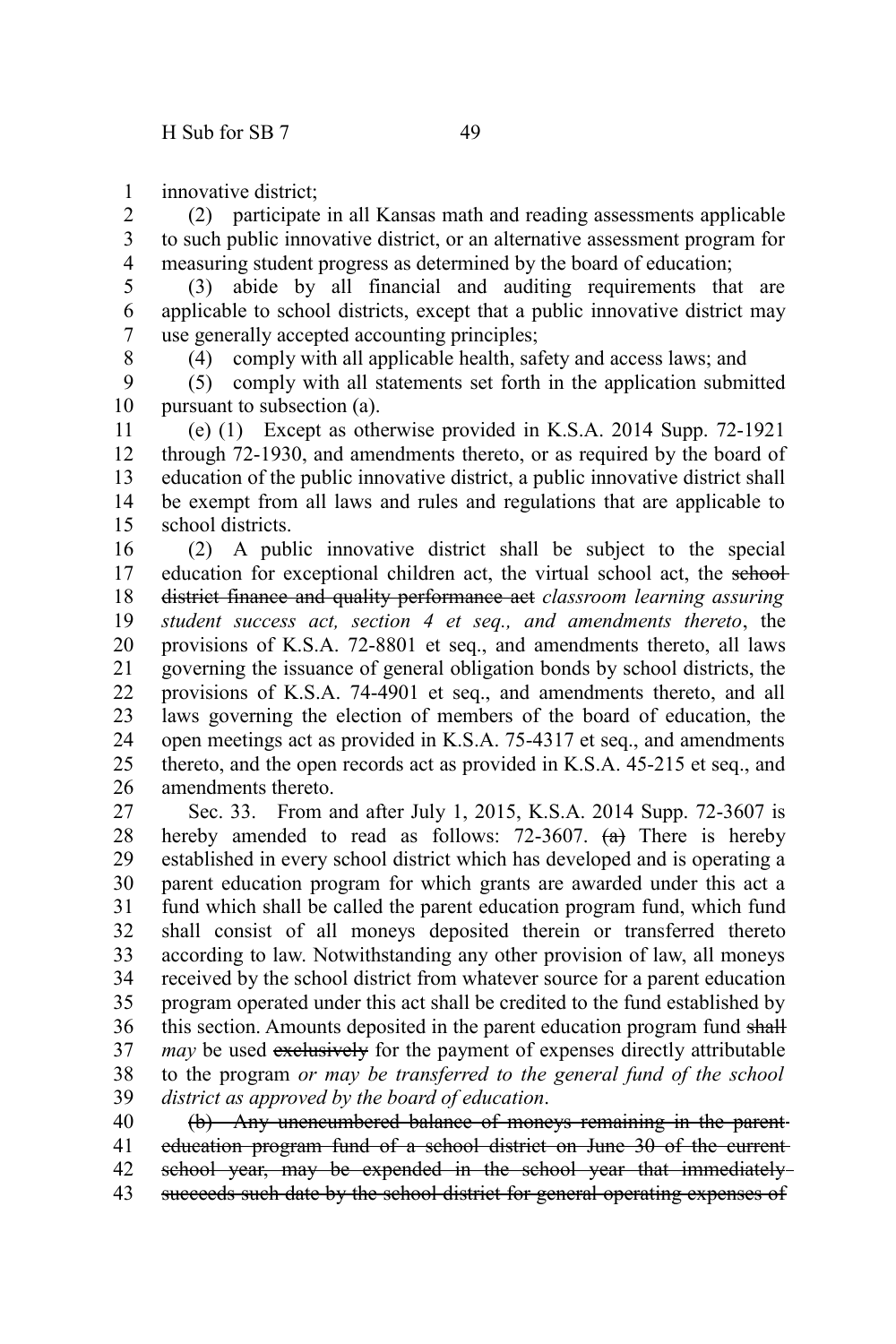innovative district;

(2) participate in all Kansas math and reading assessments applicable to such public innovative district, or an alternative assessment program for measuring student progress as determined by the board of education;

(3) abide by all financial and auditing requirements that are applicable to school districts, except that a public innovative district may use generally accepted accounting principles;

(4) comply with all applicable health, safety and access laws; and

(5) comply with all statements set forth in the application submitted pursuant to subsection (a).

(e) (1) Except as otherwise provided in K.S.A. 2014 Supp. 72-1921 through 72-1930, and amendments thereto, or as required by the board of education of the public innovative district, a public innovative district shall be exempt from all laws and rules and regulations that are applicable to school districts.

(2) A public innovative district shall be subject to the special education for exceptional children act, the virtual school act, the ~~school district finance and quality performance act~~ *classroom learning assuring student success act, section 4 et seq., and amendments thereto*, the provisions of K.S.A. 72-8801 et seq., and amendments thereto, all laws governing the issuance of general obligation bonds by school districts, the provisions of K.S.A. 74-4901 et seq., and amendments thereto, and all laws governing the election of members of the board of education, the open meetings act as provided in K.S.A. 75-4317 et seq., and amendments thereto, and the open records act as provided in K.S.A. 45-215 et seq., and amendments thereto.

Sec. 33. From and after July 1, 2015, K.S.A. 2014 Supp. 72-3607 is hereby amended to read as follows: 72-3607. ~~(a)~~ There is hereby established in every school district which has developed and is operating a parent education program for which grants are awarded under this act a fund which shall be called the parent education program fund, which fund shall consist of all moneys deposited therein or transferred thereto according to law. Notwithstanding any other provision of law, all moneys received by the school district from whatever source for a parent education program operated under this act shall be credited to the fund established by this section. Amounts deposited in the parent education program fund ~~shall~~ *may* be used ~~exclusively~~ for the payment of expenses directly attributable to the program *or may be transferred to the general fund of the school district as approved by the board of education*.

~~(b) Any unencumbered balance of moneys remaining in the parent education program fund of a school district on June 30 of the current school year, may be expended in the school year that immediately succeeds such date by the school district for general operating expenses of~~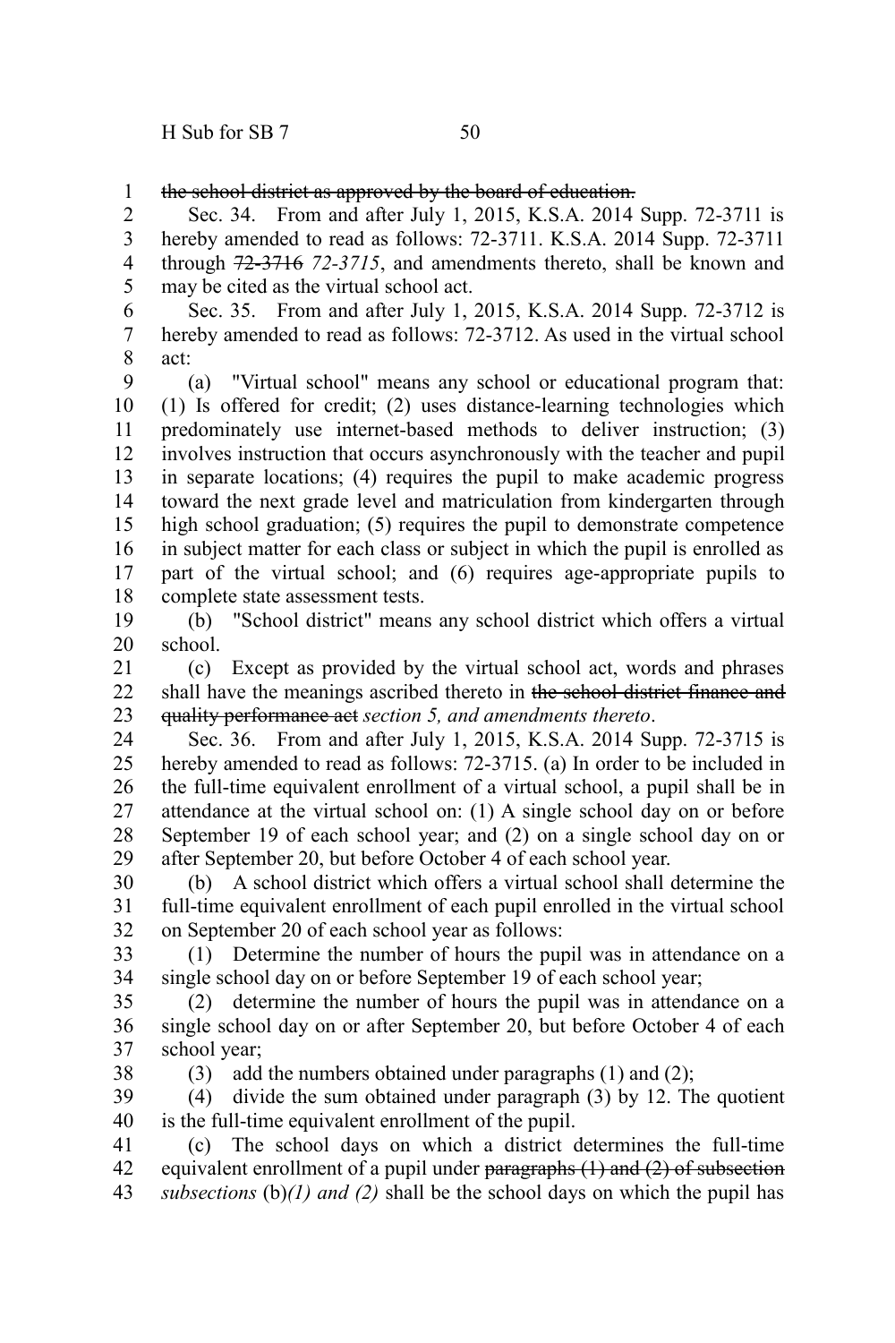~~the school district as approved by the board of education.~~

Sec. 34. From and after July 1, 2015, K.S.A. 2014 Supp. 72-3711 is hereby amended to read as follows: 72-3711. K.S.A. 2014 Supp. 72-3711 through ~~72-3716~~ *72-3715*, and amendments thereto, shall be known and may be cited as the virtual school act.

Sec. 35. From and after July 1, 2015, K.S.A. 2014 Supp. 72-3712 is hereby amended to read as follows: 72-3712. As used in the virtual school act:

(a) "Virtual school" means any school or educational program that: (1) Is offered for credit; (2) uses distance-learning technologies which predominately use internet-based methods to deliver instruction; (3) involves instruction that occurs asynchronously with the teacher and pupil in separate locations; (4) requires the pupil to make academic progress toward the next grade level and matriculation from kindergarten through high school graduation; (5) requires the pupil to demonstrate competence in subject matter for each class or subject in which the pupil is enrolled as part of the virtual school; and (6) requires age-appropriate pupils to complete state assessment tests.

(b) "School district" means any school district which offers a virtual school.

(c) Except as provided by the virtual school act, words and phrases shall have the meanings ascribed thereto in ~~the school district finance and quality performance act~~ *section 5, and amendments thereto*.

Sec. 36. From and after July 1, 2015, K.S.A. 2014 Supp. 72-3715 is hereby amended to read as follows: 72-3715. (a) In order to be included in the full-time equivalent enrollment of a virtual school, a pupil shall be in attendance at the virtual school on: (1) A single school day on or before September 19 of each school year; and (2) on a single school day on or after September 20, but before October 4 of each school year.

(b) A school district which offers a virtual school shall determine the full-time equivalent enrollment of each pupil enrolled in the virtual school on September 20 of each school year as follows:

(1) Determine the number of hours the pupil was in attendance on a single school day on or before September 19 of each school year;

(2) determine the number of hours the pupil was in attendance on a single school day on or after September 20, but before October 4 of each school year;

(3) add the numbers obtained under paragraphs (1) and (2);

(4) divide the sum obtained under paragraph (3) by 12. The quotient is the full-time equivalent enrollment of the pupil.

(c) The school days on which a district determines the full-time equivalent enrollment of a pupil under ~~paragraphs (1) and (2) of subsection~~ *subsections* (b)*(1) and (2)* shall be the school days on which the pupil has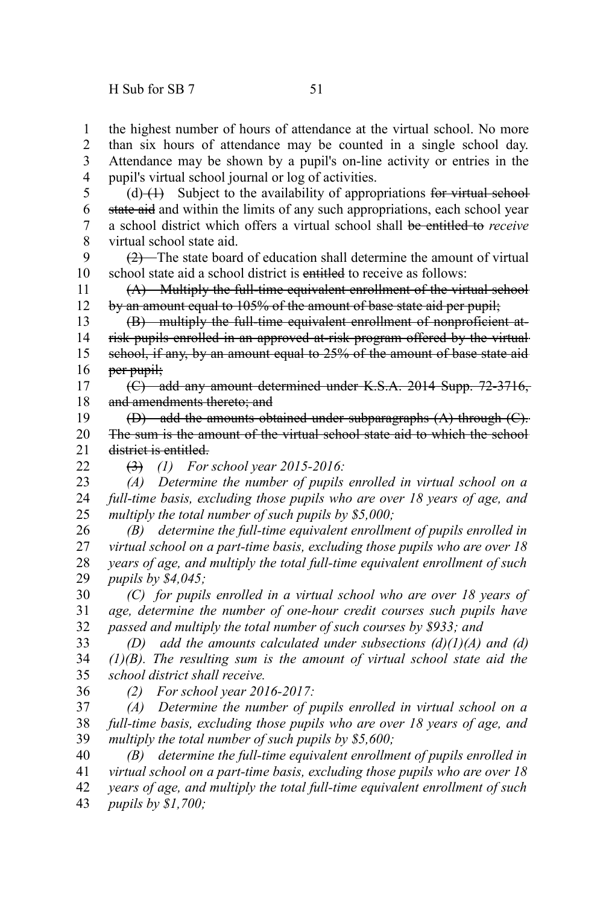the highest number of hours of attendance at the virtual school. No more than six hours of attendance may be counted in a single school day. Attendance may be shown by a pupil's on-line activity or entries in the pupil's virtual school journal or log of activities.

(d) ~~(1)~~ Subject to the availability of appropriations ~~for virtual school state aid~~ and within the limits of any such appropriations, each school year a school district which offers a virtual school shall ~~be entitled to~~ *receive* virtual school state aid.

~~(2)~~ The state board of education shall determine the amount of virtual school state aid a school district is ~~entitled~~ to receive as follows:

~~(A) Multiply the full-time equivalent enrollment of the virtual school by an amount equal to 105% of the amount of base state aid per pupil;~~

~~(B) multiply the full-time equivalent enrollment of nonproficient at-risk pupils enrolled in an approved at-risk program offered by the virtual school, if any, by an amount equal to 25% of the amount of base state aid per pupil;~~

~~(C) add any amount determined under K.S.A. 2014 Supp. 72-3716, and amendments thereto; and~~

~~(D) add the amounts obtained under subparagraphs (A) through (C). The sum is the amount of the virtual school state aid to which the school district is entitled.~~

~~(3)~~ *(1) For school year 2015-2016:*

*(A) Determine the number of pupils enrolled in virtual school on a full-time basis, excluding those pupils who are over 18 years of age, and multiply the total number of such pupils by $5,000;*

*(B) determine the full-time equivalent enrollment of pupils enrolled in virtual school on a part-time basis, excluding those pupils who are over 18 years of age, and multiply the total full-time equivalent enrollment of such pupils by $4,045;*

*(C) for pupils enrolled in a virtual school who are over 18 years of age, determine the number of one-hour credit courses such pupils have passed and multiply the total number of such courses by $933; and*

*(D) add the amounts calculated under subsections (d)(1)(A) and (d)(1)(B). The resulting sum is the amount of virtual school state aid the school district shall receive.*

*(2) For school year 2016-2017:*

*(A) Determine the number of pupils enrolled in virtual school on a full-time basis, excluding those pupils who are over 18 years of age, and multiply the total number of such pupils by $5,600;*

*(B) determine the full-time equivalent enrollment of pupils enrolled in virtual school on a part-time basis, excluding those pupils who are over 18 years of age, and multiply the total full-time equivalent enrollment of such pupils by $1,700;*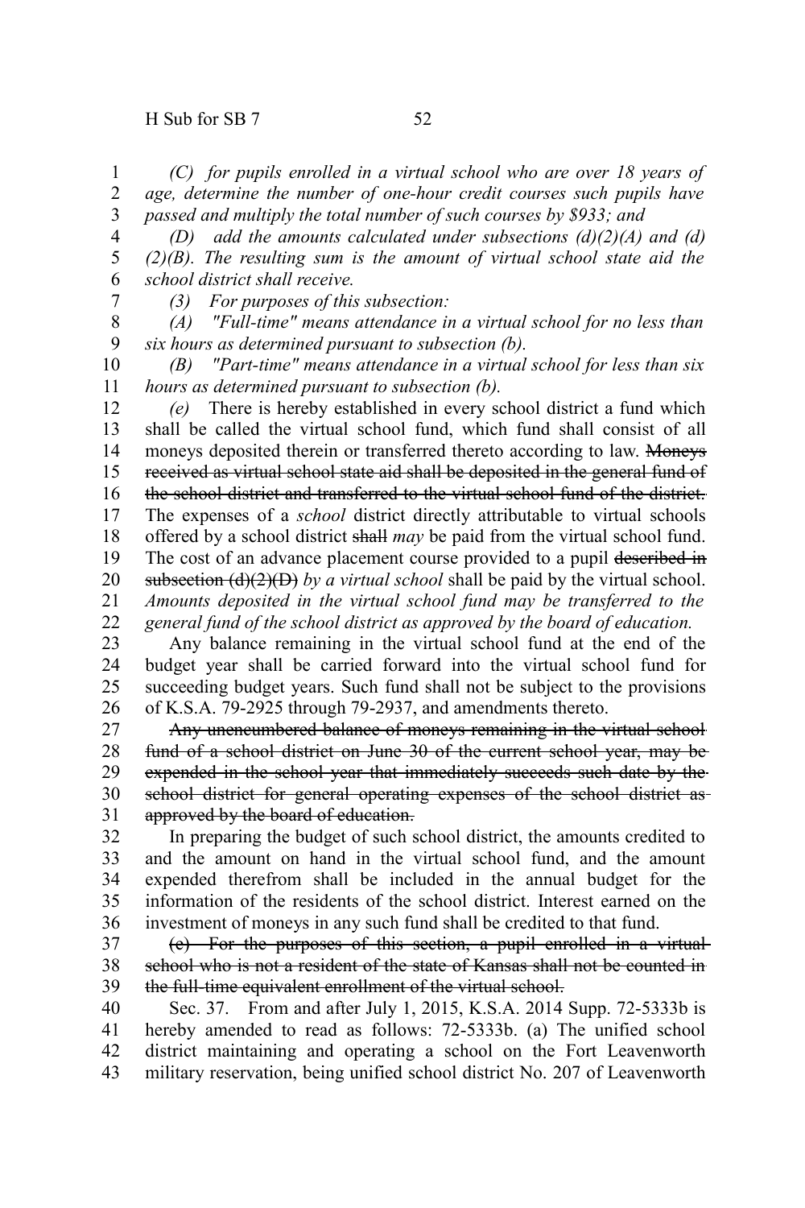*(C) for pupils enrolled in a virtual school who are over 18 years of age, determine the number of one-hour credit courses such pupils have passed and multiply the total number of such courses by $933; and*

*(D) add the amounts calculated under subsections (d)(2)(A) and (d)(2)(B). The resulting sum is the amount of virtual school state aid the school district shall receive.*

*(3) For purposes of this subsection:*

*(A) "Full-time" means attendance in a virtual school for no less than six hours as determined pursuant to subsection (b).*

*(B) "Part-time" means attendance in a virtual school for less than six hours as determined pursuant to subsection (b).*

*(e)* There is hereby established in every school district a fund which shall be called the virtual school fund, which fund shall consist of all moneys deposited therein or transferred thereto according to law. ~~Moneys received as virtual school state aid shall be deposited in the general fund of the school district and transferred to the virtual school fund of the district.~~ The expenses of a *school* district directly attributable to virtual schools offered by a school district ~~shall~~ *may* be paid from the virtual school fund. The cost of an advance placement course provided to a pupil ~~described in subsection (d)(2)(D)~~ *by a virtual school* shall be paid by the virtual school. *Amounts deposited in the virtual school fund may be transferred to the general fund of the school district as approved by the board of education.*

Any balance remaining in the virtual school fund at the end of the budget year shall be carried forward into the virtual school fund for succeeding budget years. Such fund shall not be subject to the provisions of K.S.A. 79-2925 through 79-2937, and amendments thereto.

~~Any unencumbered balance of moneys remaining in the virtual school fund of a school district on June 30 of the current school year, may be expended in the school year that immediately succeeds such date by the school district for general operating expenses of the school district as approved by the board of education.~~

In preparing the budget of such school district, the amounts credited to and the amount on hand in the virtual school fund, and the amount expended therefrom shall be included in the annual budget for the information of the residents of the school district. Interest earned on the investment of moneys in any such fund shall be credited to that fund.

~~(e) For the purposes of this section, a pupil enrolled in a virtual school who is not a resident of the state of Kansas shall not be counted in the full-time equivalent enrollment of the virtual school.~~

Sec. 37. From and after July 1, 2015, K.S.A. 2014 Supp. 72-5333b is hereby amended to read as follows: 72-5333b. (a) The unified school district maintaining and operating a school on the Fort Leavenworth military reservation, being unified school district No. 207 of Leavenworth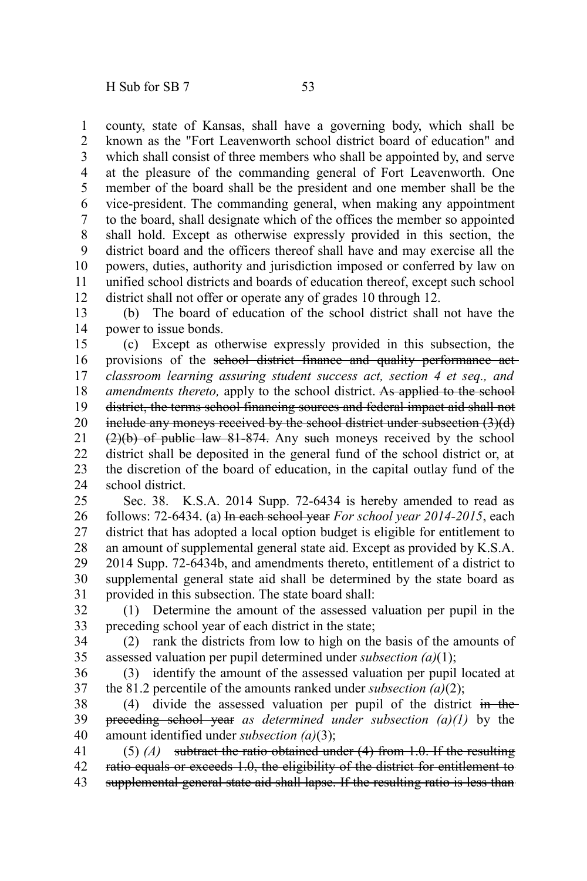county, state of Kansas, shall have a governing body, which shall be known as the "Fort Leavenworth school district board of education" and which shall consist of three members who shall be appointed by, and serve at the pleasure of the commanding general of Fort Leavenworth. One member of the board shall be the president and one member shall be the vice-president. The commanding general, when making any appointment to the board, shall designate which of the offices the member so appointed shall hold. Except as otherwise expressly provided in this section, the district board and the officers thereof shall have and may exercise all the powers, duties, authority and jurisdiction imposed or conferred by law on unified school districts and boards of education thereof, except such school district shall not offer or operate any of grades 10 through 12.

(b) The board of education of the school district shall not have the power to issue bonds.

(c) Except as otherwise expressly provided in this subsection, the provisions of the ~~school district finance and quality performance act~~ *classroom learning assuring student success act, section 4 et seq., and amendments thereto,* apply to the school district. ~~As applied to the school district, the terms school financing sources and federal impact aid shall not include any moneys received by the school district under subsection (3)(d) (2)(b) of public law 81-874.~~ Any ~~such~~ moneys received by the school district shall be deposited in the general fund of the school district or, at the discretion of the board of education, in the capital outlay fund of the school district.

Sec. 38. K.S.A. 2014 Supp. 72-6434 is hereby amended to read as follows: 72-6434. (a) ~~In each school year~~ *For school year 2014-2015*, each district that has adopted a local option budget is eligible for entitlement to an amount of supplemental general state aid. Except as provided by K.S.A. 2014 Supp. 72-6434b, and amendments thereto, entitlement of a district to supplemental general state aid shall be determined by the state board as provided in this subsection. The state board shall:

(1) Determine the amount of the assessed valuation per pupil in the preceding school year of each district in the state;

(2) rank the districts from low to high on the basis of the amounts of assessed valuation per pupil determined under *subsection (a)*(1);

(3) identify the amount of the assessed valuation per pupil located at the 81.2 percentile of the amounts ranked under *subsection (a)*(2);

(4) divide the assessed valuation per pupil of the district ~~in the preceding school year~~ *as determined under subsection (a)(1)* by the amount identified under *subsection (a)*(3);

(5) *(A)* ~~subtract the ratio obtained under (4) from 1.0. If the resulting ratio equals or exceeds 1.0, the eligibility of the district for entitlement to supplemental general state aid shall lapse. If the resulting ratio is less than~~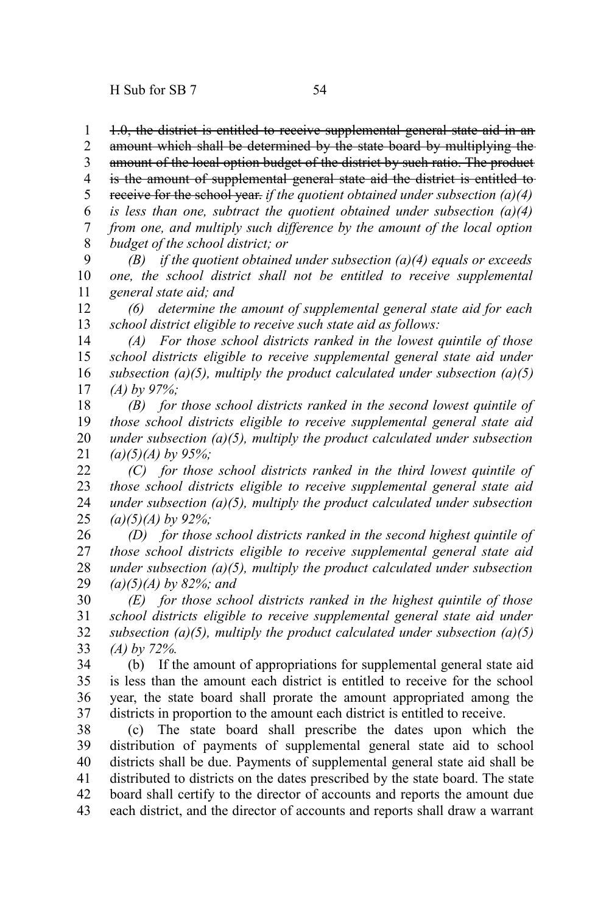~~1.0, the district is entitled to receive supplemental general state aid in an amount which shall be determined by the state board by multiplying the amount of the local option budget of the district by such ratio. The product is the amount of supplemental general state aid the district is entitled to receive for the school year.~~ *if the quotient obtained under subsection (a)(4) is less than one, subtract the quotient obtained under subsection (a)(4) from one, and multiply such difference by the amount of the local option budget of the school district; or*

*(B) if the quotient obtained under subsection (a)(4) equals or exceeds one, the school district shall not be entitled to receive supplemental general state aid; and*

*(6) determine the amount of supplemental general state aid for each school district eligible to receive such state aid as follows:*

*(A) For those school districts ranked in the lowest quintile of those school districts eligible to receive supplemental general state aid under subsection (a)(5), multiply the product calculated under subsection (a)(5)(A) by 97%;*

*(B) for those school districts ranked in the second lowest quintile of those school districts eligible to receive supplemental general state aid under subsection (a)(5), multiply the product calculated under subsection (a)(5)(A) by 95%;*

*(C) for those school districts ranked in the third lowest quintile of those school districts eligible to receive supplemental general state aid under subsection (a)(5), multiply the product calculated under subsection (a)(5)(A) by 92%;*

*(D) for those school districts ranked in the second highest quintile of those school districts eligible to receive supplemental general state aid under subsection (a)(5), multiply the product calculated under subsection (a)(5)(A) by 82%; and*

*(E) for those school districts ranked in the highest quintile of those school districts eligible to receive supplemental general state aid under subsection (a)(5), multiply the product calculated under subsection (a)(5)(A) by 72%.*

(b) If the amount of appropriations for supplemental general state aid is less than the amount each district is entitled to receive for the school year, the state board shall prorate the amount appropriated among the districts in proportion to the amount each district is entitled to receive.

(c) The state board shall prescribe the dates upon which the distribution of payments of supplemental general state aid to school districts shall be due. Payments of supplemental general state aid shall be distributed to districts on the dates prescribed by the state board. The state board shall certify to the director of accounts and reports the amount due each district, and the director of accounts and reports shall draw a warrant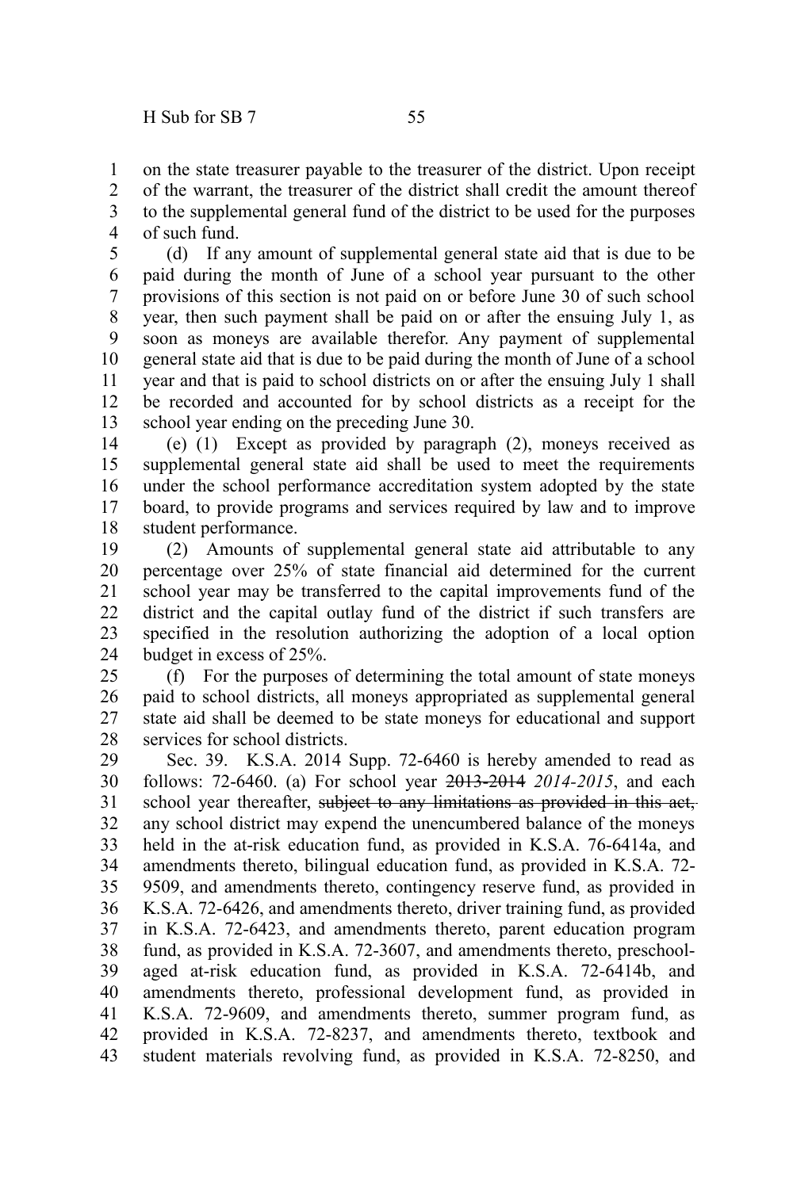on the state treasurer payable to the treasurer of the district. Upon receipt of the warrant, the treasurer of the district shall credit the amount thereof to the supplemental general fund of the district to be used for the purposes of such fund.

(d) If any amount of supplemental general state aid that is due to be paid during the month of June of a school year pursuant to the other provisions of this section is not paid on or before June 30 of such school year, then such payment shall be paid on or after the ensuing July 1, as soon as moneys are available therefor. Any payment of supplemental general state aid that is due to be paid during the month of June of a school year and that is paid to school districts on or after the ensuing July 1 shall be recorded and accounted for by school districts as a receipt for the school year ending on the preceding June 30.

(e) (1) Except as provided by paragraph (2), moneys received as supplemental general state aid shall be used to meet the requirements under the school performance accreditation system adopted by the state board, to provide programs and services required by law and to improve student performance.

(2) Amounts of supplemental general state aid attributable to any percentage over 25% of state financial aid determined for the current school year may be transferred to the capital improvements fund of the district and the capital outlay fund of the district if such transfers are specified in the resolution authorizing the adoption of a local option budget in excess of 25%.

(f) For the purposes of determining the total amount of state moneys paid to school districts, all moneys appropriated as supplemental general state aid shall be deemed to be state moneys for educational and support services for school districts.

Sec. 39. K.S.A. 2014 Supp. 72-6460 is hereby amended to read as follows: 72-6460. (a) For school year ~~2013-2014~~ *2014-2015*, and each school year thereafter, ~~subject to any limitations as provided in this act,~~ any school district may expend the unencumbered balance of the moneys held in the at-risk education fund, as provided in K.S.A. 76-6414a, and amendments thereto, bilingual education fund, as provided in K.S.A. 72-9509, and amendments thereto, contingency reserve fund, as provided in K.S.A. 72-6426, and amendments thereto, driver training fund, as provided in K.S.A. 72-6423, and amendments thereto, parent education program fund, as provided in K.S.A. 72-3607, and amendments thereto, preschool-aged at-risk education fund, as provided in K.S.A. 72-6414b, and amendments thereto, professional development fund, as provided in K.S.A. 72-9609, and amendments thereto, summer program fund, as provided in K.S.A. 72-8237, and amendments thereto, textbook and student materials revolving fund, as provided in K.S.A. 72-8250, and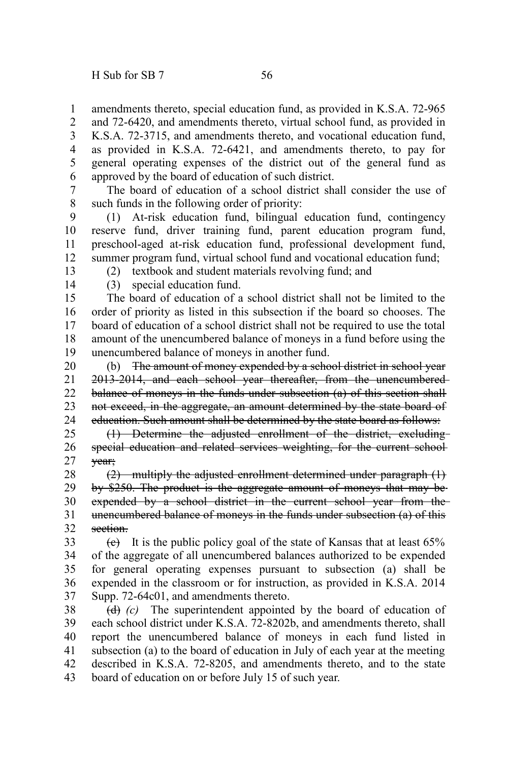amendments thereto, special education fund, as provided in K.S.A. 72-965 and 72-6420, and amendments thereto, virtual school fund, as provided in K.S.A. 72-3715, and amendments thereto, and vocational education fund, as provided in K.S.A. 72-6421, and amendments thereto, to pay for general operating expenses of the district out of the general fund as approved by the board of education of such district.

The board of education of a school district shall consider the use of such funds in the following order of priority:

(1) At-risk education fund, bilingual education fund, contingency reserve fund, driver training fund, parent education program fund, preschool-aged at-risk education fund, professional development fund, summer program fund, virtual school fund and vocational education fund;

(2) textbook and student materials revolving fund; and

(3) special education fund.

The board of education of a school district shall not be limited to the order of priority as listed in this subsection if the board so chooses. The board of education of a school district shall not be required to use the total amount of the unencumbered balance of moneys in a fund before using the unencumbered balance of moneys in another fund.

(b) ~~The amount of money expended by a school district in school year 2013-2014, and each school year thereafter, from the unencumbered balance of moneys in the funds under subsection (a) of this section shall not exceed, in the aggregate, an amount determined by the state board of education. Such amount shall be determined by the state board as follows:~~

~~(1) Determine the adjusted enrollment of the district, excluding special education and related services weighting, for the current school year;~~

~~(2) multiply the adjusted enrollment determined under paragraph (1) by $250. The product is the aggregate amount of moneys that may be expended by a school district in the current school year from the unencumbered balance of moneys in the funds under subsection (a) of this section.~~

~~(c)~~ It is the public policy goal of the state of Kansas that at least 65% of the aggregate of all unencumbered balances authorized to be expended for general operating expenses pursuant to subsection (a) shall be expended in the classroom or for instruction, as provided in K.S.A. 2014 Supp. 72-64c01, and amendments thereto.

~~(d)~~ *(c)* The superintendent appointed by the board of education of each school district under K.S.A. 72-8202b, and amendments thereto, shall report the unencumbered balance of moneys in each fund listed in subsection (a) to the board of education in July of each year at the meeting described in K.S.A. 72-8205, and amendments thereto, and to the state board of education on or before July 15 of such year.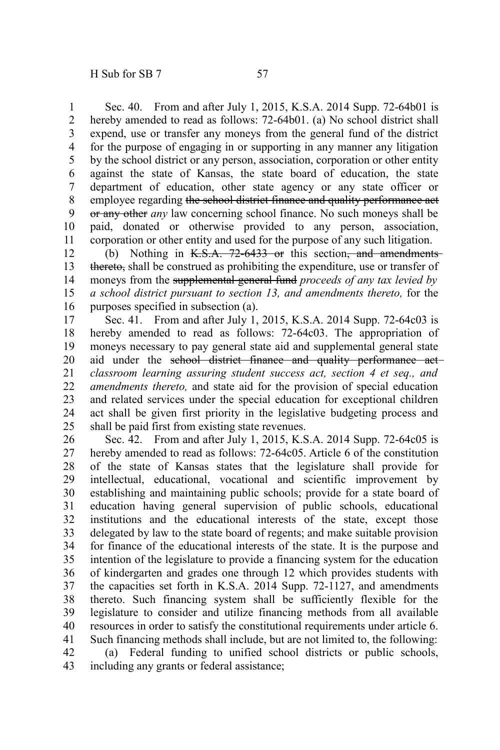Sec. 40. From and after July 1, 2015, K.S.A. 2014 Supp. 72-64b01 is hereby amended to read as follows: 72-64b01. (a) No school district shall expend, use or transfer any moneys from the general fund of the district for the purpose of engaging in or supporting in any manner any litigation by the school district or any person, association, corporation or other entity against the state of Kansas, the state board of education, the state department of education, other state agency or any state officer or employee regarding ~~the school district finance and quality performance act or any other~~ *any* law concerning school finance. No such moneys shall be paid, donated or otherwise provided to any person, association, corporation or other entity and used for the purpose of any such litigation.

(b) Nothing in ~~K.S.A. 72-6433 or~~ this section~~, and amendments thereto,~~ shall be construed as prohibiting the expenditure, use or transfer of moneys from the ~~supplemental general fund~~ *proceeds of any tax levied by a school district pursuant to section 13, and amendments thereto,* for the purposes specified in subsection (a).

Sec. 41. From and after July 1, 2015, K.S.A. 2014 Supp. 72-64c03 is hereby amended to read as follows: 72-64c03. The appropriation of moneys necessary to pay general state aid and supplemental general state aid under the ~~school district finance and quality performance act~~ *classroom learning assuring student success act, section 4 et seq., and amendments thereto,* and state aid for the provision of special education and related services under the special education for exceptional children act shall be given first priority in the legislative budgeting process and shall be paid first from existing state revenues.

Sec. 42. From and after July 1, 2015, K.S.A. 2014 Supp. 72-64c05 is hereby amended to read as follows: 72-64c05. Article 6 of the constitution of the state of Kansas states that the legislature shall provide for intellectual, educational, vocational and scientific improvement by establishing and maintaining public schools; provide for a state board of education having general supervision of public schools, educational institutions and the educational interests of the state, except those delegated by law to the state board of regents; and make suitable provision for finance of the educational interests of the state. It is the purpose and intention of the legislature to provide a financing system for the education of kindergarten and grades one through 12 which provides students with the capacities set forth in K.S.A. 2014 Supp. 72-1127, and amendments thereto. Such financing system shall be sufficiently flexible for the legislature to consider and utilize financing methods from all available resources in order to satisfy the constitutional requirements under article 6. Such financing methods shall include, but are not limited to, the following:

(a) Federal funding to unified school districts or public schools, including any grants or federal assistance;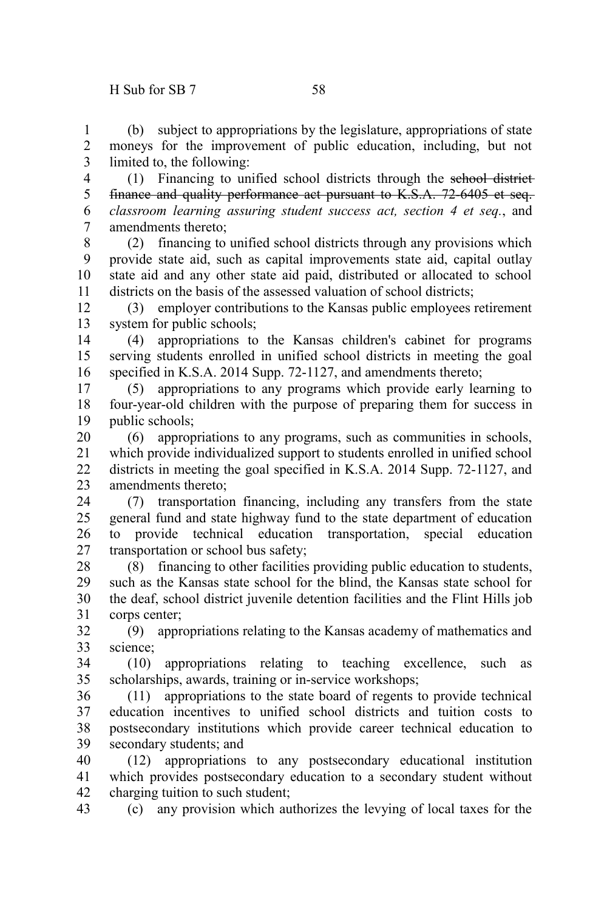(b) subject to appropriations by the legislature, appropriations of state moneys for the improvement of public education, including, but not limited to, the following:

(1) Financing to unified school districts through the ~~school district finance and quality performance act pursuant to K.S.A. 72-6405 et seq.~~ *classroom learning assuring student success act, section 4 et seq.*, and amendments thereto;

(2) financing to unified school districts through any provisions which provide state aid, such as capital improvements state aid, capital outlay state aid and any other state aid paid, distributed or allocated to school districts on the basis of the assessed valuation of school districts;

(3) employer contributions to the Kansas public employees retirement system for public schools;

(4) appropriations to the Kansas children's cabinet for programs serving students enrolled in unified school districts in meeting the goal specified in K.S.A. 2014 Supp. 72-1127, and amendments thereto;

(5) appropriations to any programs which provide early learning to four-year-old children with the purpose of preparing them for success in public schools;

(6) appropriations to any programs, such as communities in schools, which provide individualized support to students enrolled in unified school districts in meeting the goal specified in K.S.A. 2014 Supp. 72-1127, and amendments thereto;

(7) transportation financing, including any transfers from the state general fund and state highway fund to the state department of education to provide technical education transportation, special education transportation or school bus safety;

(8) financing to other facilities providing public education to students, such as the Kansas state school for the blind, the Kansas state school for the deaf, school district juvenile detention facilities and the Flint Hills job corps center;

(9) appropriations relating to the Kansas academy of mathematics and science;

(10) appropriations relating to teaching excellence, such as scholarships, awards, training or in-service workshops;

(11) appropriations to the state board of regents to provide technical education incentives to unified school districts and tuition costs to postsecondary institutions which provide career technical education to secondary students; and

(12) appropriations to any postsecondary educational institution which provides postsecondary education to a secondary student without charging tuition to such student;

(c) any provision which authorizes the levying of local taxes for the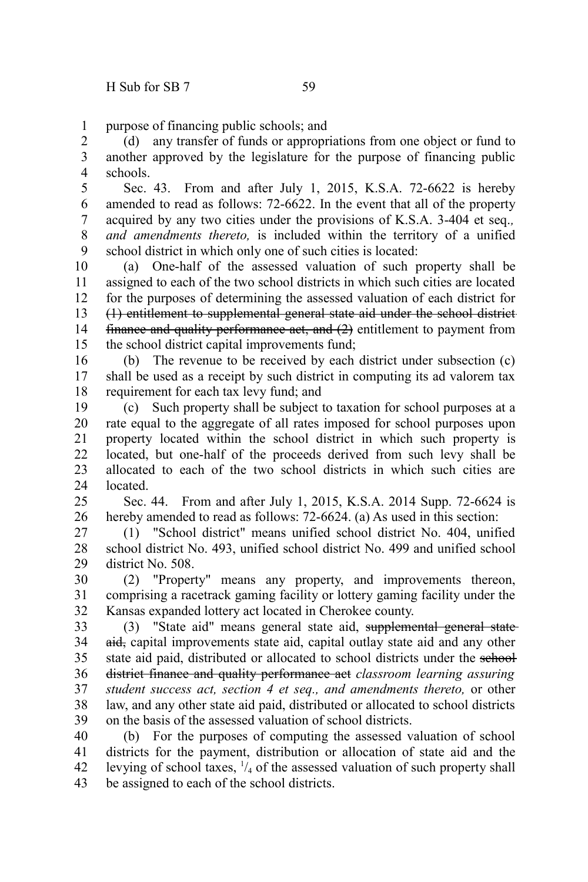purpose of financing public schools; and

(d) any transfer of funds or appropriations from one object or fund to another approved by the legislature for the purpose of financing public schools.

Sec. 43. From and after July 1, 2015, K.S.A. 72-6622 is hereby amended to read as follows: 72-6622. In the event that all of the property acquired by any two cities under the provisions of K.S.A. 3-404 et seq.*, and amendments thereto,* is included within the territory of a unified school district in which only one of such cities is located:

(a) One-half of the assessed valuation of such property shall be assigned to each of the two school districts in which such cities are located for the purposes of determining the assessed valuation of each district for ~~(1) entitlement to supplemental general state aid under the school district finance and quality performance act, and (2)~~ entitlement to payment from the school district capital improvements fund;

(b) The revenue to be received by each district under subsection (c) shall be used as a receipt by such district in computing its ad valorem tax requirement for each tax levy fund; and

(c) Such property shall be subject to taxation for school purposes at a rate equal to the aggregate of all rates imposed for school purposes upon property located within the school district in which such property is located, but one-half of the proceeds derived from such levy shall be allocated to each of the two school districts in which such cities are located.

Sec. 44. From and after July 1, 2015, K.S.A. 2014 Supp. 72-6624 is hereby amended to read as follows: 72-6624. (a) As used in this section:

(1) "School district" means unified school district No. 404, unified school district No. 493, unified school district No. 499 and unified school district No. 508.

(2) "Property" means any property, and improvements thereon, comprising a racetrack gaming facility or lottery gaming facility under the Kansas expanded lottery act located in Cherokee county.

(3) "State aid" means general state aid, ~~supplemental general state aid,~~ capital improvements state aid, capital outlay state aid and any other state aid paid, distributed or allocated to school districts under the ~~school district finance and quality performance act~~ *classroom learning assuring student success act, section 4 et seq., and amendments thereto,* or other law, and any other state aid paid, distributed or allocated to school districts on the basis of the assessed valuation of school districts.

(b) For the purposes of computing the assessed valuation of school districts for the payment, distribution or allocation of state aid and the levying of school taxes, $^{1}/_{4}$ of the assessed valuation of such property shall be assigned to each of the school districts.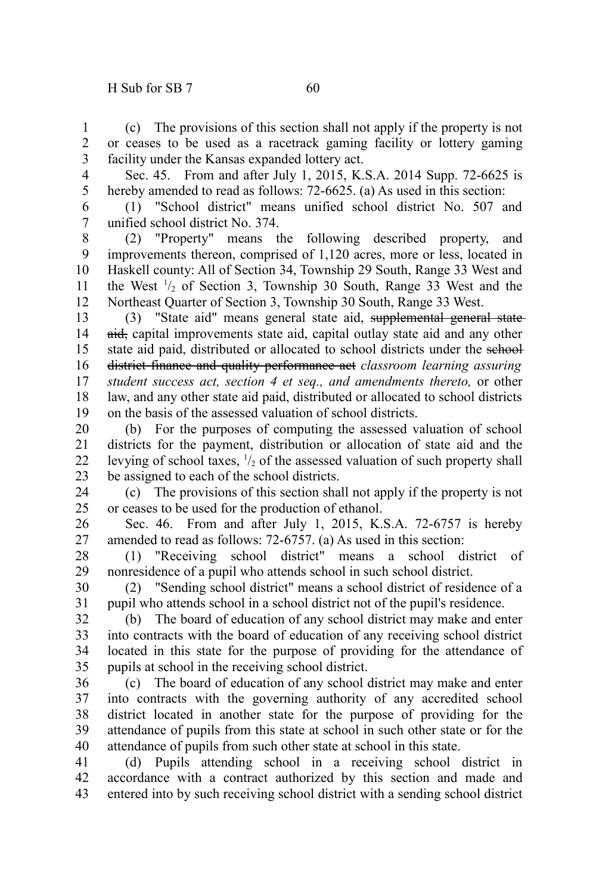(c) The provisions of this section shall not apply if the property is not or ceases to be used as a racetrack gaming facility or lottery gaming facility under the Kansas expanded lottery act.

Sec. 45. From and after July 1, 2015, K.S.A. 2014 Supp. 72-6625 is hereby amended to read as follows: 72-6625. (a) As used in this section:

(1) "School district" means unified school district No. 507 and unified school district No. 374.

(2) "Property" means the following described property, and improvements thereon, comprised of 1,120 acres, more or less, located in Haskell county: All of Section 34, Township 29 South, Range 33 West and the West $^1/_2$ of Section 3, Township 30 South, Range 33 West and the Northeast Quarter of Section 3, Township 30 South, Range 33 West.

(3) "State aid" means general state aid, ~~supplemental general state aid,~~ capital improvements state aid, capital outlay state aid and any other state aid paid, distributed or allocated to school districts under the ~~school district finance and quality performance act~~ *classroom learning assuring student success act, section 4 et seq., and amendments thereto,* or other law, and any other state aid paid, distributed or allocated to school districts on the basis of the assessed valuation of school districts.

(b) For the purposes of computing the assessed valuation of school districts for the payment, distribution or allocation of state aid and the levying of school taxes, $^1/_2$ of the assessed valuation of such property shall be assigned to each of the school districts.

(c) The provisions of this section shall not apply if the property is not or ceases to be used for the production of ethanol.

Sec. 46. From and after July 1, 2015, K.S.A. 72-6757 is hereby amended to read as follows: 72-6757. (a) As used in this section:

(1) "Receiving school district" means a school district of nonresidence of a pupil who attends school in such school district.

(2) "Sending school district" means a school district of residence of a pupil who attends school in a school district not of the pupil's residence.

(b) The board of education of any school district may make and enter into contracts with the board of education of any receiving school district located in this state for the purpose of providing for the attendance of pupils at school in the receiving school district.

(c) The board of education of any school district may make and enter into contracts with the governing authority of any accredited school district located in another state for the purpose of providing for the attendance of pupils from this state at school in such other state or for the attendance of pupils from such other state at school in this state.

(d) Pupils attending school in a receiving school district in accordance with a contract authorized by this section and made and entered into by such receiving school district with a sending school district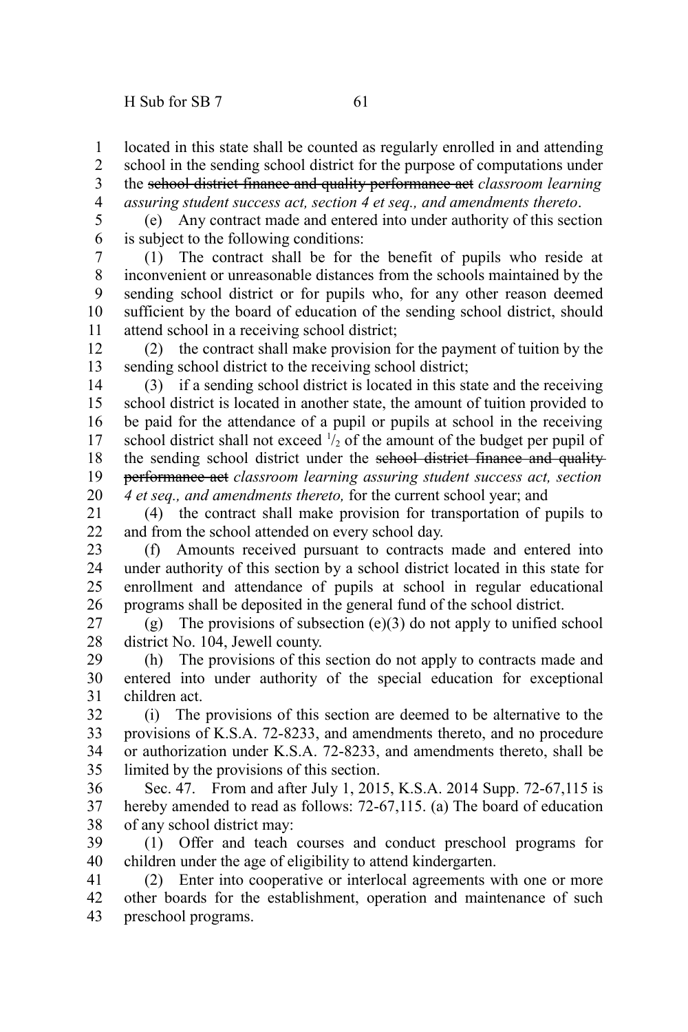located in this state shall be counted as regularly enrolled in and attending school in the sending school district for the purpose of computations under the ~~school district finance and quality performance act~~ *classroom learning assuring student success act, section 4 et seq., and amendments thereto*.

(e) Any contract made and entered into under authority of this section is subject to the following conditions:

(1) The contract shall be for the benefit of pupils who reside at inconvenient or unreasonable distances from the schools maintained by the sending school district or for pupils who, for any other reason deemed sufficient by the board of education of the sending school district, should attend school in a receiving school district;

(2) the contract shall make provision for the payment of tuition by the sending school district to the receiving school district;

(3) if a sending school district is located in this state and the receiving school district is located in another state, the amount of tuition provided to be paid for the attendance of a pupil or pupils at school in the receiving school district shall not exceed $^{1}/_{2}$ of the amount of the budget per pupil of the sending school district under the ~~school district finance and quality performance act~~ *classroom learning assuring student success act, section 4 et seq., and amendments thereto,* for the current school year; and

(4) the contract shall make provision for transportation of pupils to and from the school attended on every school day.

(f) Amounts received pursuant to contracts made and entered into under authority of this section by a school district located in this state for enrollment and attendance of pupils at school in regular educational programs shall be deposited in the general fund of the school district.

(g) The provisions of subsection (e)(3) do not apply to unified school district No. 104, Jewell county.

(h) The provisions of this section do not apply to contracts made and entered into under authority of the special education for exceptional children act.

(i) The provisions of this section are deemed to be alternative to the provisions of K.S.A. 72-8233, and amendments thereto, and no procedure or authorization under K.S.A. 72-8233, and amendments thereto, shall be limited by the provisions of this section.

Sec. 47. From and after July 1, 2015, K.S.A. 2014 Supp. 72-67,115 is hereby amended to read as follows: 72-67,115. (a) The board of education of any school district may:

(1) Offer and teach courses and conduct preschool programs for children under the age of eligibility to attend kindergarten.

(2) Enter into cooperative or interlocal agreements with one or more other boards for the establishment, operation and maintenance of such preschool programs.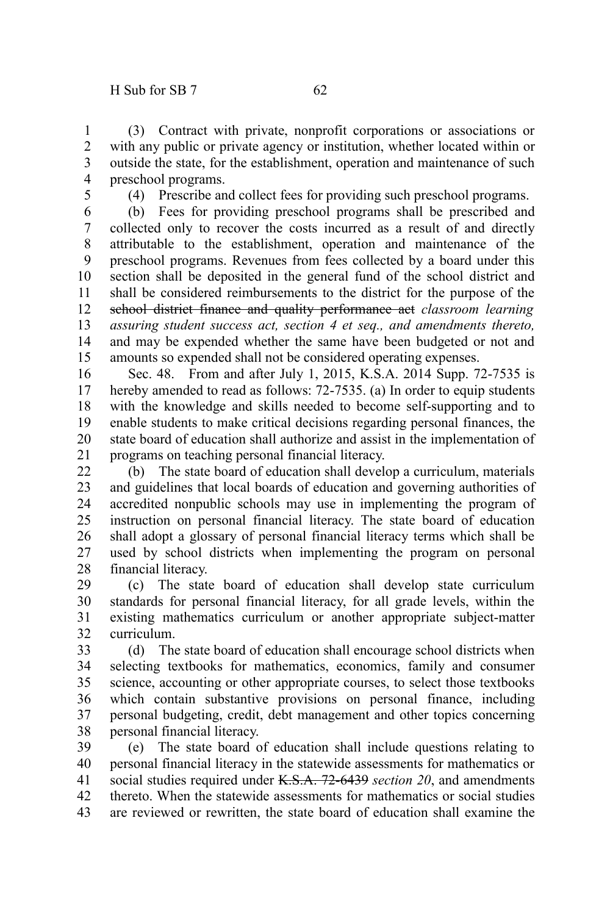(3) Contract with private, nonprofit corporations or associations or with any public or private agency or institution, whether located within or outside the state, for the establishment, operation and maintenance of such preschool programs.

(4) Prescribe and collect fees for providing such preschool programs.

(b) Fees for providing preschool programs shall be prescribed and collected only to recover the costs incurred as a result of and directly attributable to the establishment, operation and maintenance of the preschool programs. Revenues from fees collected by a board under this section shall be deposited in the general fund of the school district and shall be considered reimbursements to the district for the purpose of the ~~school district finance and quality performance act~~ *classroom learning assuring student success act, section 4 et seq., and amendments thereto,* and may be expended whether the same have been budgeted or not and amounts so expended shall not be considered operating expenses.

Sec. 48. From and after July 1, 2015, K.S.A. 2014 Supp. 72-7535 is hereby amended to read as follows: 72-7535. (a) In order to equip students with the knowledge and skills needed to become self-supporting and to enable students to make critical decisions regarding personal finances, the state board of education shall authorize and assist in the implementation of programs on teaching personal financial literacy.

(b) The state board of education shall develop a curriculum, materials and guidelines that local boards of education and governing authorities of accredited nonpublic schools may use in implementing the program of instruction on personal financial literacy. The state board of education shall adopt a glossary of personal financial literacy terms which shall be used by school districts when implementing the program on personal financial literacy.

(c) The state board of education shall develop state curriculum standards for personal financial literacy, for all grade levels, within the existing mathematics curriculum or another appropriate subject-matter curriculum.

(d) The state board of education shall encourage school districts when selecting textbooks for mathematics, economics, family and consumer science, accounting or other appropriate courses, to select those textbooks which contain substantive provisions on personal finance, including personal budgeting, credit, debt management and other topics concerning personal financial literacy.

(e) The state board of education shall include questions relating to personal financial literacy in the statewide assessments for mathematics or social studies required under ~~K.S.A. 72-6439~~ *section 20*, and amendments thereto. When the statewide assessments for mathematics or social studies are reviewed or rewritten, the state board of education shall examine the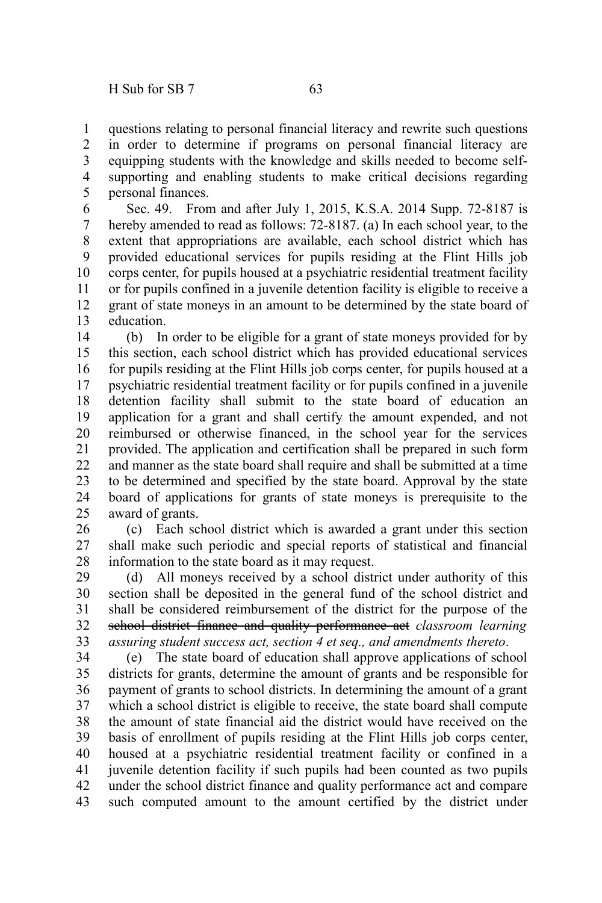questions relating to personal financial literacy and rewrite such questions in order to determine if programs on personal financial literacy are equipping students with the knowledge and skills needed to become self-supporting and enabling students to make critical decisions regarding personal finances.

Sec. 49. From and after July 1, 2015, K.S.A. 2014 Supp. 72-8187 is hereby amended to read as follows: 72-8187. (a) In each school year, to the extent that appropriations are available, each school district which has provided educational services for pupils residing at the Flint Hills job corps center, for pupils housed at a psychiatric residential treatment facility or for pupils confined in a juvenile detention facility is eligible to receive a grant of state moneys in an amount to be determined by the state board of education.

(b) In order to be eligible for a grant of state moneys provided for by this section, each school district which has provided educational services for pupils residing at the Flint Hills job corps center, for pupils housed at a psychiatric residential treatment facility or for pupils confined in a juvenile detention facility shall submit to the state board of education an application for a grant and shall certify the amount expended, and not reimbursed or otherwise financed, in the school year for the services provided. The application and certification shall be prepared in such form and manner as the state board shall require and shall be submitted at a time to be determined and specified by the state board. Approval by the state board of applications for grants of state moneys is prerequisite to the award of grants.

(c) Each school district which is awarded a grant under this section shall make such periodic and special reports of statistical and financial information to the state board as it may request.

(d) All moneys received by a school district under authority of this section shall be deposited in the general fund of the school district and shall be considered reimbursement of the district for the purpose of the ~~school district finance and quality performance act~~ *classroom learning assuring student success act, section 4 et seq., and amendments thereto*.

(e) The state board of education shall approve applications of school districts for grants, determine the amount of grants and be responsible for payment of grants to school districts. In determining the amount of a grant which a school district is eligible to receive, the state board shall compute the amount of state financial aid the district would have received on the basis of enrollment of pupils residing at the Flint Hills job corps center, housed at a psychiatric residential treatment facility or confined in a juvenile detention facility if such pupils had been counted as two pupils under the school district finance and quality performance act and compare such computed amount to the amount certified by the district under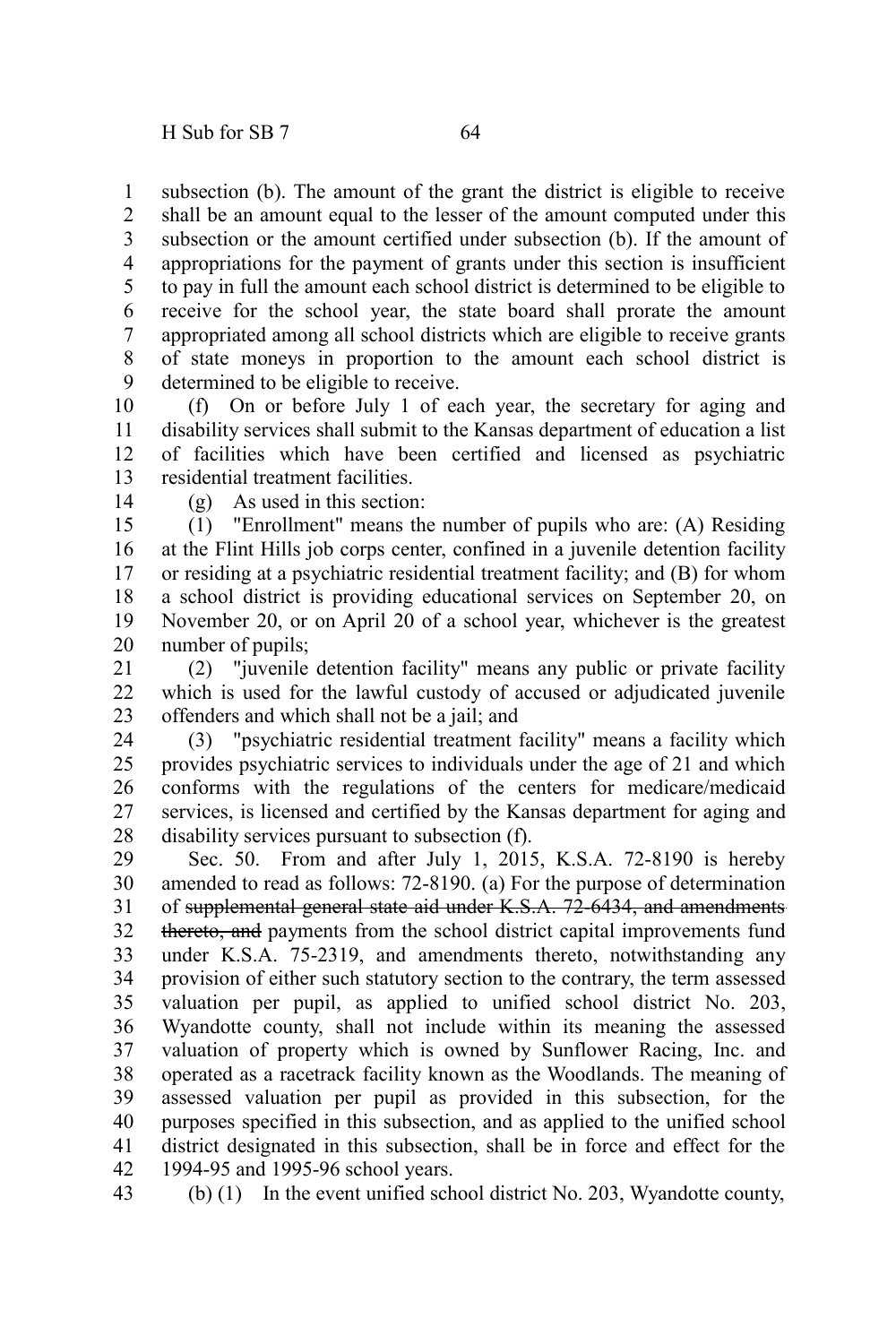subsection (b). The amount of the grant the district is eligible to receive shall be an amount equal to the lesser of the amount computed under this subsection or the amount certified under subsection (b). If the amount of appropriations for the payment of grants under this section is insufficient to pay in full the amount each school district is determined to be eligible to receive for the school year, the state board shall prorate the amount appropriated among all school districts which are eligible to receive grants of state moneys in proportion to the amount each school district is determined to be eligible to receive.

(f) On or before July 1 of each year, the secretary for aging and disability services shall submit to the Kansas department of education a list of facilities which have been certified and licensed as psychiatric residential treatment facilities.

(g) As used in this section:

(1) "Enrollment" means the number of pupils who are: (A) Residing at the Flint Hills job corps center, confined in a juvenile detention facility or residing at a psychiatric residential treatment facility; and (B) for whom a school district is providing educational services on September 20, on November 20, or on April 20 of a school year, whichever is the greatest number of pupils;

(2) "juvenile detention facility" means any public or private facility which is used for the lawful custody of accused or adjudicated juvenile offenders and which shall not be a jail; and

(3) "psychiatric residential treatment facility" means a facility which provides psychiatric services to individuals under the age of 21 and which conforms with the regulations of the centers for medicare/medicaid services, is licensed and certified by the Kansas department for aging and disability services pursuant to subsection (f).

Sec. 50. From and after July 1, 2015, K.S.A. 72-8190 is hereby amended to read as follows: 72-8190. (a) For the purpose of determination of ~~supplemental general state aid under K.S.A. 72-6434, and amendments thereto, and~~ payments from the school district capital improvements fund under K.S.A. 75-2319, and amendments thereto, notwithstanding any provision of either such statutory section to the contrary, the term assessed valuation per pupil, as applied to unified school district No. 203, Wyandotte county, shall not include within its meaning the assessed valuation of property which is owned by Sunflower Racing, Inc. and operated as a racetrack facility known as the Woodlands. The meaning of assessed valuation per pupil as provided in this subsection, for the purposes specified in this subsection, and as applied to the unified school district designated in this subsection, shall be in force and effect for the 1994-95 and 1995-96 school years.

(b) (1) In the event unified school district No. 203, Wyandotte county,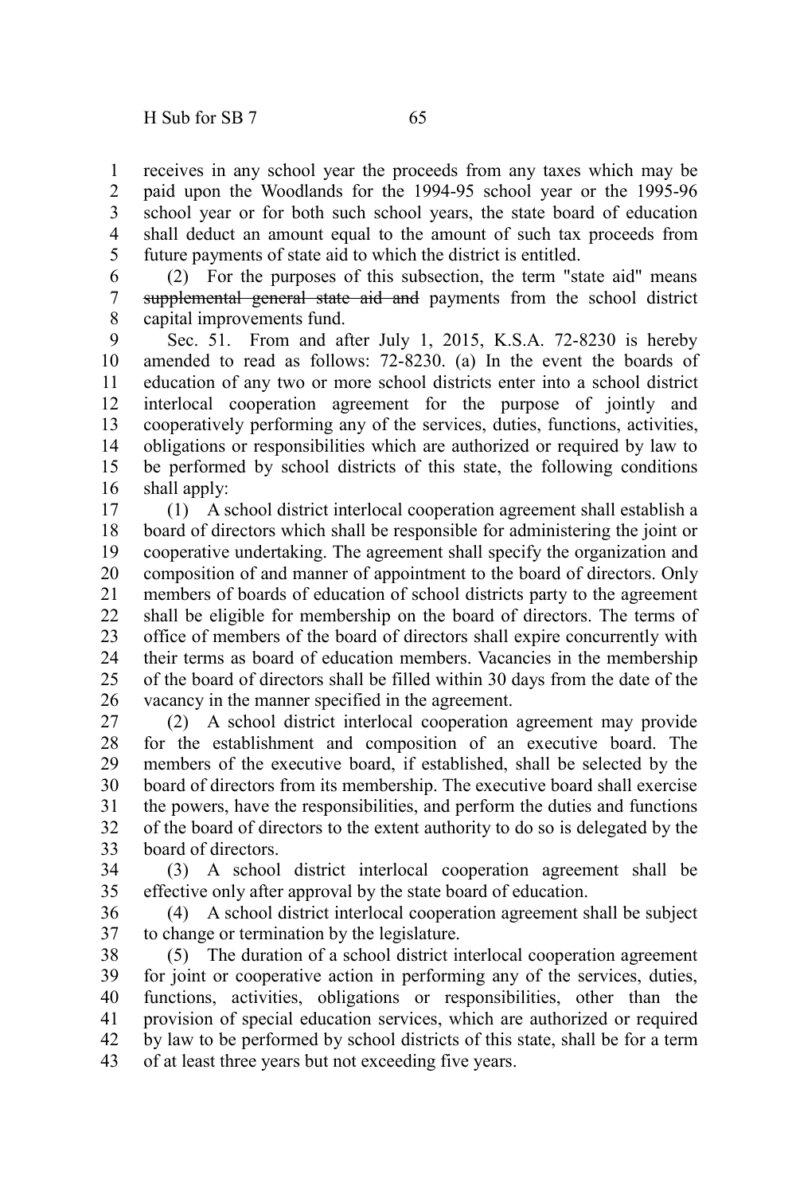receives in any school year the proceeds from any taxes which may be paid upon the Woodlands for the 1994-95 school year or the 1995-96 school year or for both such school years, the state board of education shall deduct an amount equal to the amount of such tax proceeds from future payments of state aid to which the district is entitled.

(2) For the purposes of this subsection, the term "state aid" means ~~supplemental general state aid and~~ payments from the school district capital improvements fund.

Sec. 51. From and after July 1, 2015, K.S.A. 72-8230 is hereby amended to read as follows: 72-8230. (a) In the event the boards of education of any two or more school districts enter into a school district interlocal cooperation agreement for the purpose of jointly and cooperatively performing any of the services, duties, functions, activities, obligations or responsibilities which are authorized or required by law to be performed by school districts of this state, the following conditions shall apply:

(1) A school district interlocal cooperation agreement shall establish a board of directors which shall be responsible for administering the joint or cooperative undertaking. The agreement shall specify the organization and composition of and manner of appointment to the board of directors. Only members of boards of education of school districts party to the agreement shall be eligible for membership on the board of directors. The terms of office of members of the board of directors shall expire concurrently with their terms as board of education members. Vacancies in the membership of the board of directors shall be filled within 30 days from the date of the vacancy in the manner specified in the agreement.

(2) A school district interlocal cooperation agreement may provide for the establishment and composition of an executive board. The members of the executive board, if established, shall be selected by the board of directors from its membership. The executive board shall exercise the powers, have the responsibilities, and perform the duties and functions of the board of directors to the extent authority to do so is delegated by the board of directors.

(3) A school district interlocal cooperation agreement shall be effective only after approval by the state board of education.

(4) A school district interlocal cooperation agreement shall be subject to change or termination by the legislature.

(5) The duration of a school district interlocal cooperation agreement for joint or cooperative action in performing any of the services, duties, functions, activities, obligations or responsibilities, other than the provision of special education services, which are authorized or required by law to be performed by school districts of this state, shall be for a term of at least three years but not exceeding five years.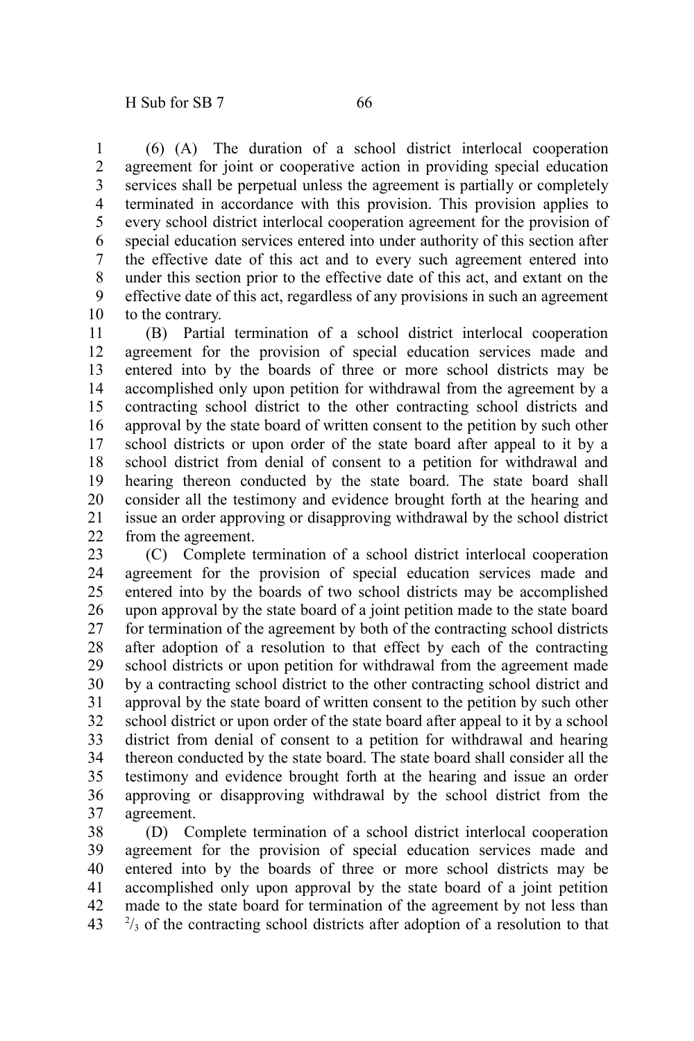(6) (A) The duration of a school district interlocal cooperation agreement for joint or cooperative action in providing special education services shall be perpetual unless the agreement is partially or completely terminated in accordance with this provision. This provision applies to every school district interlocal cooperation agreement for the provision of special education services entered into under authority of this section after the effective date of this act and to every such agreement entered into under this section prior to the effective date of this act, and extant on the effective date of this act, regardless of any provisions in such an agreement to the contrary.

(B) Partial termination of a school district interlocal cooperation agreement for the provision of special education services made and entered into by the boards of three or more school districts may be accomplished only upon petition for withdrawal from the agreement by a contracting school district to the other contracting school districts and approval by the state board of written consent to the petition by such other school districts or upon order of the state board after appeal to it by a school district from denial of consent to a petition for withdrawal and hearing thereon conducted by the state board. The state board shall consider all the testimony and evidence brought forth at the hearing and issue an order approving or disapproving withdrawal by the school district from the agreement.

(C) Complete termination of a school district interlocal cooperation agreement for the provision of special education services made and entered into by the boards of two school districts may be accomplished upon approval by the state board of a joint petition made to the state board for termination of the agreement by both of the contracting school districts after adoption of a resolution to that effect by each of the contracting school districts or upon petition for withdrawal from the agreement made by a contracting school district to the other contracting school district and approval by the state board of written consent to the petition by such other school district or upon order of the state board after appeal to it by a school district from denial of consent to a petition for withdrawal and hearing thereon conducted by the state board. The state board shall consider all the testimony and evidence brought forth at the hearing and issue an order approving or disapproving withdrawal by the school district from the agreement.

(D) Complete termination of a school district interlocal cooperation agreement for the provision of special education services made and entered into by the boards of three or more school districts may be accomplished only upon approval by the state board of a joint petition made to the state board for termination of the agreement by not less than $^{2}/_{3}$ of the contracting school districts after adoption of a resolution to that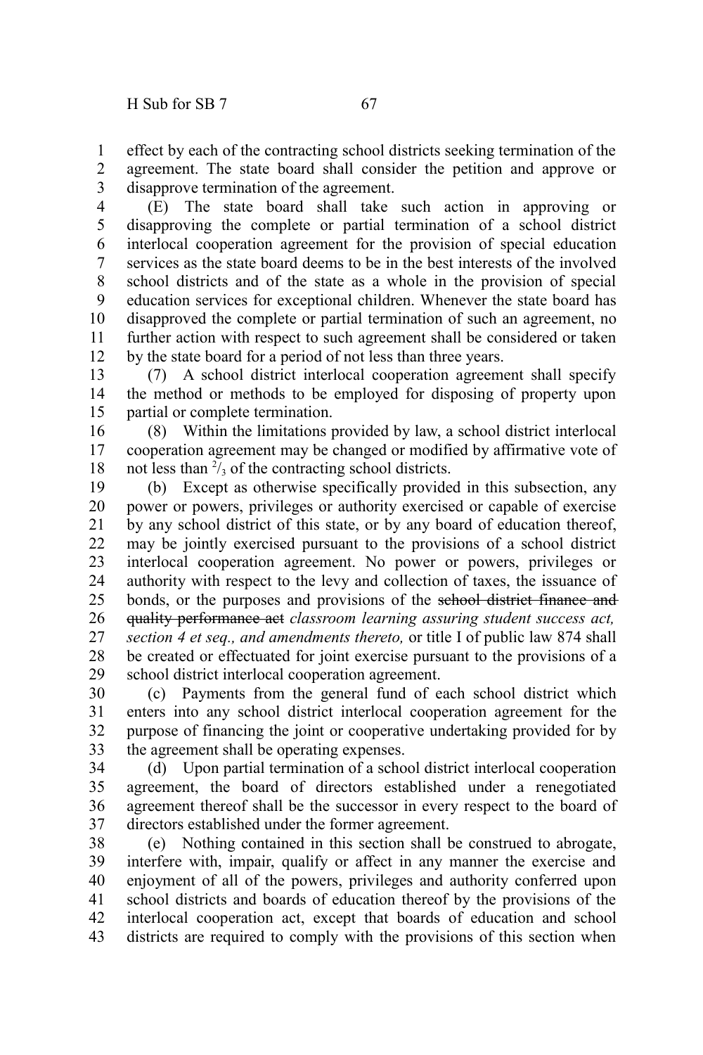effect by each of the contracting school districts seeking termination of the agreement. The state board shall consider the petition and approve or disapprove termination of the agreement.

(E) The state board shall take such action in approving or disapproving the complete or partial termination of a school district interlocal cooperation agreement for the provision of special education services as the state board deems to be in the best interests of the involved school districts and of the state as a whole in the provision of special education services for exceptional children. Whenever the state board has disapproved the complete or partial termination of such an agreement, no further action with respect to such agreement shall be considered or taken by the state board for a period of not less than three years.

(7) A school district interlocal cooperation agreement shall specify the method or methods to be employed for disposing of property upon partial or complete termination.

(8) Within the limitations provided by law, a school district interlocal cooperation agreement may be changed or modified by affirmative vote of not less than $^{2}/_{3}$ of the contracting school districts.

(b) Except as otherwise specifically provided in this subsection, any power or powers, privileges or authority exercised or capable of exercise by any school district of this state, or by any board of education thereof, may be jointly exercised pursuant to the provisions of a school district interlocal cooperation agreement. No power or powers, privileges or authority with respect to the levy and collection of taxes, the issuance of bonds, or the purposes and provisions of the ~~school district finance and quality performance act~~ *classroom learning assuring student success act, section 4 et seq., and amendments thereto,* or title I of public law 874 shall be created or effectuated for joint exercise pursuant to the provisions of a school district interlocal cooperation agreement.

(c) Payments from the general fund of each school district which enters into any school district interlocal cooperation agreement for the purpose of financing the joint or cooperative undertaking provided for by the agreement shall be operating expenses.

(d) Upon partial termination of a school district interlocal cooperation agreement, the board of directors established under a renegotiated agreement thereof shall be the successor in every respect to the board of directors established under the former agreement.

(e) Nothing contained in this section shall be construed to abrogate, interfere with, impair, qualify or affect in any manner the exercise and enjoyment of all of the powers, privileges and authority conferred upon school districts and boards of education thereof by the provisions of the interlocal cooperation act, except that boards of education and school districts are required to comply with the provisions of this section when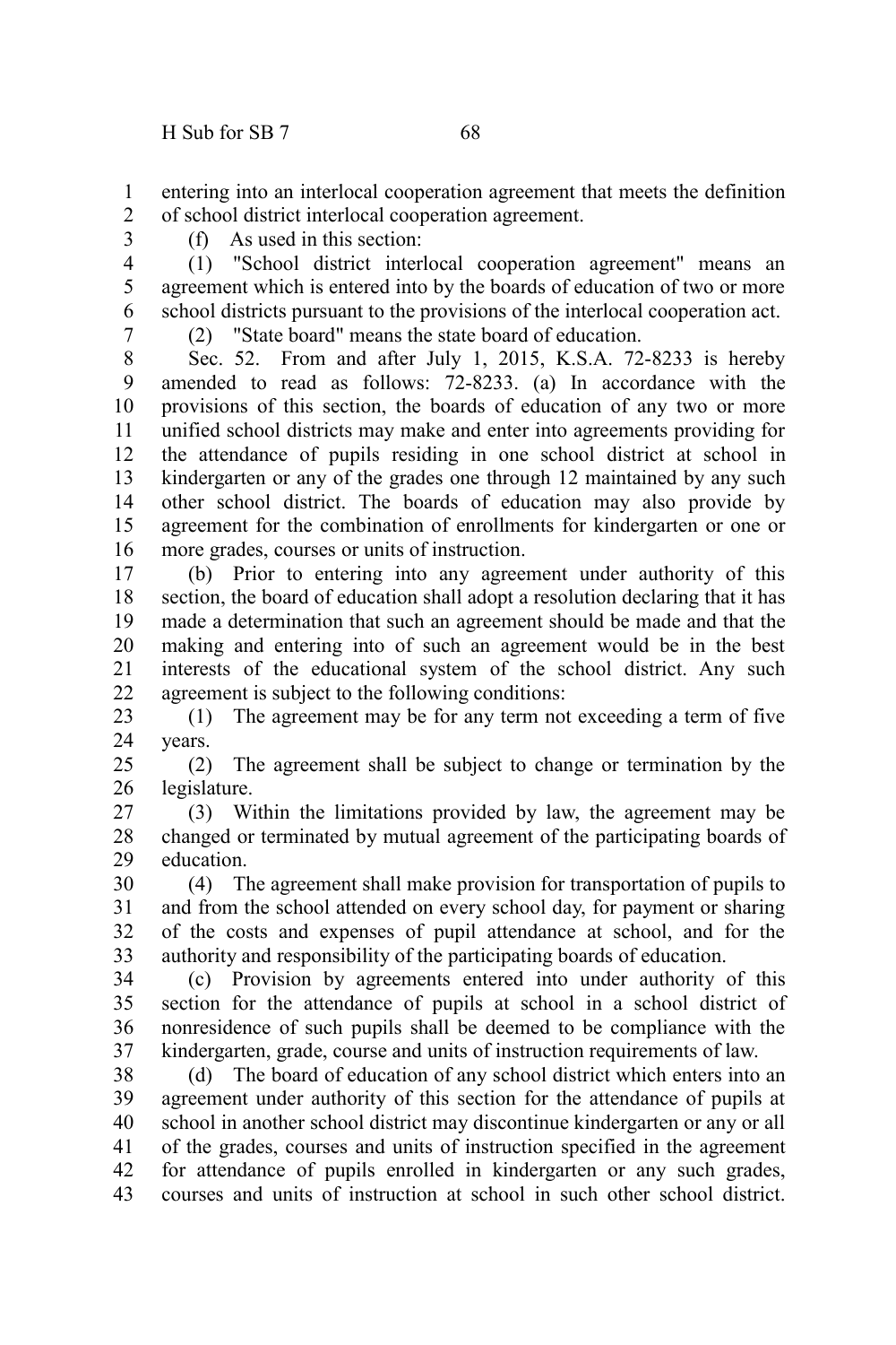entering into an interlocal cooperation agreement that meets the definition of school district interlocal cooperation agreement.

(f) As used in this section:

(1) "School district interlocal cooperation agreement" means an agreement which is entered into by the boards of education of two or more school districts pursuant to the provisions of the interlocal cooperation act.

(2) "State board" means the state board of education.

Sec. 52. From and after July 1, 2015, K.S.A. 72-8233 is hereby amended to read as follows: 72-8233. (a) In accordance with the provisions of this section, the boards of education of any two or more unified school districts may make and enter into agreements providing for the attendance of pupils residing in one school district at school in kindergarten or any of the grades one through 12 maintained by any such other school district. The boards of education may also provide by agreement for the combination of enrollments for kindergarten or one or more grades, courses or units of instruction.

(b) Prior to entering into any agreement under authority of this section, the board of education shall adopt a resolution declaring that it has made a determination that such an agreement should be made and that the making and entering into of such an agreement would be in the best interests of the educational system of the school district. Any such agreement is subject to the following conditions:

(1) The agreement may be for any term not exceeding a term of five years.

(2) The agreement shall be subject to change or termination by the legislature.

(3) Within the limitations provided by law, the agreement may be changed or terminated by mutual agreement of the participating boards of education.

(4) The agreement shall make provision for transportation of pupils to and from the school attended on every school day, for payment or sharing of the costs and expenses of pupil attendance at school, and for the authority and responsibility of the participating boards of education.

(c) Provision by agreements entered into under authority of this section for the attendance of pupils at school in a school district of nonresidence of such pupils shall be deemed to be compliance with the kindergarten, grade, course and units of instruction requirements of law.

(d) The board of education of any school district which enters into an agreement under authority of this section for the attendance of pupils at school in another school district may discontinue kindergarten or any or all of the grades, courses and units of instruction specified in the agreement for attendance of pupils enrolled in kindergarten or any such grades, courses and units of instruction at school in such other school district.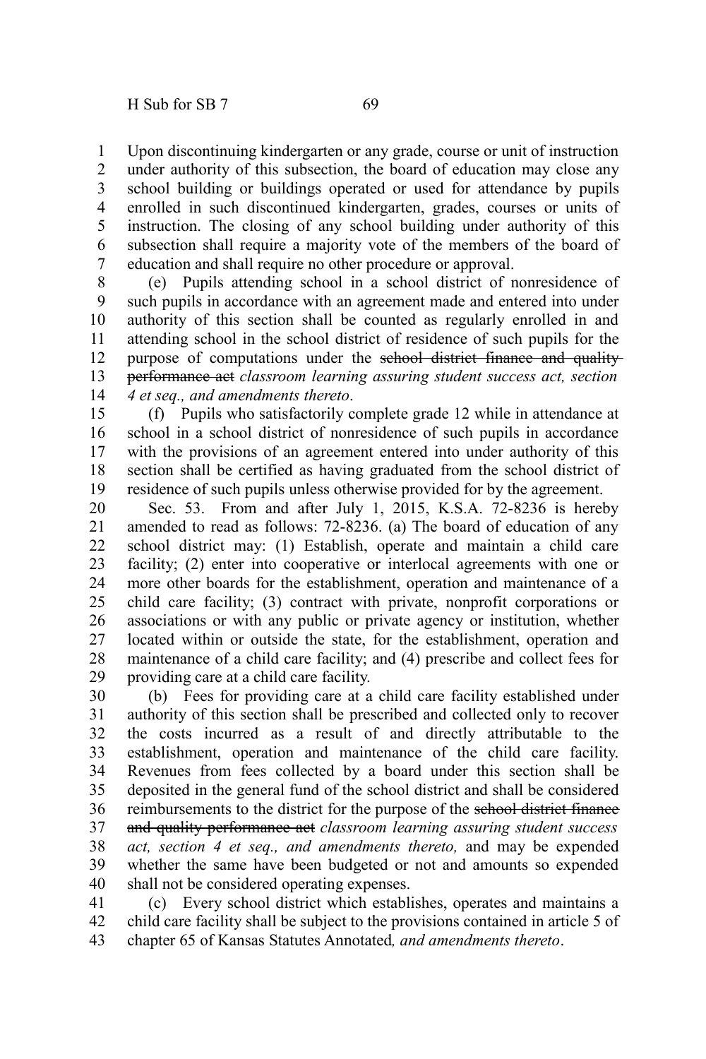Upon discontinuing kindergarten or any grade, course or unit of instruction under authority of this subsection, the board of education may close any school building or buildings operated or used for attendance by pupils enrolled in such discontinued kindergarten, grades, courses or units of instruction. The closing of any school building under authority of this subsection shall require a majority vote of the members of the board of education and shall require no other procedure or approval.

(e) Pupils attending school in a school district of nonresidence of such pupils in accordance with an agreement made and entered into under authority of this section shall be counted as regularly enrolled in and attending school in the school district of residence of such pupils for the purpose of computations under the ~~school district finance and quality performance act~~ *classroom learning assuring student success act, section 4 et seq., and amendments thereto*.

(f) Pupils who satisfactorily complete grade 12 while in attendance at school in a school district of nonresidence of such pupils in accordance with the provisions of an agreement entered into under authority of this section shall be certified as having graduated from the school district of residence of such pupils unless otherwise provided for by the agreement.

Sec. 53. From and after July 1, 2015, K.S.A. 72-8236 is hereby amended to read as follows: 72-8236. (a) The board of education of any school district may: (1) Establish, operate and maintain a child care facility; (2) enter into cooperative or interlocal agreements with one or more other boards for the establishment, operation and maintenance of a child care facility; (3) contract with private, nonprofit corporations or associations or with any public or private agency or institution, whether located within or outside the state, for the establishment, operation and maintenance of a child care facility; and (4) prescribe and collect fees for providing care at a child care facility.

(b) Fees for providing care at a child care facility established under authority of this section shall be prescribed and collected only to recover the costs incurred as a result of and directly attributable to the establishment, operation and maintenance of the child care facility. Revenues from fees collected by a board under this section shall be deposited in the general fund of the school district and shall be considered reimbursements to the district for the purpose of the ~~school district finance and quality performance act~~ *classroom learning assuring student success act, section 4 et seq., and amendments thereto,* and may be expended whether the same have been budgeted or not and amounts so expended shall not be considered operating expenses.

(c) Every school district which establishes, operates and maintains a child care facility shall be subject to the provisions contained in article 5 of chapter 65 of Kansas Statutes Annotated*, and amendments thereto*.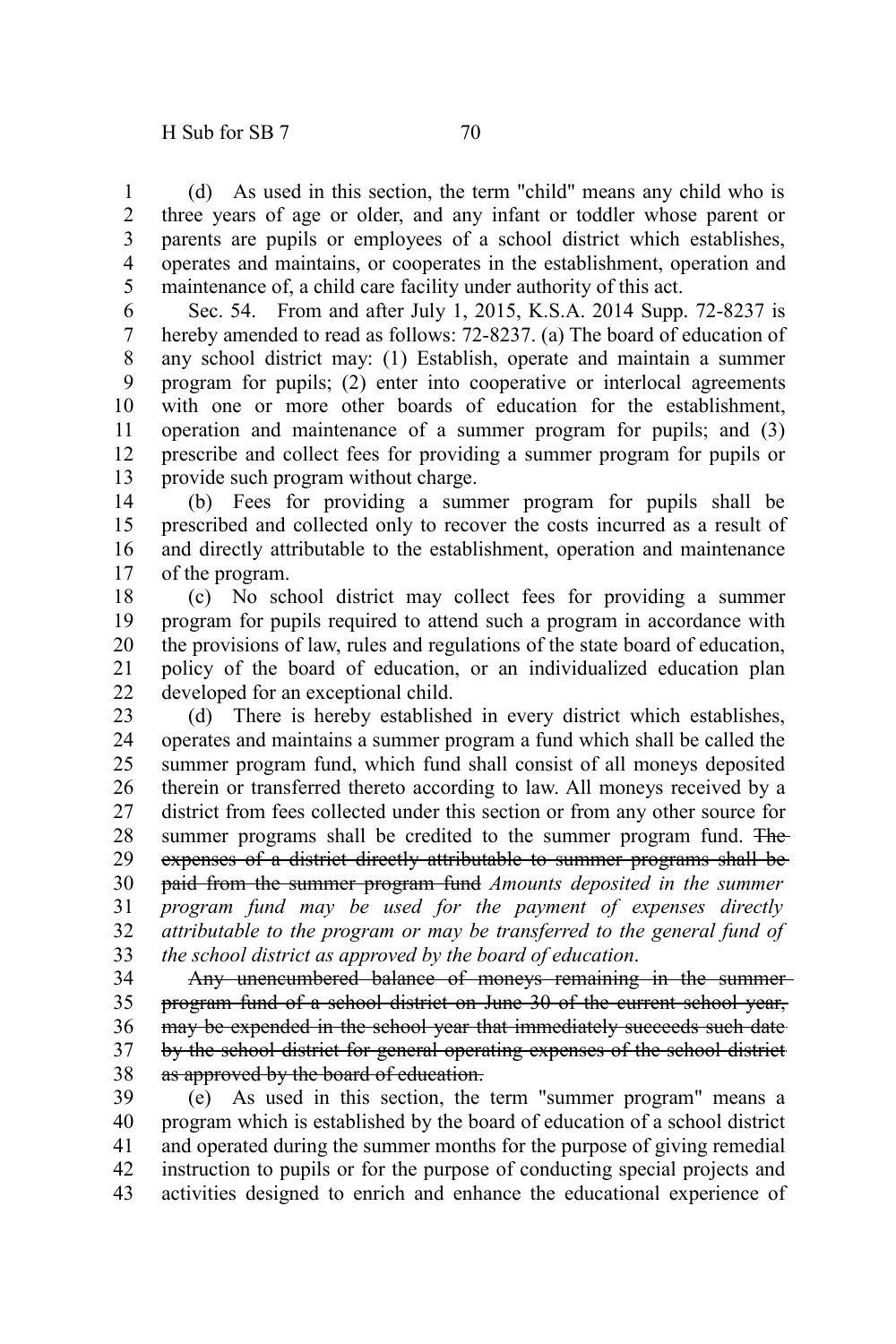(d) As used in this section, the term "child" means any child who is three years of age or older, and any infant or toddler whose parent or parents are pupils or employees of a school district which establishes, operates and maintains, or cooperates in the establishment, operation and maintenance of, a child care facility under authority of this act.

Sec. 54. From and after July 1, 2015, K.S.A. 2014 Supp. 72-8237 is hereby amended to read as follows: 72-8237. (a) The board of education of any school district may: (1) Establish, operate and maintain a summer program for pupils; (2) enter into cooperative or interlocal agreements with one or more other boards of education for the establishment, operation and maintenance of a summer program for pupils; and (3) prescribe and collect fees for providing a summer program for pupils or provide such program without charge.

(b) Fees for providing a summer program for pupils shall be prescribed and collected only to recover the costs incurred as a result of and directly attributable to the establishment, operation and maintenance of the program.

(c) No school district may collect fees for providing a summer program for pupils required to attend such a program in accordance with the provisions of law, rules and regulations of the state board of education, policy of the board of education, or an individualized education plan developed for an exceptional child.

(d) There is hereby established in every district which establishes, operates and maintains a summer program a fund which shall be called the summer program fund, which fund shall consist of all moneys deposited therein or transferred thereto according to law. All moneys received by a district from fees collected under this section or from any other source for summer programs shall be credited to the summer program fund. ~~The expenses of a district directly attributable to summer programs shall be paid from the summer program fund~~ *Amounts deposited in the summer program fund may be used for the payment of expenses directly attributable to the program or may be transferred to the general fund of the school district as approved by the board of education*.

~~Any unencumbered balance of moneys remaining in the summer program fund of a school district on June 30 of the current school year, may be expended in the school year that immediately succeeds such date by the school district for general operating expenses of the school district as approved by the board of education.~~

(e) As used in this section, the term "summer program" means a program which is established by the board of education of a school district and operated during the summer months for the purpose of giving remedial instruction to pupils or for the purpose of conducting special projects and activities designed to enrich and enhance the educational experience of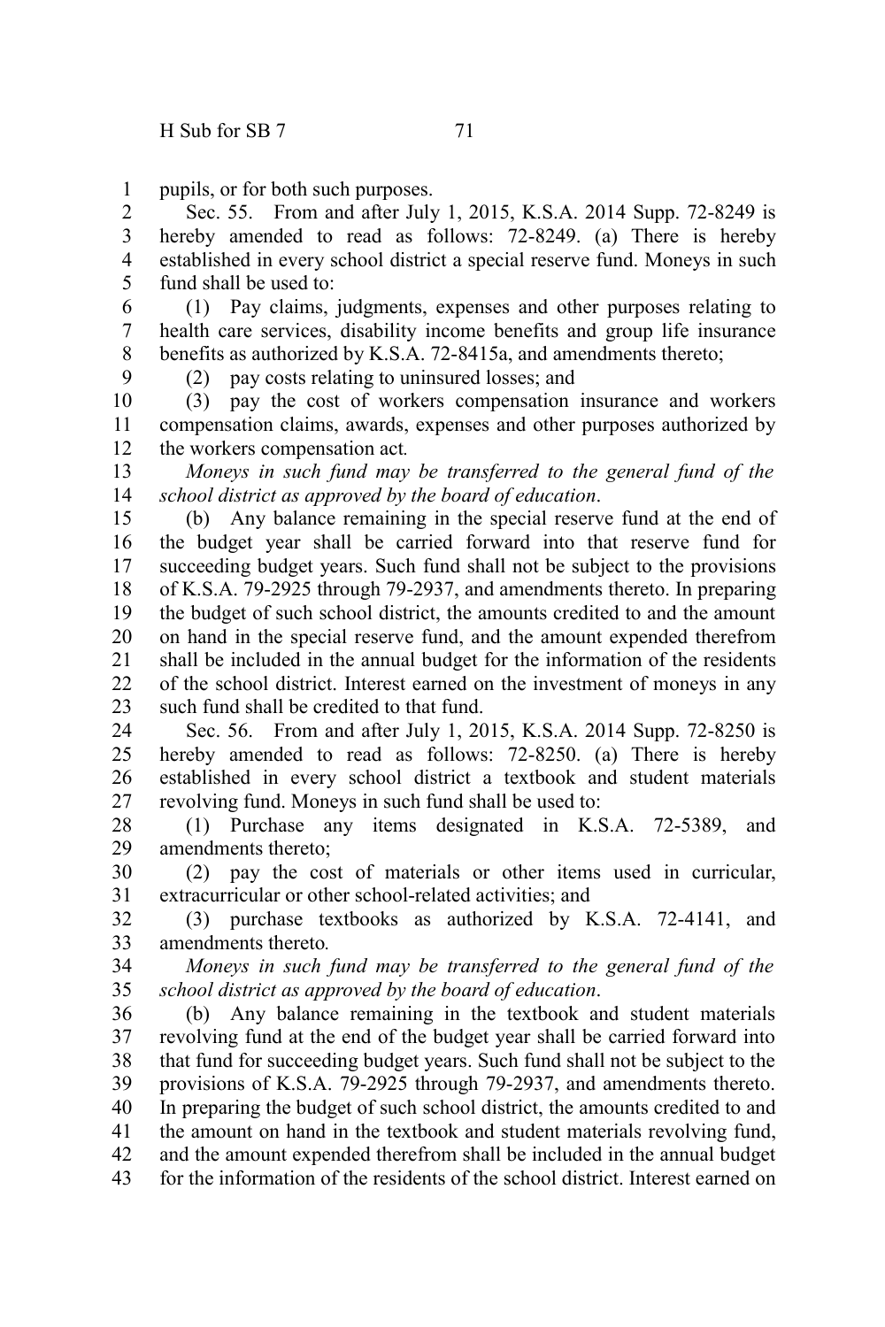pupils, or for both such purposes.

Sec. 55. From and after July 1, 2015, K.S.A. 2014 Supp. 72-8249 is hereby amended to read as follows: 72-8249. (a) There is hereby established in every school district a special reserve fund. Moneys in such fund shall be used to:

(1) Pay claims, judgments, expenses and other purposes relating to health care services, disability income benefits and group life insurance benefits as authorized by K.S.A. 72-8415a, and amendments thereto;

(2) pay costs relating to uninsured losses; and

(3) pay the cost of workers compensation insurance and workers compensation claims, awards, expenses and other purposes authorized by the workers compensation act*.*

*Moneys in such fund may be transferred to the general fund of the school district as approved by the board of education*.

(b) Any balance remaining in the special reserve fund at the end of the budget year shall be carried forward into that reserve fund for succeeding budget years. Such fund shall not be subject to the provisions of K.S.A. 79-2925 through 79-2937, and amendments thereto. In preparing the budget of such school district, the amounts credited to and the amount on hand in the special reserve fund, and the amount expended therefrom shall be included in the annual budget for the information of the residents of the school district. Interest earned on the investment of moneys in any such fund shall be credited to that fund.

Sec. 56. From and after July 1, 2015, K.S.A. 2014 Supp. 72-8250 is hereby amended to read as follows: 72-8250. (a) There is hereby established in every school district a textbook and student materials revolving fund. Moneys in such fund shall be used to:

(1) Purchase any items designated in K.S.A. 72-5389, and amendments thereto;

(2) pay the cost of materials or other items used in curricular, extracurricular or other school-related activities; and

(3) purchase textbooks as authorized by K.S.A. 72-4141, and amendments thereto*.*

*Moneys in such fund may be transferred to the general fund of the school district as approved by the board of education*.

(b) Any balance remaining in the textbook and student materials revolving fund at the end of the budget year shall be carried forward into that fund for succeeding budget years. Such fund shall not be subject to the provisions of K.S.A. 79-2925 through 79-2937, and amendments thereto. In preparing the budget of such school district, the amounts credited to and the amount on hand in the textbook and student materials revolving fund, and the amount expended therefrom shall be included in the annual budget for the information of the residents of the school district. Interest earned on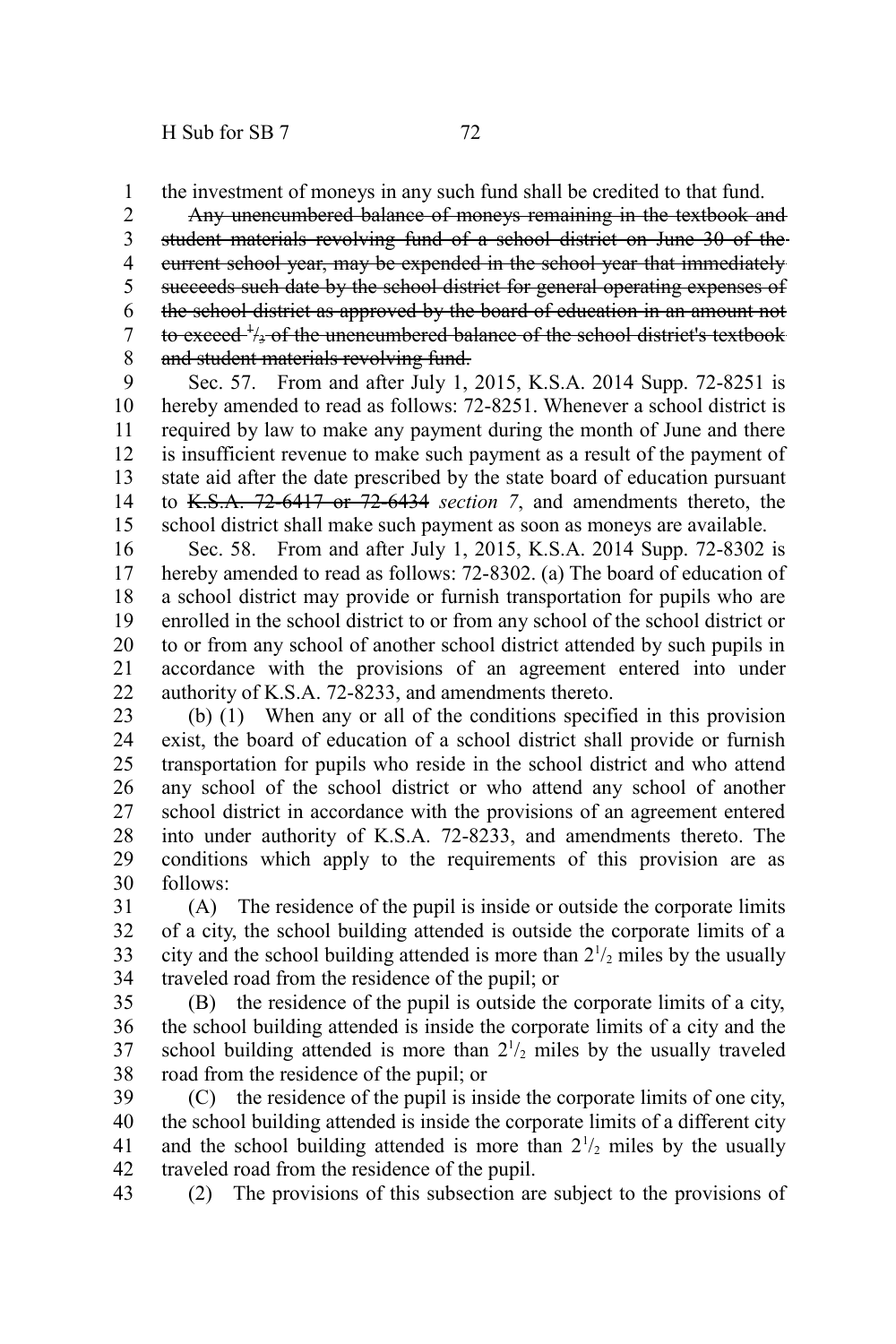the investment of moneys in any such fund shall be credited to that fund.

~~Any unencumbered balance of moneys remaining in the textbook and student materials revolving fund of a school district on June 30 of the current school year, may be expended in the school year that immediately succeeds such date by the school district for general operating expenses of the school district as approved by the board of education in an amount not to exceed $^1/_3$ of the unencumbered balance of the school district's textbook and student materials revolving fund.~~

Sec. 57. From and after July 1, 2015, K.S.A. 2014 Supp. 72-8251 is hereby amended to read as follows: 72-8251. Whenever a school district is required by law to make any payment during the month of June and there is insufficient revenue to make such payment as a result of the payment of state aid after the date prescribed by the state board of education pursuant to ~~K.S.A. 72-6417 or 72-6434~~ *section 7*, and amendments thereto, the school district shall make such payment as soon as moneys are available.

Sec. 58. From and after July 1, 2015, K.S.A. 2014 Supp. 72-8302 is hereby amended to read as follows: 72-8302. (a) The board of education of a school district may provide or furnish transportation for pupils who are enrolled in the school district to or from any school of the school district or to or from any school of another school district attended by such pupils in accordance with the provisions of an agreement entered into under authority of K.S.A. 72-8233, and amendments thereto.

(b) (1) When any or all of the conditions specified in this provision exist, the board of education of a school district shall provide or furnish transportation for pupils who reside in the school district and who attend any school of the school district or who attend any school of another school district in accordance with the provisions of an agreement entered into under authority of K.S.A. 72-8233, and amendments thereto. The conditions which apply to the requirements of this provision are as follows:

(A) The residence of the pupil is inside or outside the corporate limits of a city, the school building attended is outside the corporate limits of a city and the school building attended is more than $2^1/_2$ miles by the usually traveled road from the residence of the pupil; or

(B) the residence of the pupil is outside the corporate limits of a city, the school building attended is inside the corporate limits of a city and the school building attended is more than $2^1/_2$ miles by the usually traveled road from the residence of the pupil; or

(C) the residence of the pupil is inside the corporate limits of one city, the school building attended is inside the corporate limits of a different city and the school building attended is more than $2^1/_2$ miles by the usually traveled road from the residence of the pupil.

(2) The provisions of this subsection are subject to the provisions of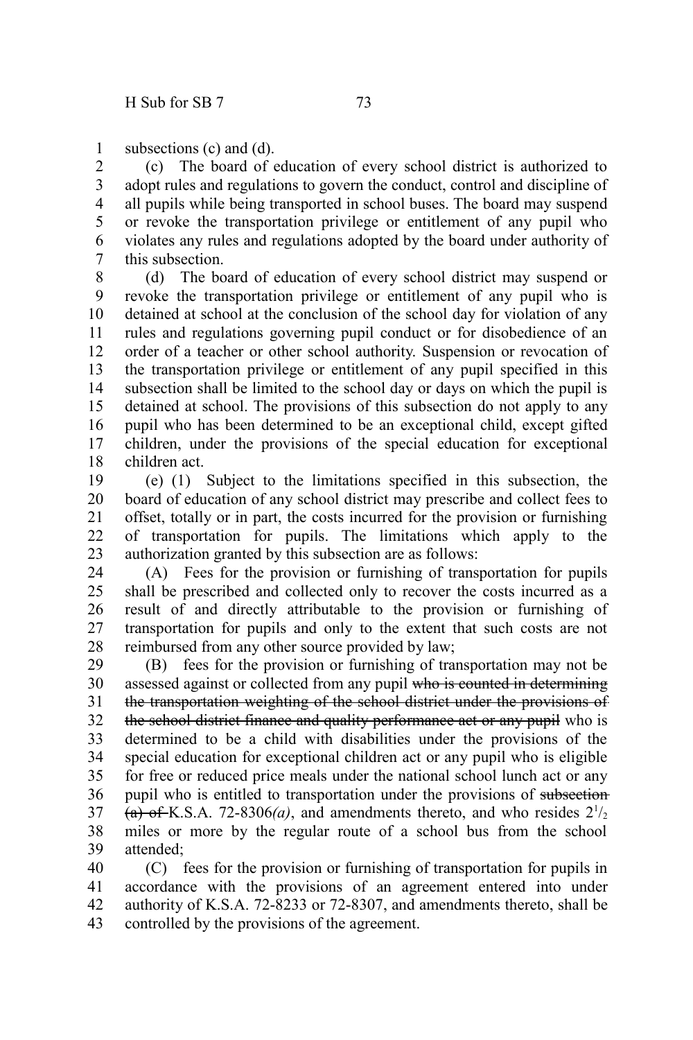subsections (c) and (d).

(c) The board of education of every school district is authorized to adopt rules and regulations to govern the conduct, control and discipline of all pupils while being transported in school buses. The board may suspend or revoke the transportation privilege or entitlement of any pupil who violates any rules and regulations adopted by the board under authority of this subsection.

(d) The board of education of every school district may suspend or revoke the transportation privilege or entitlement of any pupil who is detained at school at the conclusion of the school day for violation of any rules and regulations governing pupil conduct or for disobedience of an order of a teacher or other school authority. Suspension or revocation of the transportation privilege or entitlement of any pupil specified in this subsection shall be limited to the school day or days on which the pupil is detained at school. The provisions of this subsection do not apply to any pupil who has been determined to be an exceptional child, except gifted children, under the provisions of the special education for exceptional children act.

(e) (1) Subject to the limitations specified in this subsection, the board of education of any school district may prescribe and collect fees to offset, totally or in part, the costs incurred for the provision or furnishing of transportation for pupils. The limitations which apply to the authorization granted by this subsection are as follows:

(A) Fees for the provision or furnishing of transportation for pupils shall be prescribed and collected only to recover the costs incurred as a result of and directly attributable to the provision or furnishing of transportation for pupils and only to the extent that such costs are not reimbursed from any other source provided by law;

(B) fees for the provision or furnishing of transportation may not be assessed against or collected from any pupil ~~who is counted in determining the transportation weighting of the school district under the provisions of the school district finance and quality performance act or any pupil~~ who is determined to be a child with disabilities under the provisions of the special education for exceptional children act or any pupil who is eligible for free or reduced price meals under the national school lunch act or any pupil who is entitled to transportation under the provisions of ~~subsection (a) of~~ K.S.A. 72-8306*(a)*, and amendments thereto, and who resides $2^1/_2$ miles or more by the regular route of a school bus from the school attended;

(C) fees for the provision or furnishing of transportation for pupils in accordance with the provisions of an agreement entered into under authority of K.S.A. 72-8233 or 72-8307, and amendments thereto, shall be controlled by the provisions of the agreement.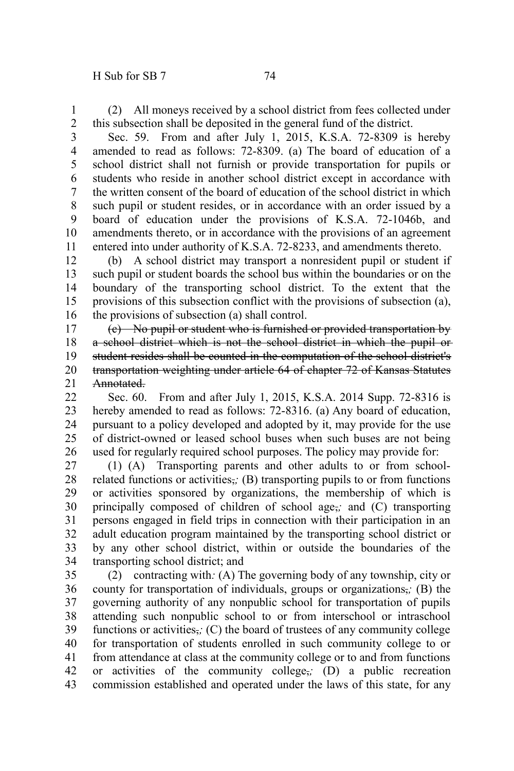(2) All moneys received by a school district from fees collected under this subsection shall be deposited in the general fund of the district.

Sec. 59. From and after July 1, 2015, K.S.A. 72-8309 is hereby amended to read as follows: 72-8309. (a) The board of education of a school district shall not furnish or provide transportation for pupils or students who reside in another school district except in accordance with the written consent of the board of education of the school district in which such pupil or student resides, or in accordance with an order issued by a board of education under the provisions of K.S.A. 72-1046b, and amendments thereto, or in accordance with the provisions of an agreement entered into under authority of K.S.A. 72-8233, and amendments thereto.

(b) A school district may transport a nonresident pupil or student if such pupil or student boards the school bus within the boundaries or on the boundary of the transporting school district. To the extent that the provisions of this subsection conflict with the provisions of subsection (a), the provisions of subsection (a) shall control.

~~(c) No pupil or student who is furnished or provided transportation by a school district which is not the school district in which the pupil or student resides shall be counted in the computation of the school district's transportation weighting under article 64 of chapter 72 of Kansas Statutes Annotated.~~

Sec. 60. From and after July 1, 2015, K.S.A. 2014 Supp. 72-8316 is hereby amended to read as follows: 72-8316. (a) Any board of education, pursuant to a policy developed and adopted by it, may provide for the use of district-owned or leased school buses when such buses are not being used for regularly required school purposes. The policy may provide for:

(1) (A) Transporting parents and other adults to or from school-related functions or activities~~,~~*;* (B) transporting pupils to or from functions or activities sponsored by organizations, the membership of which is principally composed of children of school age~~,~~*;* and (C) transporting persons engaged in field trips in connection with their participation in an adult education program maintained by the transporting school district or by any other school district, within or outside the boundaries of the transporting school district; and

(2) contracting with*:* (A) The governing body of any township, city or county for transportation of individuals, groups or organizations~~,~~*;* (B) the governing authority of any nonpublic school for transportation of pupils attending such nonpublic school to or from interschool or intraschool functions or activities~~,~~*;* (C) the board of trustees of any community college for transportation of students enrolled in such community college to or from attendance at class at the community college or to and from functions or activities of the community college~~,~~*;* (D) a public recreation commission established and operated under the laws of this state, for any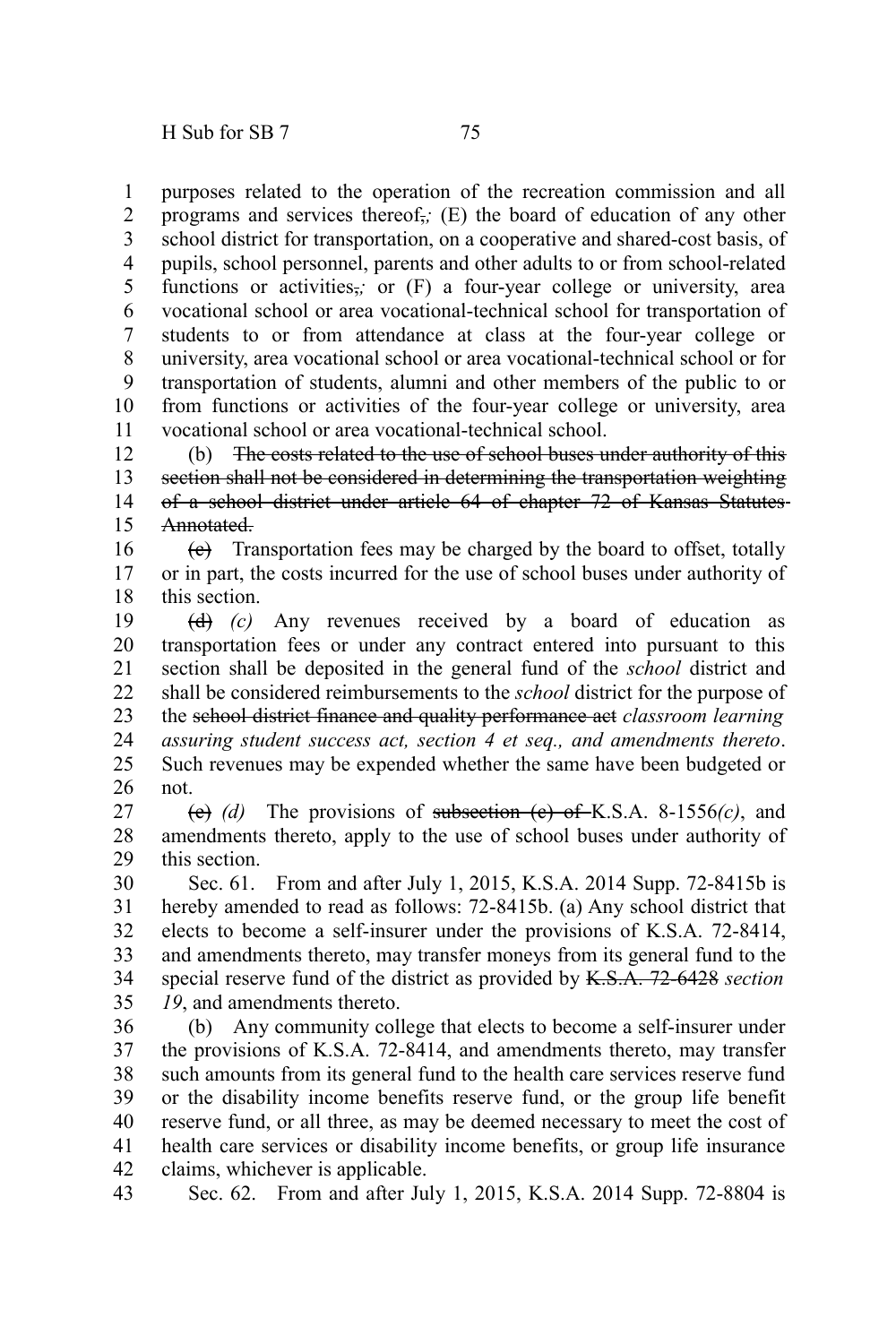purposes related to the operation of the recreation commission and all programs and services thereof~~,~~*;* (E) the board of education of any other school district for transportation, on a cooperative and shared-cost basis, of pupils, school personnel, parents and other adults to or from school-related functions or activities~~,~~*;* or (F) a four-year college or university, area vocational school or area vocational-technical school for transportation of students to or from attendance at class at the four-year college or university, area vocational school or area vocational-technical school or for transportation of students, alumni and other members of the public to or from functions or activities of the four-year college or university, area vocational school or area vocational-technical school.

(b) ~~The costs related to the use of school buses under authority of this section shall not be considered in determining the transportation weighting of a school district under article 64 of chapter 72 of Kansas Statutes Annotated.~~

~~(c)~~ Transportation fees may be charged by the board to offset, totally or in part, the costs incurred for the use of school buses under authority of this section.

~~(d)~~ *(c)* Any revenues received by a board of education as transportation fees or under any contract entered into pursuant to this section shall be deposited in the general fund of the *school* district and shall be considered reimbursements to the *school* district for the purpose of the ~~school district finance and quality performance act~~ *classroom learning assuring student success act, section 4 et seq., and amendments thereto*. Such revenues may be expended whether the same have been budgeted or not.

~~(e)~~ *(d)* The provisions of ~~subsection (c) of~~ K.S.A. 8-1556*(c)*, and amendments thereto, apply to the use of school buses under authority of this section.

Sec. 61. From and after July 1, 2015, K.S.A. 2014 Supp. 72-8415b is hereby amended to read as follows: 72-8415b. (a) Any school district that elects to become a self-insurer under the provisions of K.S.A. 72-8414, and amendments thereto, may transfer moneys from its general fund to the special reserve fund of the district as provided by ~~K.S.A. 72-6428~~ *section 19*, and amendments thereto.

(b) Any community college that elects to become a self-insurer under the provisions of K.S.A. 72-8414, and amendments thereto, may transfer such amounts from its general fund to the health care services reserve fund or the disability income benefits reserve fund, or the group life benefit reserve fund, or all three, as may be deemed necessary to meet the cost of health care services or disability income benefits, or group life insurance claims, whichever is applicable.

Sec. 62. From and after July 1, 2015, K.S.A. 2014 Supp. 72-8804 is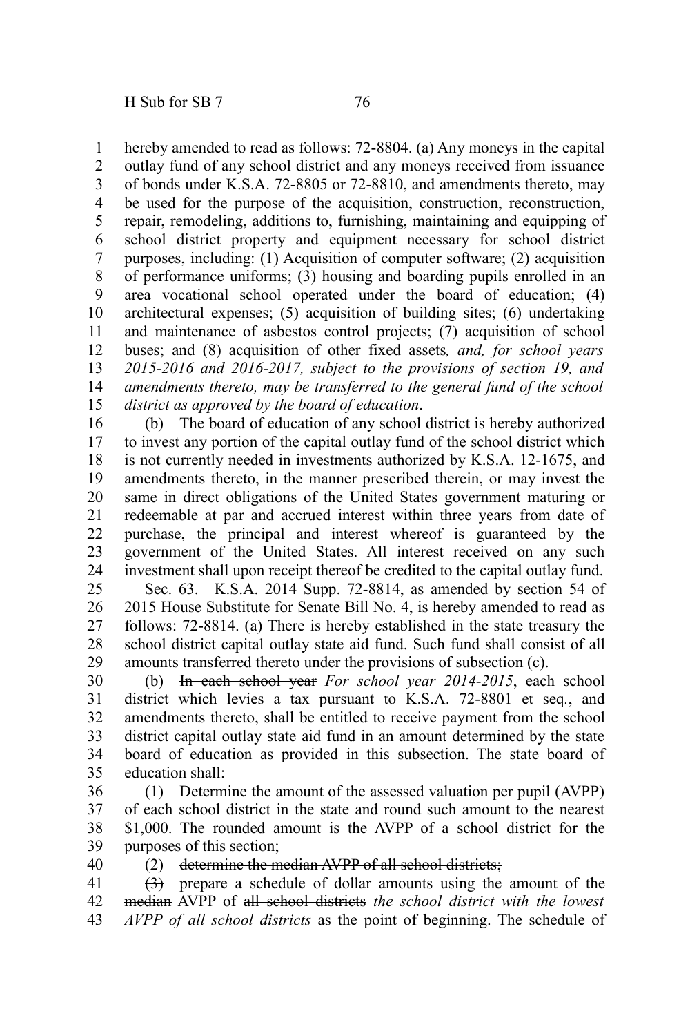hereby amended to read as follows: 72-8804. (a) Any moneys in the capital outlay fund of any school district and any moneys received from issuance of bonds under K.S.A. 72-8805 or 72-8810, and amendments thereto, may be used for the purpose of the acquisition, construction, reconstruction, repair, remodeling, additions to, furnishing, maintaining and equipping of school district property and equipment necessary for school district purposes, including: (1) Acquisition of computer software; (2) acquisition of performance uniforms; (3) housing and boarding pupils enrolled in an area vocational school operated under the board of education; (4) architectural expenses; (5) acquisition of building sites; (6) undertaking and maintenance of asbestos control projects; (7) acquisition of school buses; and (8) acquisition of other fixed assets*, and, for school years 2015-2016 and 2016-2017, subject to the provisions of section 19, and amendments thereto, may be transferred to the general fund of the school district as approved by the board of education*.

(b) The board of education of any school district is hereby authorized to invest any portion of the capital outlay fund of the school district which is not currently needed in investments authorized by K.S.A. 12-1675, and amendments thereto, in the manner prescribed therein, or may invest the same in direct obligations of the United States government maturing or redeemable at par and accrued interest within three years from date of purchase, the principal and interest whereof is guaranteed by the government of the United States. All interest received on any such investment shall upon receipt thereof be credited to the capital outlay fund.

Sec. 63. K.S.A. 2014 Supp. 72-8814, as amended by section 54 of 2015 House Substitute for Senate Bill No. 4, is hereby amended to read as follows: 72-8814. (a) There is hereby established in the state treasury the school district capital outlay state aid fund. Such fund shall consist of all amounts transferred thereto under the provisions of subsection (c).

(b) ~~In each school year~~ *For school year 2014-2015*, each school district which levies a tax pursuant to K.S.A. 72-8801 et seq., and amendments thereto, shall be entitled to receive payment from the school district capital outlay state aid fund in an amount determined by the state board of education as provided in this subsection. The state board of education shall:

(1) Determine the amount of the assessed valuation per pupil (AVPP) of each school district in the state and round such amount to the nearest $1,000. The rounded amount is the AVPP of a school district for the purposes of this section;

(2) ~~determine the median AVPP of all school districts;~~

~~(3)~~ prepare a schedule of dollar amounts using the amount of the ~~median~~ AVPP of ~~all school districts~~ *the school district with the lowest AVPP of all school districts* as the point of beginning. The schedule of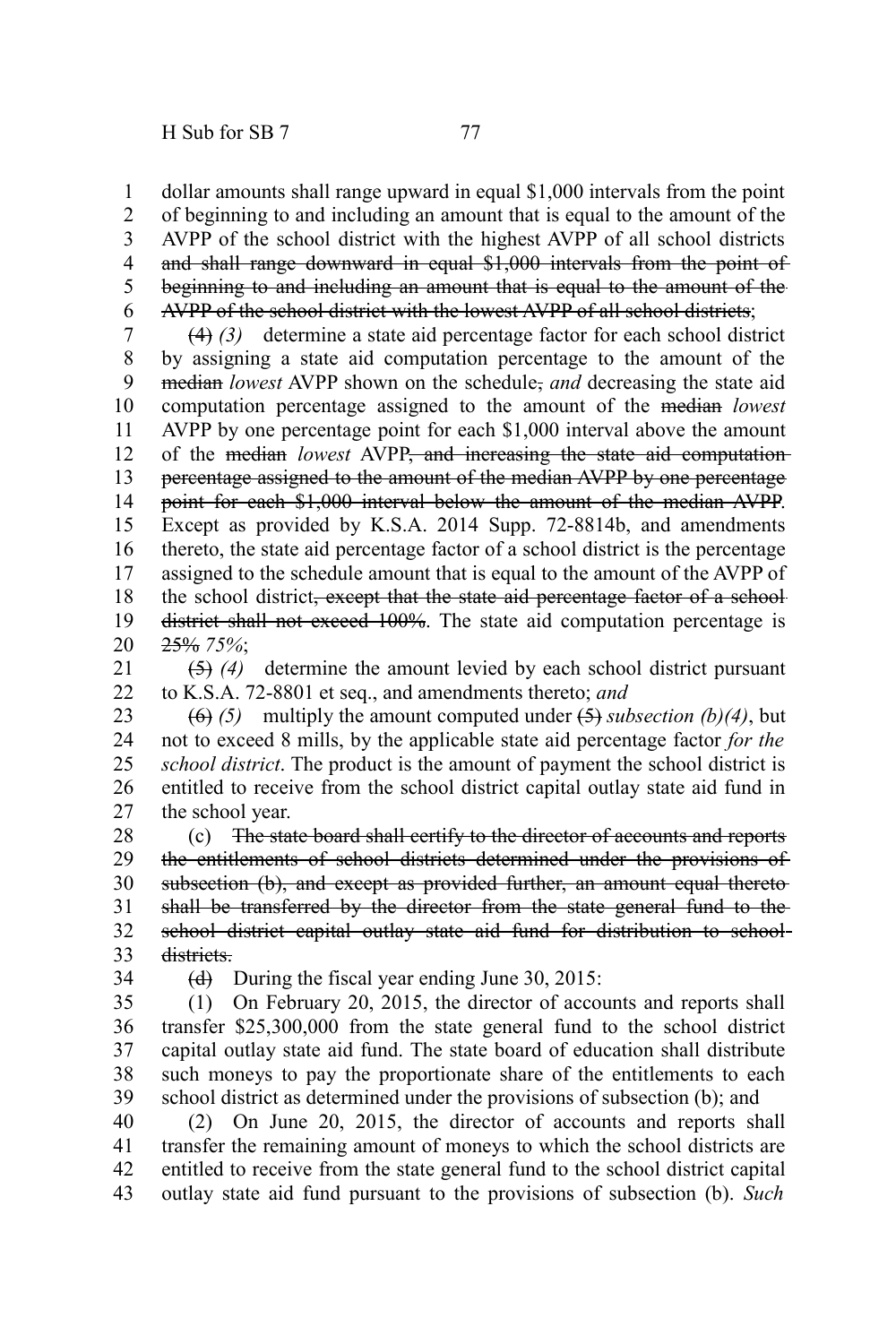dollar amounts shall range upward in equal $1,000 intervals from the point of beginning to and including an amount that is equal to the amount of the AVPP of the school district with the highest AVPP of all school districts ~~and shall range downward in equal $1,000 intervals from the point of beginning to and including an amount that is equal to the amount of the AVPP of the school district with the lowest AVPP of all school districts~~;

~~(4)~~ *(3)* determine a state aid percentage factor for each school district by assigning a state aid computation percentage to the amount of the ~~median~~ *lowest* AVPP shown on the schedule~~,~~ *and* decreasing the state aid computation percentage assigned to the amount of the ~~median~~ *lowest* AVPP by one percentage point for each $1,000 interval above the amount of the ~~median~~ *lowest* AVPP~~, and increasing the state aid computation percentage assigned to the amount of the median AVPP by one percentage point for each $1,000 interval below the amount of the median AVPP~~. Except as provided by K.S.A. 2014 Supp. 72-8814b, and amendments thereto, the state aid percentage factor of a school district is the percentage assigned to the schedule amount that is equal to the amount of the AVPP of the school district~~, except that the state aid percentage factor of a school district shall not exceed 100%~~. The state aid computation percentage is ~~25%~~ *75%*;

~~(5)~~ *(4)* determine the amount levied by each school district pursuant to K.S.A. 72-8801 et seq., and amendments thereto; *and*

~~(6)~~ *(5)* multiply the amount computed under ~~(5)~~ *subsection (b)(4)*, but not to exceed 8 mills, by the applicable state aid percentage factor *for the school district*. The product is the amount of payment the school district is entitled to receive from the school district capital outlay state aid fund in the school year.

(c) ~~The state board shall certify to the director of accounts and reports the entitlements of school districts determined under the provisions of subsection (b), and except as provided further, an amount equal thereto shall be transferred by the director from the state general fund to the school district capital outlay state aid fund for distribution to school districts.~~

~~(d)~~ During the fiscal year ending June 30, 2015:

(1) On February 20, 2015, the director of accounts and reports shall transfer $25,300,000 from the state general fund to the school district capital outlay state aid fund. The state board of education shall distribute such moneys to pay the proportionate share of the entitlements to each school district as determined under the provisions of subsection (b); and

(2) On June 20, 2015, the director of accounts and reports shall transfer the remaining amount of moneys to which the school districts are entitled to receive from the state general fund to the school district capital outlay state aid fund pursuant to the provisions of subsection (b). *Such*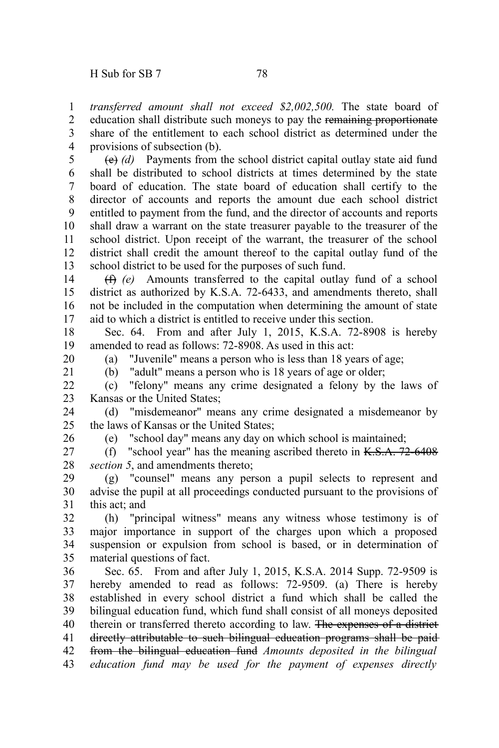*transferred amount shall not exceed $2,002,500.* The state board of education shall distribute such moneys to pay the ~~remaining proportionate~~ share of the entitlement to each school district as determined under the provisions of subsection (b).

~~(e)~~ *(d)* Payments from the school district capital outlay state aid fund shall be distributed to school districts at times determined by the state board of education. The state board of education shall certify to the director of accounts and reports the amount due each school district entitled to payment from the fund, and the director of accounts and reports shall draw a warrant on the state treasurer payable to the treasurer of the school district. Upon receipt of the warrant, the treasurer of the school district shall credit the amount thereof to the capital outlay fund of the school district to be used for the purposes of such fund.

~~(f)~~ *(e)* Amounts transferred to the capital outlay fund of a school district as authorized by K.S.A. 72-6433, and amendments thereto, shall not be included in the computation when determining the amount of state aid to which a district is entitled to receive under this section.

Sec. 64. From and after July 1, 2015, K.S.A. 72-8908 is hereby amended to read as follows: 72-8908. As used in this act:

(a) "Juvenile" means a person who is less than 18 years of age;

(b) "adult" means a person who is 18 years of age or older;

(c) "felony" means any crime designated a felony by the laws of Kansas or the United States;

(d) "misdemeanor" means any crime designated a misdemeanor by the laws of Kansas or the United States;

(e) "school day" means any day on which school is maintained;

(f) "school year" has the meaning ascribed thereto in ~~K.S.A. 72-6408~~ *section 5*, and amendments thereto;

(g) "counsel" means any person a pupil selects to represent and advise the pupil at all proceedings conducted pursuant to the provisions of this act; and

(h) "principal witness" means any witness whose testimony is of major importance in support of the charges upon which a proposed suspension or expulsion from school is based, or in determination of material questions of fact.

Sec. 65. From and after July 1, 2015, K.S.A. 2014 Supp. 72-9509 is hereby amended to read as follows: 72-9509. (a) There is hereby established in every school district a fund which shall be called the bilingual education fund, which fund shall consist of all moneys deposited therein or transferred thereto according to law. ~~The expenses of a district directly attributable to such bilingual education programs shall be paid from the bilingual education fund~~ *Amounts deposited in the bilingual education fund may be used for the payment of expenses directly*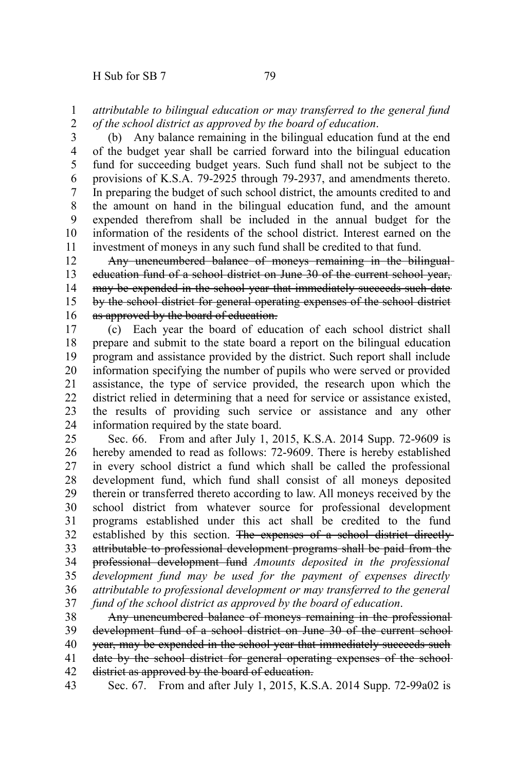*attributable to bilingual education or may transferred to the general fund of the school district as approved by the board of education*.

(b) Any balance remaining in the bilingual education fund at the end of the budget year shall be carried forward into the bilingual education fund for succeeding budget years. Such fund shall not be subject to the provisions of K.S.A. 79-2925 through 79-2937, and amendments thereto. In preparing the budget of such school district, the amounts credited to and the amount on hand in the bilingual education fund, and the amount expended therefrom shall be included in the annual budget for the information of the residents of the school district. Interest earned on the investment of moneys in any such fund shall be credited to that fund.

~~Any unencumbered balance of moneys remaining in the bilingual education fund of a school district on June 30 of the current school year, may be expended in the school year that immediately succeeds such date by the school district for general operating expenses of the school district as approved by the board of education.~~

(c) Each year the board of education of each school district shall prepare and submit to the state board a report on the bilingual education program and assistance provided by the district. Such report shall include information specifying the number of pupils who were served or provided assistance, the type of service provided, the research upon which the district relied in determining that a need for service or assistance existed, the results of providing such service or assistance and any other information required by the state board.

Sec. 66. From and after July 1, 2015, K.S.A. 2014 Supp. 72-9609 is hereby amended to read as follows: 72-9609. There is hereby established in every school district a fund which shall be called the professional development fund, which fund shall consist of all moneys deposited therein or transferred thereto according to law. All moneys received by the school district from whatever source for professional development programs established under this act shall be credited to the fund established by this section. ~~The expenses of a school district directly attributable to professional development programs shall be paid from the professional development fund~~ *Amounts deposited in the professional development fund may be used for the payment of expenses directly attributable to professional development or may transferred to the general fund of the school district as approved by the board of education*.

~~Any unencumbered balance of moneys remaining in the professional development fund of a school district on June 30 of the current school year, may be expended in the school year that immediately succeeds such date by the school district for general operating expenses of the school district as approved by the board of education.~~

Sec. 67. From and after July 1, 2015, K.S.A. 2014 Supp. 72-99a02 is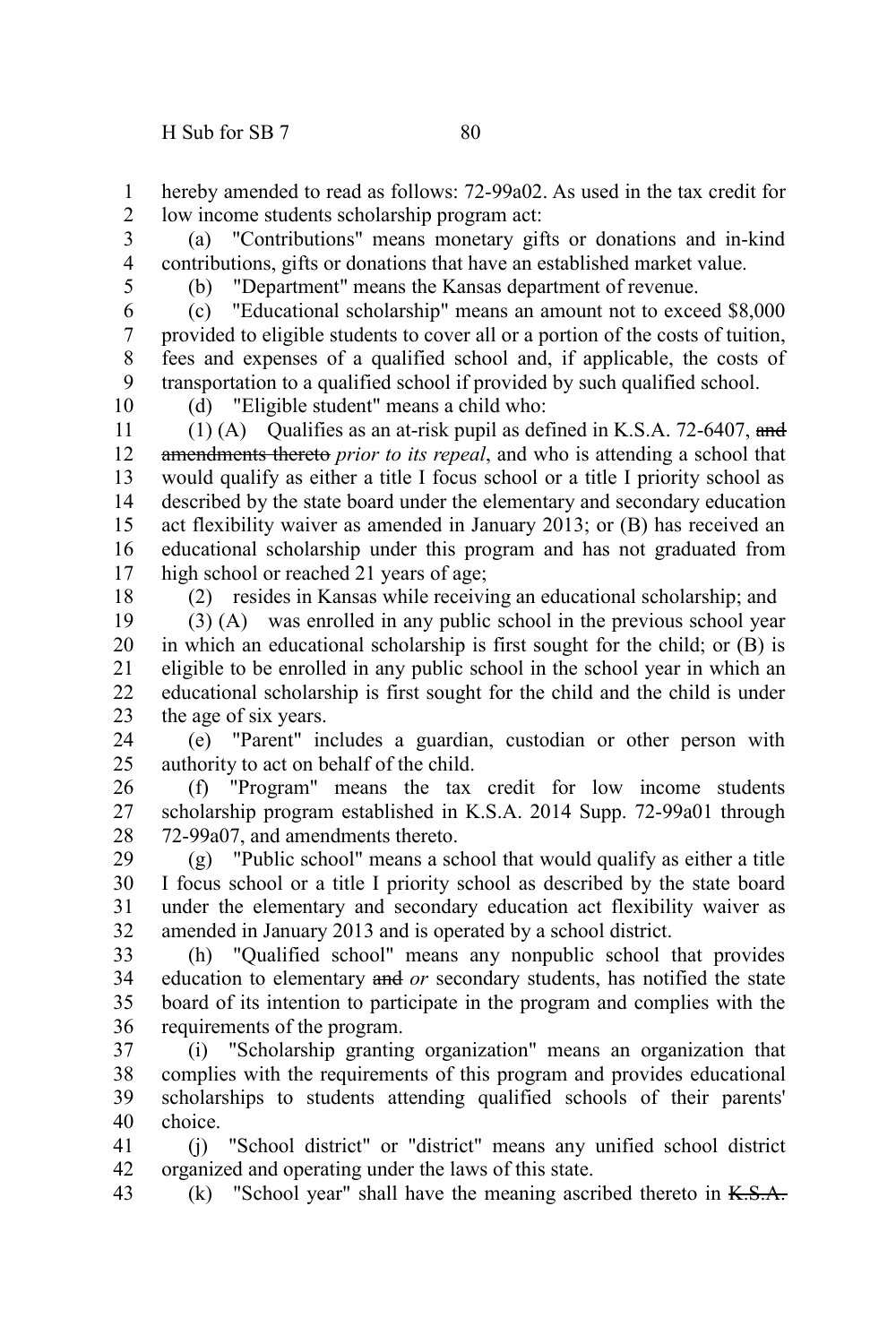hereby amended to read as follows: 72-99a02. As used in the tax credit for low income students scholarship program act:

(a) "Contributions" means monetary gifts or donations and in-kind contributions, gifts or donations that have an established market value.

(b) "Department" means the Kansas department of revenue.

(c) "Educational scholarship" means an amount not to exceed $8,000 provided to eligible students to cover all or a portion of the costs of tuition, fees and expenses of a qualified school and, if applicable, the costs of transportation to a qualified school if provided by such qualified school.

(d) "Eligible student" means a child who:

(1) (A) Qualifies as an at-risk pupil as defined in K.S.A. 72-6407, ~~and amendments thereto~~ *prior to its repeal*, and who is attending a school that would qualify as either a title I focus school or a title I priority school as described by the state board under the elementary and secondary education act flexibility waiver as amended in January 2013; or (B) has received an educational scholarship under this program and has not graduated from high school or reached 21 years of age;

(2) resides in Kansas while receiving an educational scholarship; and

(3) (A) was enrolled in any public school in the previous school year in which an educational scholarship is first sought for the child; or (B) is eligible to be enrolled in any public school in the school year in which an educational scholarship is first sought for the child and the child is under the age of six years.

(e) "Parent" includes a guardian, custodian or other person with authority to act on behalf of the child.

(f) "Program" means the tax credit for low income students scholarship program established in K.S.A. 2014 Supp. 72-99a01 through 72-99a07, and amendments thereto.

(g) "Public school" means a school that would qualify as either a title I focus school or a title I priority school as described by the state board under the elementary and secondary education act flexibility waiver as amended in January 2013 and is operated by a school district.

(h) "Qualified school" means any nonpublic school that provides education to elementary ~~and~~ *or* secondary students, has notified the state board of its intention to participate in the program and complies with the requirements of the program.

(i) "Scholarship granting organization" means an organization that complies with the requirements of this program and provides educational scholarships to students attending qualified schools of their parents' choice.

(j) "School district" or "district" means any unified school district organized and operating under the laws of this state.

(k) "School year" shall have the meaning ascribed thereto in ~~K.S.A.~~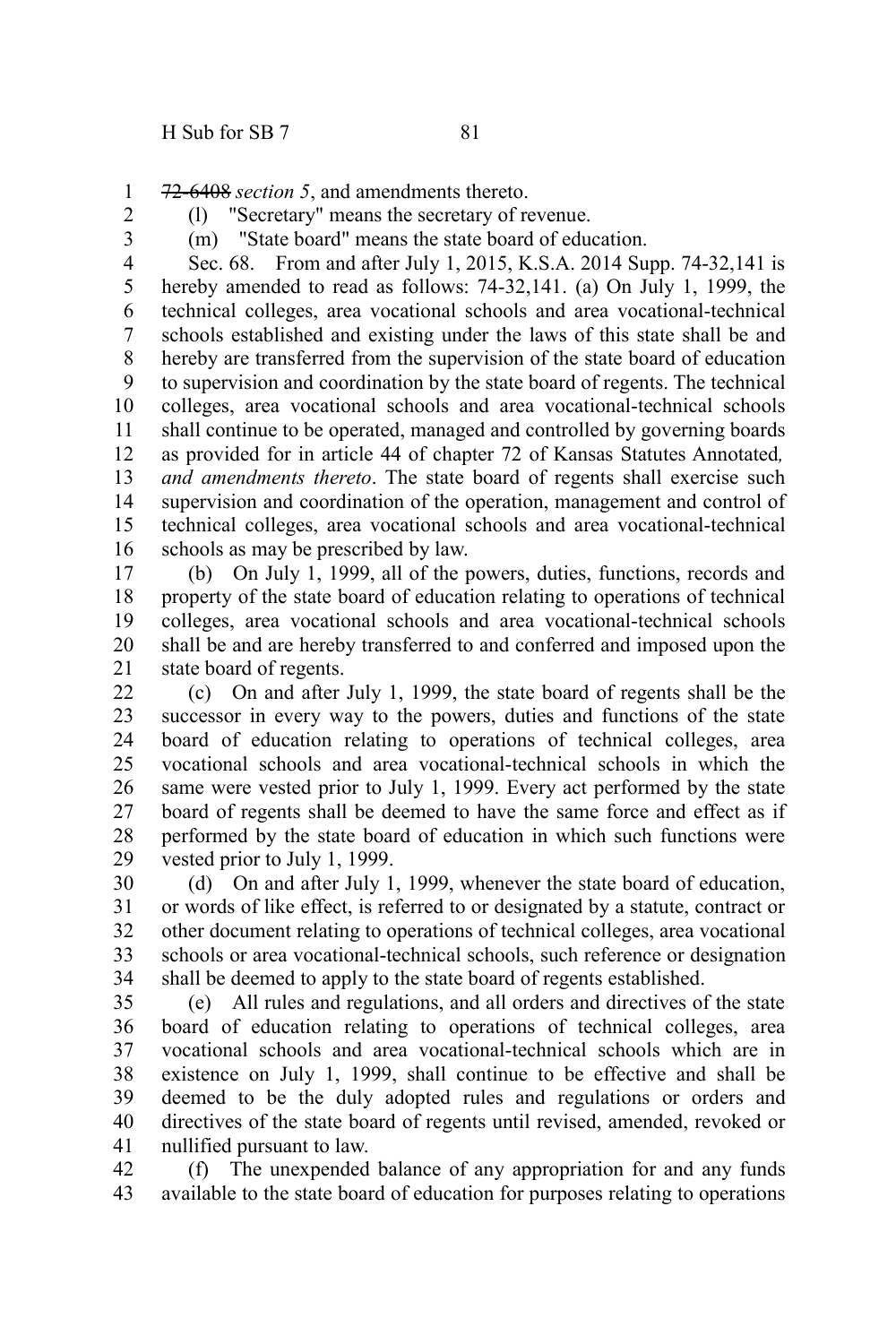~~72-6408~~ *section 5*, and amendments thereto.

(l) "Secretary" means the secretary of revenue.

(m) "State board" means the state board of education.

Sec. 68. From and after July 1, 2015, K.S.A. 2014 Supp. 74-32,141 is hereby amended to read as follows: 74-32,141. (a) On July 1, 1999, the technical colleges, area vocational schools and area vocational-technical schools established and existing under the laws of this state shall be and hereby are transferred from the supervision of the state board of education to supervision and coordination by the state board of regents. The technical colleges, area vocational schools and area vocational-technical schools shall continue to be operated, managed and controlled by governing boards as provided for in article 44 of chapter 72 of Kansas Statutes Annotated*, and amendments thereto*. The state board of regents shall exercise such supervision and coordination of the operation, management and control of technical colleges, area vocational schools and area vocational-technical schools as may be prescribed by law.

(b) On July 1, 1999, all of the powers, duties, functions, records and property of the state board of education relating to operations of technical colleges, area vocational schools and area vocational-technical schools shall be and are hereby transferred to and conferred and imposed upon the state board of regents.

(c) On and after July 1, 1999, the state board of regents shall be the successor in every way to the powers, duties and functions of the state board of education relating to operations of technical colleges, area vocational schools and area vocational-technical schools in which the same were vested prior to July 1, 1999. Every act performed by the state board of regents shall be deemed to have the same force and effect as if performed by the state board of education in which such functions were vested prior to July 1, 1999.

(d) On and after July 1, 1999, whenever the state board of education, or words of like effect, is referred to or designated by a statute, contract or other document relating to operations of technical colleges, area vocational schools or area vocational-technical schools, such reference or designation shall be deemed to apply to the state board of regents established.

(e) All rules and regulations, and all orders and directives of the state board of education relating to operations of technical colleges, area vocational schools and area vocational-technical schools which are in existence on July 1, 1999, shall continue to be effective and shall be deemed to be the duly adopted rules and regulations or orders and directives of the state board of regents until revised, amended, revoked or nullified pursuant to law.

(f) The unexpended balance of any appropriation for and any funds available to the state board of education for purposes relating to operations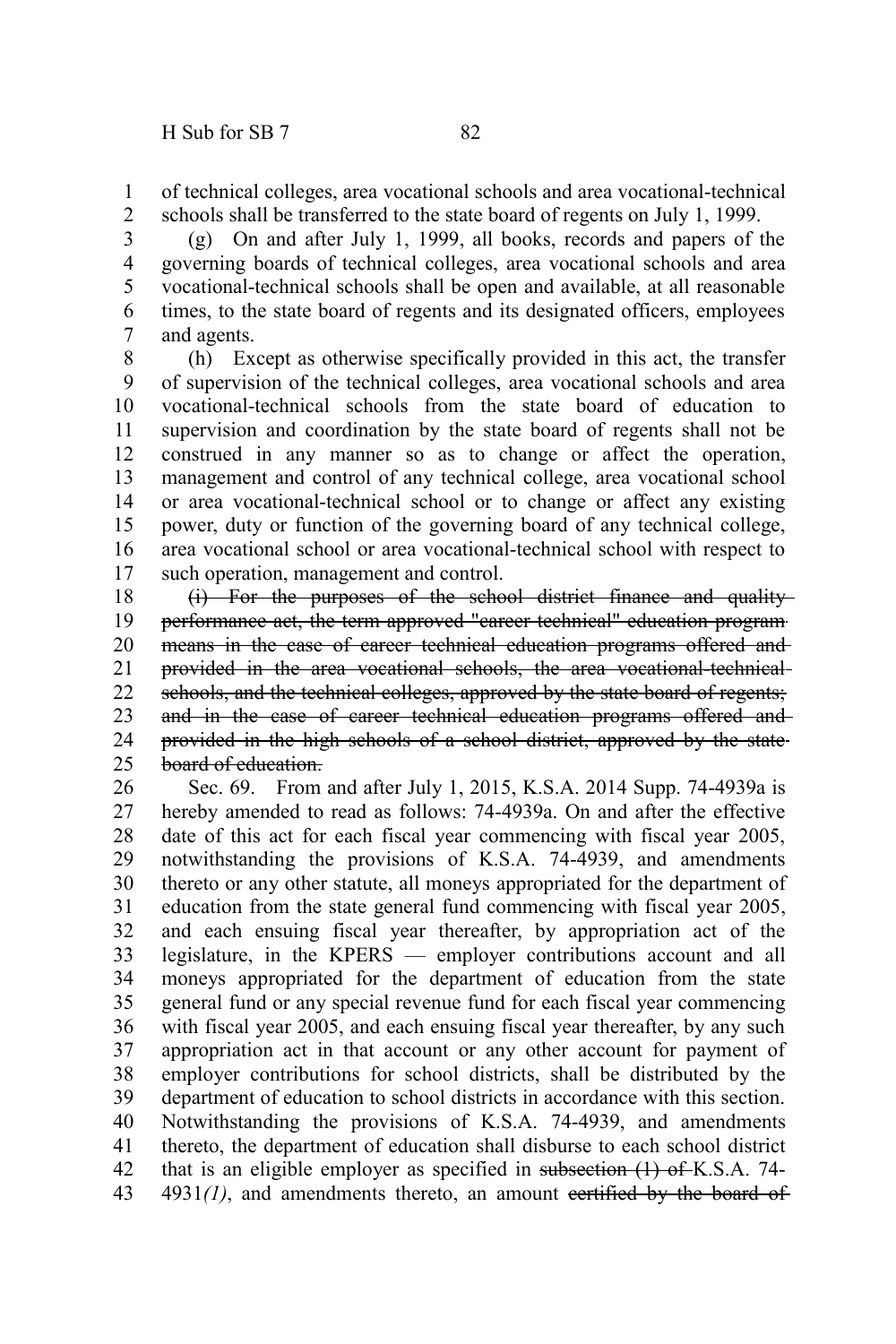of technical colleges, area vocational schools and area vocational-technical schools shall be transferred to the state board of regents on July 1, 1999.

(g) On and after July 1, 1999, all books, records and papers of the governing boards of technical colleges, area vocational schools and area vocational-technical schools shall be open and available, at all reasonable times, to the state board of regents and its designated officers, employees and agents.

(h) Except as otherwise specifically provided in this act, the transfer of supervision of the technical colleges, area vocational schools and area vocational-technical schools from the state board of education to supervision and coordination by the state board of regents shall not be construed in any manner so as to change or affect the operation, management and control of any technical college, area vocational school or area vocational-technical school or to change or affect any existing power, duty or function of the governing board of any technical college, area vocational school or area vocational-technical school with respect to such operation, management and control.

~~(i) For the purposes of the school district finance and quality performance act, the term approved "career technical" education program means in the case of career technical education programs offered and provided in the area vocational schools, the area vocational-technical schools, and the technical colleges, approved by the state board of regents; and in the case of career technical education programs offered and provided in the high schools of a school district, approved by the state board of education.~~

Sec. 69. From and after July 1, 2015, K.S.A. 2014 Supp. 74-4939a is hereby amended to read as follows: 74-4939a. On and after the effective date of this act for each fiscal year commencing with fiscal year 2005, notwithstanding the provisions of K.S.A. 74-4939, and amendments thereto or any other statute, all moneys appropriated for the department of education from the state general fund commencing with fiscal year 2005, and each ensuing fiscal year thereafter, by appropriation act of the legislature, in the KPERS — employer contributions account and all moneys appropriated for the department of education from the state general fund or any special revenue fund for each fiscal year commencing with fiscal year 2005, and each ensuing fiscal year thereafter, by any such appropriation act in that account or any other account for payment of employer contributions for school districts, shall be distributed by the department of education to school districts in accordance with this section. Notwithstanding the provisions of K.S.A. 74-4939, and amendments thereto, the department of education shall disburse to each school district that is an eligible employer as specified in ~~subsection (1) of~~ K.S.A. 74-4931*(1)*, and amendments thereto, an amount ~~certified by the board of~~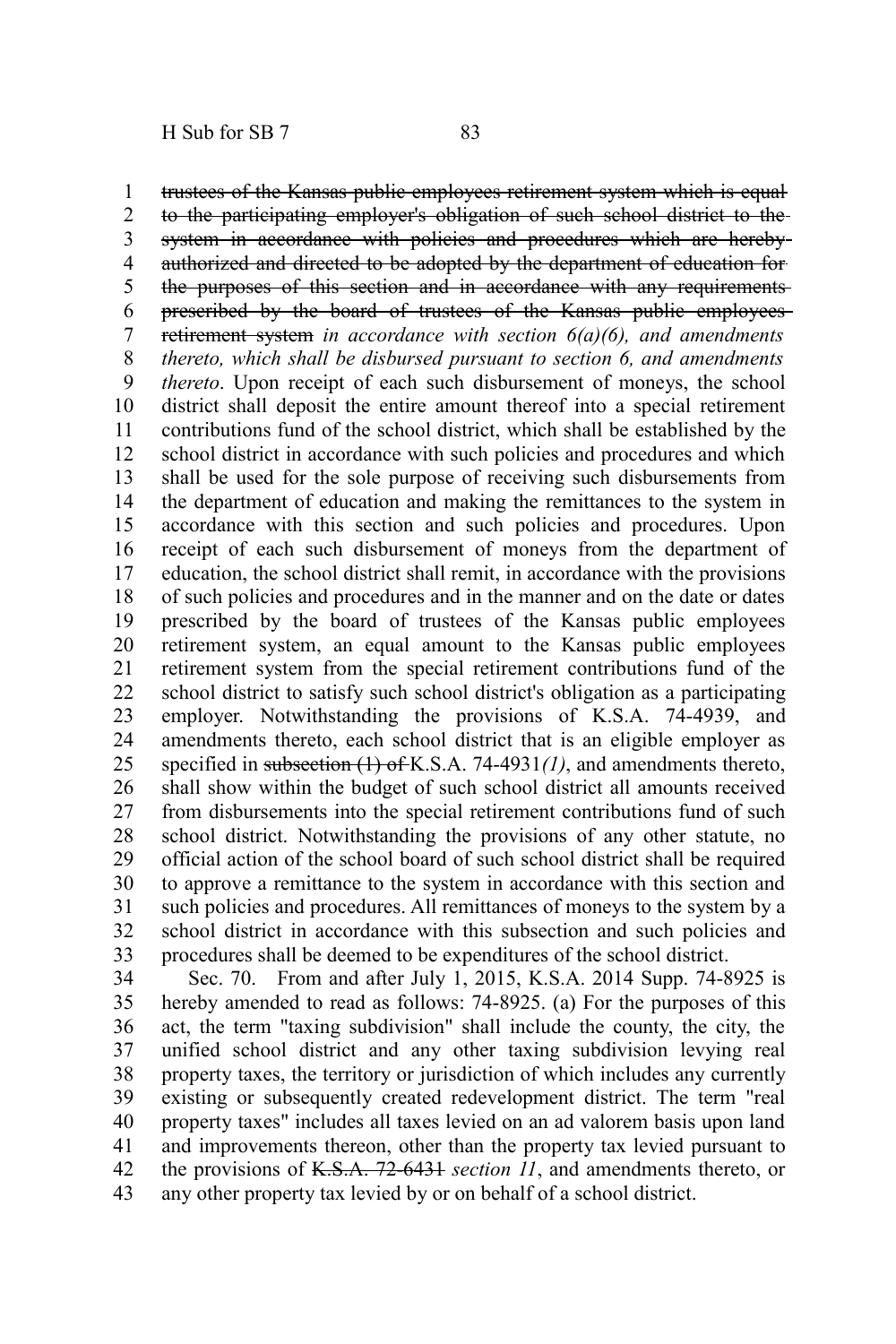~~trustees of the Kansas public employees retirement system which is equal to the participating employer's obligation of such school district to the system in accordance with policies and procedures which are hereby authorized and directed to be adopted by the department of education for the purposes of this section and in accordance with any requirements prescribed by the board of trustees of the Kansas public employees retirement system~~ *in accordance with section 6(a)(6), and amendments thereto, which shall be disbursed pursuant to section 6, and amendments thereto*. Upon receipt of each such disbursement of moneys, the school district shall deposit the entire amount thereof into a special retirement contributions fund of the school district, which shall be established by the school district in accordance with such policies and procedures and which shall be used for the sole purpose of receiving such disbursements from the department of education and making the remittances to the system in accordance with this section and such policies and procedures. Upon receipt of each such disbursement of moneys from the department of education, the school district shall remit, in accordance with the provisions of such policies and procedures and in the manner and on the date or dates prescribed by the board of trustees of the Kansas public employees retirement system, an equal amount to the Kansas public employees retirement system from the special retirement contributions fund of the school district to satisfy such school district's obligation as a participating employer. Notwithstanding the provisions of K.S.A. 74-4939, and amendments thereto, each school district that is an eligible employer as specified in ~~subsection (1) of~~ K.S.A. 74-4931*(1)*, and amendments thereto, shall show within the budget of such school district all amounts received from disbursements into the special retirement contributions fund of such school district. Notwithstanding the provisions of any other statute, no official action of the school board of such school district shall be required to approve a remittance to the system in accordance with this section and such policies and procedures. All remittances of moneys to the system by a school district in accordance with this subsection and such policies and procedures shall be deemed to be expenditures of the school district.

Sec. 70. From and after July 1, 2015, K.S.A. 2014 Supp. 74-8925 is hereby amended to read as follows: 74-8925. (a) For the purposes of this act, the term "taxing subdivision" shall include the county, the city, the unified school district and any other taxing subdivision levying real property taxes, the territory or jurisdiction of which includes any currently existing or subsequently created redevelopment district. The term "real property taxes" includes all taxes levied on an ad valorem basis upon land and improvements thereon, other than the property tax levied pursuant to the provisions of ~~K.S.A. 72-6431~~ *section 11*, and amendments thereto, or any other property tax levied by or on behalf of a school district.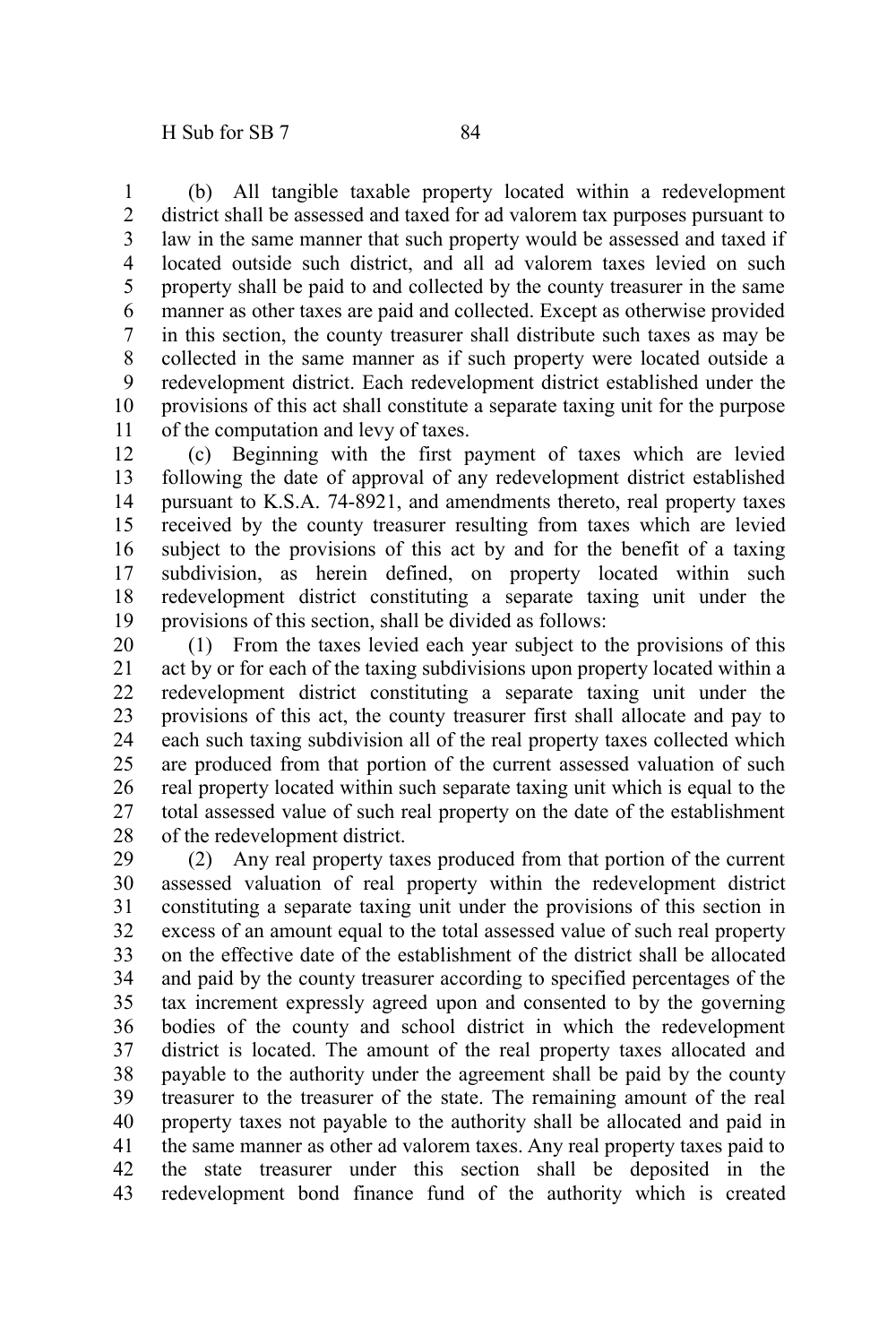(b) All tangible taxable property located within a redevelopment district shall be assessed and taxed for ad valorem tax purposes pursuant to law in the same manner that such property would be assessed and taxed if located outside such district, and all ad valorem taxes levied on such property shall be paid to and collected by the county treasurer in the same manner as other taxes are paid and collected. Except as otherwise provided in this section, the county treasurer shall distribute such taxes as may be collected in the same manner as if such property were located outside a redevelopment district. Each redevelopment district established under the provisions of this act shall constitute a separate taxing unit for the purpose of the computation and levy of taxes.

(c) Beginning with the first payment of taxes which are levied following the date of approval of any redevelopment district established pursuant to K.S.A. 74-8921, and amendments thereto, real property taxes received by the county treasurer resulting from taxes which are levied subject to the provisions of this act by and for the benefit of a taxing subdivision, as herein defined, on property located within such redevelopment district constituting a separate taxing unit under the provisions of this section, shall be divided as follows:

(1) From the taxes levied each year subject to the provisions of this act by or for each of the taxing subdivisions upon property located within a redevelopment district constituting a separate taxing unit under the provisions of this act, the county treasurer first shall allocate and pay to each such taxing subdivision all of the real property taxes collected which are produced from that portion of the current assessed valuation of such real property located within such separate taxing unit which is equal to the total assessed value of such real property on the date of the establishment of the redevelopment district.

(2) Any real property taxes produced from that portion of the current assessed valuation of real property within the redevelopment district constituting a separate taxing unit under the provisions of this section in excess of an amount equal to the total assessed value of such real property on the effective date of the establishment of the district shall be allocated and paid by the county treasurer according to specified percentages of the tax increment expressly agreed upon and consented to by the governing bodies of the county and school district in which the redevelopment district is located. The amount of the real property taxes allocated and payable to the authority under the agreement shall be paid by the county treasurer to the treasurer of the state. The remaining amount of the real property taxes not payable to the authority shall be allocated and paid in the same manner as other ad valorem taxes. Any real property taxes paid to the state treasurer under this section shall be deposited in the redevelopment bond finance fund of the authority which is created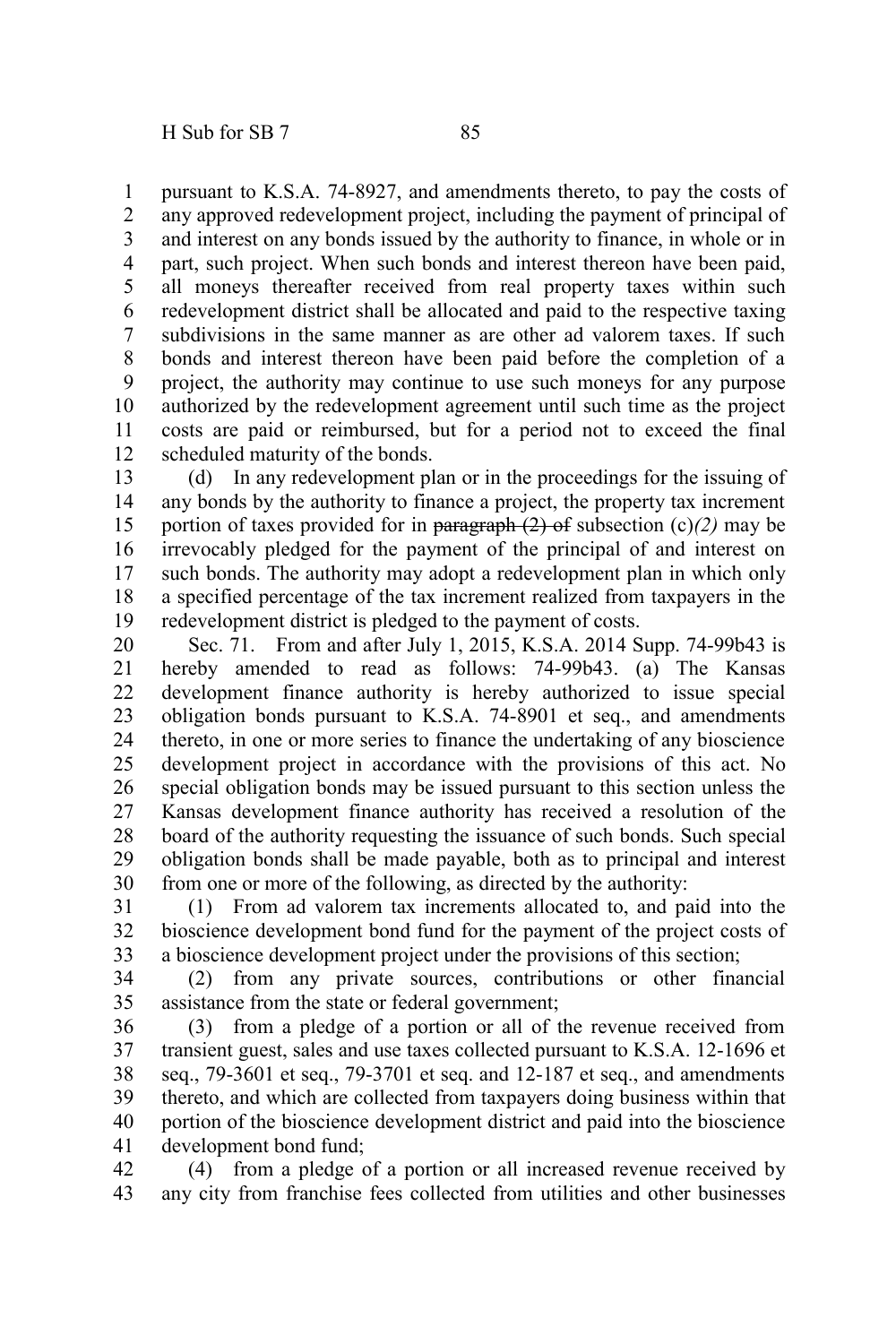pursuant to K.S.A. 74-8927, and amendments thereto, to pay the costs of any approved redevelopment project, including the payment of principal of and interest on any bonds issued by the authority to finance, in whole or in part, such project. When such bonds and interest thereon have been paid, all moneys thereafter received from real property taxes within such redevelopment district shall be allocated and paid to the respective taxing subdivisions in the same manner as are other ad valorem taxes. If such bonds and interest thereon have been paid before the completion of a project, the authority may continue to use such moneys for any purpose authorized by the redevelopment agreement until such time as the project costs are paid or reimbursed, but for a period not to exceed the final scheduled maturity of the bonds.

(d) In any redevelopment plan or in the proceedings for the issuing of any bonds by the authority to finance a project, the property tax increment portion of taxes provided for in ~~paragraph (2) of~~ subsection (c)*(2)* may be irrevocably pledged for the payment of the principal of and interest on such bonds. The authority may adopt a redevelopment plan in which only a specified percentage of the tax increment realized from taxpayers in the redevelopment district is pledged to the payment of costs.

Sec. 71. From and after July 1, 2015, K.S.A. 2014 Supp. 74-99b43 is hereby amended to read as follows: 74-99b43. (a) The Kansas development finance authority is hereby authorized to issue special obligation bonds pursuant to K.S.A. 74-8901 et seq., and amendments thereto, in one or more series to finance the undertaking of any bioscience development project in accordance with the provisions of this act. No special obligation bonds may be issued pursuant to this section unless the Kansas development finance authority has received a resolution of the board of the authority requesting the issuance of such bonds. Such special obligation bonds shall be made payable, both as to principal and interest from one or more of the following, as directed by the authority:

(1) From ad valorem tax increments allocated to, and paid into the bioscience development bond fund for the payment of the project costs of a bioscience development project under the provisions of this section;

(2) from any private sources, contributions or other financial assistance from the state or federal government;

(3) from a pledge of a portion or all of the revenue received from transient guest, sales and use taxes collected pursuant to K.S.A. 12-1696 et seq., 79-3601 et seq., 79-3701 et seq. and 12-187 et seq., and amendments thereto, and which are collected from taxpayers doing business within that portion of the bioscience development district and paid into the bioscience development bond fund;

(4) from a pledge of a portion or all increased revenue received by any city from franchise fees collected from utilities and other businesses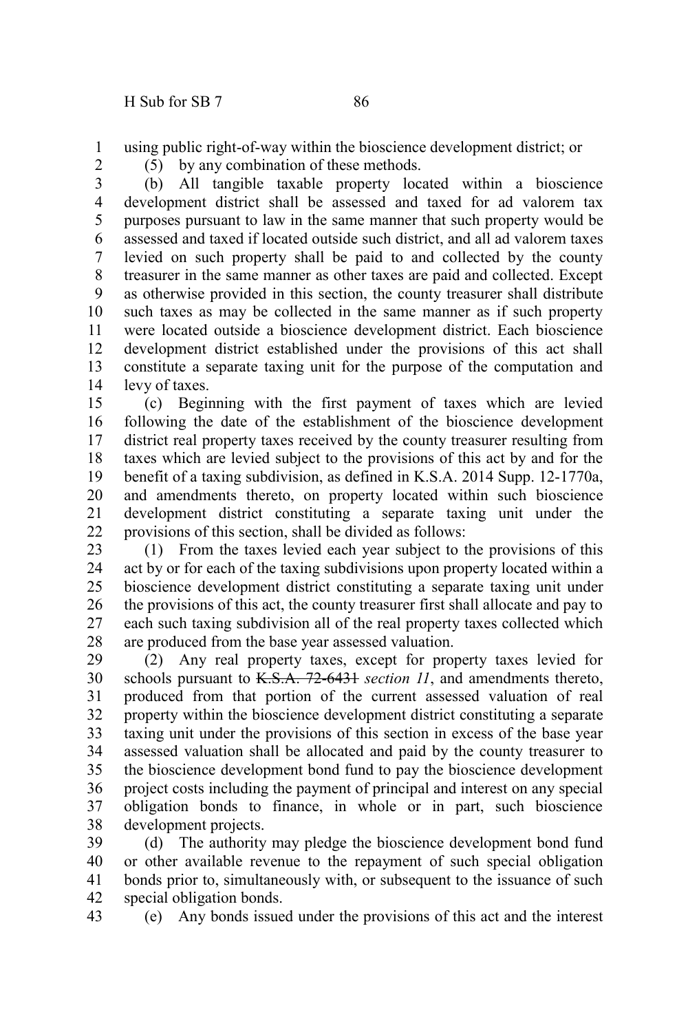using public right-of-way within the bioscience development district; or

(5) by any combination of these methods.

(b) All tangible taxable property located within a bioscience development district shall be assessed and taxed for ad valorem tax purposes pursuant to law in the same manner that such property would be assessed and taxed if located outside such district, and all ad valorem taxes levied on such property shall be paid to and collected by the county treasurer in the same manner as other taxes are paid and collected. Except as otherwise provided in this section, the county treasurer shall distribute such taxes as may be collected in the same manner as if such property were located outside a bioscience development district. Each bioscience development district established under the provisions of this act shall constitute a separate taxing unit for the purpose of the computation and levy of taxes.

(c) Beginning with the first payment of taxes which are levied following the date of the establishment of the bioscience development district real property taxes received by the county treasurer resulting from taxes which are levied subject to the provisions of this act by and for the benefit of a taxing subdivision, as defined in K.S.A. 2014 Supp. 12-1770a, and amendments thereto, on property located within such bioscience development district constituting a separate taxing unit under the provisions of this section, shall be divided as follows:

(1) From the taxes levied each year subject to the provisions of this act by or for each of the taxing subdivisions upon property located within a bioscience development district constituting a separate taxing unit under the provisions of this act, the county treasurer first shall allocate and pay to each such taxing subdivision all of the real property taxes collected which are produced from the base year assessed valuation.

(2) Any real property taxes, except for property taxes levied for schools pursuant to ~~K.S.A. 72-6431~~ *section 11*, and amendments thereto, produced from that portion of the current assessed valuation of real property within the bioscience development district constituting a separate taxing unit under the provisions of this section in excess of the base year assessed valuation shall be allocated and paid by the county treasurer to the bioscience development bond fund to pay the bioscience development project costs including the payment of principal and interest on any special obligation bonds to finance, in whole or in part, such bioscience development projects.

(d) The authority may pledge the bioscience development bond fund or other available revenue to the repayment of such special obligation bonds prior to, simultaneously with, or subsequent to the issuance of such special obligation bonds.

(e) Any bonds issued under the provisions of this act and the interest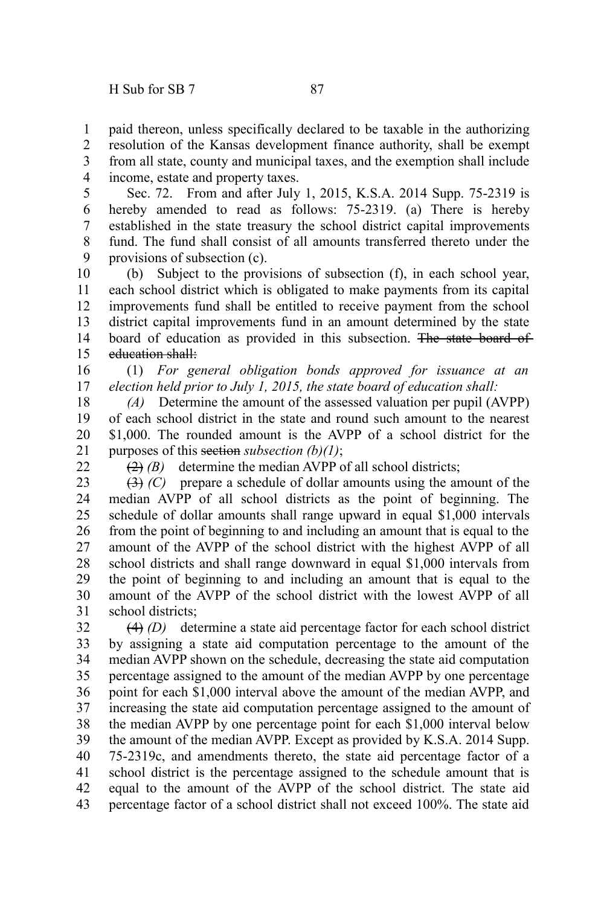paid thereon, unless specifically declared to be taxable in the authorizing resolution of the Kansas development finance authority, shall be exempt from all state, county and municipal taxes, and the exemption shall include income, estate and property taxes.

Sec. 72. From and after July 1, 2015, K.S.A. 2014 Supp. 75-2319 is hereby amended to read as follows: 75-2319. (a) There is hereby established in the state treasury the school district capital improvements fund. The fund shall consist of all amounts transferred thereto under the provisions of subsection (c).

(b) Subject to the provisions of subsection (f), in each school year, each school district which is obligated to make payments from its capital improvements fund shall be entitled to receive payment from the school district capital improvements fund in an amount determined by the state board of education as provided in this subsection. ~~The state board of education shall:~~

(1) *For general obligation bonds approved for issuance at an election held prior to July 1, 2015, the state board of education shall:*

*(A)* Determine the amount of the assessed valuation per pupil (AVPP) of each school district in the state and round such amount to the nearest $1,000. The rounded amount is the AVPP of a school district for the purposes of this ~~section~~ *subsection (b)(1)*;

~~(2)~~ *(B)* determine the median AVPP of all school districts;

~~(3)~~ *(C)* prepare a schedule of dollar amounts using the amount of the median AVPP of all school districts as the point of beginning. The schedule of dollar amounts shall range upward in equal $1,000 intervals from the point of beginning to and including an amount that is equal to the amount of the AVPP of the school district with the highest AVPP of all school districts and shall range downward in equal $1,000 intervals from the point of beginning to and including an amount that is equal to the amount of the AVPP of the school district with the lowest AVPP of all school districts;

~~(4)~~ *(D)* determine a state aid percentage factor for each school district by assigning a state aid computation percentage to the amount of the median AVPP shown on the schedule, decreasing the state aid computation percentage assigned to the amount of the median AVPP by one percentage point for each $1,000 interval above the amount of the median AVPP, and increasing the state aid computation percentage assigned to the amount of the median AVPP by one percentage point for each $1,000 interval below the amount of the median AVPP. Except as provided by K.S.A. 2014 Supp. 75-2319c, and amendments thereto, the state aid percentage factor of a school district is the percentage assigned to the schedule amount that is equal to the amount of the AVPP of the school district. The state aid percentage factor of a school district shall not exceed 100%. The state aid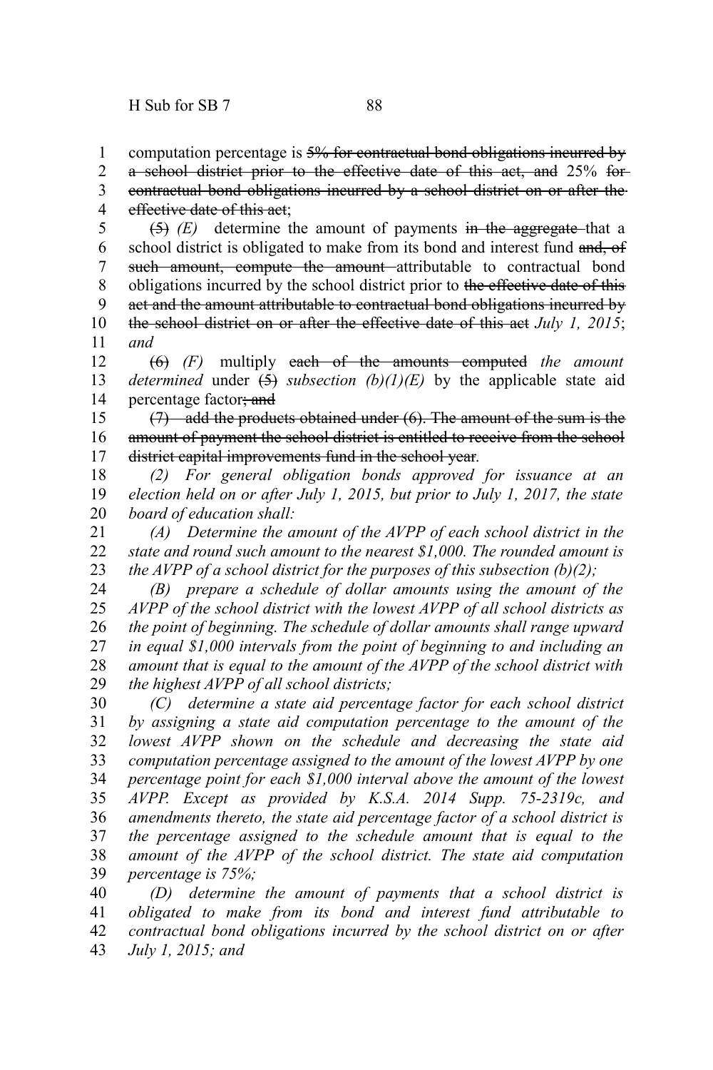computation percentage is ~~5% for contractual bond obligations incurred by a school district prior to the effective date of this act, and~~ 25% ~~for contractual bond obligations incurred by a school district on or after the effective date of this act~~;

~~(5)~~ *(E)* determine the amount of payments ~~in the aggregate~~ that a school district is obligated to make from its bond and interest fund ~~and, of such amount, compute the amount~~ attributable to contractual bond obligations incurred by the school district prior to ~~the effective date of this act and the amount attributable to contractual bond obligations incurred by the school district on or after the effective date of this act~~ *July 1, 2015*; *and*

~~(6)~~ *(F)* multiply ~~each of the amounts computed~~ *the amount determined* under ~~(5)~~ *subsection (b)(1)(E)* by the applicable state aid percentage factor~~; and~~

~~(7) add the products obtained under (6). The amount of the sum is the amount of payment the school district is entitled to receive from the school district capital improvements fund in the school year~~.

*(2) For general obligation bonds approved for issuance at an election held on or after July 1, 2015, but prior to July 1, 2017, the state board of education shall:*

*(A) Determine the amount of the AVPP of each school district in the state and round such amount to the nearest $1,000. The rounded amount is the AVPP of a school district for the purposes of this subsection (b)(2);*

*(B) prepare a schedule of dollar amounts using the amount of the AVPP of the school district with the lowest AVPP of all school districts as the point of beginning. The schedule of dollar amounts shall range upward in equal $1,000 intervals from the point of beginning to and including an amount that is equal to the amount of the AVPP of the school district with the highest AVPP of all school districts;*

*(C) determine a state aid percentage factor for each school district by assigning a state aid computation percentage to the amount of the lowest AVPP shown on the schedule and decreasing the state aid computation percentage assigned to the amount of the lowest AVPP by one percentage point for each $1,000 interval above the amount of the lowest AVPP. Except as provided by K.S.A. 2014 Supp. 75-2319c, and amendments thereto, the state aid percentage factor of a school district is the percentage assigned to the schedule amount that is equal to the amount of the AVPP of the school district. The state aid computation percentage is 75%;*

*(D) determine the amount of payments that a school district is obligated to make from its bond and interest fund attributable to contractual bond obligations incurred by the school district on or after July 1, 2015; and*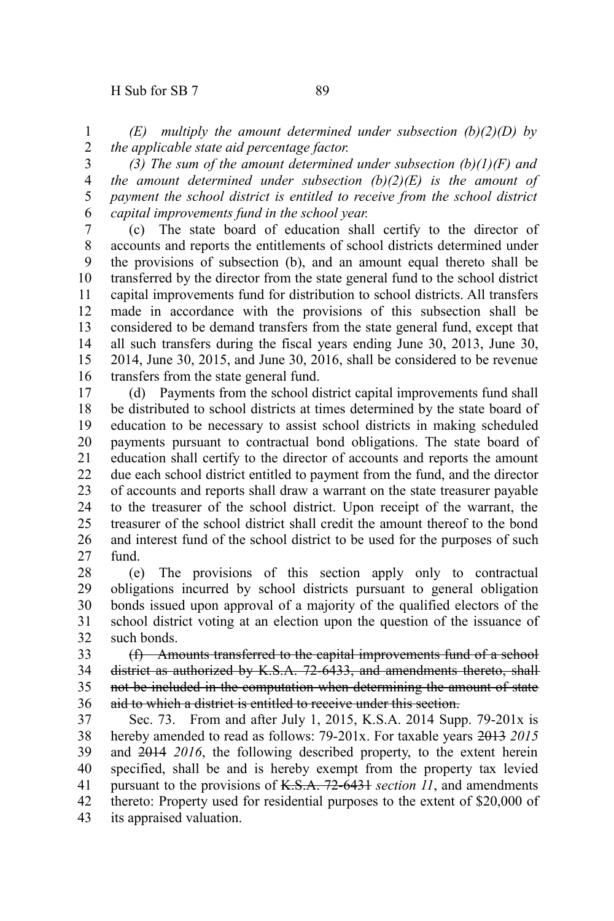*(E) multiply the amount determined under subsection (b)(2)(D) by the applicable state aid percentage factor.*

*(3) The sum of the amount determined under subsection (b)(1)(F) and the amount determined under subsection (b)(2)(E) is the amount of payment the school district is entitled to receive from the school district capital improvements fund in the school year.*

(c) The state board of education shall certify to the director of accounts and reports the entitlements of school districts determined under the provisions of subsection (b), and an amount equal thereto shall be transferred by the director from the state general fund to the school district capital improvements fund for distribution to school districts. All transfers made in accordance with the provisions of this subsection shall be considered to be demand transfers from the state general fund, except that all such transfers during the fiscal years ending June 30, 2013, June 30, 2014, June 30, 2015, and June 30, 2016, shall be considered to be revenue transfers from the state general fund.

(d) Payments from the school district capital improvements fund shall be distributed to school districts at times determined by the state board of education to be necessary to assist school districts in making scheduled payments pursuant to contractual bond obligations. The state board of education shall certify to the director of accounts and reports the amount due each school district entitled to payment from the fund, and the director of accounts and reports shall draw a warrant on the state treasurer payable to the treasurer of the school district. Upon receipt of the warrant, the treasurer of the school district shall credit the amount thereof to the bond and interest fund of the school district to be used for the purposes of such fund.

(e) The provisions of this section apply only to contractual obligations incurred by school districts pursuant to general obligation bonds issued upon approval of a majority of the qualified electors of the school district voting at an election upon the question of the issuance of such bonds.

~~(f) Amounts transferred to the capital improvements fund of a school district as authorized by K.S.A. 72-6433, and amendments thereto, shall not be included in the computation when determining the amount of state aid to which a district is entitled to receive under this section.~~

Sec. 73. From and after July 1, 2015, K.S.A. 2014 Supp. 79-201x is hereby amended to read as follows: 79-201x. For taxable years ~~2013~~ *2015* and ~~2014~~ *2016*, the following described property, to the extent herein specified, shall be and is hereby exempt from the property tax levied pursuant to the provisions of ~~K.S.A. 72-6431~~ *section 11*, and amendments thereto: Property used for residential purposes to the extent of $20,000 of its appraised valuation.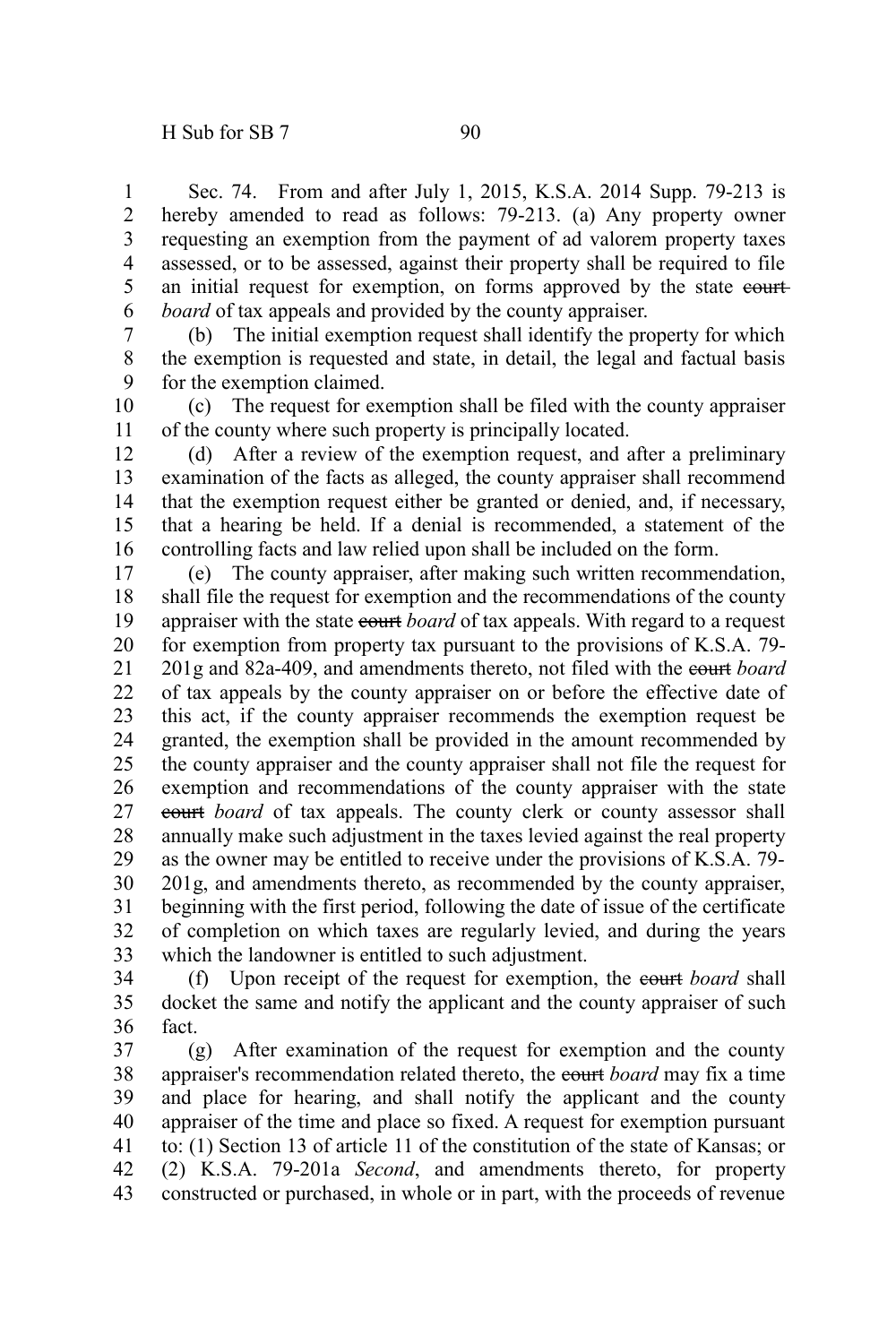Sec. 74. From and after July 1, 2015, K.S.A. 2014 Supp. 79-213 is hereby amended to read as follows: 79-213. (a) Any property owner requesting an exemption from the payment of ad valorem property taxes assessed, or to be assessed, against their property shall be required to file an initial request for exemption, on forms approved by the state ~~court~~ *board* of tax appeals and provided by the county appraiser.

(b) The initial exemption request shall identify the property for which the exemption is requested and state, in detail, the legal and factual basis for the exemption claimed.

(c) The request for exemption shall be filed with the county appraiser of the county where such property is principally located.

(d) After a review of the exemption request, and after a preliminary examination of the facts as alleged, the county appraiser shall recommend that the exemption request either be granted or denied, and, if necessary, that a hearing be held. If a denial is recommended, a statement of the controlling facts and law relied upon shall be included on the form.

(e) The county appraiser, after making such written recommendation, shall file the request for exemption and the recommendations of the county appraiser with the state ~~court~~ *board* of tax appeals. With regard to a request for exemption from property tax pursuant to the provisions of K.S.A. 79-201g and 82a-409, and amendments thereto, not filed with the ~~court~~ *board* of tax appeals by the county appraiser on or before the effective date of this act, if the county appraiser recommends the exemption request be granted, the exemption shall be provided in the amount recommended by the county appraiser and the county appraiser shall not file the request for exemption and recommendations of the county appraiser with the state ~~court~~ *board* of tax appeals. The county clerk or county assessor shall annually make such adjustment in the taxes levied against the real property as the owner may be entitled to receive under the provisions of K.S.A. 79-201g, and amendments thereto, as recommended by the county appraiser, beginning with the first period, following the date of issue of the certificate of completion on which taxes are regularly levied, and during the years which the landowner is entitled to such adjustment.

(f) Upon receipt of the request for exemption, the ~~court~~ *board* shall docket the same and notify the applicant and the county appraiser of such fact.

(g) After examination of the request for exemption and the county appraiser's recommendation related thereto, the ~~court~~ *board* may fix a time and place for hearing, and shall notify the applicant and the county appraiser of the time and place so fixed. A request for exemption pursuant to: (1) Section 13 of article 11 of the constitution of the state of Kansas; or (2) K.S.A. 79-201a *Second*, and amendments thereto, for property constructed or purchased, in whole or in part, with the proceeds of revenue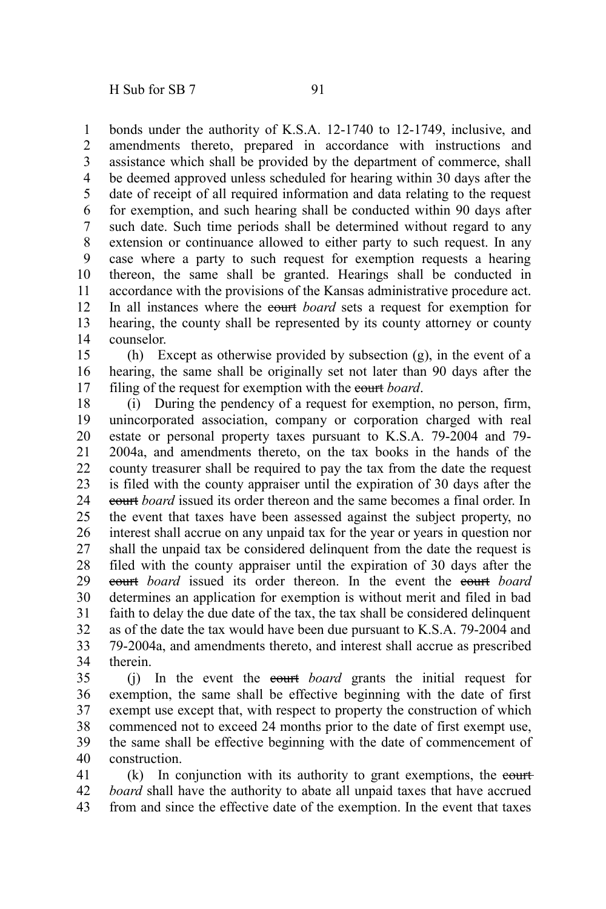bonds under the authority of K.S.A. 12-1740 to 12-1749, inclusive, and amendments thereto, prepared in accordance with instructions and assistance which shall be provided by the department of commerce, shall be deemed approved unless scheduled for hearing within 30 days after the date of receipt of all required information and data relating to the request for exemption, and such hearing shall be conducted within 90 days after such date. Such time periods shall be determined without regard to any extension or continuance allowed to either party to such request. In any case where a party to such request for exemption requests a hearing thereon, the same shall be granted. Hearings shall be conducted in accordance with the provisions of the Kansas administrative procedure act. In all instances where the ~~court~~ *board* sets a request for exemption for hearing, the county shall be represented by its county attorney or county counselor.

(h) Except as otherwise provided by subsection (g), in the event of a hearing, the same shall be originally set not later than 90 days after the filing of the request for exemption with the ~~court~~ *board*.

(i) During the pendency of a request for exemption, no person, firm, unincorporated association, company or corporation charged with real estate or personal property taxes pursuant to K.S.A. 79-2004 and 79-2004a, and amendments thereto, on the tax books in the hands of the county treasurer shall be required to pay the tax from the date the request is filed with the county appraiser until the expiration of 30 days after the ~~court~~ *board* issued its order thereon and the same becomes a final order. In the event that taxes have been assessed against the subject property, no interest shall accrue on any unpaid tax for the year or years in question nor shall the unpaid tax be considered delinquent from the date the request is filed with the county appraiser until the expiration of 30 days after the ~~court~~ *board* issued its order thereon. In the event the ~~court~~ *board* determines an application for exemption is without merit and filed in bad faith to delay the due date of the tax, the tax shall be considered delinquent as of the date the tax would have been due pursuant to K.S.A. 79-2004 and 79-2004a, and amendments thereto, and interest shall accrue as prescribed therein.

(j) In the event the ~~court~~ *board* grants the initial request for exemption, the same shall be effective beginning with the date of first exempt use except that, with respect to property the construction of which commenced not to exceed 24 months prior to the date of first exempt use, the same shall be effective beginning with the date of commencement of construction.

(k) In conjunction with its authority to grant exemptions, the ~~court~~ *board* shall have the authority to abate all unpaid taxes that have accrued from and since the effective date of the exemption. In the event that taxes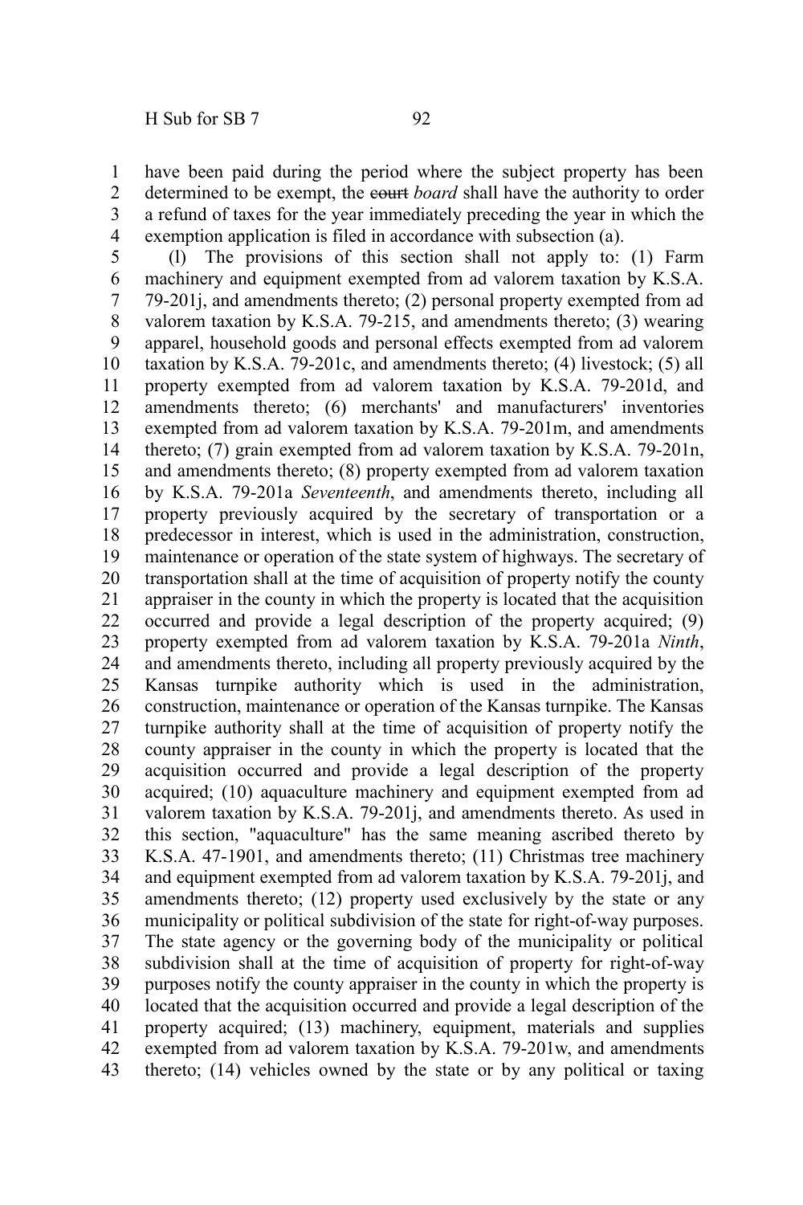have been paid during the period where the subject property has been determined to be exempt, the ~~court~~ *board* shall have the authority to order a refund of taxes for the year immediately preceding the year in which the exemption application is filed in accordance with subsection (a).

(l) The provisions of this section shall not apply to: (1) Farm machinery and equipment exempted from ad valorem taxation by K.S.A. 79-201j, and amendments thereto; (2) personal property exempted from ad valorem taxation by K.S.A. 79-215, and amendments thereto; (3) wearing apparel, household goods and personal effects exempted from ad valorem taxation by K.S.A. 79-201c, and amendments thereto; (4) livestock; (5) all property exempted from ad valorem taxation by K.S.A. 79-201d, and amendments thereto; (6) merchants' and manufacturers' inventories exempted from ad valorem taxation by K.S.A. 79-201m, and amendments thereto; (7) grain exempted from ad valorem taxation by K.S.A. 79-201n, and amendments thereto; (8) property exempted from ad valorem taxation by K.S.A. 79-201a *Seventeenth*, and amendments thereto, including all property previously acquired by the secretary of transportation or a predecessor in interest, which is used in the administration, construction, maintenance or operation of the state system of highways. The secretary of transportation shall at the time of acquisition of property notify the county appraiser in the county in which the property is located that the acquisition occurred and provide a legal description of the property acquired; (9) property exempted from ad valorem taxation by K.S.A. 79-201a *Ninth*, and amendments thereto, including all property previously acquired by the Kansas turnpike authority which is used in the administration, construction, maintenance or operation of the Kansas turnpike. The Kansas turnpike authority shall at the time of acquisition of property notify the county appraiser in the county in which the property is located that the acquisition occurred and provide a legal description of the property acquired; (10) aquaculture machinery and equipment exempted from ad valorem taxation by K.S.A. 79-201j, and amendments thereto. As used in this section, "aquaculture" has the same meaning ascribed thereto by K.S.A. 47-1901, and amendments thereto; (11) Christmas tree machinery and equipment exempted from ad valorem taxation by K.S.A. 79-201j, and amendments thereto; (12) property used exclusively by the state or any municipality or political subdivision of the state for right-of-way purposes. The state agency or the governing body of the municipality or political subdivision shall at the time of acquisition of property for right-of-way purposes notify the county appraiser in the county in which the property is located that the acquisition occurred and provide a legal description of the property acquired; (13) machinery, equipment, materials and supplies exempted from ad valorem taxation by K.S.A. 79-201w, and amendments thereto; (14) vehicles owned by the state or by any political or taxing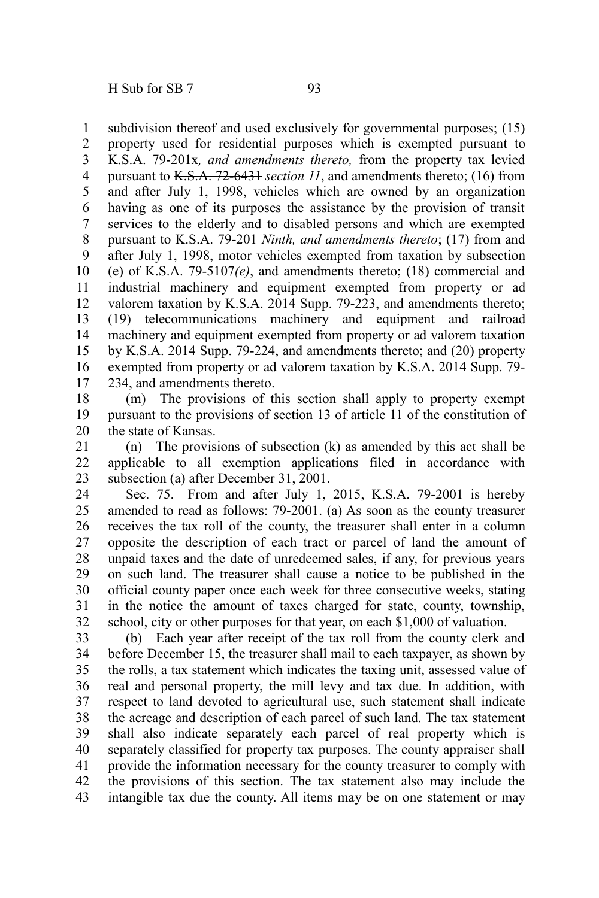subdivision thereof and used exclusively for governmental purposes; (15) property used for residential purposes which is exempted pursuant to K.S.A. 79-201x*, and amendments thereto,* from the property tax levied pursuant to ~~K.S.A. 72-6431~~ *section 11*, and amendments thereto; (16) from and after July 1, 1998, vehicles which are owned by an organization having as one of its purposes the assistance by the provision of transit services to the elderly and to disabled persons and which are exempted pursuant to K.S.A. 79-201 *Ninth, and amendments thereto*; (17) from and after July 1, 1998, motor vehicles exempted from taxation by ~~subsection (e) of~~ K.S.A. 79-5107*(e)*, and amendments thereto; (18) commercial and industrial machinery and equipment exempted from property or ad valorem taxation by K.S.A. 2014 Supp. 79-223, and amendments thereto; (19) telecommunications machinery and equipment and railroad machinery and equipment exempted from property or ad valorem taxation by K.S.A. 2014 Supp. 79-224, and amendments thereto; and (20) property exempted from property or ad valorem taxation by K.S.A. 2014 Supp. 79-234, and amendments thereto.

(m) The provisions of this section shall apply to property exempt pursuant to the provisions of section 13 of article 11 of the constitution of the state of Kansas.

(n) The provisions of subsection (k) as amended by this act shall be applicable to all exemption applications filed in accordance with subsection (a) after December 31, 2001.

Sec. 75. From and after July 1, 2015, K.S.A. 79-2001 is hereby amended to read as follows: 79-2001. (a) As soon as the county treasurer receives the tax roll of the county, the treasurer shall enter in a column opposite the description of each tract or parcel of land the amount of unpaid taxes and the date of unredeemed sales, if any, for previous years on such land. The treasurer shall cause a notice to be published in the official county paper once each week for three consecutive weeks, stating in the notice the amount of taxes charged for state, county, township, school, city or other purposes for that year, on each $1,000 of valuation.

(b) Each year after receipt of the tax roll from the county clerk and before December 15, the treasurer shall mail to each taxpayer, as shown by the rolls, a tax statement which indicates the taxing unit, assessed value of real and personal property, the mill levy and tax due. In addition, with respect to land devoted to agricultural use, such statement shall indicate the acreage and description of each parcel of such land. The tax statement shall also indicate separately each parcel of real property which is separately classified for property tax purposes. The county appraiser shall provide the information necessary for the county treasurer to comply with the provisions of this section. The tax statement also may include the intangible tax due the county. All items may be on one statement or may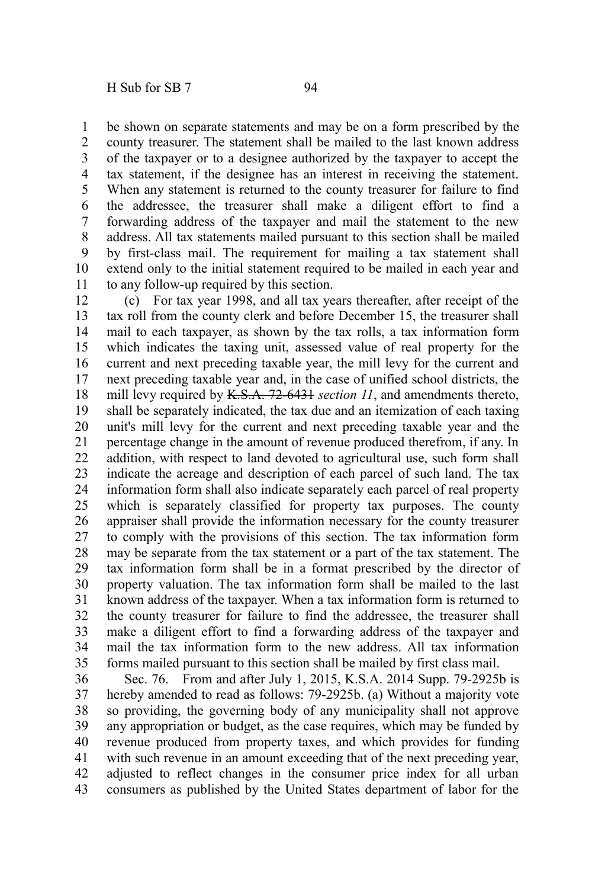be shown on separate statements and may be on a form prescribed by the county treasurer. The statement shall be mailed to the last known address of the taxpayer or to a designee authorized by the taxpayer to accept the tax statement, if the designee has an interest in receiving the statement. When any statement is returned to the county treasurer for failure to find the addressee, the treasurer shall make a diligent effort to find a forwarding address of the taxpayer and mail the statement to the new address. All tax statements mailed pursuant to this section shall be mailed by first-class mail. The requirement for mailing a tax statement shall extend only to the initial statement required to be mailed in each year and to any follow-up required by this section.

(c) For tax year 1998, and all tax years thereafter, after receipt of the tax roll from the county clerk and before December 15, the treasurer shall mail to each taxpayer, as shown by the tax rolls, a tax information form which indicates the taxing unit, assessed value of real property for the current and next preceding taxable year, the mill levy for the current and next preceding taxable year and, in the case of unified school districts, the mill levy required by ~~K.S.A. 72-6431~~ *section 11*, and amendments thereto, shall be separately indicated, the tax due and an itemization of each taxing unit's mill levy for the current and next preceding taxable year and the percentage change in the amount of revenue produced therefrom, if any. In addition, with respect to land devoted to agricultural use, such form shall indicate the acreage and description of each parcel of such land. The tax information form shall also indicate separately each parcel of real property which is separately classified for property tax purposes. The county appraiser shall provide the information necessary for the county treasurer to comply with the provisions of this section. The tax information form may be separate from the tax statement or a part of the tax statement. The tax information form shall be in a format prescribed by the director of property valuation. The tax information form shall be mailed to the last known address of the taxpayer. When a tax information form is returned to the county treasurer for failure to find the addressee, the treasurer shall make a diligent effort to find a forwarding address of the taxpayer and mail the tax information form to the new address. All tax information forms mailed pursuant to this section shall be mailed by first class mail.

Sec. 76. From and after July 1, 2015, K.S.A. 2014 Supp. 79-2925b is hereby amended to read as follows: 79-2925b. (a) Without a majority vote so providing, the governing body of any municipality shall not approve any appropriation or budget, as the case requires, which may be funded by revenue produced from property taxes, and which provides for funding with such revenue in an amount exceeding that of the next preceding year, adjusted to reflect changes in the consumer price index for all urban consumers as published by the United States department of labor for the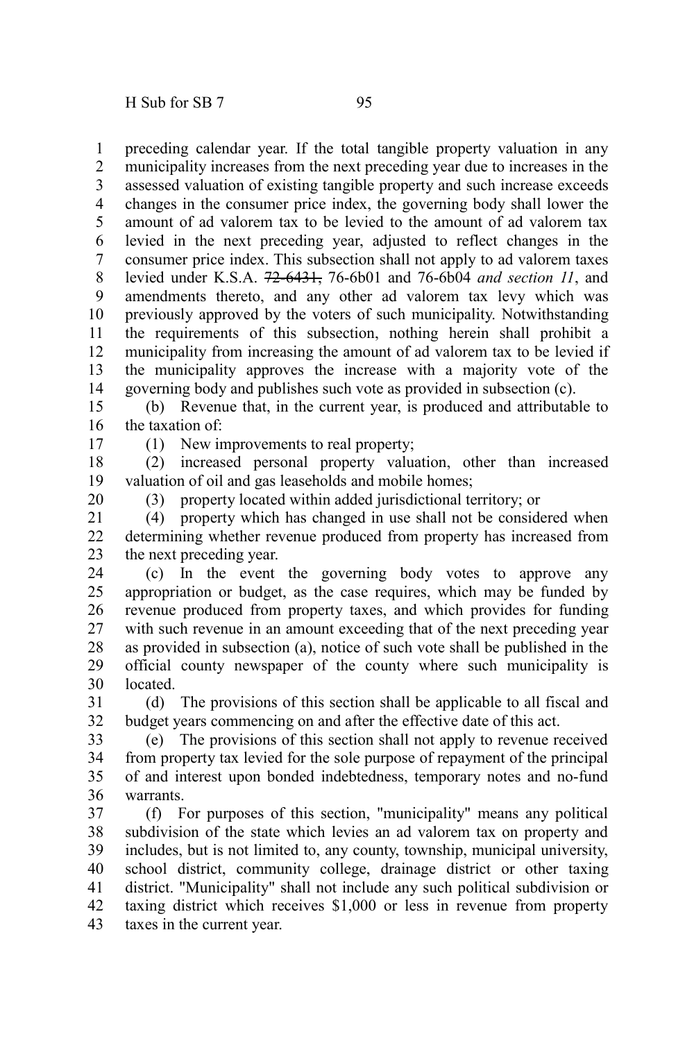preceding calendar year. If the total tangible property valuation in any municipality increases from the next preceding year due to increases in the assessed valuation of existing tangible property and such increase exceeds changes in the consumer price index, the governing body shall lower the amount of ad valorem tax to be levied to the amount of ad valorem tax levied in the next preceding year, adjusted to reflect changes in the consumer price index. This subsection shall not apply to ad valorem taxes levied under K.S.A. ~~72-6431,~~ 76-6b01 and 76-6b04 *and section 11*, and amendments thereto, and any other ad valorem tax levy which was previously approved by the voters of such municipality. Notwithstanding the requirements of this subsection, nothing herein shall prohibit a municipality from increasing the amount of ad valorem tax to be levied if the municipality approves the increase with a majority vote of the governing body and publishes such vote as provided in subsection (c).

(b) Revenue that, in the current year, is produced and attributable to the taxation of:

(1) New improvements to real property;

(2) increased personal property valuation, other than increased valuation of oil and gas leaseholds and mobile homes;

(3) property located within added jurisdictional territory; or

(4) property which has changed in use shall not be considered when determining whether revenue produced from property has increased from the next preceding year.

(c) In the event the governing body votes to approve any appropriation or budget, as the case requires, which may be funded by revenue produced from property taxes, and which provides for funding with such revenue in an amount exceeding that of the next preceding year as provided in subsection (a), notice of such vote shall be published in the official county newspaper of the county where such municipality is located.

(d) The provisions of this section shall be applicable to all fiscal and budget years commencing on and after the effective date of this act.

(e) The provisions of this section shall not apply to revenue received from property tax levied for the sole purpose of repayment of the principal of and interest upon bonded indebtedness, temporary notes and no-fund warrants.

(f) For purposes of this section, "municipality" means any political subdivision of the state which levies an ad valorem tax on property and includes, but is not limited to, any county, township, municipal university, school district, community college, drainage district or other taxing district. "Municipality" shall not include any such political subdivision or taxing district which receives $1,000 or less in revenue from property taxes in the current year.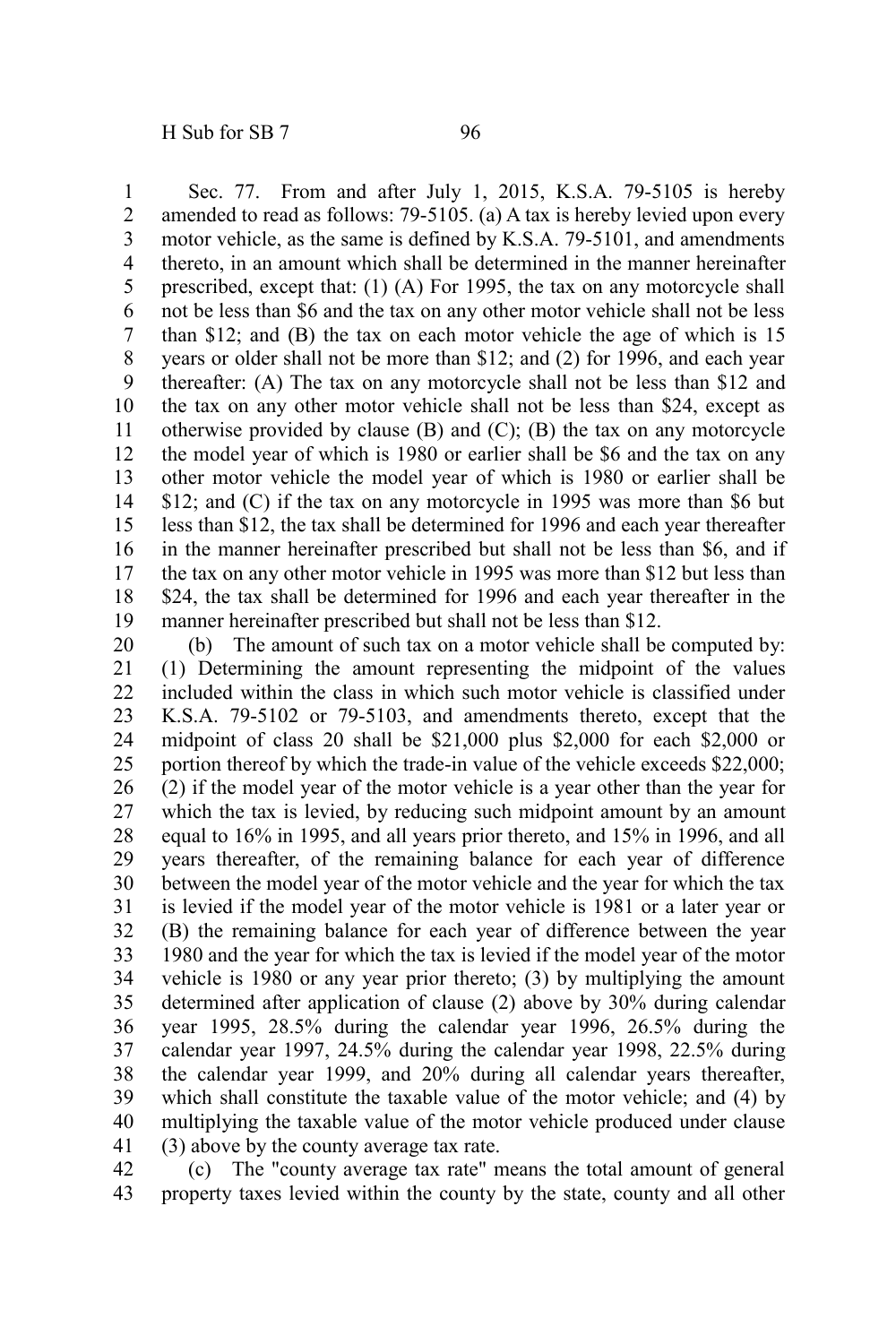Sec. 77. From and after July 1, 2015, K.S.A. 79-5105 is hereby amended to read as follows: 79-5105. (a) A tax is hereby levied upon every motor vehicle, as the same is defined by K.S.A. 79-5101, and amendments thereto, in an amount which shall be determined in the manner hereinafter prescribed, except that: (1) (A) For 1995, the tax on any motorcycle shall not be less than $6 and the tax on any other motor vehicle shall not be less than $12; and (B) the tax on each motor vehicle the age of which is 15 years or older shall not be more than $12; and (2) for 1996, and each year thereafter: (A) The tax on any motorcycle shall not be less than $12 and the tax on any other motor vehicle shall not be less than $24, except as otherwise provided by clause (B) and (C); (B) the tax on any motorcycle the model year of which is 1980 or earlier shall be $6 and the tax on any other motor vehicle the model year of which is 1980 or earlier shall be $12; and (C) if the tax on any motorcycle in 1995 was more than $6 but less than $12, the tax shall be determined for 1996 and each year thereafter in the manner hereinafter prescribed but shall not be less than $6, and if the tax on any other motor vehicle in 1995 was more than $12 but less than $24, the tax shall be determined for 1996 and each year thereafter in the manner hereinafter prescribed but shall not be less than $12.

(b) The amount of such tax on a motor vehicle shall be computed by: (1) Determining the amount representing the midpoint of the values included within the class in which such motor vehicle is classified under K.S.A. 79-5102 or 79-5103, and amendments thereto, except that the midpoint of class 20 shall be $21,000 plus $2,000 for each $2,000 or portion thereof by which the trade-in value of the vehicle exceeds $22,000; (2) if the model year of the motor vehicle is a year other than the year for which the tax is levied, by reducing such midpoint amount by an amount equal to 16% in 1995, and all years prior thereto, and 15% in 1996, and all years thereafter, of the remaining balance for each year of difference between the model year of the motor vehicle and the year for which the tax is levied if the model year of the motor vehicle is 1981 or a later year or (B) the remaining balance for each year of difference between the year 1980 and the year for which the tax is levied if the model year of the motor vehicle is 1980 or any year prior thereto; (3) by multiplying the amount determined after application of clause (2) above by 30% during calendar year 1995, 28.5% during the calendar year 1996, 26.5% during the calendar year 1997, 24.5% during the calendar year 1998, 22.5% during the calendar year 1999, and 20% during all calendar years thereafter, which shall constitute the taxable value of the motor vehicle; and (4) by multiplying the taxable value of the motor vehicle produced under clause (3) above by the county average tax rate.

(c) The "county average tax rate" means the total amount of general property taxes levied within the county by the state, county and all other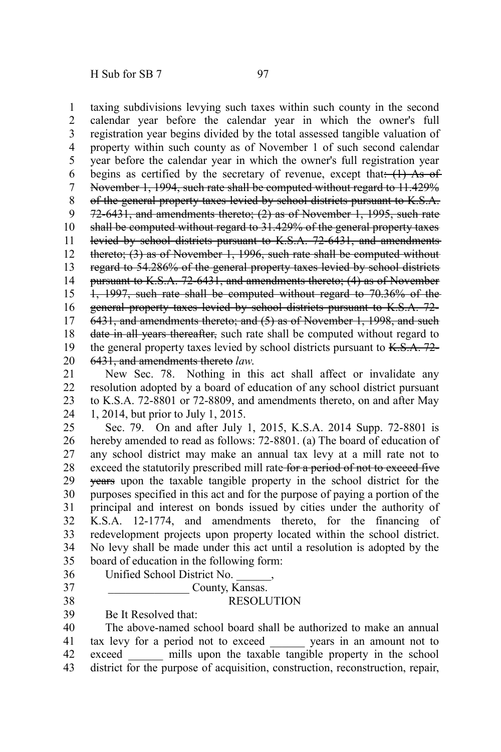taxing subdivisions levying such taxes within such county in the second calendar year before the calendar year in which the owner's full registration year begins divided by the total assessed tangible valuation of property within such county as of November 1 of such second calendar year before the calendar year in which the owner's full registration year begins as certified by the secretary of revenue, except that~~: (1) As of November 1, 1994, such rate shall be computed without regard to 11.429% of the general property taxes levied by school districts pursuant to K.S.A. 72-6431, and amendments thereto; (2) as of November 1, 1995, such rate shall be computed without regard to 31.429% of the general property taxes levied by school districts pursuant to K.S.A. 72-6431, and amendments thereto; (3) as of November 1, 1996, such rate shall be computed without regard to 54.286% of the general property taxes levied by school districts pursuant to K.S.A. 72-6431, and amendments thereto; (4) as of November 1, 1997, such rate shall be computed without regard to 70.36% of the general property taxes levied by school districts pursuant to K.S.A. 72-6431, and amendments thereto; and (5) as of November 1, 1998, and such date in all years thereafter,~~ such rate shall be computed without regard to the general property taxes levied by school districts pursuant to ~~K.S.A. 72-6431, and amendments thereto~~ *law.*

New Sec. 78. Nothing in this act shall affect or invalidate any resolution adopted by a board of education of any school district pursuant to K.S.A. 72-8801 or 72-8809, and amendments thereto, on and after May 1, 2014, but prior to July 1, 2015.

Sec. 79. On and after July 1, 2015, K.S.A. 2014 Supp. 72-8801 is hereby amended to read as follows: 72-8801. (a) The board of education of any school district may make an annual tax levy at a mill rate not to exceed the statutorily prescribed mill rate ~~for a period of not to exceed five years~~ upon the taxable tangible property in the school district for the purposes specified in this act and for the purpose of paying a portion of the principal and interest on bonds issued by cities under the authority of K.S.A. 12-1774, and amendments thereto, for the financing of redevelopment projects upon property located within the school district. No levy shall be made under this act until a resolution is adopted by the board of education in the following form:

Unified School District No. ______,

______________ County, Kansas.

RESOLUTION

Be It Resolved that:

The above-named school board shall be authorized to make an annual tax levy for a period not to exceed ______ years in an amount not to exceed ______ mills upon the taxable tangible property in the school district for the purpose of acquisition, construction, reconstruction, repair,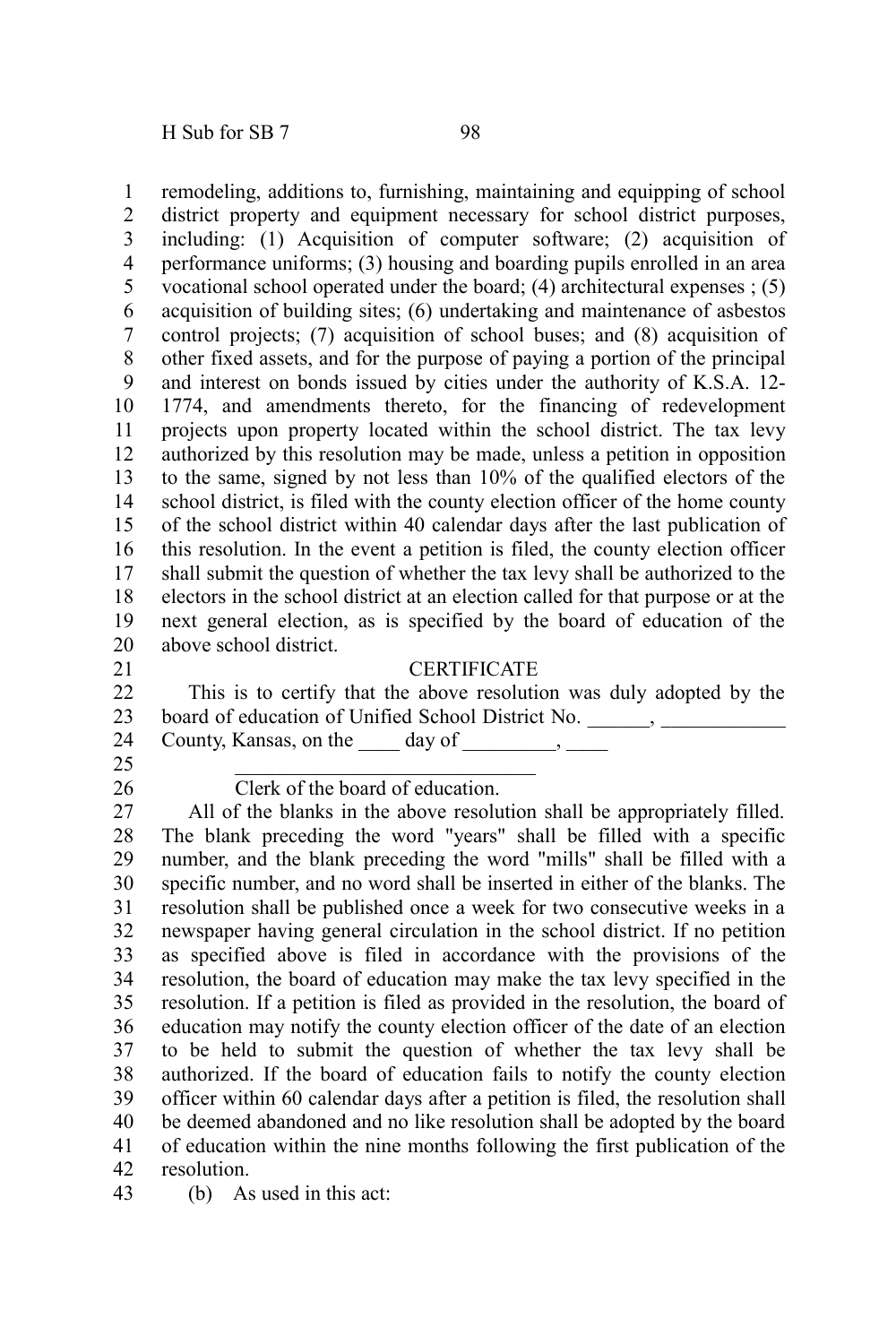remodeling, additions to, furnishing, maintaining and equipping of school district property and equipment necessary for school district purposes, including: (1) Acquisition of computer software; (2) acquisition of performance uniforms; (3) housing and boarding pupils enrolled in an area vocational school operated under the board; (4) architectural expenses ; (5) acquisition of building sites; (6) undertaking and maintenance of asbestos control projects; (7) acquisition of school buses; and (8) acquisition of other fixed assets, and for the purpose of paying a portion of the principal and interest on bonds issued by cities under the authority of K.S.A. 12-1774, and amendments thereto, for the financing of redevelopment projects upon property located within the school district. The tax levy authorized by this resolution may be made, unless a petition in opposition to the same, signed by not less than 10% of the qualified electors of the school district, is filed with the county election officer of the home county of the school district within 40 calendar days after the last publication of this resolution. In the event a petition is filed, the county election officer shall submit the question of whether the tax levy shall be authorized to the electors in the school district at an election called for that purpose or at the next general election, as is specified by the board of education of the above school district.

CERTIFICATE

This is to certify that the above resolution was duly adopted by the board of education of Unified School District No. ______, ____________ County, Kansas, on the ____ day of _________, ____

_____________________________

Clerk of the board of education.

All of the blanks in the above resolution shall be appropriately filled. The blank preceding the word "years" shall be filled with a specific number, and the blank preceding the word "mills" shall be filled with a specific number, and no word shall be inserted in either of the blanks. The resolution shall be published once a week for two consecutive weeks in a newspaper having general circulation in the school district. If no petition as specified above is filed in accordance with the provisions of the resolution, the board of education may make the tax levy specified in the resolution. If a petition is filed as provided in the resolution, the board of education may notify the county election officer of the date of an election to be held to submit the question of whether the tax levy shall be authorized. If the board of education fails to notify the county election officer within 60 calendar days after a petition is filed, the resolution shall be deemed abandoned and no like resolution shall be adopted by the board of education within the nine months following the first publication of the resolution.

(b) As used in this act: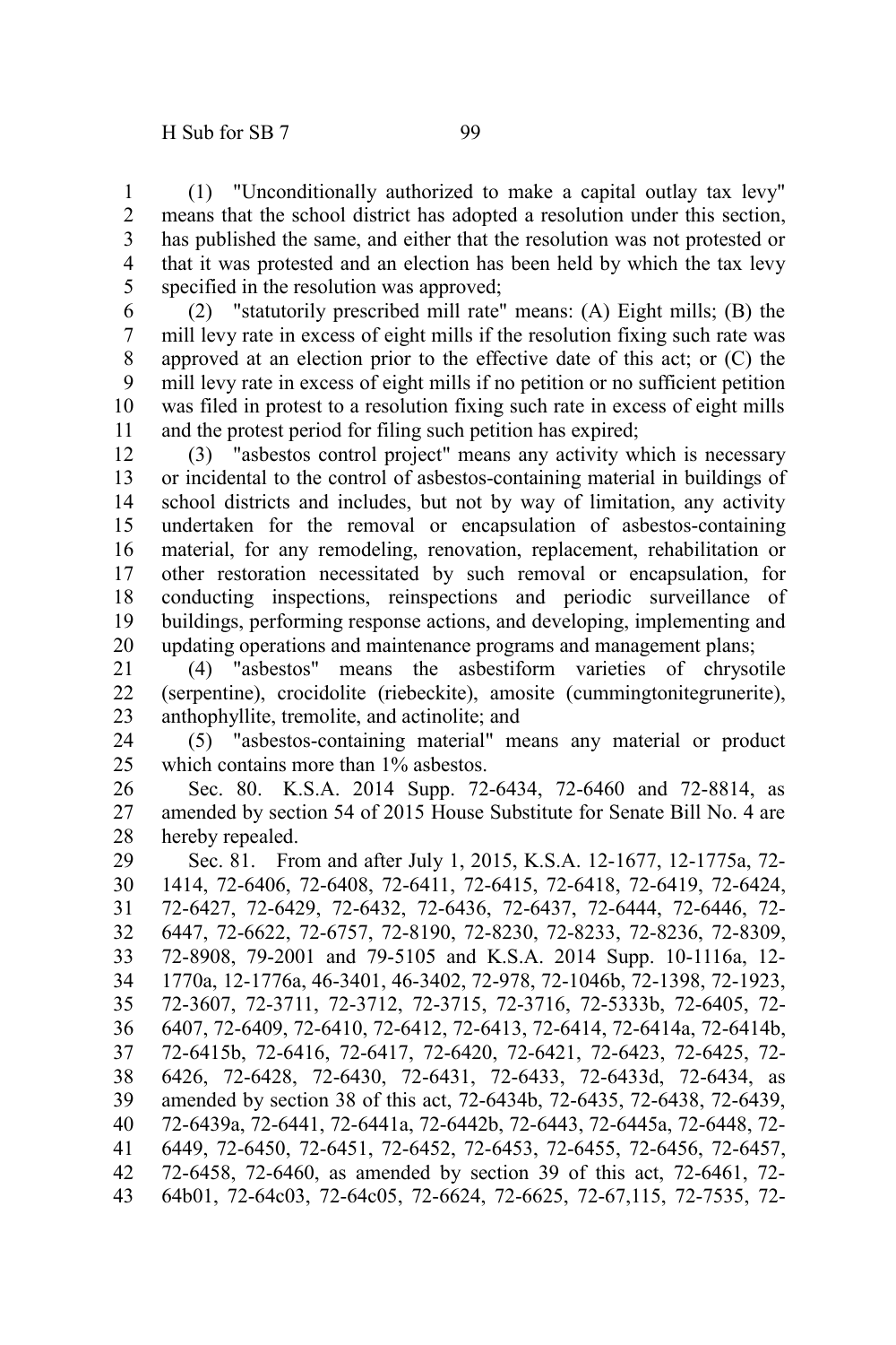(1) "Unconditionally authorized to make a capital outlay tax levy" means that the school district has adopted a resolution under this section, has published the same, and either that the resolution was not protested or that it was protested and an election has been held by which the tax levy specified in the resolution was approved;

(2) "statutorily prescribed mill rate" means: (A) Eight mills; (B) the mill levy rate in excess of eight mills if the resolution fixing such rate was approved at an election prior to the effective date of this act; or (C) the mill levy rate in excess of eight mills if no petition or no sufficient petition was filed in protest to a resolution fixing such rate in excess of eight mills and the protest period for filing such petition has expired;

(3) "asbestos control project" means any activity which is necessary or incidental to the control of asbestos-containing material in buildings of school districts and includes, but not by way of limitation, any activity undertaken for the removal or encapsulation of asbestos-containing material, for any remodeling, renovation, replacement, rehabilitation or other restoration necessitated by such removal or encapsulation, for conducting inspections, reinspections and periodic surveillance of buildings, performing response actions, and developing, implementing and updating operations and maintenance programs and management plans;

(4) "asbestos" means the asbestiform varieties of chrysotile (serpentine), crocidolite (riebeckite), amosite (cummingtonitegrunerite), anthophyllite, tremolite, and actinolite; and

(5) "asbestos-containing material" means any material or product which contains more than 1% asbestos.

Sec. 80. K.S.A. 2014 Supp. 72-6434, 72-6460 and 72-8814, as amended by section 54 of 2015 House Substitute for Senate Bill No. 4 are hereby repealed.

Sec. 81. From and after July 1, 2015, K.S.A. 12-1677, 12-1775a, 72-1414, 72-6406, 72-6408, 72-6411, 72-6415, 72-6418, 72-6419, 72-6424, 72-6427, 72-6429, 72-6432, 72-6436, 72-6437, 72-6444, 72-6446, 72-6447, 72-6622, 72-6757, 72-8190, 72-8230, 72-8233, 72-8236, 72-8309, 72-8908, 79-2001 and 79-5105 and K.S.A. 2014 Supp. 10-1116a, 12-1770a, 12-1776a, 46-3401, 46-3402, 72-978, 72-1046b, 72-1398, 72-1923, 72-3607, 72-3711, 72-3712, 72-3715, 72-3716, 72-5333b, 72-6405, 72-6407, 72-6409, 72-6410, 72-6412, 72-6413, 72-6414, 72-6414a, 72-6414b, 72-6415b, 72-6416, 72-6417, 72-6420, 72-6421, 72-6423, 72-6425, 72-6426, 72-6428, 72-6430, 72-6431, 72-6433, 72-6433d, 72-6434, as amended by section 38 of this act, 72-6434b, 72-6435, 72-6438, 72-6439, 72-6439a, 72-6441, 72-6441a, 72-6442b, 72-6443, 72-6445a, 72-6448, 72-6449, 72-6450, 72-6451, 72-6452, 72-6453, 72-6455, 72-6456, 72-6457, 72-6458, 72-6460, as amended by section 39 of this act, 72-6461, 72-64b01, 72-64c03, 72-64c05, 72-6624, 72-6625, 72-67,115, 72-7535, 72-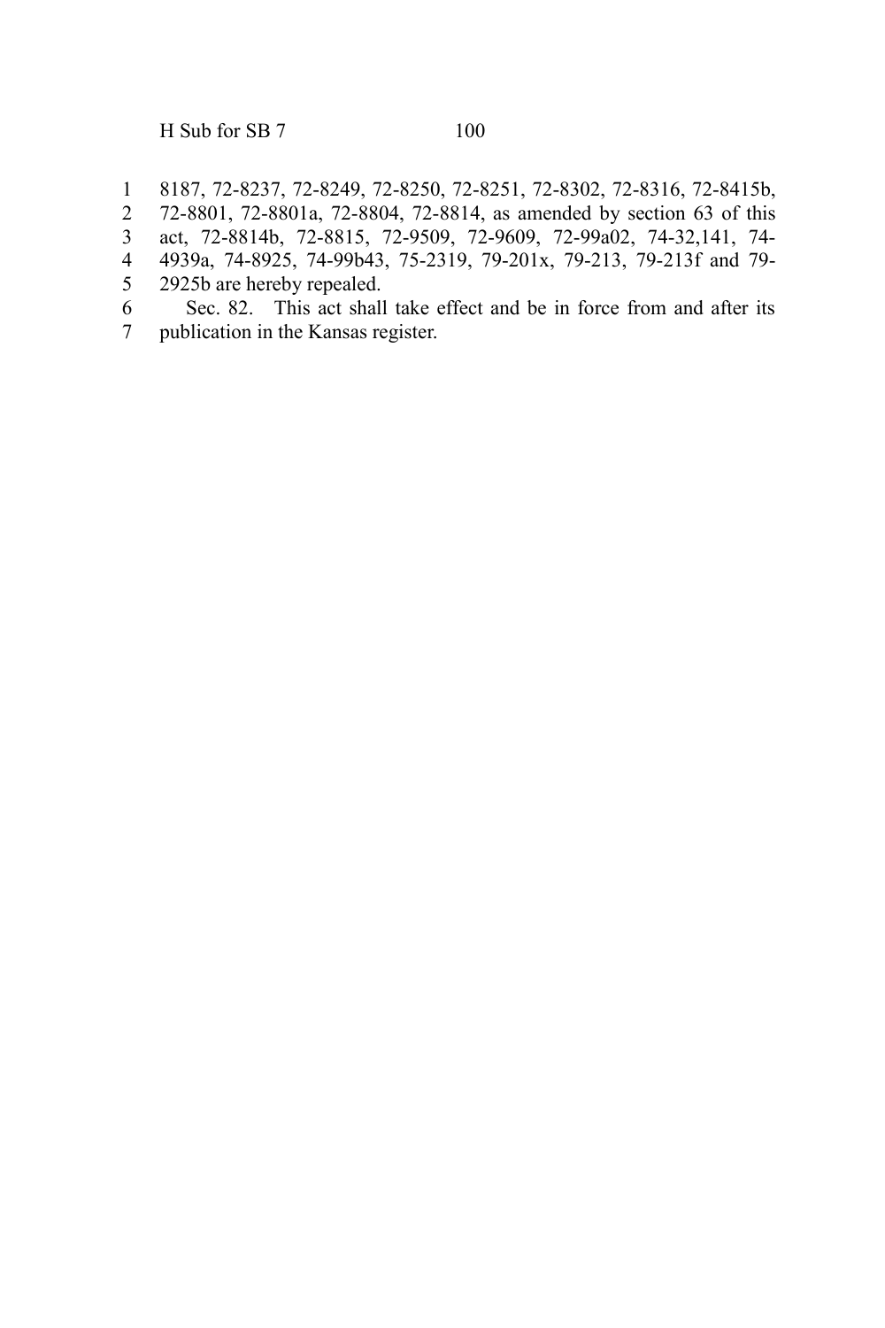8187, 72-8237, 72-8249, 72-8250, 72-8251, 72-8302, 72-8316, 72-8415b, 72-8801, 72-8801a, 72-8804, 72-8814, as amended by section 63 of this act, 72-8814b, 72-8815, 72-9509, 72-9609, 72-99a02, 74-32,141, 74-4939a, 74-8925, 74-99b43, 75-2319, 79-201x, 79-213, 79-213f and 79-2925b are hereby repealed.

Sec. 82. This act shall take effect and be in force from and after its publication in the Kansas register.